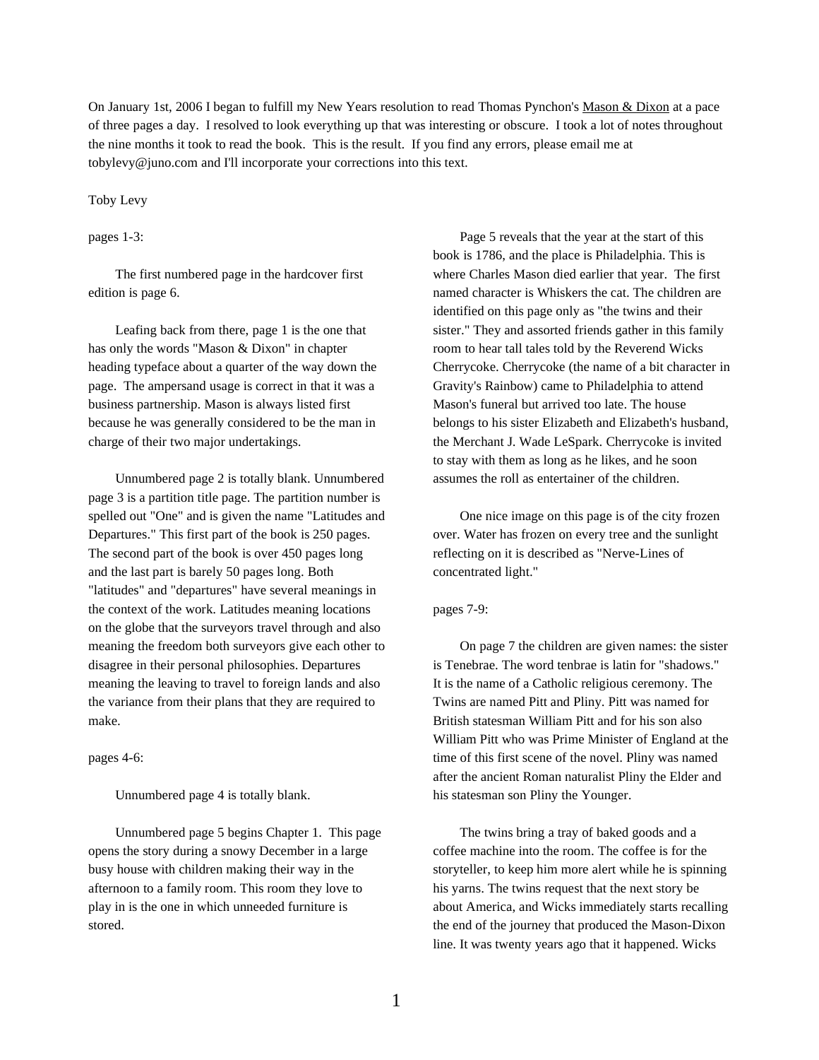On January 1st, 2006 I began to fulfill my New Years resolution to read Thomas Pynchon's Mason & Dixon at a pace of three pages a day. I resolved to look everything up that was interesting or obscure. I took a lot of notes throughout the nine months it took to read the book. This is the result. If you find any errors, please email me at tobylevy@juno.com and I'll incorporate your corrections into this text.

Toby Levy

pages 1-3:

The first numbered page in the hardcover first edition is page 6.

Leafing back from there, page 1 is the one that has only the words "Mason & Dixon" in chapter heading typeface about a quarter of the way down the page. The ampersand usage is correct in that it was a business partnership. Mason is always listed first because he was generally considered to be the man in charge of their two major undertakings.

Unnumbered page 2 is totally blank. Unnumbered page 3 is a partition title page. The partition number is spelled out "One" and is given the name "Latitudes and Departures." This first part of the book is 250 pages. The second part of the book is over 450 pages long and the last part is barely 50 pages long. Both "latitudes" and "departures" have several meanings in the context of the work. Latitudes meaning locations on the globe that the surveyors travel through and also meaning the freedom both surveyors give each other to disagree in their personal philosophies. Departures meaning the leaving to travel to foreign lands and also the variance from their plans that they are required to make.

pages 4-6:

Unnumbered page 4 is totally blank.

Unnumbered page 5 begins Chapter 1. This page opens the story during a snowy December in a large busy house with children making their way in the afternoon to a family room. This room they love to play in is the one in which unneeded furniture is stored.

Page 5 reveals that the year at the start of this book is 1786, and the place is Philadelphia. This is where Charles Mason died earlier that year. The first named character is Whiskers the cat. The children are identified on this page only as "the twins and their sister." They and assorted friends gather in this family room to hear tall tales told by the Reverend Wicks Cherrycoke. Cherrycoke (the name of a bit character in Gravity's Rainbow) came to Philadelphia to attend Mason's funeral but arrived too late. The house belongs to his sister Elizabeth and Elizabeth's husband, the Merchant J. Wade LeSpark. Cherrycoke is invited to stay with them as long as he likes, and he soon assumes the roll as entertainer of the children.

One nice image on this page is of the city frozen over. Water has frozen on every tree and the sunlight reflecting on it is described as "Nerve-Lines of concentrated light."

pages 7-9:

On page 7 the children are given names: the sister is Tenebrae. The word tenbrae is latin for "shadows." It is the name of a Catholic religious ceremony. The Twins are named Pitt and Pliny. Pitt was named for British statesman William Pitt and for his son also William Pitt who was Prime Minister of England at the time of this first scene of the novel. Pliny was named after the ancient Roman naturalist Pliny the Elder and his statesman son Pliny the Younger.

The twins bring a tray of baked goods and a coffee machine into the room. The coffee is for the storyteller, to keep him more alert while he is spinning his yarns. The twins request that the next story be about America, and Wicks immediately starts recalling the end of the journey that produced the Mason-Dixon line. It was twenty years ago that it happened. Wicks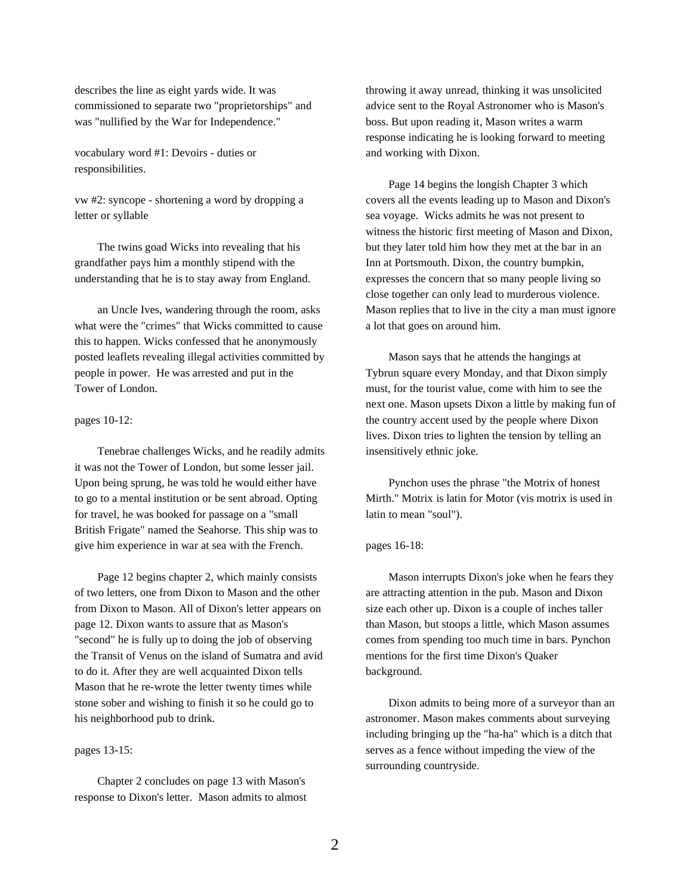describes the line as eight yards wide. It was commissioned to separate two "proprietorships" and was "nullified by the War for Independence."

vocabulary word #1: Devoirs - duties or responsibilities.

vw #2: syncope - shortening a word by dropping a letter or syllable

The twins goad Wicks into revealing that his grandfather pays him a monthly stipend with the understanding that he is to stay away from England.

an Uncle Ives, wandering through the room, asks what were the "crimes" that Wicks committed to cause this to happen. Wicks confessed that he anonymously posted leaflets revealing illegal activities committed by people in power. He was arrested and put in the Tower of London.

pages 10-12:

Tenebrae challenges Wicks, and he readily admits it was not the Tower of London, but some lesser jail. Upon being sprung, he was told he would either have to go to a mental institution or be sent abroad. Opting for travel, he was booked for passage on a "small British Frigate" named the Seahorse. This ship was to give him experience in war at sea with the French.

Page 12 begins chapter 2, which mainly consists of two letters, one from Dixon to Mason and the other from Dixon to Mason. All of Dixon's letter appears on page 12. Dixon wants to assure that as Mason's "second" he is fully up to doing the job of observing the Transit of Venus on the island of Sumatra and avid to do it. After they are well acquainted Dixon tells Mason that he re-wrote the letter twenty times while stone sober and wishing to finish it so he could go to his neighborhood pub to drink.

pages 13-15:

Chapter 2 concludes on page 13 with Mason's response to Dixon's letter. Mason admits to almost throwing it away unread, thinking it was unsolicited advice sent to the Royal Astronomer who is Mason's boss. But upon reading it, Mason writes a warm response indicating he is looking forward to meeting and working with Dixon.

Page 14 begins the longish Chapter 3 which covers all the events leading up to Mason and Dixon's sea voyage. Wicks admits he was not present to witness the historic first meeting of Mason and Dixon, but they later told him how they met at the bar in an Inn at Portsmouth. Dixon, the country bumpkin, expresses the concern that so many people living so close together can only lead to murderous violence. Mason replies that to live in the city a man must ignore a lot that goes on around him.

Mason says that he attends the hangings at Tybrun square every Monday, and that Dixon simply must, for the tourist value, come with him to see the next one. Mason upsets Dixon a little by making fun of the country accent used by the people where Dixon lives. Dixon tries to lighten the tension by telling an insensitively ethnic joke.

Pynchon uses the phrase "the Motrix of honest Mirth." Motrix is latin for Motor (vis motrix is used in latin to mean "soul").

pages 16-18:

Mason interrupts Dixon's joke when he fears they are attracting attention in the pub. Mason and Dixon size each other up. Dixon is a couple of inches taller than Mason, but stoops a little, which Mason assumes comes from spending too much time in bars. Pynchon mentions for the first time Dixon's Quaker background.

Dixon admits to being more of a surveyor than an astronomer. Mason makes comments about surveying including bringing up the "ha-ha" which is a ditch that serves as a fence without impeding the view of the surrounding countryside.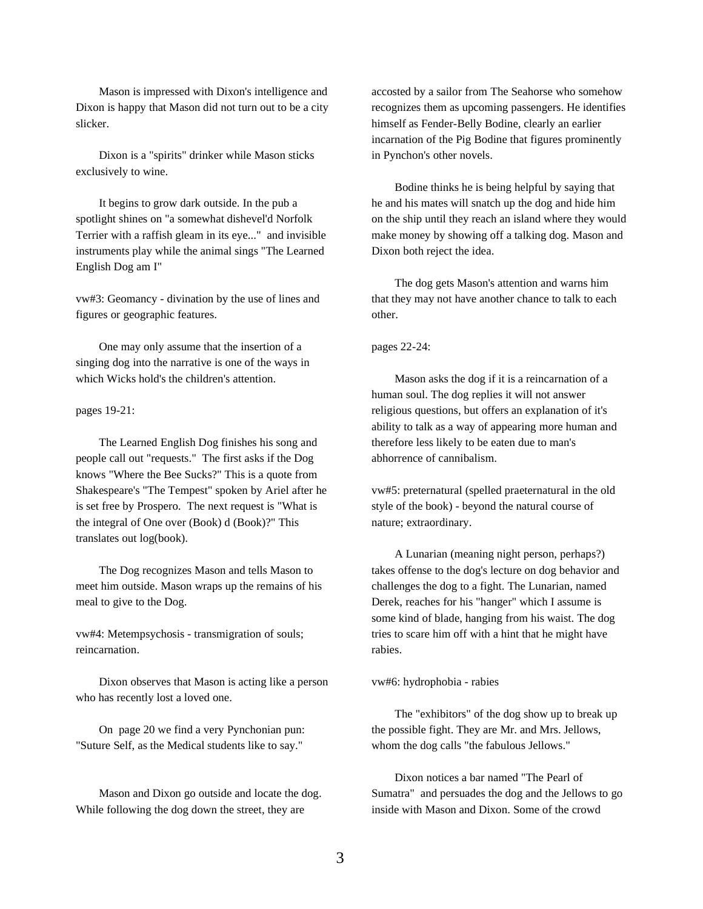Mason is impressed with Dixon's intelligence and Dixon is happy that Mason did not turn out to be a city slicker.

Dixon is a "spirits" drinker while Mason sticks exclusively to wine.

It begins to grow dark outside. In the pub a spotlight shines on "a somewhat dishevel'd Norfolk Terrier with a raffish gleam in its eye..." and invisible instruments play while the animal sings "The Learned English Dog am I"

vw#3: Geomancy - divination by the use of lines and figures or geographic features.

One may only assume that the insertion of a singing dog into the narrative is one of the ways in which Wicks hold's the children's attention.

pages 19-21:

The Learned English Dog finishes his song and people call out "requests." The first asks if the Dog knows "Where the Bee Sucks?" This is a quote from Shakespeare's "The Tempest" spoken by Ariel after he is set free by Prospero. The next request is "What is the integral of One over (Book) d (Book)?" This translates out log(book).

The Dog recognizes Mason and tells Mason to meet him outside. Mason wraps up the remains of his meal to give to the Dog.

vw#4: Metempsychosis - transmigration of souls; reincarnation.

Dixon observes that Mason is acting like a person who has recently lost a loved one.

On page 20 we find a very Pynchonian pun: "Suture Self, as the Medical students like to say."

Mason and Dixon go outside and locate the dog. While following the dog down the street, they are accosted by a sailor from The Seahorse who somehow recognizes them as upcoming passengers. He identifies himself as Fender-Belly Bodine, clearly an earlier incarnation of the Pig Bodine that figures prominently in Pynchon's other novels.

Bodine thinks he is being helpful by saying that he and his mates will snatch up the dog and hide him on the ship until they reach an island where they would make money by showing off a talking dog. Mason and Dixon both reject the idea.

The dog gets Mason's attention and warns him that they may not have another chance to talk to each other.

pages 22-24:

Mason asks the dog if it is a reincarnation of a human soul. The dog replies it will not answer religious questions, but offers an explanation of it's ability to talk as a way of appearing more human and therefore less likely to be eaten due to man's abhorrence of cannibalism.

vw#5: preternatural (spelled praeternatural in the old style of the book) - beyond the natural course of nature; extraordinary.

A Lunarian (meaning night person, perhaps?) takes offense to the dog's lecture on dog behavior and challenges the dog to a fight. The Lunarian, named Derek, reaches for his "hanger" which I assume is some kind of blade, hanging from his waist. The dog tries to scare him off with a hint that he might have rabies.

vw#6: hydrophobia - rabies

The "exhibitors" of the dog show up to break up the possible fight. They are Mr. and Mrs. Jellows, whom the dog calls "the fabulous Jellows."

Dixon notices a bar named "The Pearl of Sumatra" and persuades the dog and the Jellows to go inside with Mason and Dixon. Some of the crowd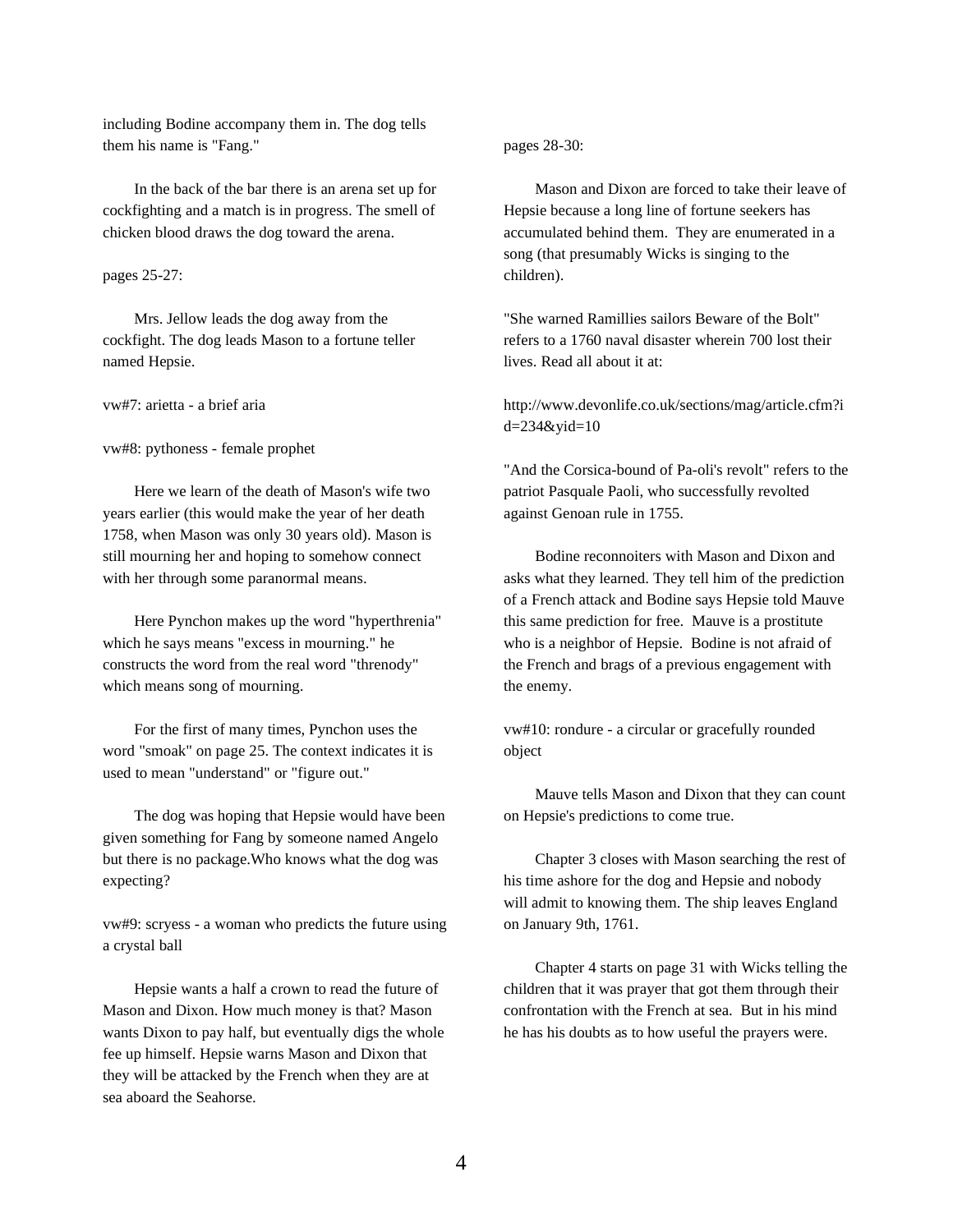including Bodine accompany them in. The dog tells them his name is "Fang."

In the back of the bar there is an arena set up for cockfighting and a match is in progress. The smell of chicken blood draws the dog toward the arena.

pages 25-27:

Mrs. Jellow leads the dog away from the cockfight. The dog leads Mason to a fortune teller named Hepsie.

vw#7: arietta - a brief aria

vw#8: pythoness - female prophet

Here we learn of the death of Mason's wife two years earlier (this would make the year of her death 1758, when Mason was only 30 years old). Mason is still mourning her and hoping to somehow connect with her through some paranormal means.

Here Pynchon makes up the word "hyperthrenia" which he says means "excess in mourning." he constructs the word from the real word "threnody" which means song of mourning.

For the first of many times, Pynchon uses the word "smoak" on page 25. The context indicates it is used to mean "understand" or "figure out."

The dog was hoping that Hepsie would have been given something for Fang by someone named Angelo but there is no package.Who knows what the dog was expecting?

vw#9: scryess - a woman who predicts the future using a crystal ball

Hepsie wants a half a crown to read the future of Mason and Dixon. How much money is that? Mason wants Dixon to pay half, but eventually digs the whole fee up himself. Hepsie warns Mason and Dixon that they will be attacked by the French when they are at sea aboard the Seahorse.

pages 28-30:

Mason and Dixon are forced to take their leave of Hepsie because a long line of fortune seekers has accumulated behind them. They are enumerated in a song (that presumably Wicks is singing to the children).

"She warned Ramillies sailors Beware of the Bolt" refers to a 1760 naval disaster wherein 700 lost their lives. Read all about it at:

http://www.devonlife.co.uk/sections/mag/article.cfm?id=234&yid=10

"And the Corsica-bound of Pa-oli's revolt" refers to the patriot Pasquale Paoli, who successfully revolted against Genoan rule in 1755.

Bodine reconnoiters with Mason and Dixon and asks what they learned. They tell him of the prediction of a French attack and Bodine says Hepsie told Mauve this same prediction for free. Mauve is a prostitute who is a neighbor of Hepsie. Bodine is not afraid of the French and brags of a previous engagement with the enemy.

vw#10: rondure - a circular or gracefully rounded object

Mauve tells Mason and Dixon that they can count on Hepsie's predictions to come true.

Chapter 3 closes with Mason searching the rest of his time ashore for the dog and Hepsie and nobody will admit to knowing them. The ship leaves England on January 9th, 1761.

Chapter 4 starts on page 31 with Wicks telling the children that it was prayer that got them through their confrontation with the French at sea. But in his mind he has his doubts as to how useful the prayers were.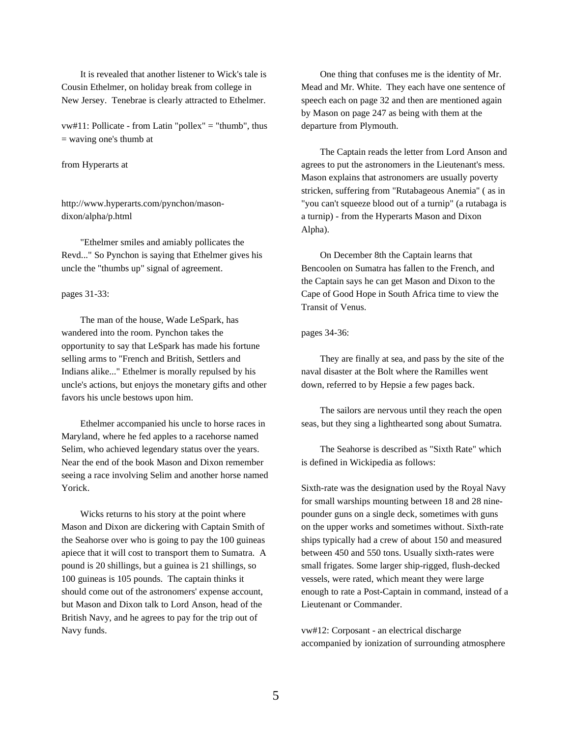It is revealed that another listener to Wick's tale is Cousin Ethelmer, on holiday break from college in New Jersey. Tenebrae is clearly attracted to Ethelmer.

vw#11: Pollicate - from Latin "pollex" = "thumb", thus = waving one's thumb at

from Hyperarts at

http://www.hyperarts.com/pynchon/mason-dixon/alpha/p.html

"Ethelmer smiles and amiably pollicates the Revd..." So Pynchon is saying that Ethelmer gives his uncle the "thumbs up" signal of agreement.

pages 31-33:

The man of the house, Wade LeSpark, has wandered into the room. Pynchon takes the opportunity to say that LeSpark has made his fortune selling arms to "French and British, Settlers and Indians alike..." Ethelmer is morally repulsed by his uncle's actions, but enjoys the monetary gifts and other favors his uncle bestows upon him.

Ethelmer accompanied his uncle to horse races in Maryland, where he fed apples to a racehorse named Selim, who achieved legendary status over the years. Near the end of the book Mason and Dixon remember seeing a race involving Selim and another horse named Yorick.

Wicks returns to his story at the point where Mason and Dixon are dickering with Captain Smith of the Seahorse over who is going to pay the 100 guineas apiece that it will cost to transport them to Sumatra. A pound is 20 shillings, but a guinea is 21 shillings, so 100 guineas is 105 pounds. The captain thinks it should come out of the astronomers' expense account, but Mason and Dixon talk to Lord Anson, head of the British Navy, and he agrees to pay for the trip out of Navy funds.

One thing that confuses me is the identity of Mr. Mead and Mr. White. They each have one sentence of speech each on page 32 and then are mentioned again by Mason on page 247 as being with them at the departure from Plymouth.

The Captain reads the letter from Lord Anson and agrees to put the astronomers in the Lieutenant's mess. Mason explains that astronomers are usually poverty stricken, suffering from "Rutabageous Anemia" ( as in "you can't squeeze blood out of a turnip" (a rutabaga is a turnip) - from the Hyperarts Mason and Dixon Alpha).

On December 8th the Captain learns that Bencoolen on Sumatra has fallen to the French, and the Captain says he can get Mason and Dixon to the Cape of Good Hope in South Africa time to view the Transit of Venus.

pages 34-36:

They are finally at sea, and pass by the site of the naval disaster at the Bolt where the Ramilles went down, referred to by Hepsie a few pages back.

The sailors are nervous until they reach the open seas, but they sing a lighthearted song about Sumatra.

The Seahorse is described as "Sixth Rate" which is defined in Wickipedia as follows:

Sixth-rate was the designation used by the Royal Navy for small warships mounting between 18 and 28 nine-pounder guns on a single deck, sometimes with guns on the upper works and sometimes without. Sixth-rate ships typically had a crew of about 150 and measured between 450 and 550 tons. Usually sixth-rates were small frigates. Some larger ship-rigged, flush-decked vessels, were rated, which meant they were large enough to rate a Post-Captain in command, instead of a Lieutenant or Commander.

vw#12: Corposant - an electrical discharge accompanied by ionization of surrounding atmosphere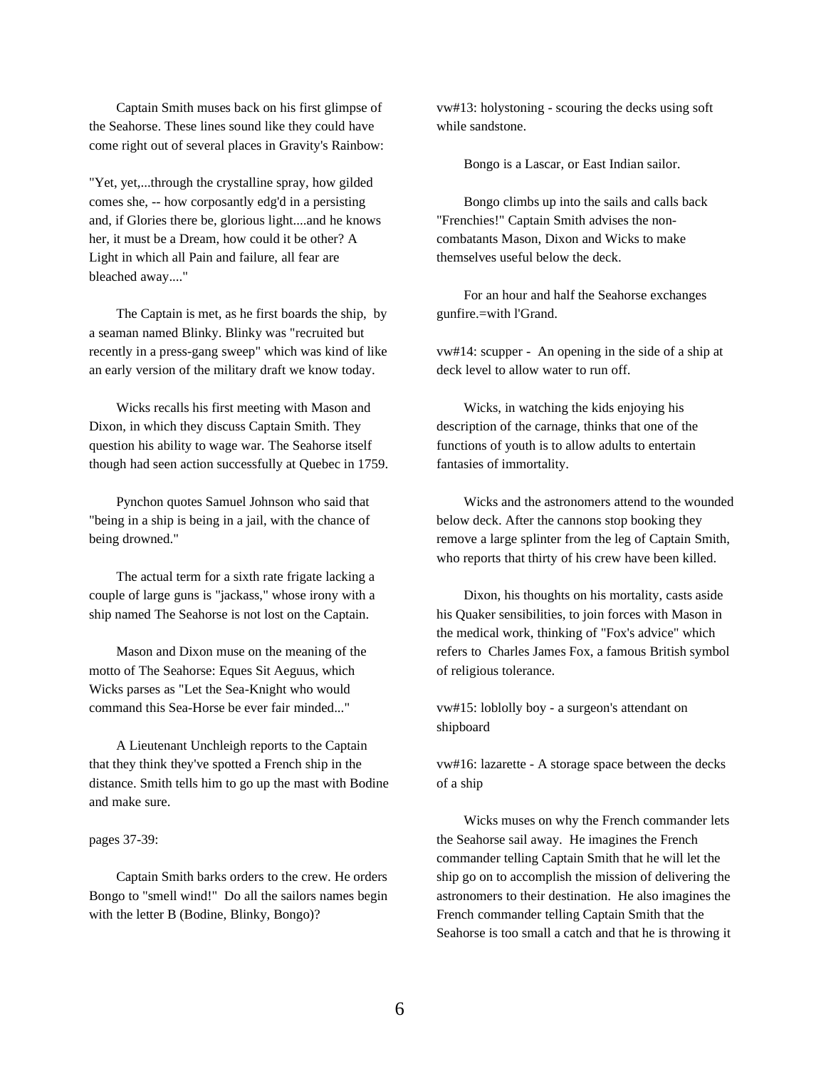Captain Smith muses back on his first glimpse of the Seahorse. These lines sound like they could have come right out of several places in Gravity's Rainbow:

"Yet, yet,...through the crystalline spray, how gilded comes she, -- how corposantly edg'd in a persisting and, if Glories there be, glorious light....and he knows her, it must be a Dream, how could it be other? A Light in which all Pain and failure, all fear are bleached away...."

The Captain is met, as he first boards the ship, by a seaman named Blinky. Blinky was "recruited but recently in a press-gang sweep" which was kind of like an early version of the military draft we know today.

Wicks recalls his first meeting with Mason and Dixon, in which they discuss Captain Smith. They question his ability to wage war. The Seahorse itself though had seen action successfully at Quebec in 1759.

Pynchon quotes Samuel Johnson who said that "being in a ship is being in a jail, with the chance of being drowned."

The actual term for a sixth rate frigate lacking a couple of large guns is "jackass," whose irony with a ship named The Seahorse is not lost on the Captain.

Mason and Dixon muse on the meaning of the motto of The Seahorse: Eques Sit Aeguus, which Wicks parses as "Let the Sea-Knight who would command this Sea-Horse be ever fair minded..."

A Lieutenant Unchleigh reports to the Captain that they think they've spotted a French ship in the distance. Smith tells him to go up the mast with Bodine and make sure.

pages 37-39:

Captain Smith barks orders to the crew. He orders Bongo to "smell wind!" Do all the sailors names begin with the letter B (Bodine, Blinky, Bongo)?

vw#13: holystoning - scouring the decks using soft while sandstone.

Bongo is a Lascar, or East Indian sailor.

Bongo climbs up into the sails and calls back "Frenchies!" Captain Smith advises the non-combatants Mason, Dixon and Wicks to make themselves useful below the deck.

For an hour and half the Seahorse exchanges gunfire.=with l'Grand.

vw#14: scupper - An opening in the side of a ship at deck level to allow water to run off.

Wicks, in watching the kids enjoying his description of the carnage, thinks that one of the functions of youth is to allow adults to entertain fantasies of immortality.

Wicks and the astronomers attend to the wounded below deck. After the cannons stop booking they remove a large splinter from the leg of Captain Smith, who reports that thirty of his crew have been killed.

Dixon, his thoughts on his mortality, casts aside his Quaker sensibilities, to join forces with Mason in the medical work, thinking of "Fox's advice" which refers to Charles James Fox, a famous British symbol of religious tolerance.

vw#15: loblolly boy - a surgeon's attendant on shipboard

vw#16: lazarette - A storage space between the decks of a ship

Wicks muses on why the French commander lets the Seahorse sail away. He imagines the French commander telling Captain Smith that he will let the ship go on to accomplish the mission of delivering the astronomers to their destination. He also imagines the French commander telling Captain Smith that the Seahorse is too small a catch and that he is throwing it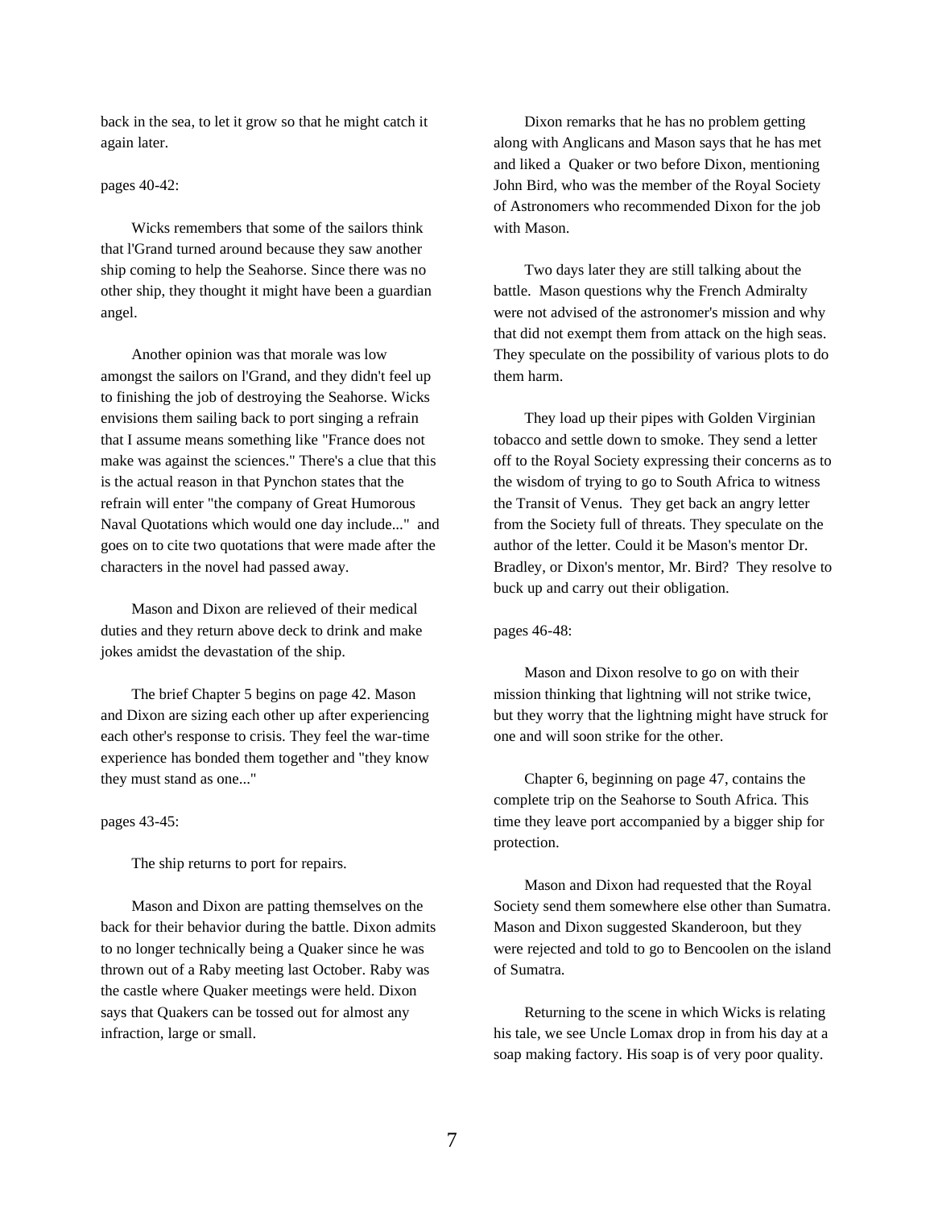back in the sea, to let it grow so that he might catch it again later.

pages 40-42:

Wicks remembers that some of the sailors think that l'Grand turned around because they saw another ship coming to help the Seahorse. Since there was no other ship, they thought it might have been a guardian angel.

Another opinion was that morale was low amongst the sailors on l'Grand, and they didn't feel up to finishing the job of destroying the Seahorse. Wicks envisions them sailing back to port singing a refrain that I assume means something like "France does not make was against the sciences." There's a clue that this is the actual reason in that Pynchon states that the refrain will enter "the company of Great Humorous Naval Quotations which would one day include..." and goes on to cite two quotations that were made after the characters in the novel had passed away.

Mason and Dixon are relieved of their medical duties and they return above deck to drink and make jokes amidst the devastation of the ship.

The brief Chapter 5 begins on page 42. Mason and Dixon are sizing each other up after experiencing each other's response to crisis. They feel the war-time experience has bonded them together and "they know they must stand as one..."

pages 43-45:

The ship returns to port for repairs.

Mason and Dixon are patting themselves on the back for their behavior during the battle. Dixon admits to no longer technically being a Quaker since he was thrown out of a Raby meeting last October. Raby was the castle where Quaker meetings were held. Dixon says that Quakers can be tossed out for almost any infraction, large or small.

Dixon remarks that he has no problem getting along with Anglicans and Mason says that he has met and liked a Quaker or two before Dixon, mentioning John Bird, who was the member of the Royal Society of Astronomers who recommended Dixon for the job with Mason.

Two days later they are still talking about the battle. Mason questions why the French Admiralty were not advised of the astronomer's mission and why that did not exempt them from attack on the high seas. They speculate on the possibility of various plots to do them harm.

They load up their pipes with Golden Virginian tobacco and settle down to smoke. They send a letter off to the Royal Society expressing their concerns as to the wisdom of trying to go to South Africa to witness the Transit of Venus. They get back an angry letter from the Society full of threats. They speculate on the author of the letter. Could it be Mason's mentor Dr. Bradley, or Dixon's mentor, Mr. Bird? They resolve to buck up and carry out their obligation.

pages 46-48:

Mason and Dixon resolve to go on with their mission thinking that lightning will not strike twice, but they worry that the lightning might have struck for one and will soon strike for the other.

Chapter 6, beginning on page 47, contains the complete trip on the Seahorse to South Africa. This time they leave port accompanied by a bigger ship for protection.

Mason and Dixon had requested that the Royal Society send them somewhere else other than Sumatra. Mason and Dixon suggested Skanderoon, but they were rejected and told to go to Bencoolen on the island of Sumatra.

Returning to the scene in which Wicks is relating his tale, we see Uncle Lomax drop in from his day at a soap making factory. His soap is of very poor quality.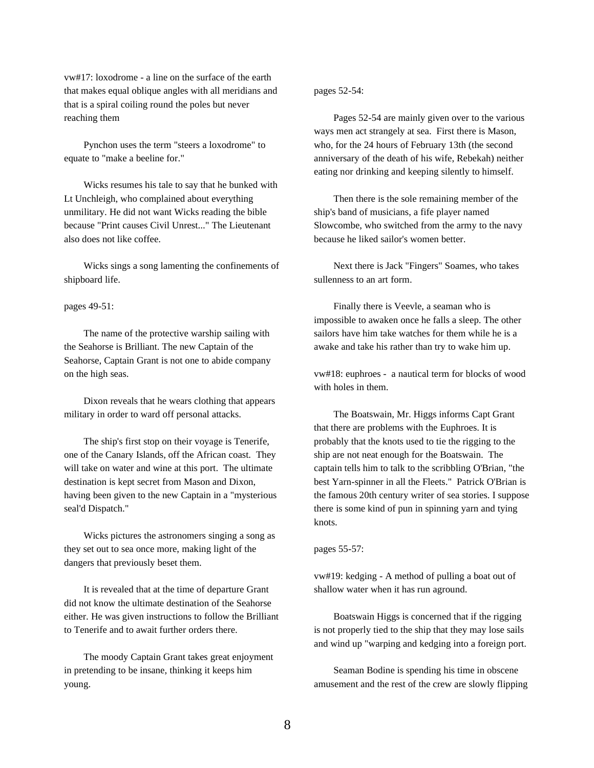vw#17: loxodrome - a line on the surface of the earth that makes equal oblique angles with all meridians and that is a spiral coiling round the poles but never reaching them

Pynchon uses the term "steers a loxodrome" to equate to "make a beeline for."

Wicks resumes his tale to say that he bunked with Lt Unchleigh, who complained about everything unmilitary. He did not want Wicks reading the bible because "Print causes Civil Unrest..." The Lieutenant also does not like coffee.

Wicks sings a song lamenting the confinements of shipboard life.

pages 49-51:

The name of the protective warship sailing with the Seahorse is Brilliant. The new Captain of the Seahorse, Captain Grant is not one to abide company on the high seas.

Dixon reveals that he wears clothing that appears military in order to ward off personal attacks.

The ship's first stop on their voyage is Tenerife, one of the Canary Islands, off the African coast. They will take on water and wine at this port. The ultimate destination is kept secret from Mason and Dixon, having been given to the new Captain in a "mysterious seal'd Dispatch."

Wicks pictures the astronomers singing a song as they set out to sea once more, making light of the dangers that previously beset them.

It is revealed that at the time of departure Grant did not know the ultimate destination of the Seahorse either. He was given instructions to follow the Brilliant to Tenerife and to await further orders there.

The moody Captain Grant takes great enjoyment in pretending to be insane, thinking it keeps him young.

pages 52-54:

Pages 52-54 are mainly given over to the various ways men act strangely at sea. First there is Mason, who, for the 24 hours of February 13th (the second anniversary of the death of his wife, Rebekah) neither eating nor drinking and keeping silently to himself.

Then there is the sole remaining member of the ship's band of musicians, a fife player named Slowcombe, who switched from the army to the navy because he liked sailor's women better.

Next there is Jack "Fingers" Soames, who takes sullenness to an art form.

Finally there is Veevle, a seaman who is impossible to awaken once he falls a sleep. The other sailors have him take watches for them while he is a awake and take his rather than try to wake him up.

vw#18: euphroes - a nautical term for blocks of wood with holes in them.

The Boatswain, Mr. Higgs informs Capt Grant that there are problems with the Euphroes. It is probably that the knots used to tie the rigging to the ship are not neat enough for the Boatswain. The captain tells him to talk to the scribbling O'Brian, "the best Yarn-spinner in all the Fleets." Patrick O'Brian is the famous 20th century writer of sea stories. I suppose there is some kind of pun in spinning yarn and tying knots.

pages 55-57:

vw#19: kedging - A method of pulling a boat out of shallow water when it has run aground.

Boatswain Higgs is concerned that if the rigging is not properly tied to the ship that they may lose sails and wind up "warping and kedging into a foreign port.

Seaman Bodine is spending his time in obscene amusement and the rest of the crew are slowly flipping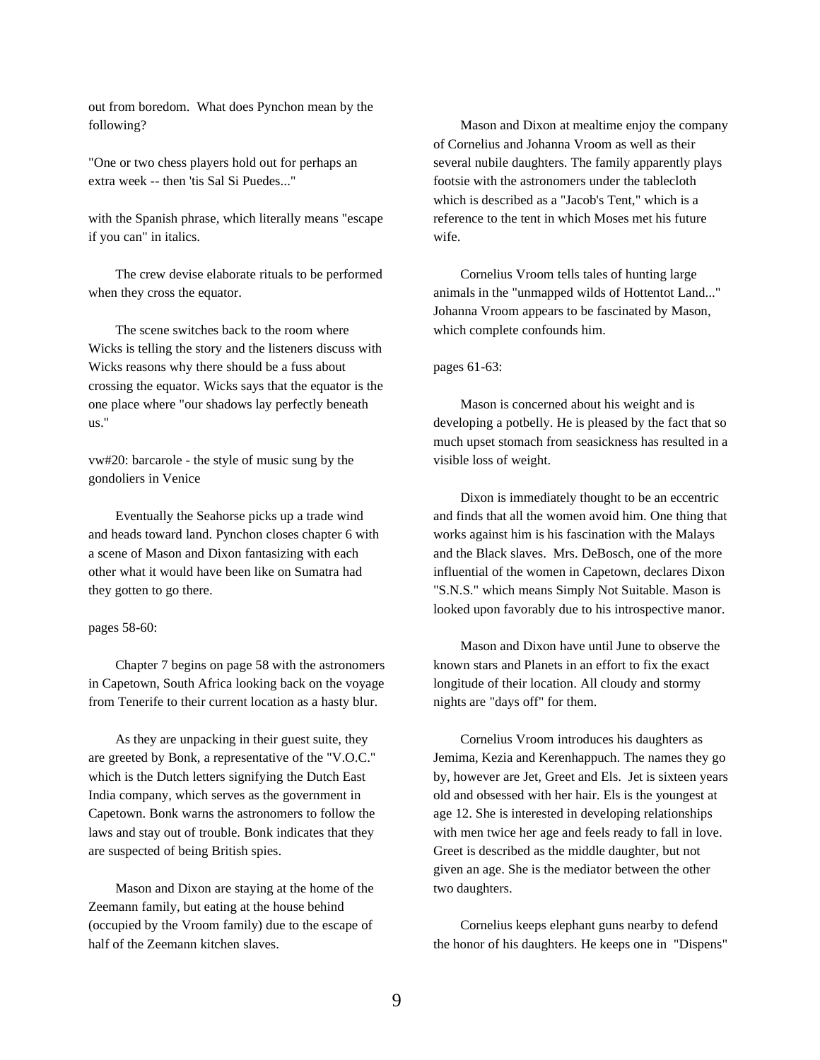out from boredom. What does Pynchon mean by the following?

"One or two chess players hold out for perhaps an extra week -- then 'tis Sal Si Puedes..."

with the Spanish phrase, which literally means "escape if you can" in italics.

The crew devise elaborate rituals to be performed when they cross the equator.

The scene switches back to the room where Wicks is telling the story and the listeners discuss with Wicks reasons why there should be a fuss about crossing the equator. Wicks says that the equator is the one place where "our shadows lay perfectly beneath us."

vw#20: barcarole - the style of music sung by the gondoliers in Venice

Eventually the Seahorse picks up a trade wind and heads toward land. Pynchon closes chapter 6 with a scene of Mason and Dixon fantasizing with each other what it would have been like on Sumatra had they gotten to go there.

pages 58-60:

Chapter 7 begins on page 58 with the astronomers in Capetown, South Africa looking back on the voyage from Tenerife to their current location as a hasty blur.

As they are unpacking in their guest suite, they are greeted by Bonk, a representative of the "V.O.C." which is the Dutch letters signifying the Dutch East India company, which serves as the government in Capetown. Bonk warns the astronomers to follow the laws and stay out of trouble. Bonk indicates that they are suspected of being British spies.

Mason and Dixon are staying at the home of the Zeemann family, but eating at the house behind (occupied by the Vroom family) due to the escape of half of the Zeemann kitchen slaves.

Mason and Dixon at mealtime enjoy the company of Cornelius and Johanna Vroom as well as their several nubile daughters. The family apparently plays footsie with the astronomers under the tablecloth which is described as a "Jacob's Tent," which is a reference to the tent in which Moses met his future wife.

Cornelius Vroom tells tales of hunting large animals in the "unmapped wilds of Hottentot Land..." Johanna Vroom appears to be fascinated by Mason, which complete confounds him.

pages 61-63:

Mason is concerned about his weight and is developing a potbelly. He is pleased by the fact that so much upset stomach from seasickness has resulted in a visible loss of weight.

Dixon is immediately thought to be an eccentric and finds that all the women avoid him. One thing that works against him is his fascination with the Malays and the Black slaves. Mrs. DeBosch, one of the more influential of the women in Capetown, declares Dixon "S.N.S." which means Simply Not Suitable. Mason is looked upon favorably due to his introspective manor.

Mason and Dixon have until June to observe the known stars and Planets in an effort to fix the exact longitude of their location. All cloudy and stormy nights are "days off" for them.

Cornelius Vroom introduces his daughters as Jemima, Kezia and Kerenhappuch. The names they go by, however are Jet, Greet and Els. Jet is sixteen years old and obsessed with her hair. Els is the youngest at age 12. She is interested in developing relationships with men twice her age and feels ready to fall in love. Greet is described as the middle daughter, but not given an age. She is the mediator between the other two daughters.

Cornelius keeps elephant guns nearby to defend the honor of his daughters. He keeps one in "Dispens"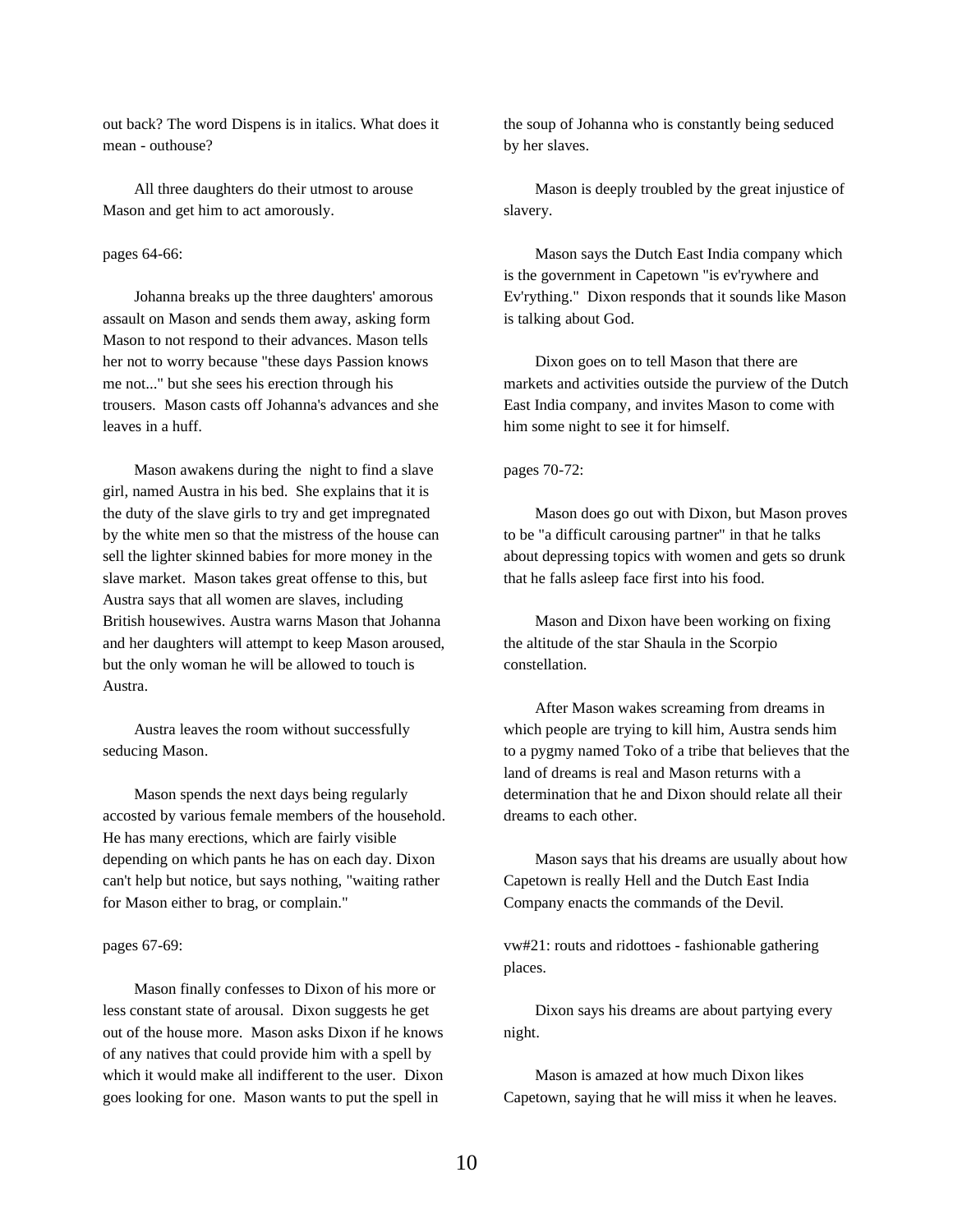out back? The word Dispens is in italics. What does it mean - outhouse?

All three daughters do their utmost to arouse Mason and get him to act amorously.

pages 64-66:

Johanna breaks up the three daughters' amorous assault on Mason and sends them away, asking form Mason to not respond to their advances. Mason tells her not to worry because "these days Passion knows me not..." but she sees his erection through his trousers. Mason casts off Johanna's advances and she leaves in a huff.

Mason awakens during the night to find a slave girl, named Austra in his bed. She explains that it is the duty of the slave girls to try and get impregnated by the white men so that the mistress of the house can sell the lighter skinned babies for more money in the slave market. Mason takes great offense to this, but Austra says that all women are slaves, including British housewives. Austra warns Mason that Johanna and her daughters will attempt to keep Mason aroused, but the only woman he will be allowed to touch is Austra.

Austra leaves the room without successfully seducing Mason.

Mason spends the next days being regularly accosted by various female members of the household. He has many erections, which are fairly visible depending on which pants he has on each day. Dixon can't help but notice, but says nothing, "waiting rather for Mason either to brag, or complain."

pages 67-69:

Mason finally confesses to Dixon of his more or less constant state of arousal. Dixon suggests he get out of the house more. Mason asks Dixon if he knows of any natives that could provide him with a spell by which it would make all indifferent to the user. Dixon goes looking for one. Mason wants to put the spell in the soup of Johanna who is constantly being seduced by her slaves.

Mason is deeply troubled by the great injustice of slavery.

Mason says the Dutch East India company which is the government in Capetown "is ev'rywhere and Ev'rything." Dixon responds that it sounds like Mason is talking about God.

Dixon goes on to tell Mason that there are markets and activities outside the purview of the Dutch East India company, and invites Mason to come with him some night to see it for himself.

pages 70-72:

Mason does go out with Dixon, but Mason proves to be "a difficult carousing partner" in that he talks about depressing topics with women and gets so drunk that he falls asleep face first into his food.

Mason and Dixon have been working on fixing the altitude of the star Shaula in the Scorpio constellation.

After Mason wakes screaming from dreams in which people are trying to kill him, Austra sends him to a pygmy named Toko of a tribe that believes that the land of dreams is real and Mason returns with a determination that he and Dixon should relate all their dreams to each other.

Mason says that his dreams are usually about how Capetown is really Hell and the Dutch East India Company enacts the commands of the Devil.

vw#21: routs and ridottoes - fashionable gathering places.

Dixon says his dreams are about partying every night.

Mason is amazed at how much Dixon likes Capetown, saying that he will miss it when he leaves.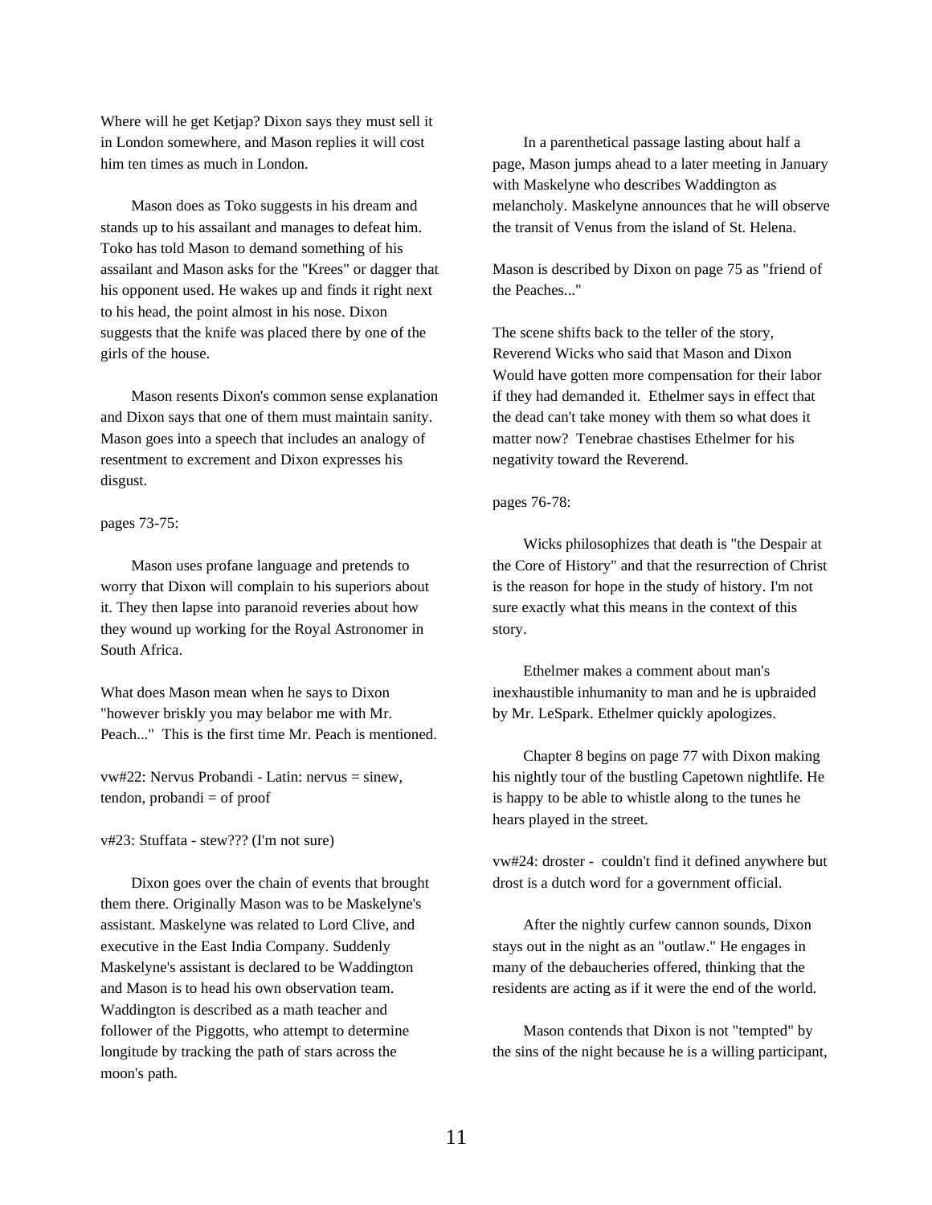Where will he get Ketjap? Dixon says they must sell it in London somewhere, and Mason replies it will cost him ten times as much in London.

Mason does as Toko suggests in his dream and stands up to his assailant and manages to defeat him. Toko has told Mason to demand something of his assailant and Mason asks for the "Krees" or dagger that his opponent used. He wakes up and finds it right next to his head, the point almost in his nose. Dixon suggests that the knife was placed there by one of the girls of the house.

Mason resents Dixon's common sense explanation and Dixon says that one of them must maintain sanity. Mason goes into a speech that includes an analogy of resentment to excrement and Dixon expresses his disgust.

pages 73-75:

Mason uses profane language and pretends to worry that Dixon will complain to his superiors about it. They then lapse into paranoid reveries about how they wound up working for the Royal Astronomer in South Africa.

What does Mason mean when he says to Dixon "however briskly you may belabor me with Mr. Peach..." This is the first time Mr. Peach is mentioned.

vw#22: Nervus Probandi - Latin: nervus = sinew, tendon, probandi = of proof

v#23: Stuffata - stew??? (I'm not sure)

Dixon goes over the chain of events that brought them there. Originally Mason was to be Maskelyne's assistant. Maskelyne was related to Lord Clive, and executive in the East India Company. Suddenly Maskelyne's assistant is declared to be Waddington and Mason is to head his own observation team. Waddington is described as a math teacher and follower of the Piggotts, who attempt to determine longitude by tracking the path of stars across the moon's path.

In a parenthetical passage lasting about half a page, Mason jumps ahead to a later meeting in January with Maskelyne who describes Waddington as melancholy. Maskelyne announces that he will observe the transit of Venus from the island of St. Helena.

Mason is described by Dixon on page 75 as "friend of the Peaches..."

The scene shifts back to the teller of the story, Reverend Wicks who said that Mason and Dixon Would have gotten more compensation for their labor if they had demanded it. Ethelmer says in effect that the dead can't take money with them so what does it matter now? Tenebrae chastises Ethelmer for his negativity toward the Reverend.

pages 76-78:

Wicks philosophizes that death is "the Despair at the Core of History" and that the resurrection of Christ is the reason for hope in the study of history. I'm not sure exactly what this means in the context of this story.

Ethelmer makes a comment about man's inexhaustible inhumanity to man and he is upbraided by Mr. LeSpark. Ethelmer quickly apologizes.

Chapter 8 begins on page 77 with Dixon making his nightly tour of the bustling Capetown nightlife. He is happy to be able to whistle along to the tunes he hears played in the street.

vw#24: droster - couldn't find it defined anywhere but drost is a dutch word for a government official.

After the nightly curfew cannon sounds, Dixon stays out in the night as an "outlaw." He engages in many of the debaucheries offered, thinking that the residents are acting as if it were the end of the world.

Mason contends that Dixon is not "tempted" by the sins of the night because he is a willing participant,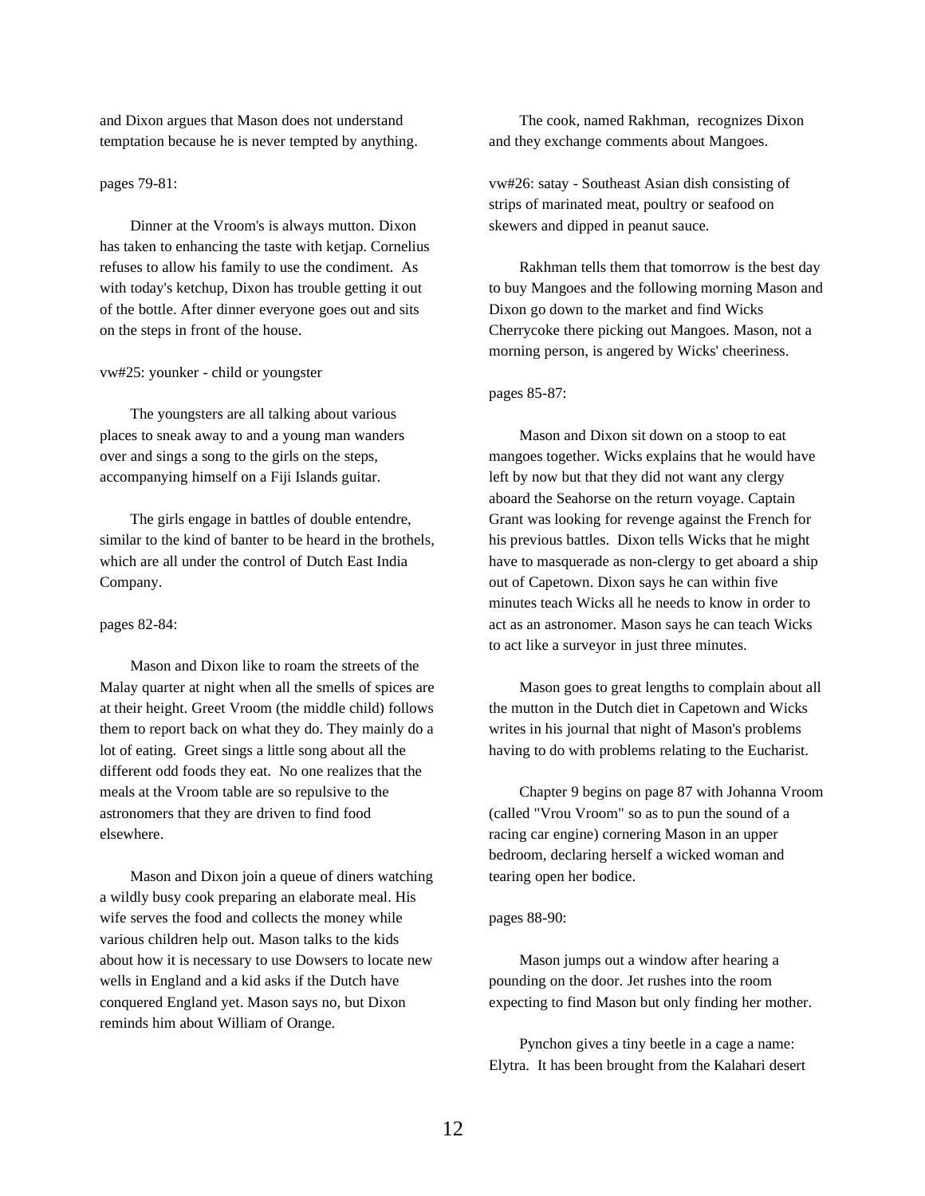and Dixon argues that Mason does not understand temptation because he is never tempted by anything.

pages 79-81:

Dinner at the Vroom's is always mutton. Dixon has taken to enhancing the taste with ketjap. Cornelius refuses to allow his family to use the condiment. As with today's ketchup, Dixon has trouble getting it out of the bottle. After dinner everyone goes out and sits on the steps in front of the house.

vw#25: younker - child or youngster

The youngsters are all talking about various places to sneak away to and a young man wanders over and sings a song to the girls on the steps, accompanying himself on a Fiji Islands guitar.

The girls engage in battles of double entendre, similar to the kind of banter to be heard in the brothels, which are all under the control of Dutch East India Company.

pages 82-84:

Mason and Dixon like to roam the streets of the Malay quarter at night when all the smells of spices are at their height. Greet Vroom (the middle child) follows them to report back on what they do. They mainly do a lot of eating. Greet sings a little song about all the different odd foods they eat. No one realizes that the meals at the Vroom table are so repulsive to the astronomers that they are driven to find food elsewhere.

Mason and Dixon join a queue of diners watching a wildly busy cook preparing an elaborate meal. His wife serves the food and collects the money while various children help out. Mason talks to the kids about how it is necessary to use Dowsers to locate new wells in England and a kid asks if the Dutch have conquered England yet. Mason says no, but Dixon reminds him about William of Orange.

The cook, named Rakhman, recognizes Dixon and they exchange comments about Mangoes.

vw#26: satay - Southeast Asian dish consisting of strips of marinated meat, poultry or seafood on skewers and dipped in peanut sauce.

Rakhman tells them that tomorrow is the best day to buy Mangoes and the following morning Mason and Dixon go down to the market and find Wicks Cherrycoke there picking out Mangoes. Mason, not a morning person, is angered by Wicks' cheeriness.

pages 85-87:

Mason and Dixon sit down on a stoop to eat mangoes together. Wicks explains that he would have left by now but that they did not want any clergy aboard the Seahorse on the return voyage. Captain Grant was looking for revenge against the French for his previous battles. Dixon tells Wicks that he might have to masquerade as non-clergy to get aboard a ship out of Capetown. Dixon says he can within five minutes teach Wicks all he needs to know in order to act as an astronomer. Mason says he can teach Wicks to act like a surveyor in just three minutes.

Mason goes to great lengths to complain about all the mutton in the Dutch diet in Capetown and Wicks writes in his journal that night of Mason's problems having to do with problems relating to the Eucharist.

Chapter 9 begins on page 87 with Johanna Vroom (called "Vrou Vroom" so as to pun the sound of a racing car engine) cornering Mason in an upper bedroom, declaring herself a wicked woman and tearing open her bodice.

pages 88-90:

Mason jumps out a window after hearing a pounding on the door. Jet rushes into the room expecting to find Mason but only finding her mother.

Pynchon gives a tiny beetle in a cage a name: Elytra. It has been brought from the Kalahari desert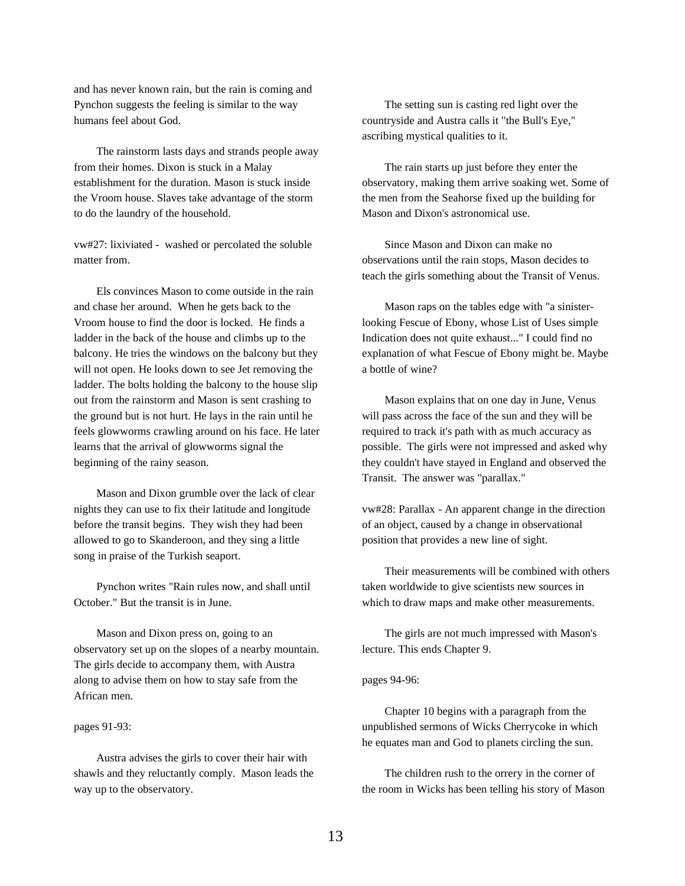and has never known rain, but the rain is coming and Pynchon suggests the feeling is similar to the way humans feel about God.

The rainstorm lasts days and strands people away from their homes. Dixon is stuck in a Malay establishment for the duration. Mason is stuck inside the Vroom house. Slaves take advantage of the storm to do the laundry of the household.

vw#27: lixiviated - washed or percolated the soluble matter from.

Els convinces Mason to come outside in the rain and chase her around. When he gets back to the Vroom house to find the door is locked. He finds a ladder in the back of the house and climbs up to the balcony. He tries the windows on the balcony but they will not open. He looks down to see Jet removing the ladder. The bolts holding the balcony to the house slip out from the rainstorm and Mason is sent crashing to the ground but is not hurt. He lays in the rain until he feels glowworms crawling around on his face. He later learns that the arrival of glowworms signal the beginning of the rainy season.

Mason and Dixon grumble over the lack of clear nights they can use to fix their latitude and longitude before the transit begins. They wish they had been allowed to go to Skanderoon, and they sing a little song in praise of the Turkish seaport.

Pynchon writes "Rain rules now, and shall until October." But the transit is in June.

Mason and Dixon press on, going to an observatory set up on the slopes of a nearby mountain. The girls decide to accompany them, with Austra along to advise them on how to stay safe from the African men.

pages 91-93:

Austra advises the girls to cover their hair with shawls and they reluctantly comply. Mason leads the way up to the observatory.

The setting sun is casting red light over the countryside and Austra calls it "the Bull's Eye," ascribing mystical qualities to it.

The rain starts up just before they enter the observatory, making them arrive soaking wet. Some of the men from the Seahorse fixed up the building for Mason and Dixon's astronomical use.

Since Mason and Dixon can make no observations until the rain stops, Mason decides to teach the girls something about the Transit of Venus.

Mason raps on the tables edge with "a sinister-looking Fescue of Ebony, whose List of Uses simple Indication does not quite exhaust..." I could find no explanation of what Fescue of Ebony might be. Maybe a bottle of wine?

Mason explains that on one day in June, Venus will pass across the face of the sun and they will be required to track it's path with as much accuracy as possible. The girls were not impressed and asked why they couldn't have stayed in England and observed the Transit. The answer was "parallax."

vw#28: Parallax - An apparent change in the direction of an object, caused by a change in observational position that provides a new line of sight.

Their measurements will be combined with others taken worldwide to give scientists new sources in which to draw maps and make other measurements.

The girls are not much impressed with Mason's lecture. This ends Chapter 9.

pages 94-96:

Chapter 10 begins with a paragraph from the unpublished sermons of Wicks Cherrycoke in which he equates man and God to planets circling the sun.

The children rush to the orrery in the corner of the room in Wicks has been telling his story of Mason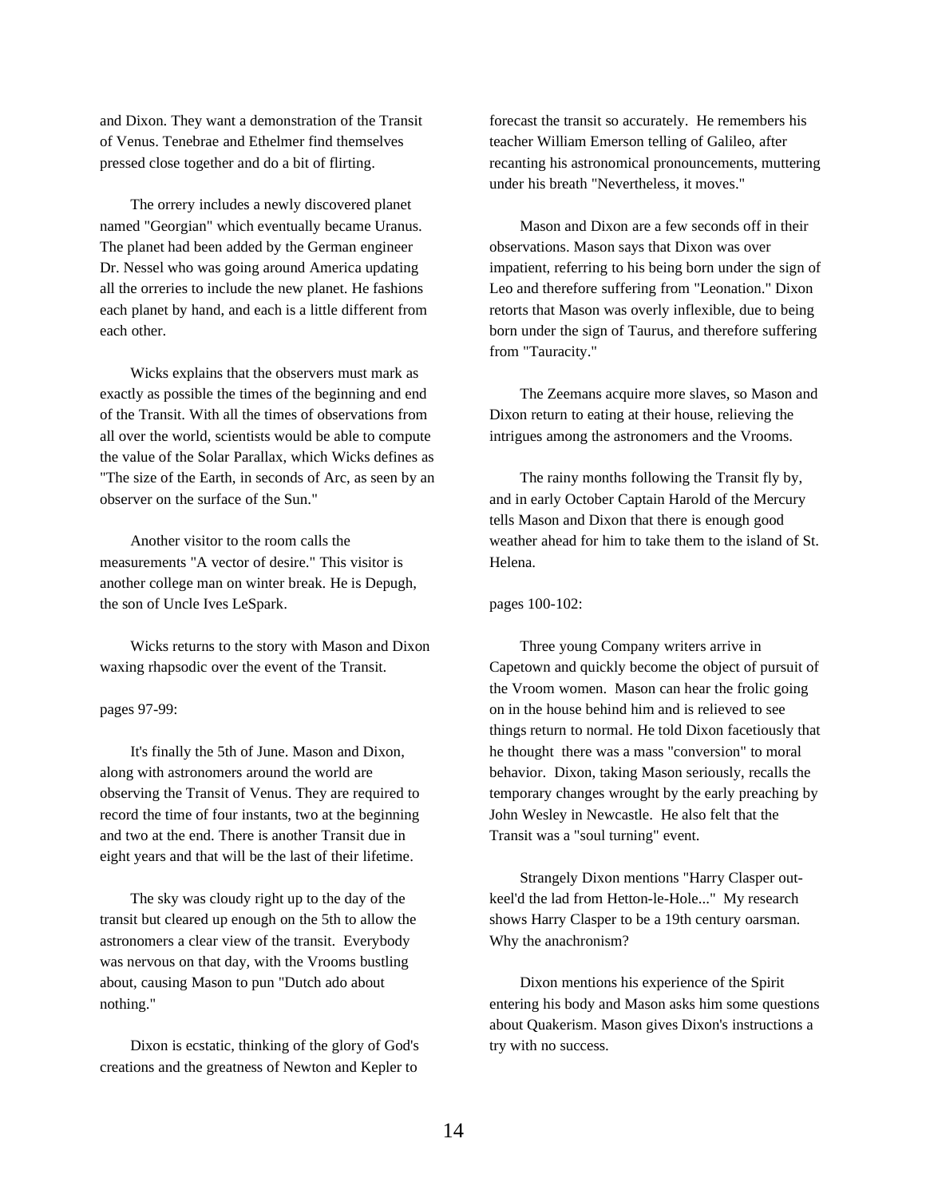and Dixon. They want a demonstration of the Transit of Venus. Tenebrae and Ethelmer find themselves pressed close together and do a bit of flirting.

The orrery includes a newly discovered planet named "Georgian" which eventually became Uranus. The planet had been added by the German engineer Dr. Nessel who was going around America updating all the orreries to include the new planet. He fashions each planet by hand, and each is a little different from each other.

Wicks explains that the observers must mark as exactly as possible the times of the beginning and end of the Transit. With all the times of observations from all over the world, scientists would be able to compute the value of the Solar Parallax, which Wicks defines as "The size of the Earth, in seconds of Arc, as seen by an observer on the surface of the Sun."

Another visitor to the room calls the measurements "A vector of desire." This visitor is another college man on winter break. He is Depugh, the son of Uncle Ives LeSpark.

Wicks returns to the story with Mason and Dixon waxing rhapsodic over the event of the Transit.

pages 97-99:

It's finally the 5th of June. Mason and Dixon, along with astronomers around the world are observing the Transit of Venus. They are required to record the time of four instants, two at the beginning and two at the end. There is another Transit due in eight years and that will be the last of their lifetime.

The sky was cloudy right up to the day of the transit but cleared up enough on the 5th to allow the astronomers a clear view of the transit. Everybody was nervous on that day, with the Vrooms bustling about, causing Mason to pun "Dutch ado about nothing."

Dixon is ecstatic, thinking of the glory of God's creations and the greatness of Newton and Kepler to forecast the transit so accurately. He remembers his teacher William Emerson telling of Galileo, after recanting his astronomical pronouncements, muttering under his breath "Nevertheless, it moves."

Mason and Dixon are a few seconds off in their observations. Mason says that Dixon was over impatient, referring to his being born under the sign of Leo and therefore suffering from "Leonation." Dixon retorts that Mason was overly inflexible, due to being born under the sign of Taurus, and therefore suffering from "Tauracity."

The Zeemans acquire more slaves, so Mason and Dixon return to eating at their house, relieving the intrigues among the astronomers and the Vrooms.

The rainy months following the Transit fly by, and in early October Captain Harold of the Mercury tells Mason and Dixon that there is enough good weather ahead for him to take them to the island of St. Helena.

pages 100-102:

Three young Company writers arrive in Capetown and quickly become the object of pursuit of the Vroom women. Mason can hear the frolic going on in the house behind him and is relieved to see things return to normal. He told Dixon facetiously that he thought there was a mass "conversion" to moral behavior. Dixon, taking Mason seriously, recalls the temporary changes wrought by the early preaching by John Wesley in Newcastle. He also felt that the Transit was a "soul turning" event.

Strangely Dixon mentions "Harry Clasper out-keel'd the lad from Hetton-le-Hole..." My research shows Harry Clasper to be a 19th century oarsman. Why the anachronism?

Dixon mentions his experience of the Spirit entering his body and Mason asks him some questions about Quakerism. Mason gives Dixon's instructions a try with no success.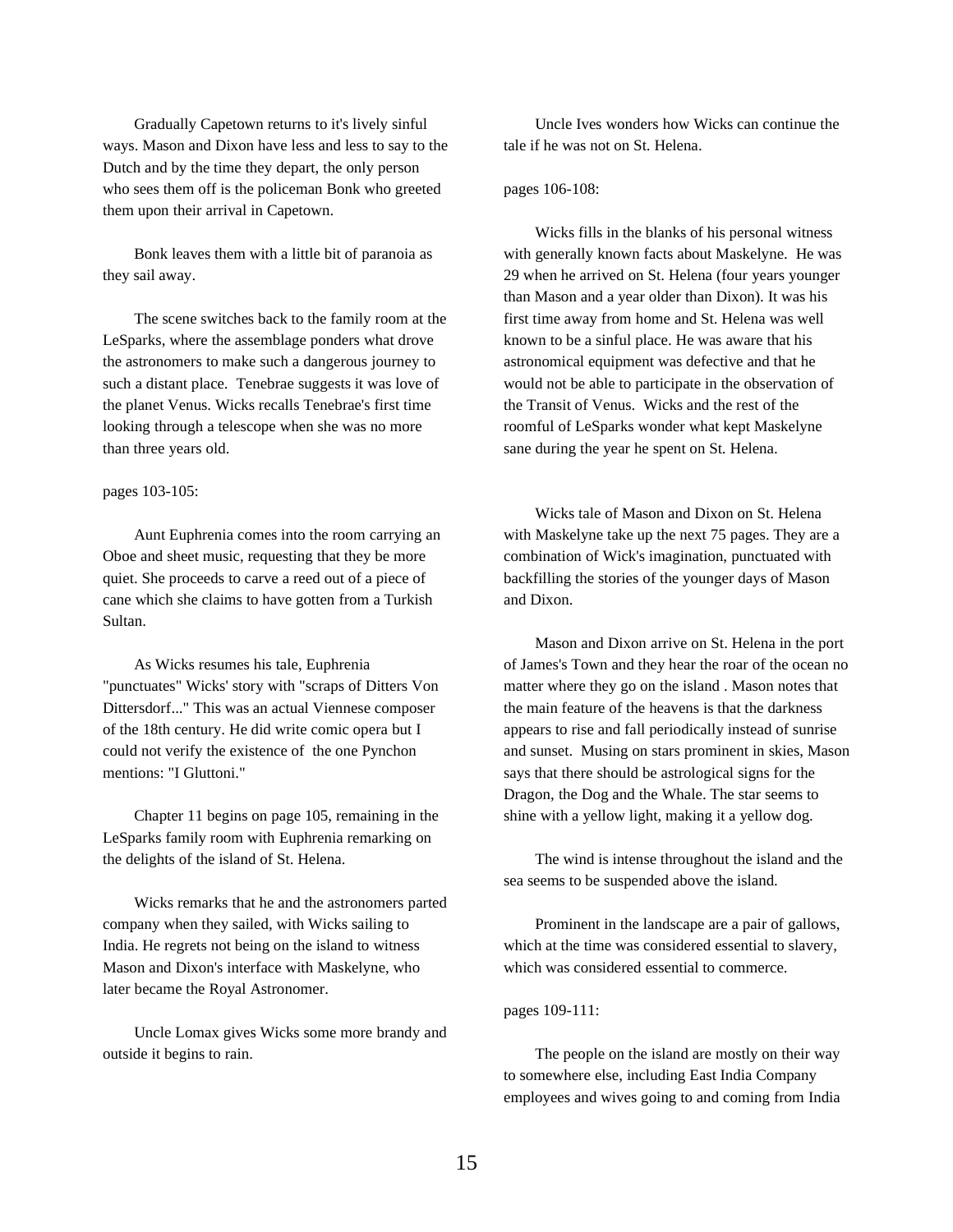Gradually Capetown returns to it's lively sinful ways. Mason and Dixon have less and less to say to the Dutch and by the time they depart, the only person who sees them off is the policeman Bonk who greeted them upon their arrival in Capetown.

Bonk leaves them with a little bit of paranoia as they sail away.

The scene switches back to the family room at the LeSparks, where the assemblage ponders what drove the astronomers to make such a dangerous journey to such a distant place. Tenebrae suggests it was love of the planet Venus. Wicks recalls Tenebrae's first time looking through a telescope when she was no more than three years old.

pages 103-105:

Aunt Euphrenia comes into the room carrying an Oboe and sheet music, requesting that they be more quiet. She proceeds to carve a reed out of a piece of cane which she claims to have gotten from a Turkish Sultan.

As Wicks resumes his tale, Euphrenia "punctuates" Wicks' story with "scraps of Ditters Von Dittersdorf..." This was an actual Viennese composer of the 18th century. He did write comic opera but I could not verify the existence of the one Pynchon mentions: "I Gluttoni."

Chapter 11 begins on page 105, remaining in the LeSparks family room with Euphrenia remarking on the delights of the island of St. Helena.

Wicks remarks that he and the astronomers parted company when they sailed, with Wicks sailing to India. He regrets not being on the island to witness Mason and Dixon's interface with Maskelyne, who later became the Royal Astronomer.

Uncle Lomax gives Wicks some more brandy and outside it begins to rain.

Uncle Ives wonders how Wicks can continue the tale if he was not on St. Helena.

pages 106-108:

Wicks fills in the blanks of his personal witness with generally known facts about Maskelyne. He was 29 when he arrived on St. Helena (four years younger than Mason and a year older than Dixon). It was his first time away from home and St. Helena was well known to be a sinful place. He was aware that his astronomical equipment was defective and that he would not be able to participate in the observation of the Transit of Venus. Wicks and the rest of the roomful of LeSparks wonder what kept Maskelyne sane during the year he spent on St. Helena.

Wicks tale of Mason and Dixon on St. Helena with Maskelyne take up the next 75 pages. They are a combination of Wick's imagination, punctuated with backfilling the stories of the younger days of Mason and Dixon.

Mason and Dixon arrive on St. Helena in the port of James's Town and they hear the roar of the ocean no matter where they go on the island . Mason notes that the main feature of the heavens is that the darkness appears to rise and fall periodically instead of sunrise and sunset. Musing on stars prominent in skies, Mason says that there should be astrological signs for the Dragon, the Dog and the Whale. The star seems to shine with a yellow light, making it a yellow dog.

The wind is intense throughout the island and the sea seems to be suspended above the island.

Prominent in the landscape are a pair of gallows, which at the time was considered essential to slavery, which was considered essential to commerce.

pages 109-111:

The people on the island are mostly on their way to somewhere else, including East India Company employees and wives going to and coming from India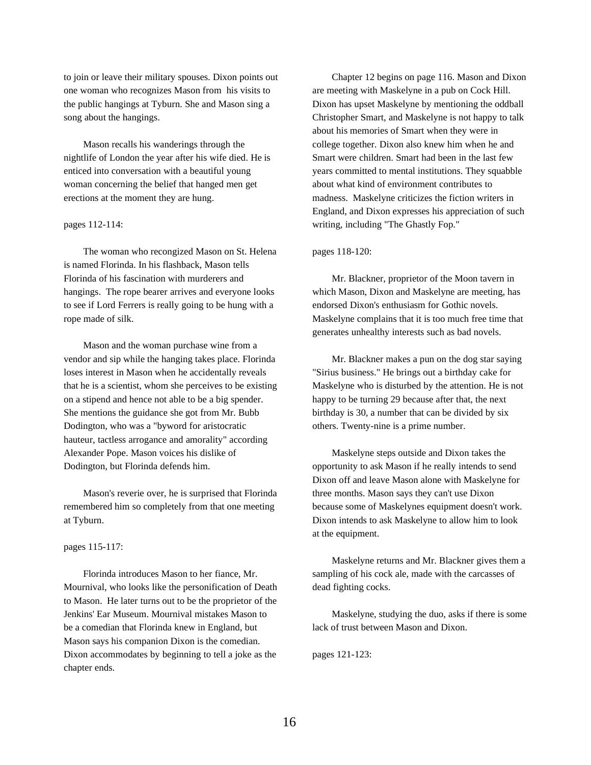to join or leave their military spouses. Dixon points out one woman who recognizes Mason from  his visits to the public hangings at Tyburn. She and Mason sing a song about the hangings.

Mason recalls his wanderings through the nightlife of London the year after his wife died. He is enticed into conversation with a beautiful young woman concerning the belief that hanged men get erections at the moment they are hung.

pages 112-114:

The woman who recongized Mason on St. Helena is named Florinda. In his flashback, Mason tells Florinda of his fascination with murderers and hangings.  The rope bearer arrives and everyone looks to see if Lord Ferrers is really going to be hung with a rope made of silk.

Mason and the woman purchase wine from a vendor and sip while the hanging takes place. Florinda loses interest in Mason when he accidentally reveals that he is a scientist, whom she perceives to be existing on a stipend and hence not able to be a big spender. She mentions the guidance she got from Mr. Bubb Dodington, who was a "byword for aristocratic hauteur, tactless arrogance and amorality" according Alexander Pope. Mason voices his dislike of Dodington, but Florinda defends him.

Mason's reverie over, he is surprised that Florinda remembered him so completely from that one meeting at Tyburn.

pages 115-117:

Florinda introduces Mason to her fiance, Mr. Mournival, who looks like the personification of Death to Mason.  He later turns out to be the proprietor of the Jenkins' Ear Museum. Mournival mistakes Mason to be a comedian that Florinda knew in England, but Mason says his companion Dixon is the comedian. Dixon accommodates by beginning to tell a joke as the chapter ends.

Chapter 12 begins on page 116. Mason and Dixon are meeting with Maskelyne in a pub on Cock Hill. Dixon has upset Maskelyne by mentioning the oddball Christopher Smart, and Maskelyne is not happy to talk about his memories of Smart when they were in college together. Dixon also knew him when he and Smart were children. Smart had been in the last few years committed to mental institutions. They squabble about what kind of environment contributes to madness.  Maskelyne criticizes the fiction writers in England, and Dixon expresses his appreciation of such writing, including "The Ghastly Fop."

pages 118-120:

Mr. Blackner, proprietor of the Moon tavern in which Mason, Dixon and Maskelyne are meeting, has endorsed Dixon's enthusiasm for Gothic novels. Maskelyne complains that it is too much free time that generates unhealthy interests such as bad novels.

Mr. Blackner makes a pun on the dog star saying "Sirius business." He brings out a birthday cake for Maskelyne who is disturbed by the attention. He is not happy to be turning 29 because after that, the next birthday is 30, a number that can be divided by six others. Twenty-nine is a prime number.

Maskelyne steps outside and Dixon takes the opportunity to ask Mason if he really intends to send Dixon off and leave Mason alone with Maskelyne for three months. Mason says they can't use Dixon because some of Maskelynes equipment doesn't work. Dixon intends to ask Maskelyne to allow him to look at the equipment.

Maskelyne returns and Mr. Blackner gives them a sampling of his cock ale, made with the carcasses of dead fighting cocks.

Maskelyne, studying the duo, asks if there is some lack of trust between Mason and Dixon.

pages 121-123: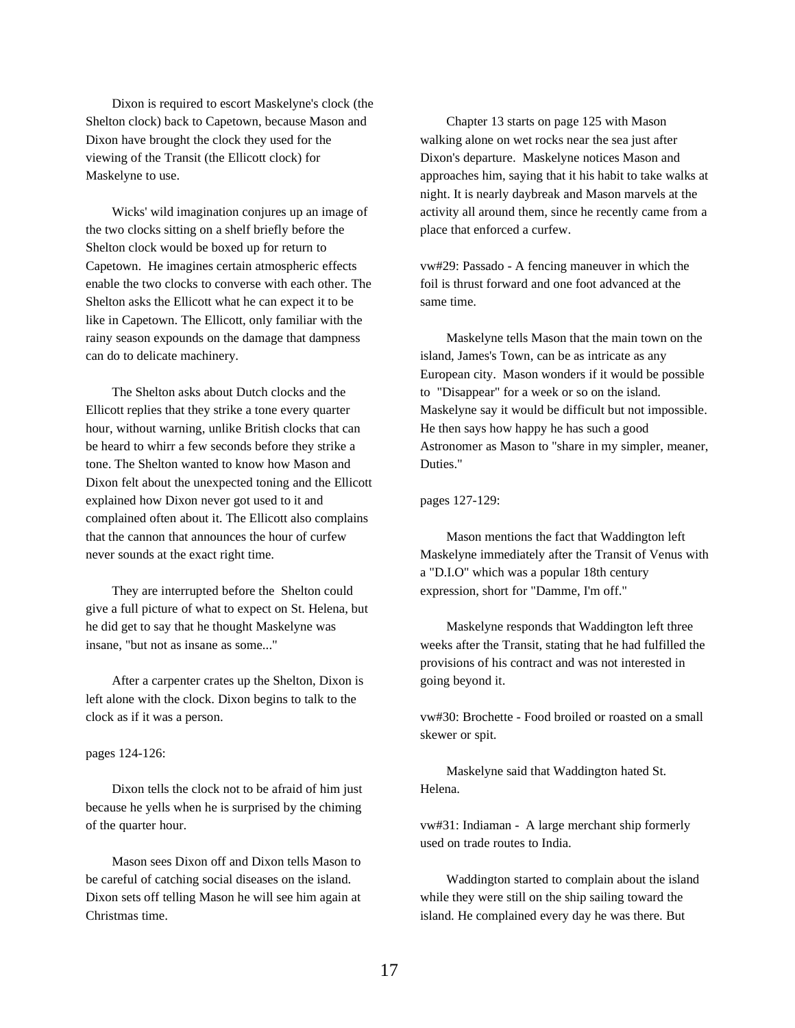Dixon is required to escort Maskelyne's clock (the Shelton clock) back to Capetown, because Mason and Dixon have brought the clock they used for the viewing of the Transit (the Ellicott clock) for Maskelyne to use.

Wicks' wild imagination conjures up an image of the two clocks sitting on a shelf briefly before the Shelton clock would be boxed up for return to Capetown. He imagines certain atmospheric effects enable the two clocks to converse with each other. The Shelton asks the Ellicott what he can expect it to be like in Capetown. The Ellicott, only familiar with the rainy season expounds on the damage that dampness can do to delicate machinery.

The Shelton asks about Dutch clocks and the Ellicott replies that they strike a tone every quarter hour, without warning, unlike British clocks that can be heard to whirr a few seconds before they strike a tone. The Shelton wanted to know how Mason and Dixon felt about the unexpected toning and the Ellicott explained how Dixon never got used to it and complained often about it. The Ellicott also complains that the cannon that announces the hour of curfew never sounds at the exact right time.

They are interrupted before the Shelton could give a full picture of what to expect on St. Helena, but he did get to say that he thought Maskelyne was insane, "but not as insane as some..."

After a carpenter crates up the Shelton, Dixon is left alone with the clock. Dixon begins to talk to the clock as if it was a person.

pages 124-126:

Dixon tells the clock not to be afraid of him just because he yells when he is surprised by the chiming of the quarter hour.

Mason sees Dixon off and Dixon tells Mason to be careful of catching social diseases on the island. Dixon sets off telling Mason he will see him again at Christmas time.

Chapter 13 starts on page 125 with Mason walking alone on wet rocks near the sea just after Dixon's departure. Maskelyne notices Mason and approaches him, saying that it his habit to take walks at night. It is nearly daybreak and Mason marvels at the activity all around them, since he recently came from a place that enforced a curfew.

vw#29: Passado - A fencing maneuver in which the foil is thrust forward and one foot advanced at the same time.

Maskelyne tells Mason that the main town on the island, James's Town, can be as intricate as any European city. Mason wonders if it would be possible to "Disappear" for a week or so on the island. Maskelyne say it would be difficult but not impossible. He then says how happy he has such a good Astronomer as Mason to "share in my simpler, meaner, Duties."

pages 127-129:

Mason mentions the fact that Waddington left Maskelyne immediately after the Transit of Venus with a "D.I.O" which was a popular 18th century expression, short for "Damme, I'm off."

Maskelyne responds that Waddington left three weeks after the Transit, stating that he had fulfilled the provisions of his contract and was not interested in going beyond it.

vw#30: Brochette - Food broiled or roasted on a small skewer or spit.

Maskelyne said that Waddington hated St. Helena.

vw#31: Indiaman - A large merchant ship formerly used on trade routes to India.

Waddington started to complain about the island while they were still on the ship sailing toward the island. He complained every day he was there. But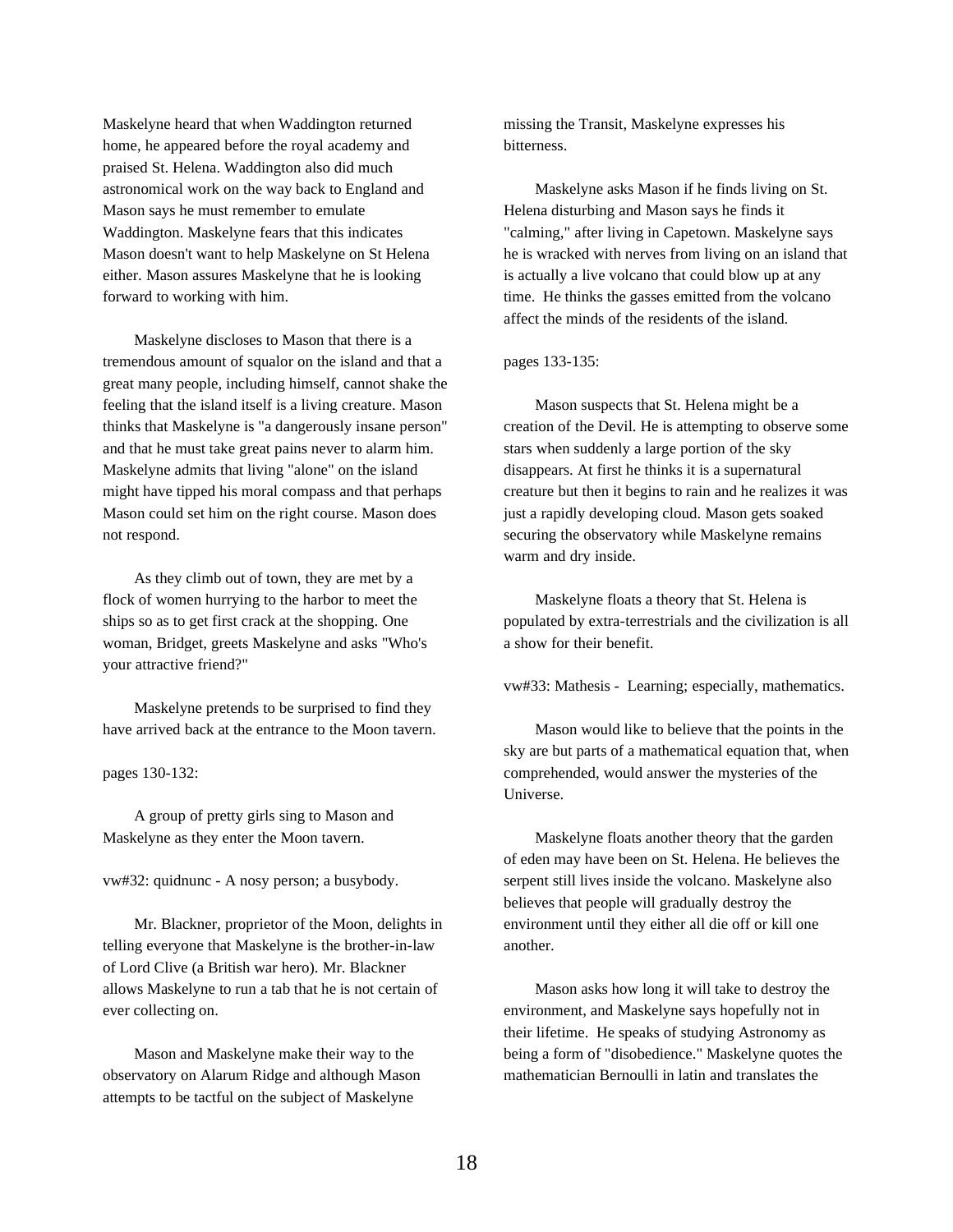Maskelyne heard that when Waddington returned home, he appeared before the royal academy and praised St. Helena. Waddington also did much astronomical work on the way back to England and Mason says he must remember to emulate Waddington. Maskelyne fears that this indicates Mason doesn't want to help Maskelyne on St Helena either. Mason assures Maskelyne that he is looking forward to working with him.

Maskelyne discloses to Mason that there is a tremendous amount of squalor on the island and that a great many people, including himself, cannot shake the feeling that the island itself is a living creature. Mason thinks that Maskelyne is "a dangerously insane person" and that he must take great pains never to alarm him. Maskelyne admits that living "alone" on the island might have tipped his moral compass and that perhaps Mason could set him on the right course. Mason does not respond.

As they climb out of town, they are met by a flock of women hurrying to the harbor to meet the ships so as to get first crack at the shopping. One woman, Bridget, greets Maskelyne and asks "Who's your attractive friend?"

Maskelyne pretends to be surprised to find they have arrived back at the entrance to the Moon tavern.

pages 130-132:

A group of pretty girls sing to Mason and Maskelyne as they enter the Moon tavern.

vw#32: quidnunc - A nosy person; a busybody.

Mr. Blackner, proprietor of the Moon, delights in telling everyone that Maskelyne is the brother-in-law of Lord Clive (a British war hero). Mr. Blackner allows Maskelyne to run a tab that he is not certain of ever collecting on.

Mason and Maskelyne make their way to the observatory on Alarum Ridge and although Mason attempts to be tactful on the subject of Maskelyne missing the Transit, Maskelyne expresses his bitterness.

Maskelyne asks Mason if he finds living on St. Helena disturbing and Mason says he finds it "calming," after living in Capetown. Maskelyne says he is wracked with nerves from living on an island that is actually a live volcano that could blow up at any time. He thinks the gasses emitted from the volcano affect the minds of the residents of the island.

pages 133-135:

Mason suspects that St. Helena might be a creation of the Devil. He is attempting to observe some stars when suddenly a large portion of the sky disappears. At first he thinks it is a supernatural creature but then it begins to rain and he realizes it was just a rapidly developing cloud. Mason gets soaked securing the observatory while Maskelyne remains warm and dry inside.

Maskelyne floats a theory that St. Helena is populated by extra-terrestrials and the civilization is all a show for their benefit.

vw#33: Mathesis - Learning; especially, mathematics.

Mason would like to believe that the points in the sky are but parts of a mathematical equation that, when comprehended, would answer the mysteries of the Universe.

Maskelyne floats another theory that the garden of eden may have been on St. Helena. He believes the serpent still lives inside the volcano. Maskelyne also believes that people will gradually destroy the environment until they either all die off or kill one another.

Mason asks how long it will take to destroy the environment, and Maskelyne says hopefully not in their lifetime. He speaks of studying Astronomy as being a form of "disobedience." Maskelyne quotes the mathematician Bernoulli in latin and translates the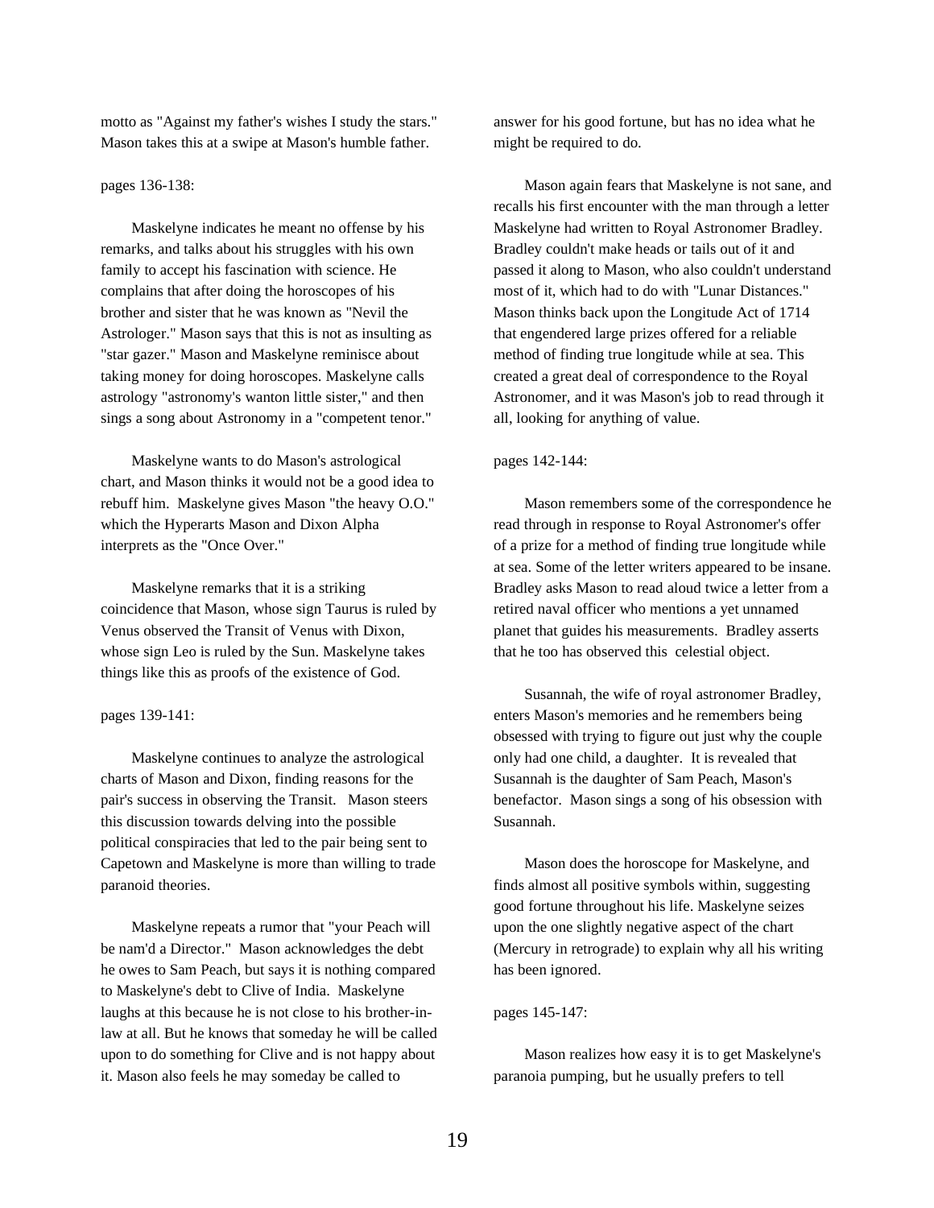motto as "Against my father's wishes I study the stars." Mason takes this at a swipe at Mason's humble father.

pages 136-138:

Maskelyne indicates he meant no offense by his remarks, and talks about his struggles with his own family to accept his fascination with science. He complains that after doing the horoscopes of his brother and sister that he was known as "Nevil the Astrologer." Mason says that this is not as insulting as "star gazer." Mason and Maskelyne reminisce about taking money for doing horoscopes. Maskelyne calls astrology "astronomy's wanton little sister," and then sings a song about Astronomy in a "competent tenor."

Maskelyne wants to do Mason's astrological chart, and Mason thinks it would not be a good idea to rebuff him. Maskelyne gives Mason "the heavy O.O." which the Hyperarts Mason and Dixon Alpha interprets as the "Once Over."

Maskelyne remarks that it is a striking coincidence that Mason, whose sign Taurus is ruled by Venus observed the Transit of Venus with Dixon, whose sign Leo is ruled by the Sun. Maskelyne takes things like this as proofs of the existence of God.

pages 139-141:

Maskelyne continues to analyze the astrological charts of Mason and Dixon, finding reasons for the pair's success in observing the Transit. Mason steers this discussion towards delving into the possible political conspiracies that led to the pair being sent to Capetown and Maskelyne is more than willing to trade paranoid theories.

Maskelyne repeats a rumor that "your Peach will be nam'd a Director." Mason acknowledges the debt he owes to Sam Peach, but says it is nothing compared to Maskelyne's debt to Clive of India. Maskelyne laughs at this because he is not close to his brother-in-law at all. But he knows that someday he will be called upon to do something for Clive and is not happy about it. Mason also feels he may someday be called to answer for his good fortune, but has no idea what he might be required to do.

Mason again fears that Maskelyne is not sane, and recalls his first encounter with the man through a letter Maskelyne had written to Royal Astronomer Bradley. Bradley couldn't make heads or tails out of it and passed it along to Mason, who also couldn't understand most of it, which had to do with "Lunar Distances." Mason thinks back upon the Longitude Act of 1714 that engendered large prizes offered for a reliable method of finding true longitude while at sea. This created a great deal of correspondence to the Royal Astronomer, and it was Mason's job to read through it all, looking for anything of value.

pages 142-144:

Mason remembers some of the correspondence he read through in response to Royal Astronomer's offer of a prize for a method of finding true longitude while at sea. Some of the letter writers appeared to be insane. Bradley asks Mason to read aloud twice a letter from a retired naval officer who mentions a yet unnamed planet that guides his measurements. Bradley asserts that he too has observed this celestial object.

Susannah, the wife of royal astronomer Bradley, enters Mason's memories and he remembers being obsessed with trying to figure out just why the couple only had one child, a daughter. It is revealed that Susannah is the daughter of Sam Peach, Mason's benefactor. Mason sings a song of his obsession with Susannah.

Mason does the horoscope for Maskelyne, and finds almost all positive symbols within, suggesting good fortune throughout his life. Maskelyne seizes upon the one slightly negative aspect of the chart (Mercury in retrograde) to explain why all his writing has been ignored.

pages 145-147:

Mason realizes how easy it is to get Maskelyne's paranoia pumping, but he usually prefers to tell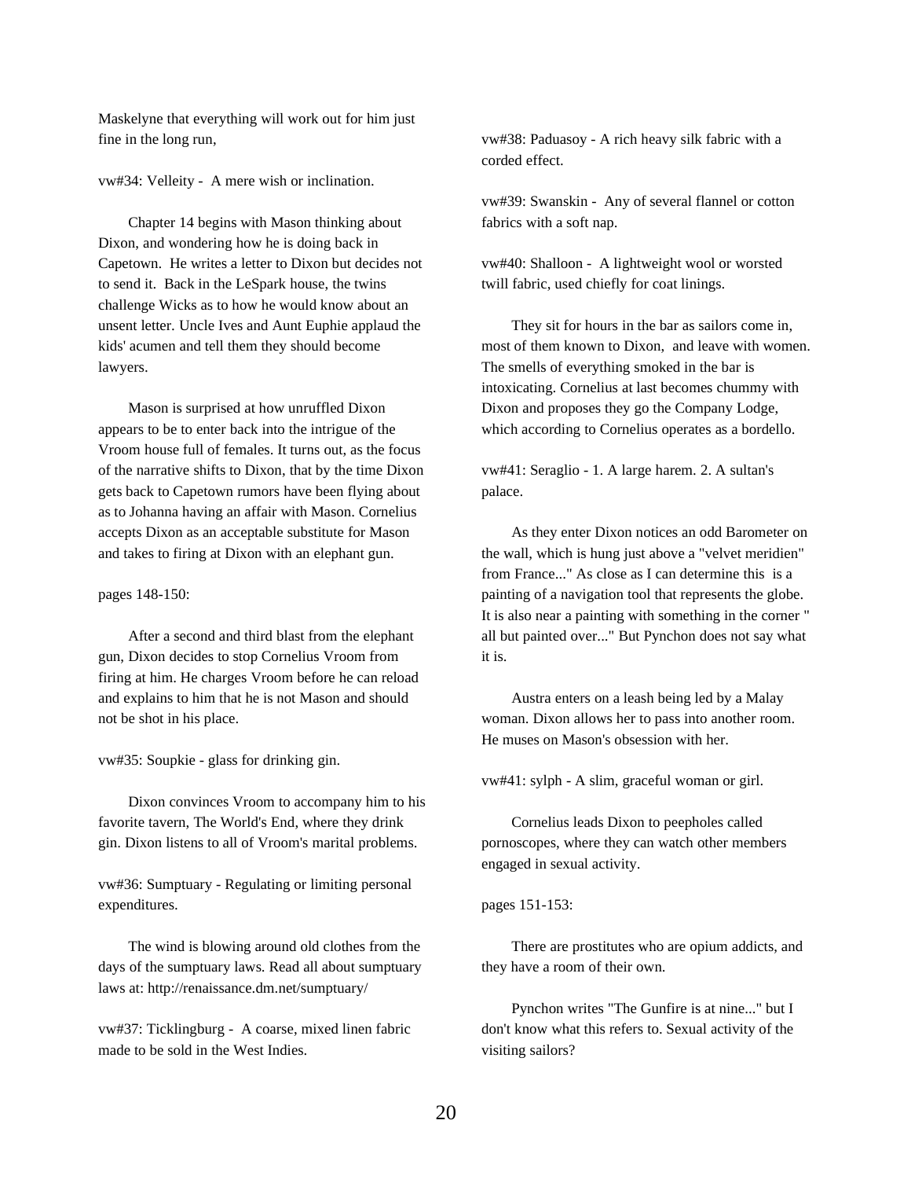Maskelyne that everything will work out for him just fine in the long run,

vw#34: Velleity - A mere wish or inclination.

Chapter 14 begins with Mason thinking about Dixon, and wondering how he is doing back in Capetown. He writes a letter to Dixon but decides not to send it. Back in the LeSpark house, the twins challenge Wicks as to how he would know about an unsent letter. Uncle Ives and Aunt Euphie applaud the kids' acumen and tell them they should become lawyers.

Mason is surprised at how unruffled Dixon appears to be to enter back into the intrigue of the Vroom house full of females. It turns out, as the focus of the narrative shifts to Dixon, that by the time Dixon gets back to Capetown rumors have been flying about as to Johanna having an affair with Mason. Cornelius accepts Dixon as an acceptable substitute for Mason and takes to firing at Dixon with an elephant gun.

pages 148-150:

After a second and third blast from the elephant gun, Dixon decides to stop Cornelius Vroom from firing at him. He charges Vroom before he can reload and explains to him that he is not Mason and should not be shot in his place.

vw#35: Soupkie - glass for drinking gin.

Dixon convinces Vroom to accompany him to his favorite tavern, The World's End, where they drink gin. Dixon listens to all of Vroom's marital problems.

vw#36: Sumptuary - Regulating or limiting personal expenditures.

The wind is blowing around old clothes from the days of the sumptuary laws. Read all about sumptuary laws at: http://renaissance.dm.net/sumptuary/

vw#37: Ticklingburg - A coarse, mixed linen fabric made to be sold in the West Indies.

vw#38: Paduasoy - A rich heavy silk fabric with a corded effect.

vw#39: Swanskin - Any of several flannel or cotton fabrics with a soft nap.

vw#40: Shalloon - A lightweight wool or worsted twill fabric, used chiefly for coat linings.

They sit for hours in the bar as sailors come in, most of them known to Dixon, and leave with women. The smells of everything smoked in the bar is intoxicating. Cornelius at last becomes chummy with Dixon and proposes they go the Company Lodge, which according to Cornelius operates as a bordello.

vw#41: Seraglio - 1. A large harem. 2. A sultan's palace.

As they enter Dixon notices an odd Barometer on the wall, which is hung just above a "velvet meridien" from France..." As close as I can determine this is a painting of a navigation tool that represents the globe. It is also near a painting with something in the corner " all but painted over..." But Pynchon does not say what it is.

Austra enters on a leash being led by a Malay woman. Dixon allows her to pass into another room. He muses on Mason's obsession with her.

vw#41: sylph - A slim, graceful woman or girl.

Cornelius leads Dixon to peepholes called pornoscopes, where they can watch other members engaged in sexual activity.

pages 151-153:

There are prostitutes who are opium addicts, and they have a room of their own.

Pynchon writes "The Gunfire is at nine..." but I don't know what this refers to. Sexual activity of the visiting sailors?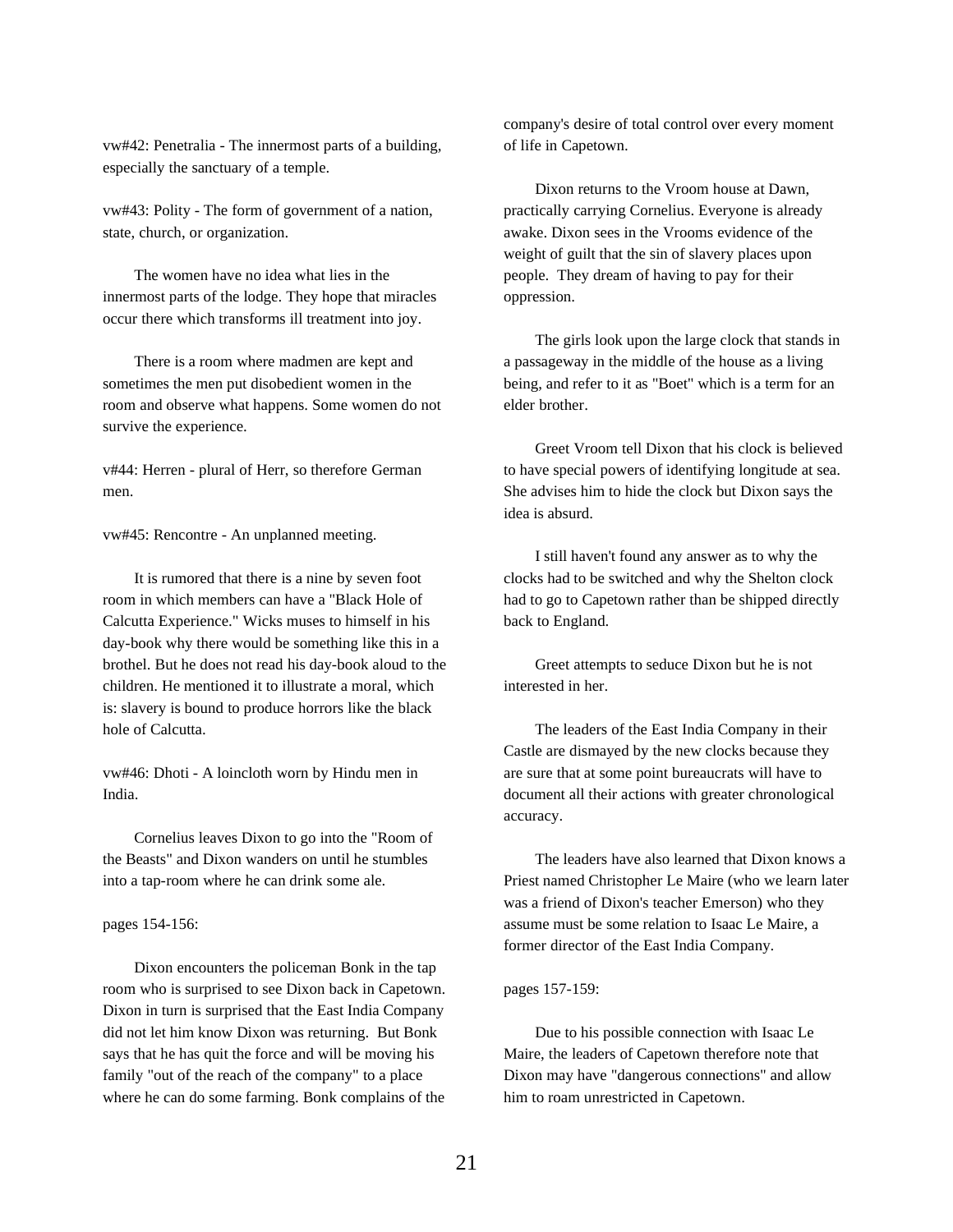vw#42: Penetralia - The innermost parts of a building, especially the sanctuary of a temple.

vw#43: Polity - The form of government of a nation, state, church, or organization.

The women have no idea what lies in the innermost parts of the lodge. They hope that miracles occur there which transforms ill treatment into joy.

There is a room where madmen are kept and sometimes the men put disobedient women in the room and observe what happens. Some women do not survive the experience.

v#44: Herren - plural of Herr, so therefore German men.

vw#45: Rencontre - An unplanned meeting.

It is rumored that there is a nine by seven foot room in which members can have a "Black Hole of Calcutta Experience." Wicks muses to himself in his day-book why there would be something like this in a brothel. But he does not read his day-book aloud to the children. He mentioned it to illustrate a moral, which is: slavery is bound to produce horrors like the black hole of Calcutta.

vw#46: Dhoti - A loincloth worn by Hindu men in India.

Cornelius leaves Dixon to go into the "Room of the Beasts" and Dixon wanders on until he stumbles into a tap-room where he can drink some ale.

pages 154-156:

Dixon encounters the policeman Bonk in the tap room who is surprised to see Dixon back in Capetown. Dixon in turn is surprised that the East India Company did not let him know Dixon was returning. But Bonk says that he has quit the force and will be moving his family "out of the reach of the company" to a place where he can do some farming. Bonk complains of the company's desire of total control over every moment of life in Capetown.

Dixon returns to the Vroom house at Dawn, practically carrying Cornelius. Everyone is already awake. Dixon sees in the Vrooms evidence of the weight of guilt that the sin of slavery places upon people. They dream of having to pay for their oppression.

The girls look upon the large clock that stands in a passageway in the middle of the house as a living being, and refer to it as "Boet" which is a term for an elder brother.

Greet Vroom tell Dixon that his clock is believed to have special powers of identifying longitude at sea. She advises him to hide the clock but Dixon says the idea is absurd.

I still haven't found any answer as to why the clocks had to be switched and why the Shelton clock had to go to Capetown rather than be shipped directly back to England.

Greet attempts to seduce Dixon but he is not interested in her.

The leaders of the East India Company in their Castle are dismayed by the new clocks because they are sure that at some point bureaucrats will have to document all their actions with greater chronological accuracy.

The leaders have also learned that Dixon knows a Priest named Christopher Le Maire (who we learn later was a friend of Dixon's teacher Emerson) who they assume must be some relation to Isaac Le Maire, a former director of the East India Company.

pages 157-159:

Due to his possible connection with Isaac Le Maire, the leaders of Capetown therefore note that Dixon may have "dangerous connections" and allow him to roam unrestricted in Capetown.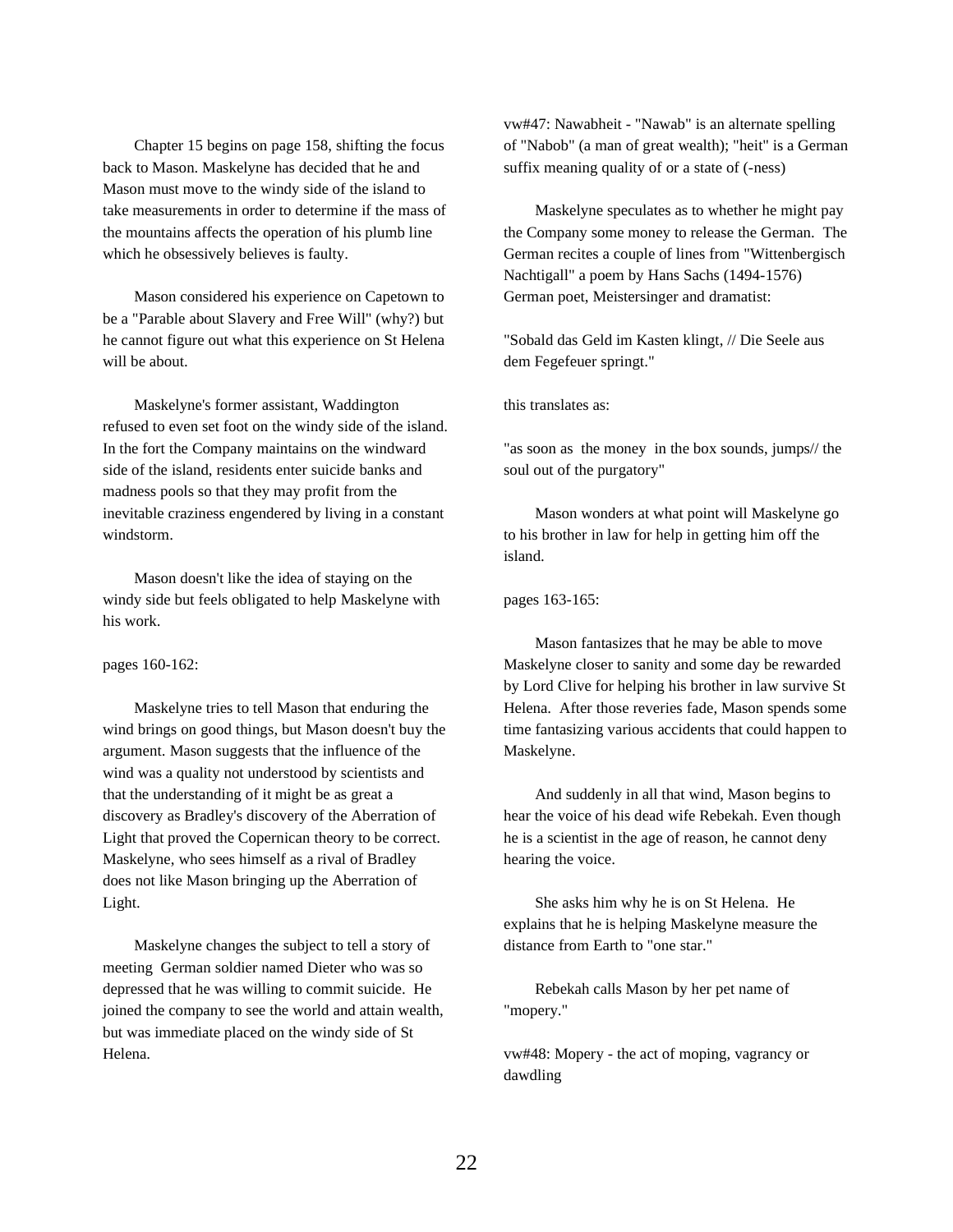Chapter 15 begins on page 158, shifting the focus back to Mason. Maskelyne has decided that he and Mason must move to the windy side of the island to take measurements in order to determine if the mass of the mountains affects the operation of his plumb line which he obsessively believes is faulty.

Mason considered his experience on Capetown to be a "Parable about Slavery and Free Will" (why?) but he cannot figure out what this experience on St Helena will be about.

Maskelyne's former assistant, Waddington refused to even set foot on the windy side of the island. In the fort the Company maintains on the windward side of the island, residents enter suicide banks and madness pools so that they may profit from the inevitable craziness engendered by living in a constant windstorm.

Mason doesn't like the idea of staying on the windy side but feels obligated to help Maskelyne with his work.

pages 160-162:

Maskelyne tries to tell Mason that enduring the wind brings on good things, but Mason doesn't buy the argument. Mason suggests that the influence of the wind was a quality not understood by scientists and that the understanding of it might be as great a discovery as Bradley's discovery of the Aberration of Light that proved the Copernican theory to be correct. Maskelyne, who sees himself as a rival of Bradley does not like Mason bringing up the Aberration of Light.

Maskelyne changes the subject to tell a story of meeting German soldier named Dieter who was so depressed that he was willing to commit suicide. He joined the company to see the world and attain wealth, but was immediate placed on the windy side of St Helena.

vw#47: Nawabheit - "Nawab" is an alternate spelling of "Nabob" (a man of great wealth); "heit" is a German suffix meaning quality of or a state of (-ness)

Maskelyne speculates as to whether he might pay the Company some money to release the German. The German recites a couple of lines from "Wittenbergisch Nachtigall" a poem by Hans Sachs (1494-1576) German poet, Meistersinger and dramatist:

"Sobald das Geld im Kasten klingt, // Die Seele aus dem Fegefeuer springt."

this translates as:

"as soon as the money in the box sounds, jumps// the soul out of the purgatory"

Mason wonders at what point will Maskelyne go to his brother in law for help in getting him off the island.

pages 163-165:

Mason fantasizes that he may be able to move Maskelyne closer to sanity and some day be rewarded by Lord Clive for helping his brother in law survive St Helena. After those reveries fade, Mason spends some time fantasizing various accidents that could happen to Maskelyne.

And suddenly in all that wind, Mason begins to hear the voice of his dead wife Rebekah. Even though he is a scientist in the age of reason, he cannot deny hearing the voice.

She asks him why he is on St Helena. He explains that he is helping Maskelyne measure the distance from Earth to "one star."

Rebekah calls Mason by her pet name of "mopery."

vw#48: Mopery - the act of moping, vagrancy or dawdling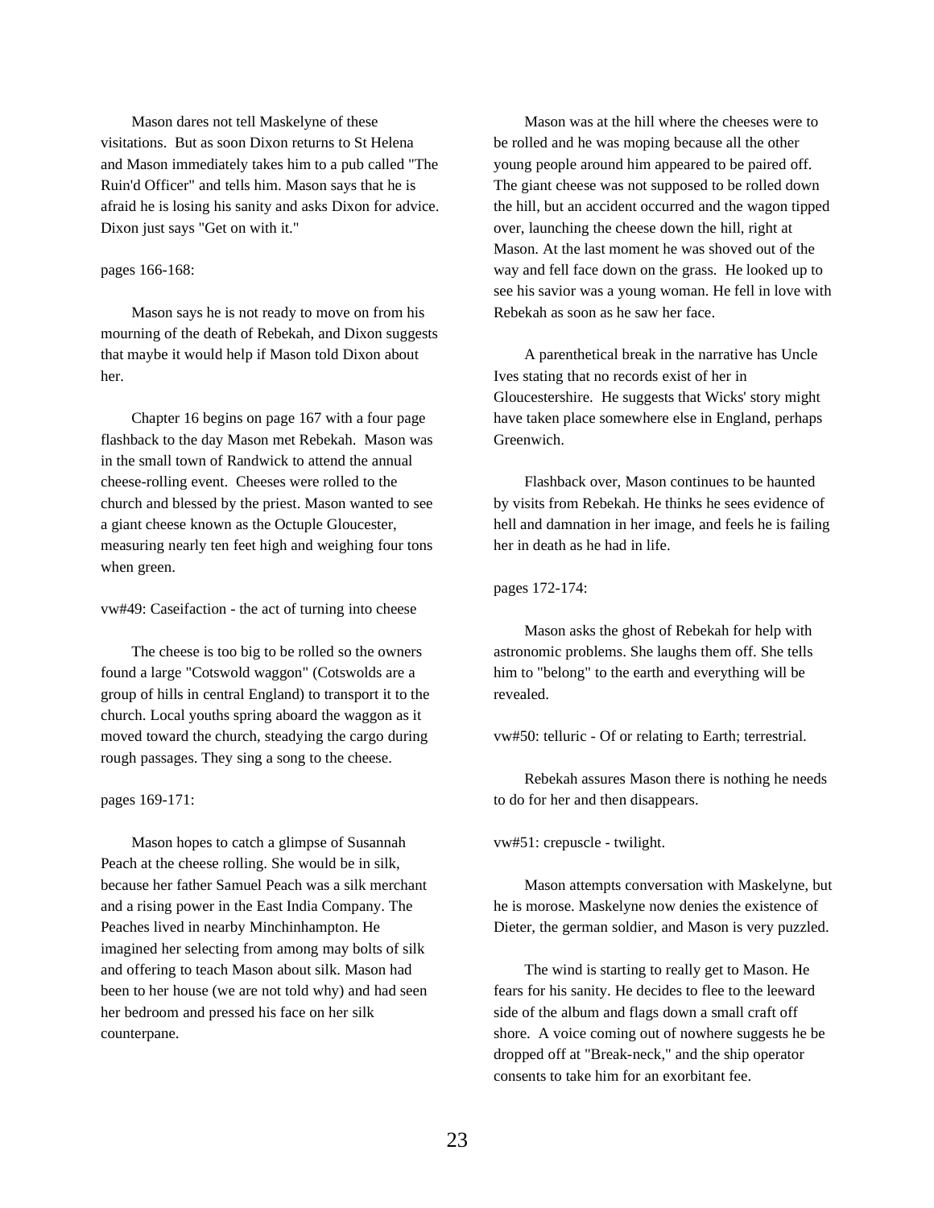Mason dares not tell Maskelyne of these visitations. But as soon Dixon returns to St Helena and Mason immediately takes him to a pub called "The Ruin'd Officer" and tells him. Mason says that he is afraid he is losing his sanity and asks Dixon for advice. Dixon just says "Get on with it."

pages 166-168:

Mason says he is not ready to move on from his mourning of the death of Rebekah, and Dixon suggests that maybe it would help if Mason told Dixon about her.

Chapter 16 begins on page 167 with a four page flashback to the day Mason met Rebekah. Mason was in the small town of Randwick to attend the annual cheese-rolling event. Cheeses were rolled to the church and blessed by the priest. Mason wanted to see a giant cheese known as the Octuple Gloucester, measuring nearly ten feet high and weighing four tons when green.

vw#49: Caseifaction - the act of turning into cheese

The cheese is too big to be rolled so the owners found a large "Cotswold waggon" (Cotswolds are a group of hills in central England) to transport it to the church. Local youths spring aboard the waggon as it moved toward the church, steadying the cargo during rough passages. They sing a song to the cheese.

pages 169-171:

Mason hopes to catch a glimpse of Susannah Peach at the cheese rolling. She would be in silk, because her father Samuel Peach was a silk merchant and a rising power in the East India Company. The Peaches lived in nearby Minchinhampton. He imagined her selecting from among may bolts of silk and offering to teach Mason about silk. Mason had been to her house (we are not told why) and had seen her bedroom and pressed his face on her silk counterpane.

Mason was at the hill where the cheeses were to be rolled and he was moping because all the other young people around him appeared to be paired off. The giant cheese was not supposed to be rolled down the hill, but an accident occurred and the wagon tipped over, launching the cheese down the hill, right at Mason. At the last moment he was shoved out of the way and fell face down on the grass. He looked up to see his savior was a young woman. He fell in love with Rebekah as soon as he saw her face.

A parenthetical break in the narrative has Uncle Ives stating that no records exist of her in Gloucestershire. He suggests that Wicks' story might have taken place somewhere else in England, perhaps Greenwich.

Flashback over, Mason continues to be haunted by visits from Rebekah. He thinks he sees evidence of hell and damnation in her image, and feels he is failing her in death as he had in life.

pages 172-174:

Mason asks the ghost of Rebekah for help with astronomic problems. She laughs them off. She tells him to "belong" to the earth and everything will be revealed.

vw#50: telluric - Of or relating to Earth; terrestrial.

Rebekah assures Mason there is nothing he needs to do for her and then disappears.

vw#51: crepuscle - twilight.

Mason attempts conversation with Maskelyne, but he is morose. Maskelyne now denies the existence of Dieter, the german soldier, and Mason is very puzzled.

The wind is starting to really get to Mason. He fears for his sanity. He decides to flee to the leeward side of the album and flags down a small craft off shore. A voice coming out of nowhere suggests he be dropped off at "Break-neck," and the ship operator consents to take him for an exorbitant fee.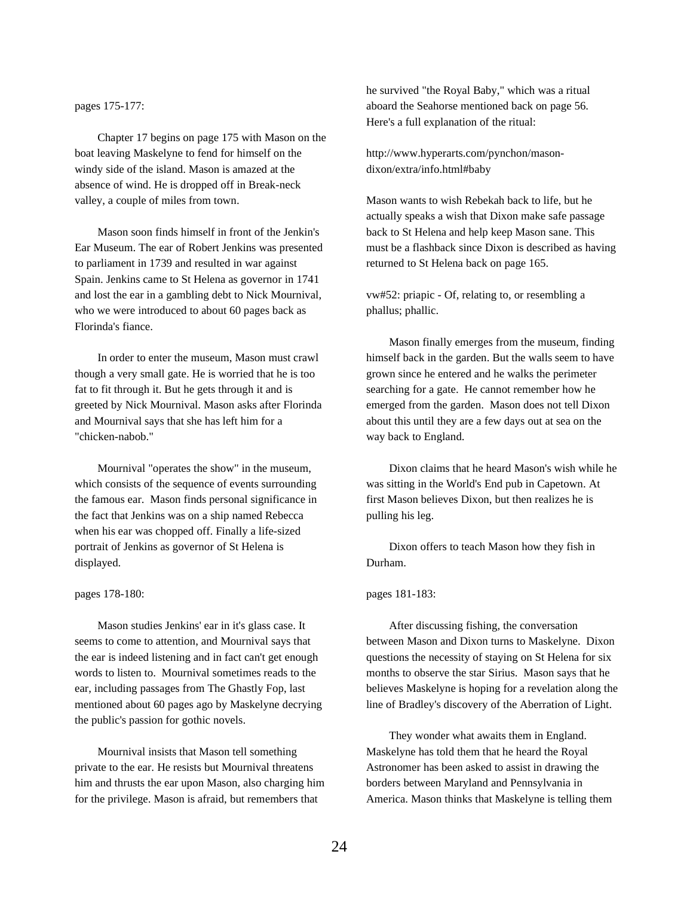pages 175-177:

Chapter 17 begins on page 175 with Mason on the boat leaving Maskelyne to fend for himself on the windy side of the island. Mason is amazed at the absence of wind. He is dropped off in Break-neck valley, a couple of miles from town.

Mason soon finds himself in front of the Jenkin's Ear Museum. The ear of Robert Jenkins was presented to parliament in 1739 and resulted in war against Spain. Jenkins came to St Helena as governor in 1741 and lost the ear in a gambling debt to Nick Mournival, who we were introduced to about 60 pages back as Florinda's fiance.

In order to enter the museum, Mason must crawl though a very small gate. He is worried that he is too fat to fit through it. But he gets through it and is greeted by Nick Mournival. Mason asks after Florinda and Mournival says that she has left him for a "chicken-nabob."

Mournival "operates the show" in the museum, which consists of the sequence of events surrounding the famous ear. Mason finds personal significance in the fact that Jenkins was on a ship named Rebecca when his ear was chopped off. Finally a life-sized portrait of Jenkins as governor of St Helena is displayed.

pages 178-180:

Mason studies Jenkins' ear in it's glass case. It seems to come to attention, and Mournival says that the ear is indeed listening and in fact can't get enough words to listen to. Mournival sometimes reads to the ear, including passages from The Ghastly Fop, last mentioned about 60 pages ago by Maskelyne decrying the public's passion for gothic novels.

Mournival insists that Mason tell something private to the ear. He resists but Mournival threatens him and thrusts the ear upon Mason, also charging him for the privilege. Mason is afraid, but remembers that he survived "the Royal Baby," which was a ritual aboard the Seahorse mentioned back on page 56. Here's a full explanation of the ritual:

http://www.hyperarts.com/pynchon/mason-dixon/extra/info.html#baby

Mason wants to wish Rebekah back to life, but he actually speaks a wish that Dixon make safe passage back to St Helena and help keep Mason sane. This must be a flashback since Dixon is described as having returned to St Helena back on page 165.

vw#52: priapic - Of, relating to, or resembling a phallus; phallic.

Mason finally emerges from the museum, finding himself back in the garden. But the walls seem to have grown since he entered and he walks the perimeter searching for a gate. He cannot remember how he emerged from the garden. Mason does not tell Dixon about this until they are a few days out at sea on the way back to England.

Dixon claims that he heard Mason's wish while he was sitting in the World's End pub in Capetown. At first Mason believes Dixon, but then realizes he is pulling his leg.

Dixon offers to teach Mason how they fish in Durham.

pages 181-183:

After discussing fishing, the conversation between Mason and Dixon turns to Maskelyne. Dixon questions the necessity of staying on St Helena for six months to observe the star Sirius. Mason says that he believes Maskelyne is hoping for a revelation along the line of Bradley's discovery of the Aberration of Light.

They wonder what awaits them in England. Maskelyne has told them that he heard the Royal Astronomer has been asked to assist in drawing the borders between Maryland and Pennsylvania in America. Mason thinks that Maskelyne is telling them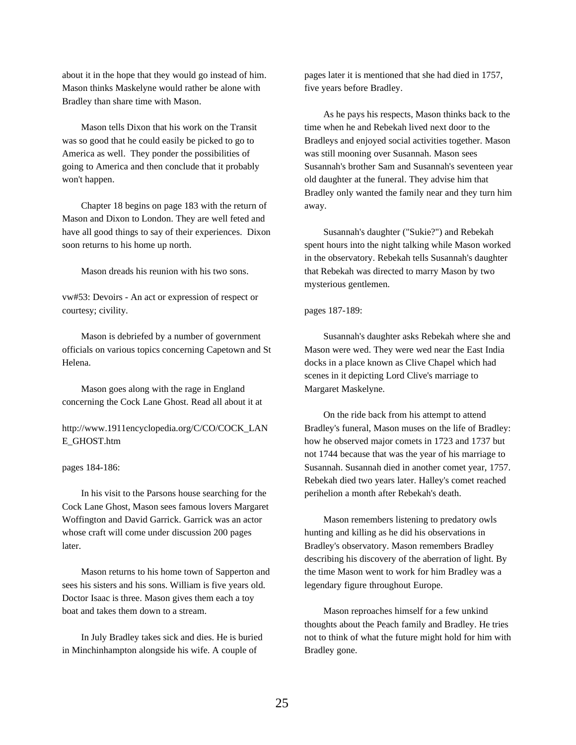about it in the hope that they would go instead of him. Mason thinks Maskelyne would rather be alone with Bradley than share time with Mason.

Mason tells Dixon that his work on the Transit was so good that he could easily be picked to go to America as well. They ponder the possibilities of going to America and then conclude that it probably won't happen.

Chapter 18 begins on page 183 with the return of Mason and Dixon to London. They are well feted and have all good things to say of their experiences. Dixon soon returns to his home up north.

Mason dreads his reunion with his two sons.

vw#53: Devoirs - An act or expression of respect or courtesy; civility.

Mason is debriefed by a number of government officials on various topics concerning Capetown and St Helena.

Mason goes along with the rage in England concerning the Cock Lane Ghost. Read all about it at

http://www.1911encyclopedia.org/C/CO/COCK_LANE_GHOST.htm

pages 184-186:

In his visit to the Parsons house searching for the Cock Lane Ghost, Mason sees famous lovers Margaret Woffington and David Garrick. Garrick was an actor whose craft will come under discussion 200 pages later.

Mason returns to his home town of Sapperton and sees his sisters and his sons. William is five years old. Doctor Isaac is three. Mason gives them each a toy boat and takes them down to a stream.

In July Bradley takes sick and dies. He is buried in Minchinhampton alongside his wife. A couple of pages later it is mentioned that she had died in 1757, five years before Bradley.

As he pays his respects, Mason thinks back to the time when he and Rebekah lived next door to the Bradleys and enjoyed social activities together. Mason was still mooning over Susannah. Mason sees Susannah's brother Sam and Susannah's seventeen year old daughter at the funeral. They advise him that Bradley only wanted the family near and they turn him away.

Susannah's daughter ("Sukie?") and Rebekah spent hours into the night talking while Mason worked in the observatory. Rebekah tells Susannah's daughter that Rebekah was directed to marry Mason by two mysterious gentlemen.

pages 187-189:

Susannah's daughter asks Rebekah where she and Mason were wed. They were wed near the East India docks in a place known as Clive Chapel which had scenes in it depicting Lord Clive's marriage to Margaret Maskelyne.

On the ride back from his attempt to attend Bradley's funeral, Mason muses on the life of Bradley: how he observed major comets in 1723 and 1737 but not 1744 because that was the year of his marriage to Susannah. Susannah died in another comet year, 1757. Rebekah died two years later. Halley's comet reached perihelion a month after Rebekah's death.

Mason remembers listening to predatory owls hunting and killing as he did his observations in Bradley's observatory. Mason remembers Bradley describing his discovery of the aberration of light. By the time Mason went to work for him Bradley was a legendary figure throughout Europe.

Mason reproaches himself for a few unkind thoughts about the Peach family and Bradley. He tries not to think of what the future might hold for him with Bradley gone.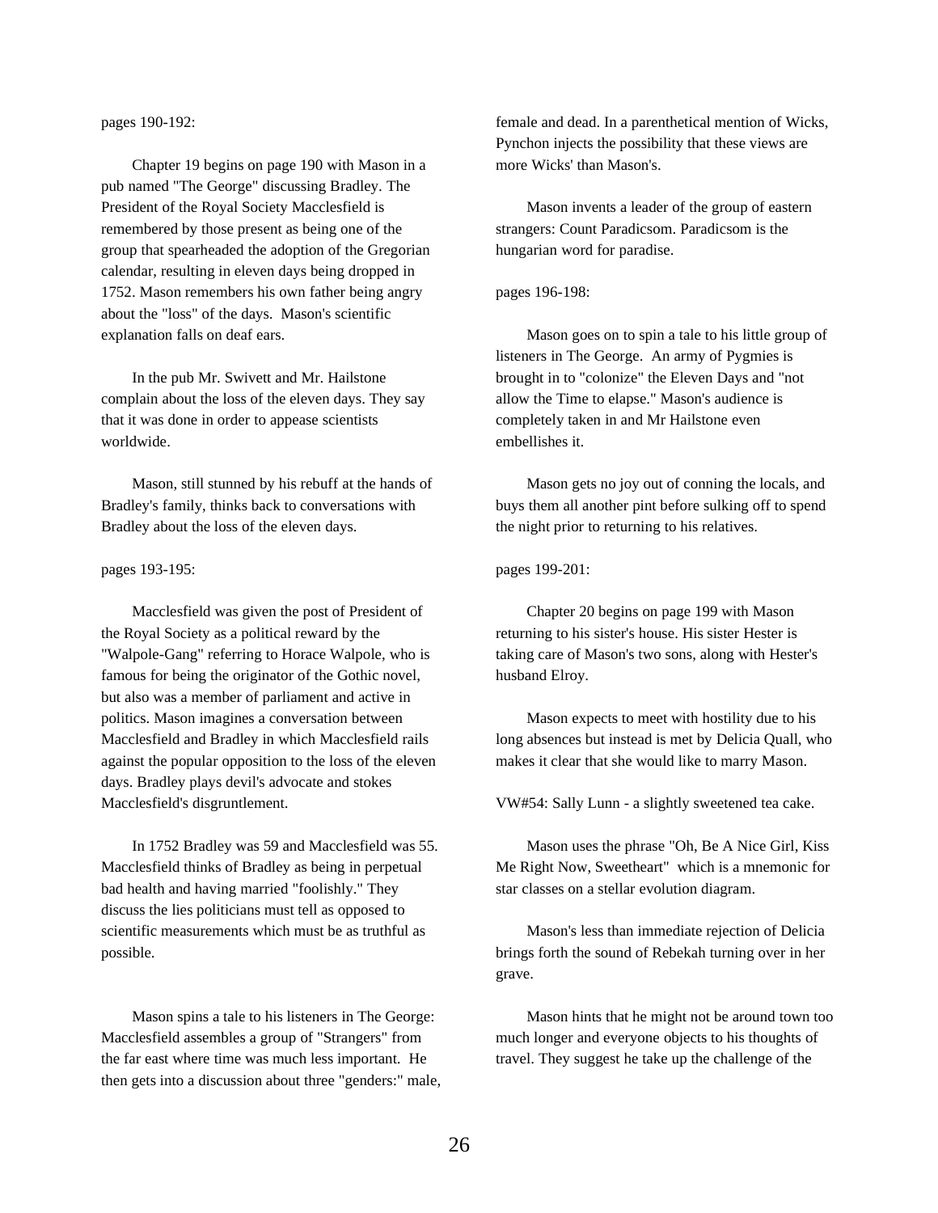pages 190-192:

Chapter 19 begins on page 190 with Mason in a pub named "The George" discussing Bradley. The President of the Royal Society Macclesfield is remembered by those present as being one of the group that spearheaded the adoption of the Gregorian calendar, resulting in eleven days being dropped in 1752. Mason remembers his own father being angry about the "loss" of the days. Mason's scientific explanation falls on deaf ears.

In the pub Mr. Swivett and Mr. Hailstone complain about the loss of the eleven days. They say that it was done in order to appease scientists worldwide.

Mason, still stunned by his rebuff at the hands of Bradley's family, thinks back to conversations with Bradley about the loss of the eleven days.

pages 193-195:

Macclesfield was given the post of President of the Royal Society as a political reward by the "Walpole-Gang" referring to Horace Walpole, who is famous for being the originator of the Gothic novel, but also was a member of parliament and active in politics. Mason imagines a conversation between Macclesfield and Bradley in which Macclesfield rails against the popular opposition to the loss of the eleven days. Bradley plays devil's advocate and stokes Macclesfield's disgruntlement.

In 1752 Bradley was 59 and Macclesfield was 55. Macclesfield thinks of Bradley as being in perpetual bad health and having married "foolishly." They discuss the lies politicians must tell as opposed to scientific measurements which must be as truthful as possible.

Mason spins a tale to his listeners in The George: Macclesfield assembles a group of "Strangers" from the far east where time was much less important. He then gets into a discussion about three "genders:" male, female and dead. In a parenthetical mention of Wicks, Pynchon injects the possibility that these views are more Wicks' than Mason's.

Mason invents a leader of the group of eastern strangers: Count Paradicsom. Paradicsom is the hungarian word for paradise.

pages 196-198:

Mason goes on to spin a tale to his little group of listeners in The George. An army of Pygmies is brought in to "colonize" the Eleven Days and "not allow the Time to elapse." Mason's audience is completely taken in and Mr Hailstone even embellishes it.

Mason gets no joy out of conning the locals, and buys them all another pint before sulking off to spend the night prior to returning to his relatives.

pages 199-201:

Chapter 20 begins on page 199 with Mason returning to his sister's house. His sister Hester is taking care of Mason's two sons, along with Hester's husband Elroy.

Mason expects to meet with hostility due to his long absences but instead is met by Delicia Quall, who makes it clear that she would like to marry Mason.

VW#54: Sally Lunn - a slightly sweetened tea cake.

Mason uses the phrase "Oh, Be A Nice Girl, Kiss Me Right Now, Sweetheart" which is a mnemonic for star classes on a stellar evolution diagram.

Mason's less than immediate rejection of Delicia brings forth the sound of Rebekah turning over in her grave.

Mason hints that he might not be around town too much longer and everyone objects to his thoughts of travel. They suggest he take up the challenge of the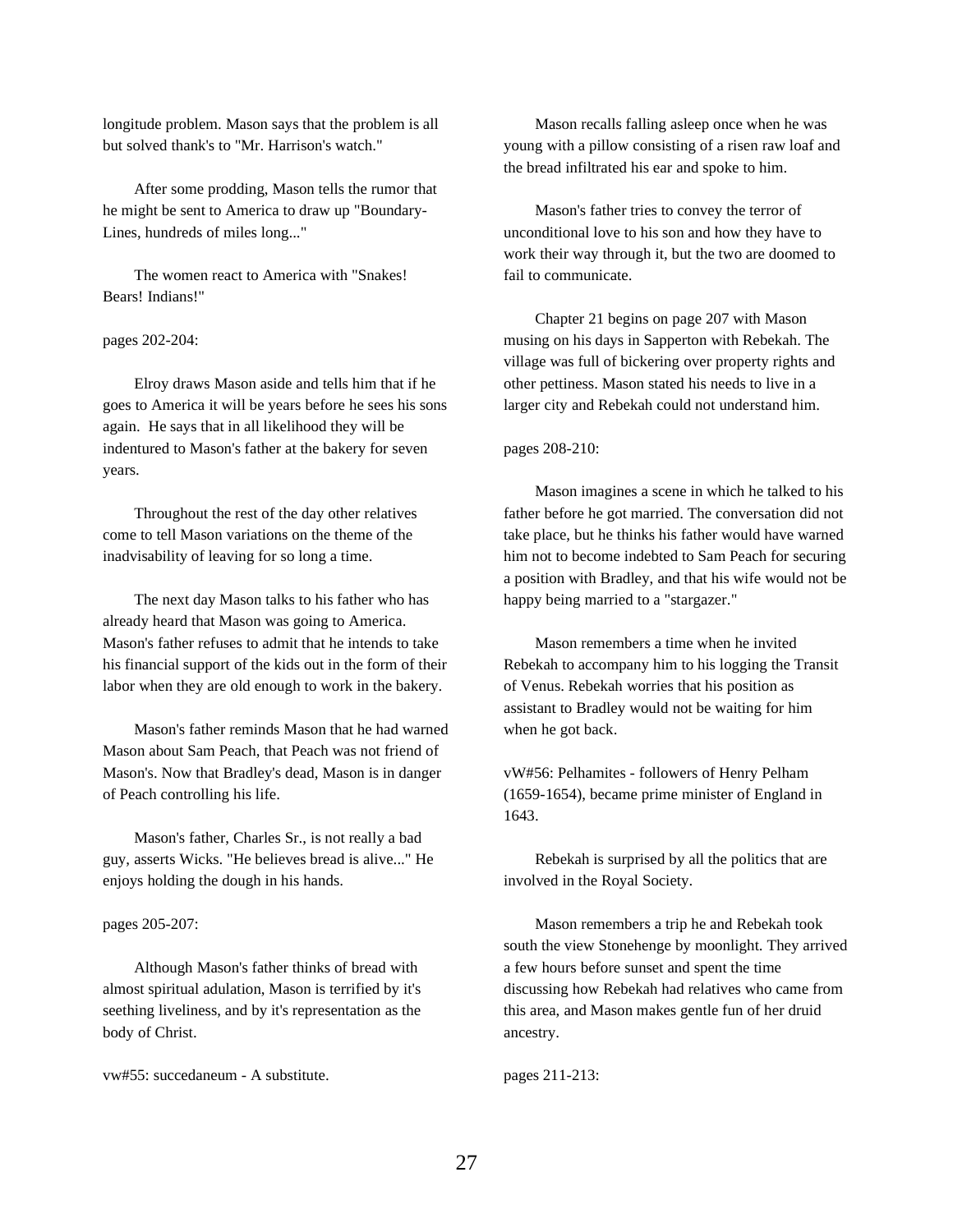longitude problem. Mason says that the problem is all but solved thank's to "Mr. Harrison's watch."

After some prodding, Mason tells the rumor that he might be sent to America to draw up "Boundary-Lines, hundreds of miles long..."

The women react to America with "Snakes! Bears! Indians!"

pages 202-204:

Elroy draws Mason aside and tells him that if he goes to America it will be years before he sees his sons again. He says that in all likelihood they will be indentured to Mason's father at the bakery for seven years.

Throughout the rest of the day other relatives come to tell Mason variations on the theme of the inadvisability of leaving for so long a time.

The next day Mason talks to his father who has already heard that Mason was going to America. Mason's father refuses to admit that he intends to take his financial support of the kids out in the form of their labor when they are old enough to work in the bakery.

Mason's father reminds Mason that he had warned Mason about Sam Peach, that Peach was not friend of Mason's. Now that Bradley's dead, Mason is in danger of Peach controlling his life.

Mason's father, Charles Sr., is not really a bad guy, asserts Wicks. "He believes bread is alive..." He enjoys holding the dough in his hands.

pages 205-207:

Although Mason's father thinks of bread with almost spiritual adulation, Mason is terrified by it's seething liveliness, and by it's representation as the body of Christ.

vw#55: succedaneum - A substitute.

Mason recalls falling asleep once when he was young with a pillow consisting of a risen raw loaf and the bread infiltrated his ear and spoke to him.

Mason's father tries to convey the terror of unconditional love to his son and how they have to work their way through it, but the two are doomed to fail to communicate.

Chapter 21 begins on page 207 with Mason musing on his days in Sapperton with Rebekah. The village was full of bickering over property rights and other pettiness. Mason stated his needs to live in a larger city and Rebekah could not understand him.

pages 208-210:

Mason imagines a scene in which he talked to his father before he got married. The conversation did not take place, but he thinks his father would have warned him not to become indebted to Sam Peach for securing a position with Bradley, and that his wife would not be happy being married to a "stargazer."

Mason remembers a time when he invited Rebekah to accompany him to his logging the Transit of Venus. Rebekah worries that his position as assistant to Bradley would not be waiting for him when he got back.

vW#56: Pelhamites - followers of Henry Pelham (1659-1654), became prime minister of England in 1643.

Rebekah is surprised by all the politics that are involved in the Royal Society.

Mason remembers a trip he and Rebekah took south the view Stonehenge by moonlight. They arrived a few hours before sunset and spent the time discussing how Rebekah had relatives who came from this area, and Mason makes gentle fun of her druid ancestry.

pages 211-213: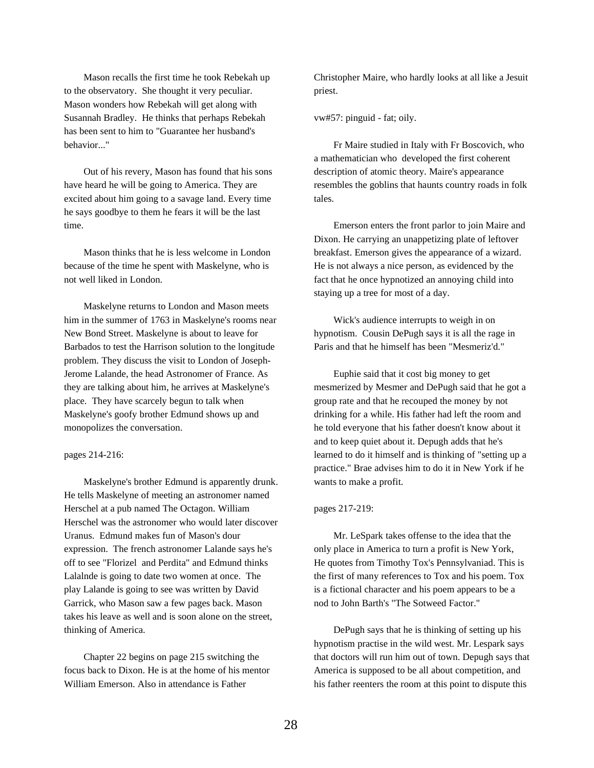Mason recalls the first time he took Rebekah up to the observatory. She thought it very peculiar. Mason wonders how Rebekah will get along with Susannah Bradley. He thinks that perhaps Rebekah has been sent to him to "Guarantee her husband's behavior..."

Out of his revery, Mason has found that his sons have heard he will be going to America. They are excited about him going to a savage land. Every time he says goodbye to them he fears it will be the last time.

Mason thinks that he is less welcome in London because of the time he spent with Maskelyne, who is not well liked in London.

Maskelyne returns to London and Mason meets him in the summer of 1763 in Maskelyne's rooms near New Bond Street. Maskelyne is about to leave for Barbados to test the Harrison solution to the longitude problem. They discuss the visit to London of Joseph-Jerome Lalande, the head Astronomer of France. As they are talking about him, he arrives at Maskelyne's place. They have scarcely begun to talk when Maskelyne's goofy brother Edmund shows up and monopolizes the conversation.

pages 214-216:

Maskelyne's brother Edmund is apparently drunk. He tells Maskelyne of meeting an astronomer named Herschel at a pub named The Octagon. William Herschel was the astronomer who would later discover Uranus. Edmund makes fun of Mason's dour expression. The french astronomer Lalande says he's off to see "Florizel and Perdita" and Edmund thinks Lalalnde is going to date two women at once. The play Lalande is going to see was written by David Garrick, who Mason saw a few pages back. Mason takes his leave as well and is soon alone on the street, thinking of America.

Chapter 22 begins on page 215 switching the focus back to Dixon. He is at the home of his mentor William Emerson. Also in attendance is Father Christopher Maire, who hardly looks at all like a Jesuit priest.

vw#57: pinguid - fat; oily.

Fr Maire studied in Italy with Fr Boscovich, who a mathematician who developed the first coherent description of atomic theory. Maire's appearance resembles the goblins that haunts country roads in folk tales.

Emerson enters the front parlor to join Maire and Dixon. He carrying an unappetizing plate of leftover breakfast. Emerson gives the appearance of a wizard. He is not always a nice person, as evidenced by the fact that he once hypnotized an annoying child into staying up a tree for most of a day.

Wick's audience interrupts to weigh in on hypnotism. Cousin DePugh says it is all the rage in Paris and that he himself has been "Mesmeriz'd."

Euphie said that it cost big money to get mesmerized by Mesmer and DePugh said that he got a group rate and that he recouped the money by not drinking for a while. His father had left the room and he told everyone that his father doesn't know about it and to keep quiet about it. Depugh adds that he's learned to do it himself and is thinking of "setting up a practice." Brae advises him to do it in New York if he wants to make a profit.

pages 217-219:

Mr. LeSpark takes offense to the idea that the only place in America to turn a profit is New York, He quotes from Timothy Tox's Pennsylvaniad. This is the first of many references to Tox and his poem. Tox is a fictional character and his poem appears to be a nod to John Barth's "The Sotweed Factor."

DePugh says that he is thinking of setting up his hypnotism practise in the wild west. Mr. Lespark says that doctors will run him out of town. Depugh says that America is supposed to be all about competition, and his father reenters the room at this point to dispute this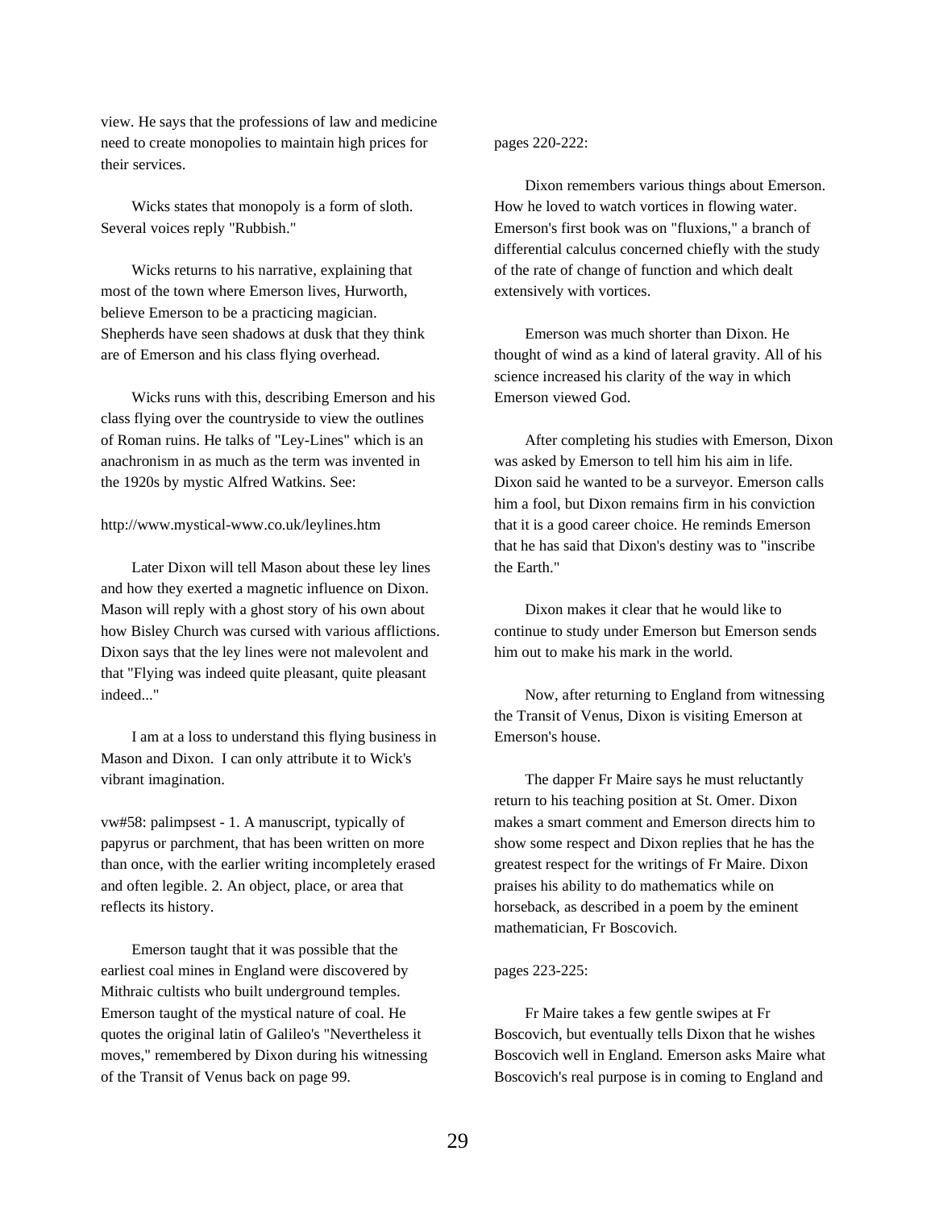view. He says that the professions of law and medicine need to create monopolies to maintain high prices for their services.

Wicks states that monopoly is a form of sloth. Several voices reply "Rubbish."

Wicks returns to his narrative, explaining that most of the town where Emerson lives, Hurworth, believe Emerson to be a practicing magician. Shepherds have seen shadows at dusk that they think are of Emerson and his class flying overhead.

Wicks runs with this, describing Emerson and his class flying over the countryside to view the outlines of Roman ruins. He talks of "Ley-Lines" which is an anachronism in as much as the term was invented in the 1920s by mystic Alfred Watkins. See:

http://www.mystical-www.co.uk/leylines.htm

Later Dixon will tell Mason about these ley lines and how they exerted a magnetic influence on Dixon. Mason will reply with a ghost story of his own about how Bisley Church was cursed with various afflictions. Dixon says that the ley lines were not malevolent and that "Flying was indeed quite pleasant, quite pleasant indeed..."

I am at a loss to understand this flying business in Mason and Dixon. I can only attribute it to Wick's vibrant imagination.

vw#58: palimpsest - 1. A manuscript, typically of papyrus or parchment, that has been written on more than once, with the earlier writing incompletely erased and often legible. 2. An object, place, or area that reflects its history.

Emerson taught that it was possible that the earliest coal mines in England were discovered by Mithraic cultists who built underground temples. Emerson taught of the mystical nature of coal. He quotes the original latin of Galileo's "Nevertheless it moves," remembered by Dixon during his witnessing of the Transit of Venus back on page 99.

pages 220-222:

Dixon remembers various things about Emerson. How he loved to watch vortices in flowing water. Emerson's first book was on "fluxions," a branch of differential calculus concerned chiefly with the study of the rate of change of function and which dealt extensively with vortices.

Emerson was much shorter than Dixon. He thought of wind as a kind of lateral gravity. All of his science increased his clarity of the way in which Emerson viewed God.

After completing his studies with Emerson, Dixon was asked by Emerson to tell him his aim in life. Dixon said he wanted to be a surveyor. Emerson calls him a fool, but Dixon remains firm in his conviction that it is a good career choice. He reminds Emerson that he has said that Dixon's destiny was to "inscribe the Earth."

Dixon makes it clear that he would like to continue to study under Emerson but Emerson sends him out to make his mark in the world.

Now, after returning to England from witnessing the Transit of Venus, Dixon is visiting Emerson at Emerson's house.

The dapper Fr Maire says he must reluctantly return to his teaching position at St. Omer. Dixon makes a smart comment and Emerson directs him to show some respect and Dixon replies that he has the greatest respect for the writings of Fr Maire. Dixon praises his ability to do mathematics while on horseback, as described in a poem by the eminent mathematician, Fr Boscovich.

pages 223-225:

Fr Maire takes a few gentle swipes at Fr Boscovich, but eventually tells Dixon that he wishes Boscovich well in England. Emerson asks Maire what Boscovich's real purpose is in coming to England and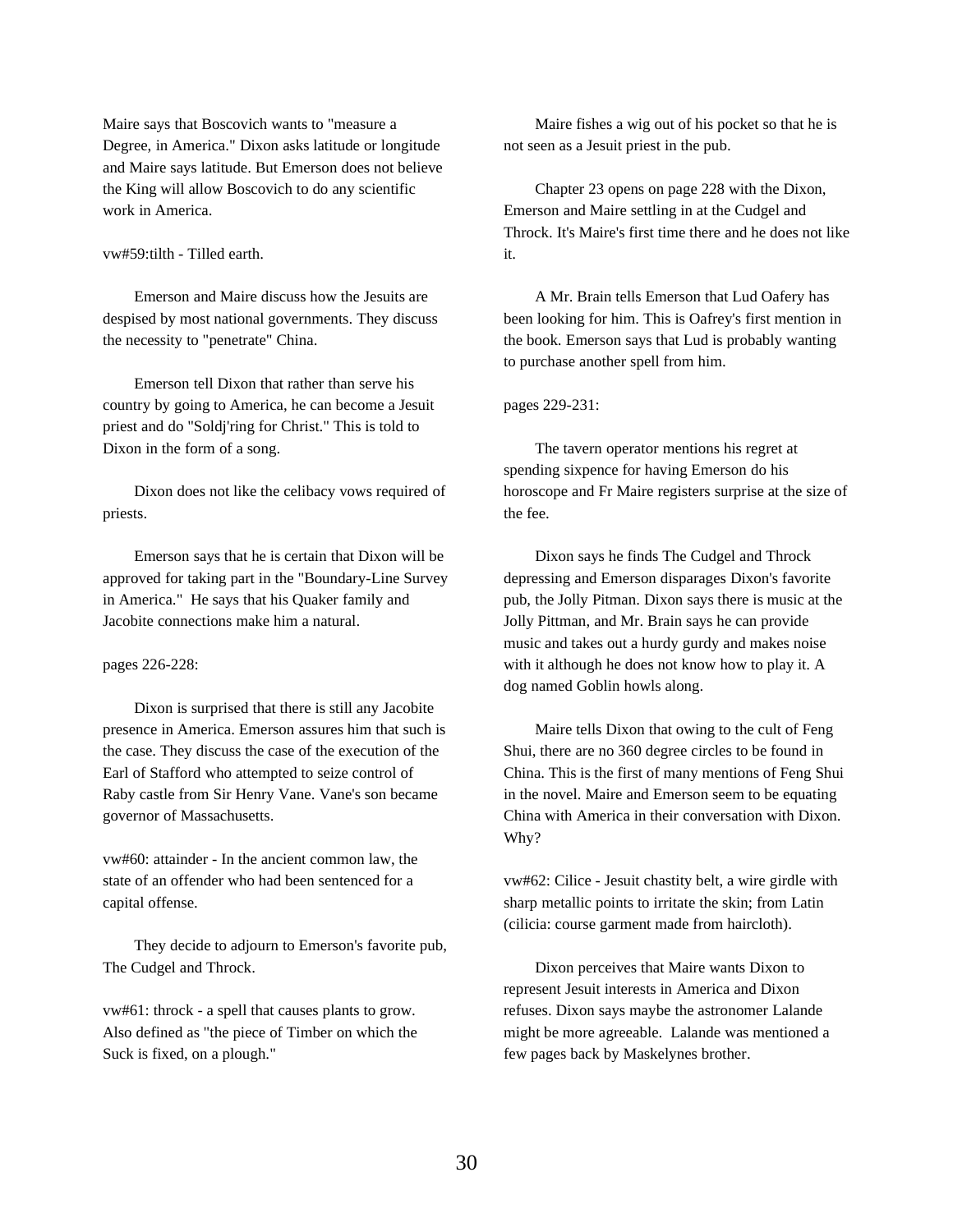Maire says that Boscovich wants to "measure a Degree, in America." Dixon asks latitude or longitude and Maire says latitude. But Emerson does not believe the King will allow Boscovich to do any scientific work in America.

vw#59:tilth - Tilled earth.

Emerson and Maire discuss how the Jesuits are despised by most national governments. They discuss the necessity to "penetrate" China.

Emerson tell Dixon that rather than serve his country by going to America, he can become a Jesuit priest and do "Soldj'ring for Christ." This is told to Dixon in the form of a song.

Dixon does not like the celibacy vows required of priests.

Emerson says that he is certain that Dixon will be approved for taking part in the "Boundary-Line Survey in America." He says that his Quaker family and Jacobite connections make him a natural.

pages 226-228:

Dixon is surprised that there is still any Jacobite presence in America. Emerson assures him that such is the case. They discuss the case of the execution of the Earl of Stafford who attempted to seize control of Raby castle from Sir Henry Vane. Vane's son became governor of Massachusetts.

vw#60: attainder - In the ancient common law, the state of an offender who had been sentenced for a capital offense.

They decide to adjourn to Emerson's favorite pub, The Cudgel and Throck.

vw#61: throck - a spell that causes plants to grow. Also defined as "the piece of Timber on which the Suck is fixed, on a plough."

Maire fishes a wig out of his pocket so that he is not seen as a Jesuit priest in the pub.

Chapter 23 opens on page 228 with the Dixon, Emerson and Maire settling in at the Cudgel and Throck. It's Maire's first time there and he does not like it.

A Mr. Brain tells Emerson that Lud Oafery has been looking for him. This is Oafrey's first mention in the book. Emerson says that Lud is probably wanting to purchase another spell from him.

pages 229-231:

The tavern operator mentions his regret at spending sixpence for having Emerson do his horoscope and Fr Maire registers surprise at the size of the fee.

Dixon says he finds The Cudgel and Throck depressing and Emerson disparages Dixon's favorite pub, the Jolly Pitman. Dixon says there is music at the Jolly Pittman, and Mr. Brain says he can provide music and takes out a hurdy gurdy and makes noise with it although he does not know how to play it. A dog named Goblin howls along.

Maire tells Dixon that owing to the cult of Feng Shui, there are no 360 degree circles to be found in China. This is the first of many mentions of Feng Shui in the novel. Maire and Emerson seem to be equating China with America in their conversation with Dixon. Why?

vw#62: Cilice - Jesuit chastity belt, a wire girdle with sharp metallic points to irritate the skin; from Latin (cilicia: course garment made from haircloth).

Dixon perceives that Maire wants Dixon to represent Jesuit interests in America and Dixon refuses. Dixon says maybe the astronomer Lalande might be more agreeable. Lalande was mentioned a few pages back by Maskelynes brother.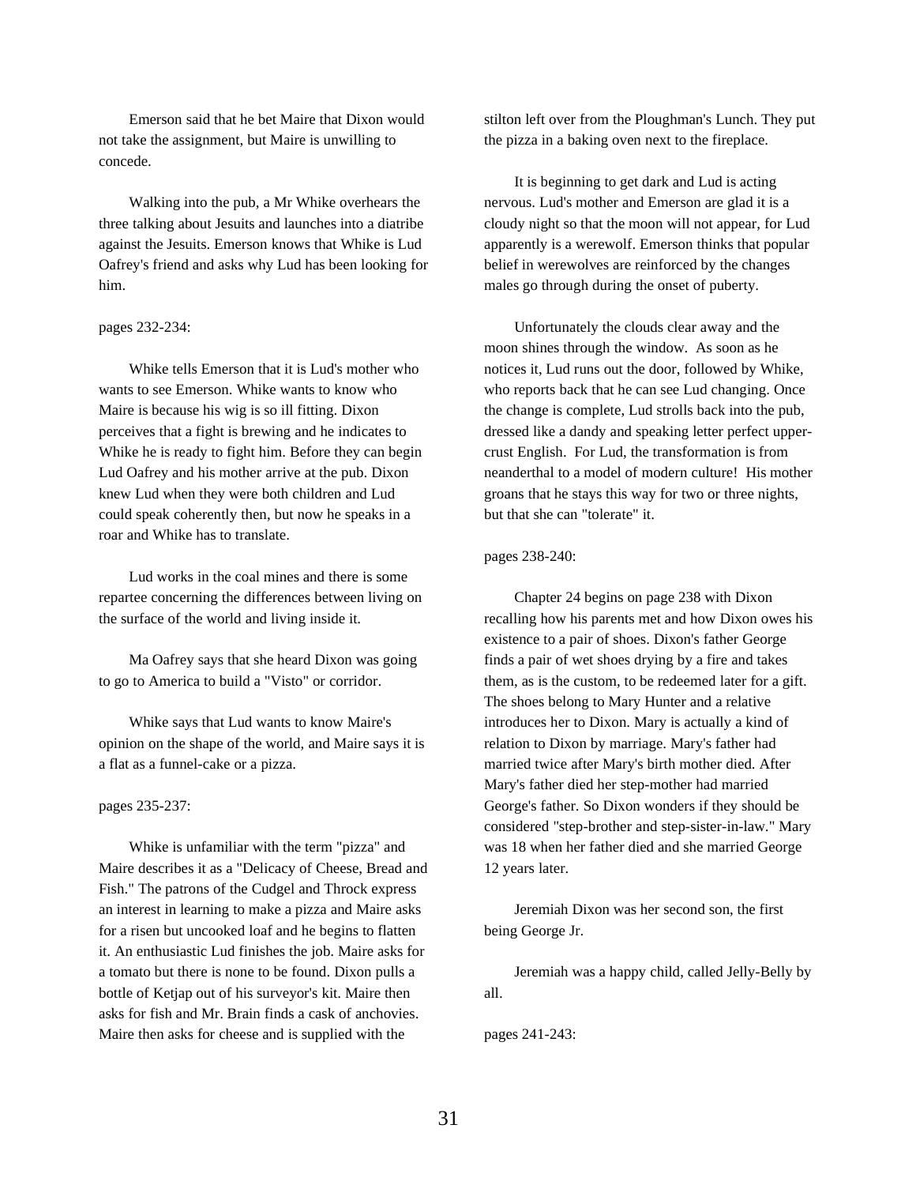Emerson said that he bet Maire that Dixon would not take the assignment, but Maire is unwilling to concede.

Walking into the pub, a Mr Whike overhears the three talking about Jesuits and launches into a diatribe against the Jesuits. Emerson knows that Whike is Lud Oafrey's friend and asks why Lud has been looking for him.

pages 232-234:

Whike tells Emerson that it is Lud's mother who wants to see Emerson. Whike wants to know who Maire is because his wig is so ill fitting. Dixon perceives that a fight is brewing and he indicates to Whike he is ready to fight him. Before they can begin Lud Oafrey and his mother arrive at the pub. Dixon knew Lud when they were both children and Lud could speak coherently then, but now he speaks in a roar and Whike has to translate.

Lud works in the coal mines and there is some repartee concerning the differences between living on the surface of the world and living inside it.

Ma Oafrey says that she heard Dixon was going to go to America to build a "Visto" or corridor.

Whike says that Lud wants to know Maire's opinion on the shape of the world, and Maire says it is a flat as a funnel-cake or a pizza.

pages 235-237:

Whike is unfamiliar with the term "pizza" and Maire describes it as a "Delicacy of Cheese, Bread and Fish." The patrons of the Cudgel and Throck express an interest in learning to make a pizza and Maire asks for a risen but uncooked loaf and he begins to flatten it. An enthusiastic Lud finishes the job. Maire asks for a tomato but there is none to be found. Dixon pulls a bottle of Ketjap out of his surveyor's kit. Maire then asks for fish and Mr. Brain finds a cask of anchovies. Maire then asks for cheese and is supplied with the stilton left over from the Ploughman's Lunch. They put the pizza in a baking oven next to the fireplace.

It is beginning to get dark and Lud is acting nervous. Lud's mother and Emerson are glad it is a cloudy night so that the moon will not appear, for Lud apparently is a werewolf. Emerson thinks that popular belief in werewolves are reinforced by the changes males go through during the onset of puberty.

Unfortunately the clouds clear away and the moon shines through the window. As soon as he notices it, Lud runs out the door, followed by Whike, who reports back that he can see Lud changing. Once the change is complete, Lud strolls back into the pub, dressed like a dandy and speaking letter perfect upper-crust English. For Lud, the transformation is from neanderthal to a model of modern culture! His mother groans that he stays this way for two or three nights, but that she can "tolerate" it.

pages 238-240:

Chapter 24 begins on page 238 with Dixon recalling how his parents met and how Dixon owes his existence to a pair of shoes. Dixon's father George finds a pair of wet shoes drying by a fire and takes them, as is the custom, to be redeemed later for a gift. The shoes belong to Mary Hunter and a relative introduces her to Dixon. Mary is actually a kind of relation to Dixon by marriage. Mary's father had married twice after Mary's birth mother died. After Mary's father died her step-mother had married George's father. So Dixon wonders if they should be considered "step-brother and step-sister-in-law." Mary was 18 when her father died and she married George 12 years later.

Jeremiah Dixon was her second son, the first being George Jr.

Jeremiah was a happy child, called Jelly-Belly by all.

pages 241-243: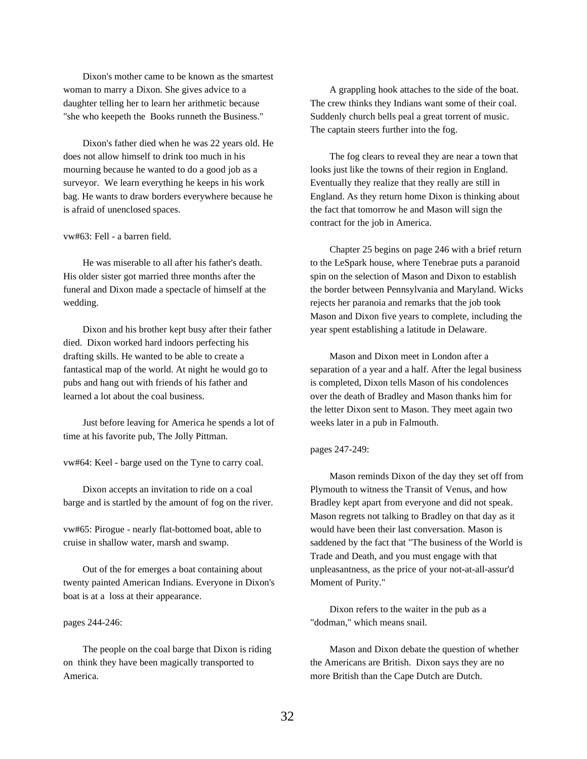Dixon's mother came to be known as the smartest woman to marry a Dixon. She gives advice to a daughter telling her to learn her arithmetic because "she who keepeth the Books runneth the Business."

Dixon's father died when he was 22 years old. He does not allow himself to drink too much in his mourning because he wanted to do a good job as a surveyor. We learn everything he keeps in his work bag. He wants to draw borders everywhere because he is afraid of unenclosed spaces.

vw#63: Fell - a barren field.

He was miserable to all after his father's death. His older sister got married three months after the funeral and Dixon made a spectacle of himself at the wedding.

Dixon and his brother kept busy after their father died. Dixon worked hard indoors perfecting his drafting skills. He wanted to be able to create a fantastical map of the world. At night he would go to pubs and hang out with friends of his father and learned a lot about the coal business.

Just before leaving for America he spends a lot of time at his favorite pub, The Jolly Pittman.

vw#64: Keel - barge used on the Tyne to carry coal.

Dixon accepts an invitation to ride on a coal barge and is startled by the amount of fog on the river.

vw#65: Pirogue - nearly flat-bottomed boat, able to cruise in shallow water, marsh and swamp.

Out of the for emerges a boat containing about twenty painted American Indians. Everyone in Dixon's boat is at a loss at their appearance.

pages 244-246:

The people on the coal barge that Dixon is riding on think they have been magically transported to America.

A grappling hook attaches to the side of the boat. The crew thinks they Indians want some of their coal. Suddenly church bells peal a great torrent of music. The captain steers further into the fog.

The fog clears to reveal they are near a town that looks just like the towns of their region in England. Eventually they realize that they really are still in England. As they return home Dixon is thinking about the fact that tomorrow he and Mason will sign the contract for the job in America.

Chapter 25 begins on page 246 with a brief return to the LeSpark house, where Tenebrae puts a paranoid spin on the selection of Mason and Dixon to establish the border between Pennsylvania and Maryland. Wicks rejects her paranoia and remarks that the job took Mason and Dixon five years to complete, including the year spent establishing a latitude in Delaware.

Mason and Dixon meet in London after a separation of a year and a half. After the legal business is completed, Dixon tells Mason of his condolences over the death of Bradley and Mason thanks him for the letter Dixon sent to Mason. They meet again two weeks later in a pub in Falmouth.

pages 247-249:

Mason reminds Dixon of the day they set off from Plymouth to witness the Transit of Venus, and how Bradley kept apart from everyone and did not speak. Mason regrets not talking to Bradley on that day as it would have been their last conversation. Mason is saddened by the fact that "The business of the World is Trade and Death, and you must engage with that unpleasantness, as the price of your not-at-all-assur'd Moment of Purity."

Dixon refers to the waiter in the pub as a "dodman," which means snail.

Mason and Dixon debate the question of whether the Americans are British. Dixon says they are no more British than the Cape Dutch are Dutch.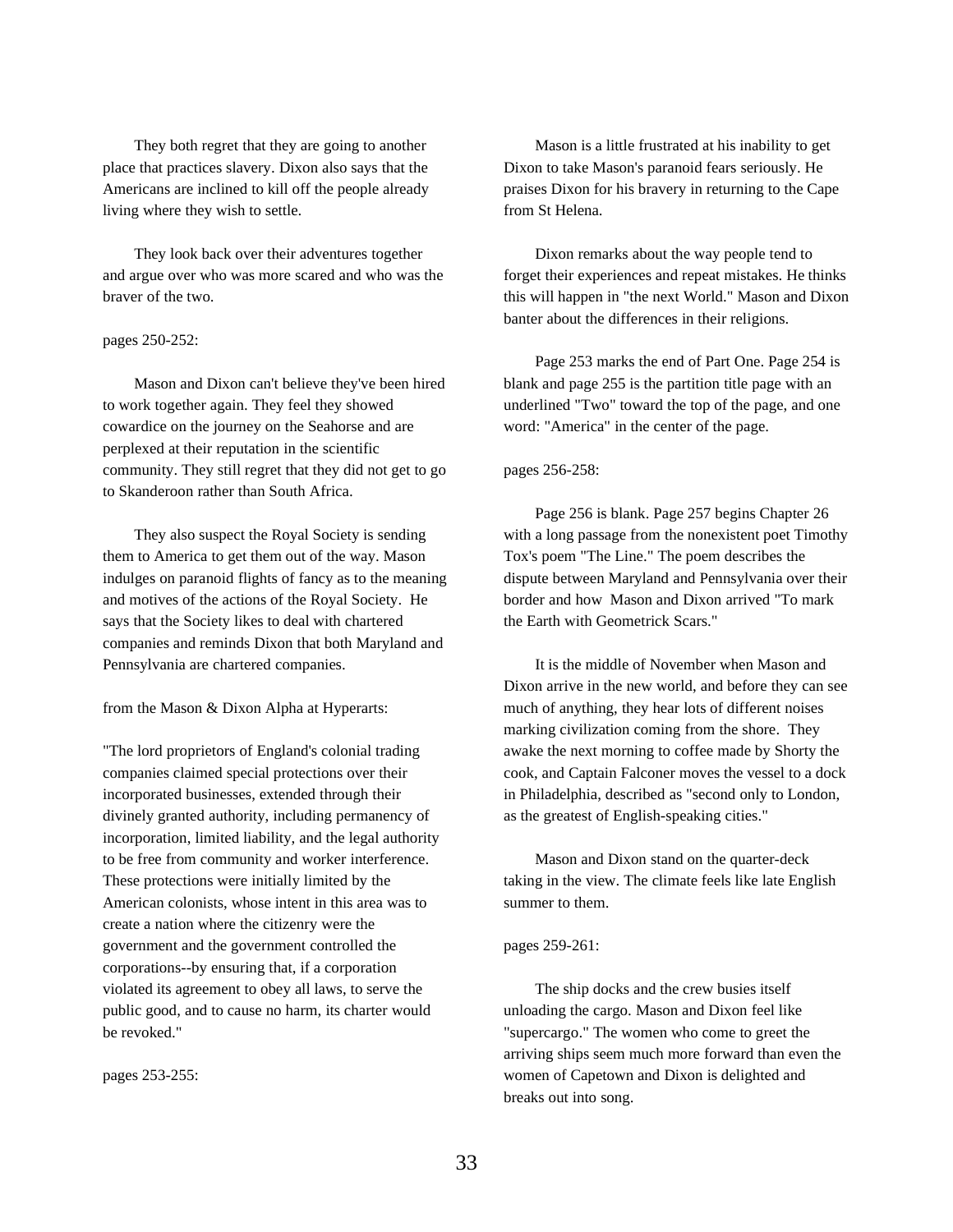They both regret that they are going to another place that practices slavery. Dixon also says that the Americans are inclined to kill off the people already living where they wish to settle.

They look back over their adventures together and argue over who was more scared and who was the braver of the two.

pages 250-252:

Mason and Dixon can't believe they've been hired to work together again. They feel they showed cowardice on the journey on the Seahorse and are perplexed at their reputation in the scientific community. They still regret that they did not get to go to Skanderoon rather than South Africa.

They also suspect the Royal Society is sending them to America to get them out of the way. Mason indulges on paranoid flights of fancy as to the meaning and motives of the actions of the Royal Society. He says that the Society likes to deal with chartered companies and reminds Dixon that both Maryland and Pennsylvania are chartered companies.

from the Mason & Dixon Alpha at Hyperarts:

"The lord proprietors of England's colonial trading companies claimed special protections over their incorporated businesses, extended through their divinely granted authority, including permanency of incorporation, limited liability, and the legal authority to be free from community and worker interference. These protections were initially limited by the American colonists, whose intent in this area was to create a nation where the citizenry were the government and the government controlled the corporations--by ensuring that, if a corporation violated its agreement to obey all laws, to serve the public good, and to cause no harm, its charter would be revoked."

pages 253-255:

Mason is a little frustrated at his inability to get Dixon to take Mason's paranoid fears seriously. He praises Dixon for his bravery in returning to the Cape from St Helena.

Dixon remarks about the way people tend to forget their experiences and repeat mistakes. He thinks this will happen in "the next World." Mason and Dixon banter about the differences in their religions.

Page 253 marks the end of Part One. Page 254 is blank and page 255 is the partition title page with an underlined "Two" toward the top of the page, and one word: "America" in the center of the page.

pages 256-258:

Page 256 is blank. Page 257 begins Chapter 26 with a long passage from the nonexistent poet Timothy Tox's poem "The Line." The poem describes the dispute between Maryland and Pennsylvania over their border and how Mason and Dixon arrived "To mark the Earth with Geometrick Scars."

It is the middle of November when Mason and Dixon arrive in the new world, and before they can see much of anything, they hear lots of different noises marking civilization coming from the shore. They awake the next morning to coffee made by Shorty the cook, and Captain Falconer moves the vessel to a dock in Philadelphia, described as "second only to London, as the greatest of English-speaking cities."

Mason and Dixon stand on the quarter-deck taking in the view. The climate feels like late English summer to them.

pages 259-261:

The ship docks and the crew busies itself unloading the cargo. Mason and Dixon feel like "supercargo." The women who come to greet the arriving ships seem much more forward than even the women of Capetown and Dixon is delighted and breaks out into song.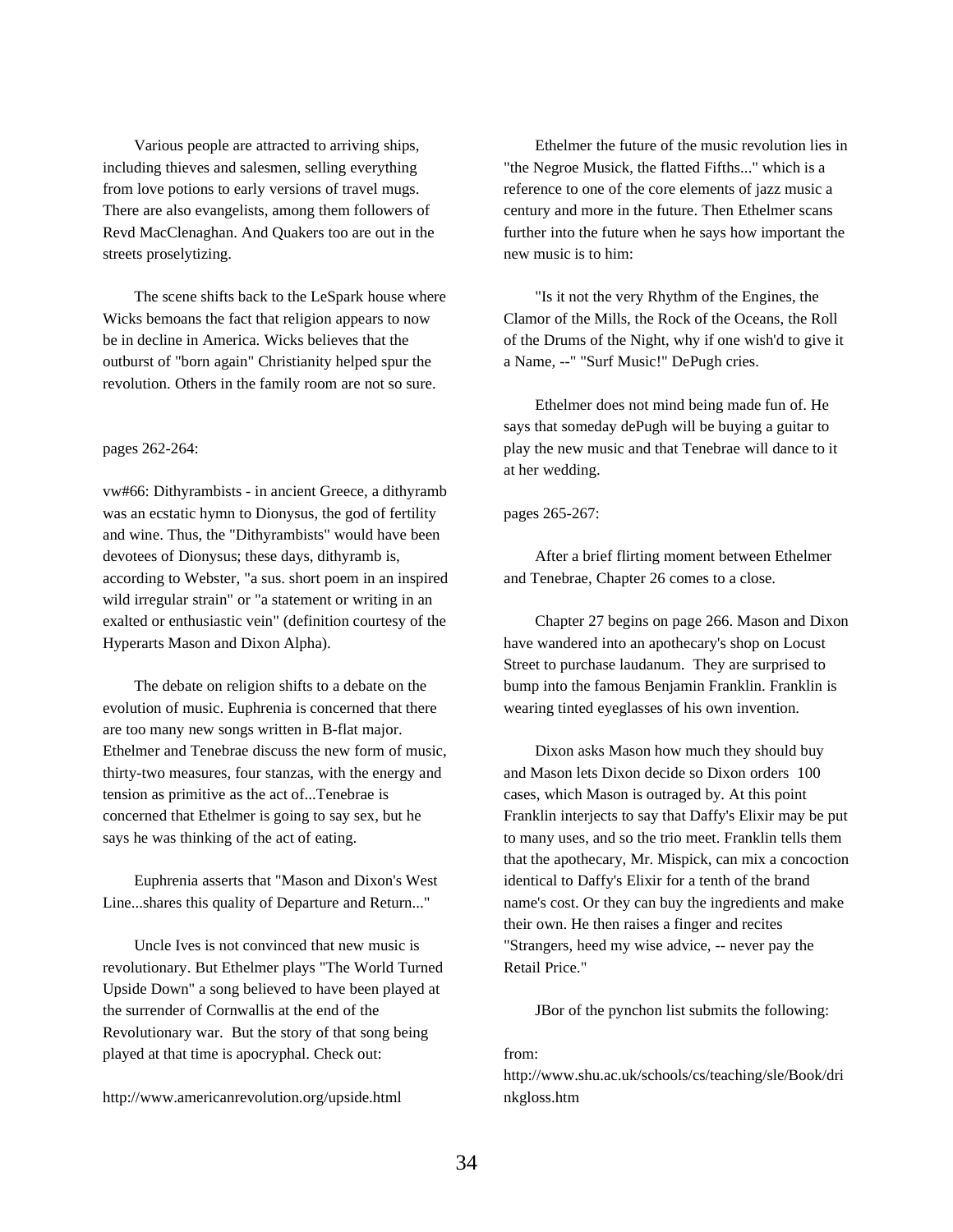Various people are attracted to arriving ships, including thieves and salesmen, selling everything from love potions to early versions of travel mugs. There are also evangelists, among them followers of Revd MacClenaghan. And Quakers too are out in the streets proselytizing.

The scene shifts back to the LeSpark house where Wicks bemoans the fact that religion appears to now be in decline in America. Wicks believes that the outburst of "born again" Christianity helped spur the revolution. Others in the family room are not so sure.

pages 262-264:

vw#66: Dithyrambists - in ancient Greece, a dithyramb was an ecstatic hymn to Dionysus, the god of fertility and wine. Thus, the "Dithyrambists" would have been devotees of Dionysus; these days, dithyramb is, according to Webster, "a sus. short poem in an inspired wild irregular strain" or "a statement or writing in an exalted or enthusiastic vein" (definition courtesy of the Hyperarts Mason and Dixon Alpha).

The debate on religion shifts to a debate on the evolution of music. Euphrenia is concerned that there are too many new songs written in B-flat major. Ethelmer and Tenebrae discuss the new form of music, thirty-two measures, four stanzas, with the energy and tension as primitive as the act of...Tenebrae is concerned that Ethelmer is going to say sex, but he says he was thinking of the act of eating.

Euphrenia asserts that "Mason and Dixon's West Line...shares this quality of Departure and Return..."

Uncle Ives is not convinced that new music is revolutionary. But Ethelmer plays "The World Turned Upside Down" a song believed to have been played at the surrender of Cornwallis at the end of the Revolutionary war. But the story of that song being played at that time is apocryphal. Check out:

http://www.americanrevolution.org/upside.html

Ethelmer the future of the music revolution lies in "the Negroe Musick, the flatted Fifths..." which is a reference to one of the core elements of jazz music a century and more in the future. Then Ethelmer scans further into the future when he says how important the new music is to him:

"Is it not the very Rhythm of the Engines, the Clamor of the Mills, the Rock of the Oceans, the Roll of the Drums of the Night, why if one wish'd to give it a Name, --" "Surf Music!" DePugh cries.

Ethelmer does not mind being made fun of. He says that someday dePugh will be buying a guitar to play the new music and that Tenebrae will dance to it at her wedding.

pages 265-267:

After a brief flirting moment between Ethelmer and Tenebrae, Chapter 26 comes to a close.

Chapter 27 begins on page 266. Mason and Dixon have wandered into an apothecary's shop on Locust Street to purchase laudanum. They are surprised to bump into the famous Benjamin Franklin. Franklin is wearing tinted eyeglasses of his own invention.

Dixon asks Mason how much they should buy and Mason lets Dixon decide so Dixon orders 100 cases, which Mason is outraged by. At this point Franklin interjects to say that Daffy's Elixir may be put to many uses, and so the trio meet. Franklin tells them that the apothecary, Mr. Mispick, can mix a concoction identical to Daffy's Elixir for a tenth of the brand name's cost. Or they can buy the ingredients and make their own. He then raises a finger and recites "Strangers, heed my wise advice, -- never pay the Retail Price."

JBor of the pynchon list submits the following:

from:
http://www.shu.ac.uk/schools/cs/teaching/sle/Book/drinkgloss.htm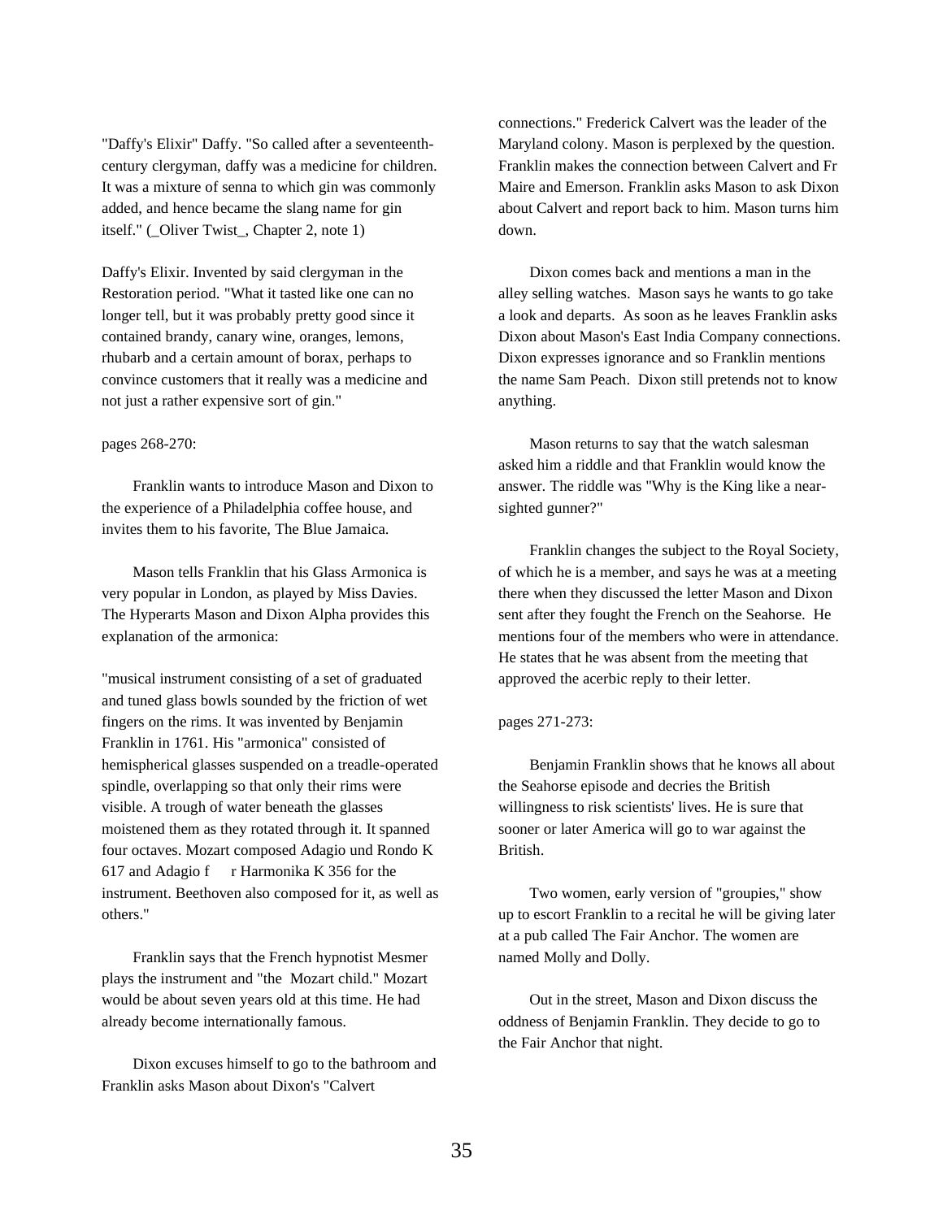"Daffy's Elixir" Daffy. "So called after a seventeenth-century clergyman, daffy was a medicine for children. It was a mixture of senna to which gin was commonly added, and hence became the slang name for gin itself." (_Oliver Twist_, Chapter 2, note 1)

Daffy's Elixir. Invented by said clergyman in the Restoration period. "What it tasted like one can no longer tell, but it was probably pretty good since it contained brandy, canary wine, oranges, lemons, rhubarb and a certain amount of borax, perhaps to convince customers that it really was a medicine and not just a rather expensive sort of gin."

pages 268-270:

Franklin wants to introduce Mason and Dixon to the experience of a Philadelphia coffee house, and invites them to his favorite, The Blue Jamaica.

Mason tells Franklin that his Glass Armonica is very popular in London, as played by Miss Davies. The Hyperarts Mason and Dixon Alpha provides this explanation of the armonica:

"musical instrument consisting of a set of graduated and tuned glass bowls sounded by the friction of wet fingers on the rims. It was invented by Benjamin Franklin in 1761. His "armonica" consisted of hemispherical glasses suspended on a treadle-operated spindle, overlapping so that only their rims were visible. A trough of water beneath the glasses moistened them as they rotated through it. It spanned four octaves. Mozart composed Adagio und Rondo K 617 and Adagio f r Harmonika K 356 for the instrument. Beethoven also composed for it, as well as others."

Franklin says that the French hypnotist Mesmer plays the instrument and "the Mozart child." Mozart would be about seven years old at this time. He had already become internationally famous.

Dixon excuses himself to go to the bathroom and Franklin asks Mason about Dixon's "Calvert connections." Frederick Calvert was the leader of the Maryland colony. Mason is perplexed by the question. Franklin makes the connection between Calvert and Fr Maire and Emerson. Franklin asks Mason to ask Dixon about Calvert and report back to him. Mason turns him down.

Dixon comes back and mentions a man in the alley selling watches. Mason says he wants to go take a look and departs. As soon as he leaves Franklin asks Dixon about Mason's East India Company connections. Dixon expresses ignorance and so Franklin mentions the name Sam Peach. Dixon still pretends not to know anything.

Mason returns to say that the watch salesman asked him a riddle and that Franklin would know the answer. The riddle was "Why is the King like a near-sighted gunner?"

Franklin changes the subject to the Royal Society, of which he is a member, and says he was at a meeting there when they discussed the letter Mason and Dixon sent after they fought the French on the Seahorse. He mentions four of the members who were in attendance. He states that he was absent from the meeting that approved the acerbic reply to their letter.

pages 271-273:

Benjamin Franklin shows that he knows all about the Seahorse episode and decries the British willingness to risk scientists' lives. He is sure that sooner or later America will go to war against the British.

Two women, early version of "groupies," show up to escort Franklin to a recital he will be giving later at a pub called The Fair Anchor. The women are named Molly and Dolly.

Out in the street, Mason and Dixon discuss the oddness of Benjamin Franklin. They decide to go to the Fair Anchor that night.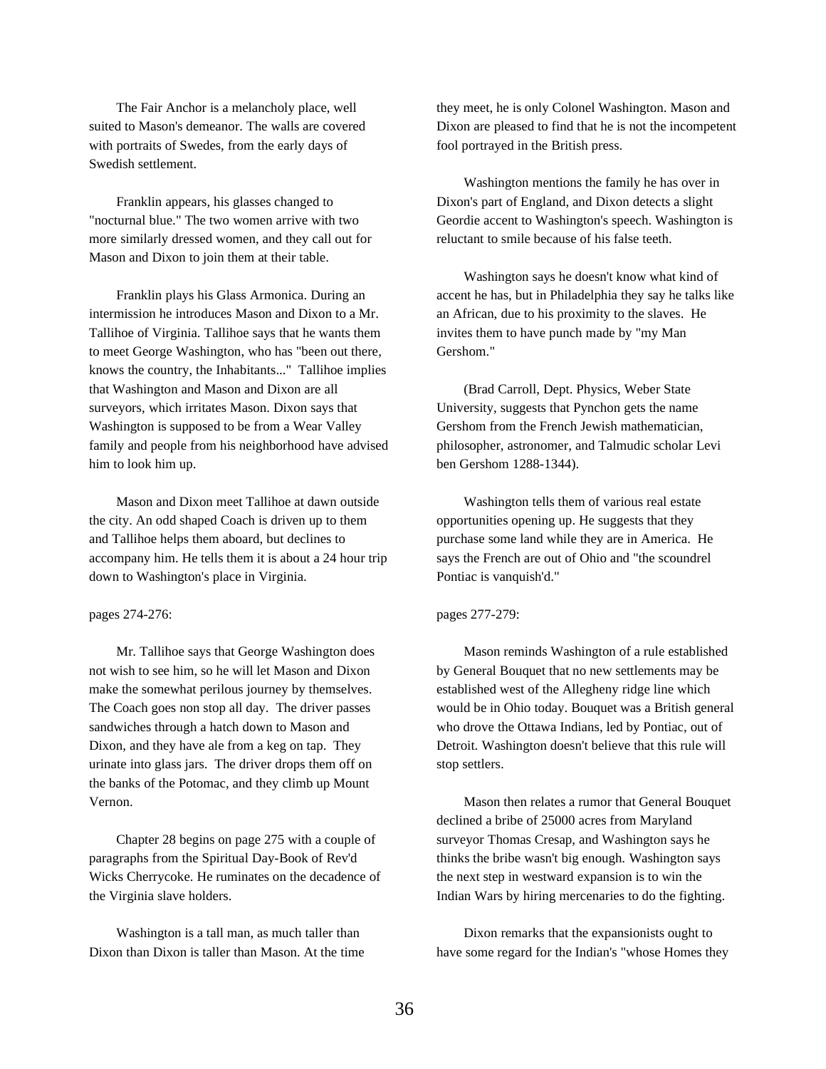The Fair Anchor is a melancholy place, well suited to Mason's demeanor. The walls are covered with portraits of Swedes, from the early days of Swedish settlement.

Franklin appears, his glasses changed to "nocturnal blue." The two women arrive with two more similarly dressed women, and they call out for Mason and Dixon to join them at their table.

Franklin plays his Glass Armonica. During an intermission he introduces Mason and Dixon to a Mr. Tallihoe of Virginia. Tallihoe says that he wants them to meet George Washington, who has "been out there, knows the country, the Inhabitants..." Tallihoe implies that Washington and Mason and Dixon are all surveyors, which irritates Mason. Dixon says that Washington is supposed to be from a Wear Valley family and people from his neighborhood have advised him to look him up.

Mason and Dixon meet Tallihoe at dawn outside the city. An odd shaped Coach is driven up to them and Tallihoe helps them aboard, but declines to accompany him. He tells them it is about a 24 hour trip down to Washington's place in Virginia.

pages 274-276:

Mr. Tallihoe says that George Washington does not wish to see him, so he will let Mason and Dixon make the somewhat perilous journey by themselves. The Coach goes non stop all day. The driver passes sandwiches through a hatch down to Mason and Dixon, and they have ale from a keg on tap. They urinate into glass jars. The driver drops them off on the banks of the Potomac, and they climb up Mount Vernon.

Chapter 28 begins on page 275 with a couple of paragraphs from the Spiritual Day-Book of Rev'd Wicks Cherrycoke. He ruminates on the decadence of the Virginia slave holders.

Washington is a tall man, as much taller than Dixon than Dixon is taller than Mason. At the time they meet, he is only Colonel Washington. Mason and Dixon are pleased to find that he is not the incompetent fool portrayed in the British press.

Washington mentions the family he has over in Dixon's part of England, and Dixon detects a slight Geordie accent to Washington's speech. Washington is reluctant to smile because of his false teeth.

Washington says he doesn't know what kind of accent he has, but in Philadelphia they say he talks like an African, due to his proximity to the slaves. He invites them to have punch made by "my Man Gershom."

(Brad Carroll, Dept. Physics, Weber State University, suggests that Pynchon gets the name Gershom from the French Jewish mathematician, philosopher, astronomer, and Talmudic scholar Levi ben Gershom 1288-1344).

Washington tells them of various real estate opportunities opening up. He suggests that they purchase some land while they are in America. He says the French are out of Ohio and "the scoundrel Pontiac is vanquish'd."

pages 277-279:

Mason reminds Washington of a rule established by General Bouquet that no new settlements may be established west of the Allegheny ridge line which would be in Ohio today. Bouquet was a British general who drove the Ottawa Indians, led by Pontiac, out of Detroit. Washington doesn't believe that this rule will stop settlers.

Mason then relates a rumor that General Bouquet declined a bribe of 25000 acres from Maryland surveyor Thomas Cresap, and Washington says he thinks the bribe wasn't big enough. Washington says the next step in westward expansion is to win the Indian Wars by hiring mercenaries to do the fighting.

Dixon remarks that the expansionists ought to have some regard for the Indian's "whose Homes they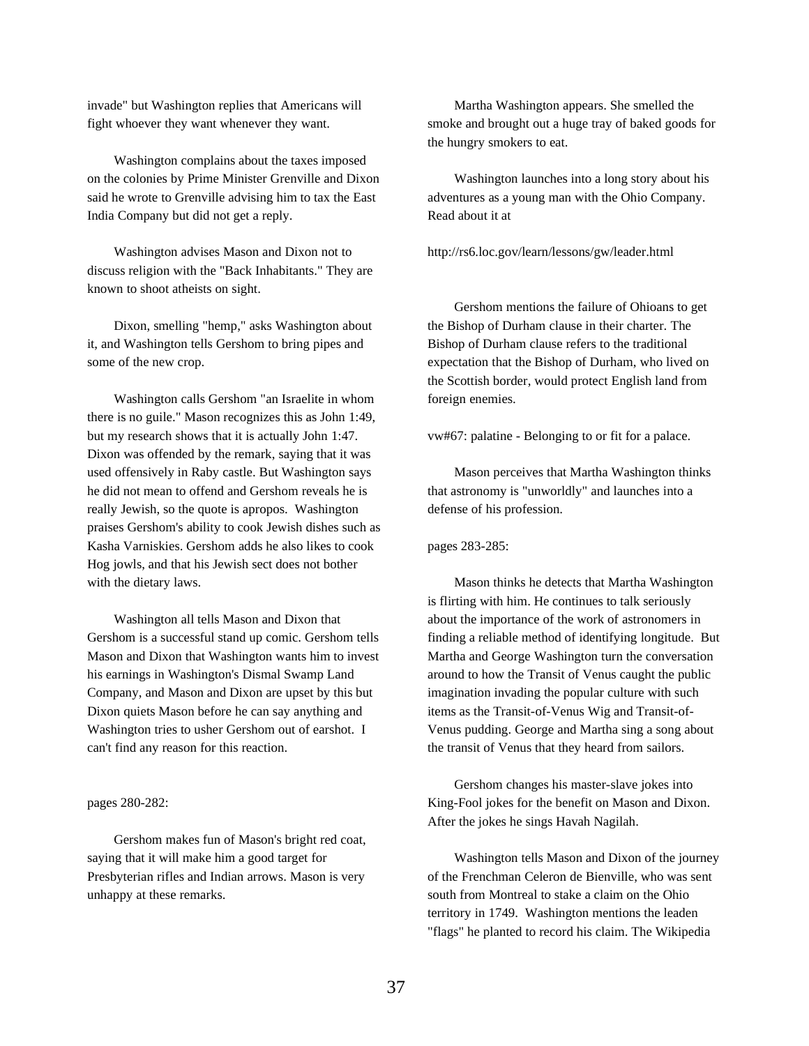invade" but Washington replies that Americans will fight whoever they want whenever they want.

Washington complains about the taxes imposed on the colonies by Prime Minister Grenville and Dixon said he wrote to Grenville advising him to tax the East India Company but did not get a reply.

Washington advises Mason and Dixon not to discuss religion with the "Back Inhabitants." They are known to shoot atheists on sight.

Dixon, smelling "hemp," asks Washington about it, and Washington tells Gershom to bring pipes and some of the new crop.

Washington calls Gershom "an Israelite in whom there is no guile." Mason recognizes this as John 1:49, but my research shows that it is actually John 1:47. Dixon was offended by the remark, saying that it was used offensively in Raby castle. But Washington says he did not mean to offend and Gershom reveals he is really Jewish, so the quote is apropos. Washington praises Gershom's ability to cook Jewish dishes such as Kasha Varniskies. Gershom adds he also likes to cook Hog jowls, and that his Jewish sect does not bother with the dietary laws.

Washington all tells Mason and Dixon that Gershom is a successful stand up comic. Gershom tells Mason and Dixon that Washington wants him to invest his earnings in Washington's Dismal Swamp Land Company, and Mason and Dixon are upset by this but Dixon quiets Mason before he can say anything and Washington tries to usher Gershom out of earshot. I can't find any reason for this reaction.

pages 280-282:

Gershom makes fun of Mason's bright red coat, saying that it will make him a good target for Presbyterian rifles and Indian arrows. Mason is very unhappy at these remarks.

Martha Washington appears. She smelled the smoke and brought out a huge tray of baked goods for the hungry smokers to eat.

Washington launches into a long story about his adventures as a young man with the Ohio Company. Read about it at

http://rs6.loc.gov/learn/lessons/gw/leader.html

Gershom mentions the failure of Ohioans to get the Bishop of Durham clause in their charter. The Bishop of Durham clause refers to the traditional expectation that the Bishop of Durham, who lived on the Scottish border, would protect English land from foreign enemies.

vw#67: palatine - Belonging to or fit for a palace.

Mason perceives that Martha Washington thinks that astronomy is "unworldly" and launches into a defense of his profession.

pages 283-285:

Mason thinks he detects that Martha Washington is flirting with him. He continues to talk seriously about the importance of the work of astronomers in finding a reliable method of identifying longitude. But Martha and George Washington turn the conversation around to how the Transit of Venus caught the public imagination invading the popular culture with such items as the Transit-of-Venus Wig and Transit-of-Venus pudding. George and Martha sing a song about the transit of Venus that they heard from sailors.

Gershom changes his master-slave jokes into King-Fool jokes for the benefit on Mason and Dixon. After the jokes he sings Havah Nagilah.

Washington tells Mason and Dixon of the journey of the Frenchman Celeron de Bienville, who was sent south from Montreal to stake a claim on the Ohio territory in 1749. Washington mentions the leaden "flags" he planted to record his claim. The Wikipedia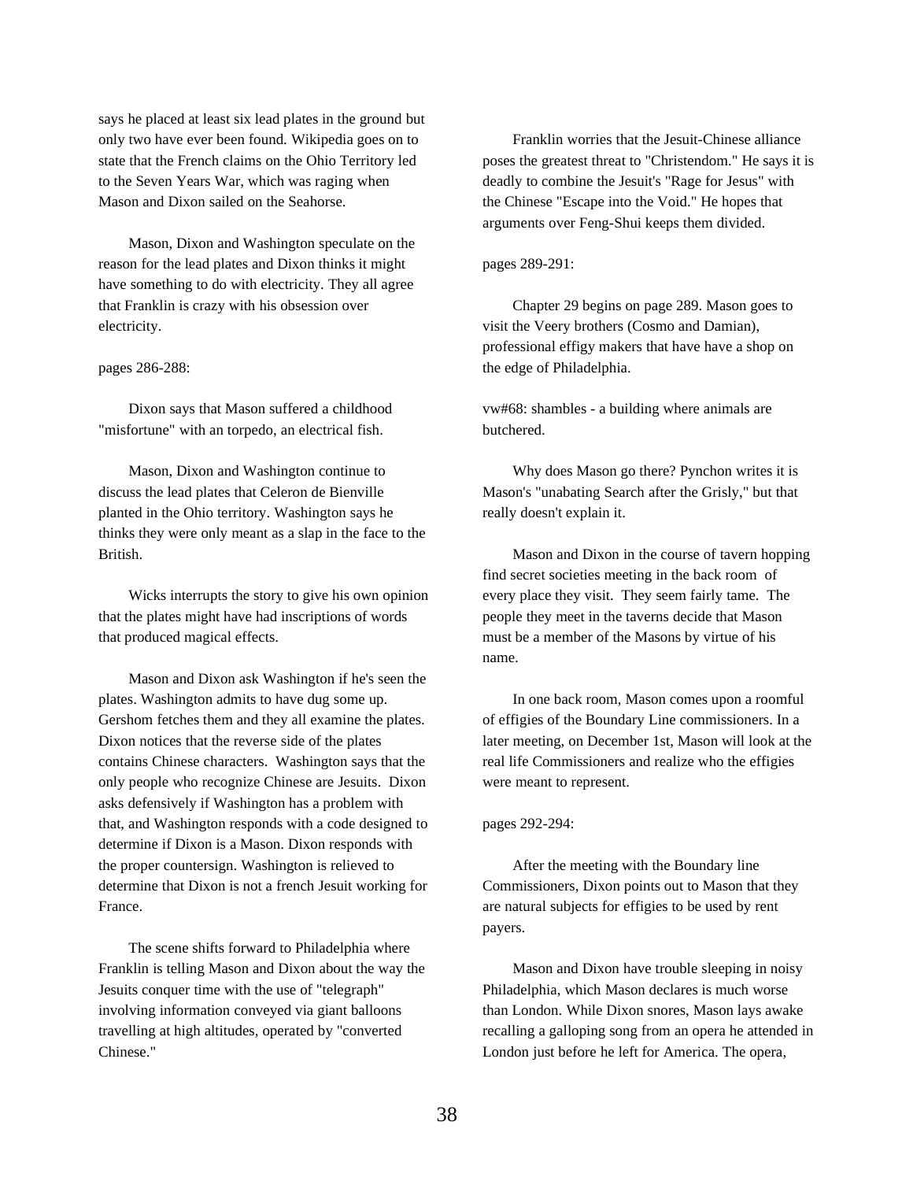says he placed at least six lead plates in the ground but only two have ever been found. Wikipedia goes on to state that the French claims on the Ohio Territory led to the Seven Years War, which was raging when Mason and Dixon sailed on the Seahorse.

Mason, Dixon and Washington speculate on the reason for the lead plates and Dixon thinks it might have something to do with electricity. They all agree that Franklin is crazy with his obsession over electricity.

pages 286-288:

Dixon says that Mason suffered a childhood "misfortune" with an torpedo, an electrical fish.

Mason, Dixon and Washington continue to discuss the lead plates that Celeron de Bienville planted in the Ohio territory. Washington says he thinks they were only meant as a slap in the face to the British.

Wicks interrupts the story to give his own opinion that the plates might have had inscriptions of words that produced magical effects.

Mason and Dixon ask Washington if he's seen the plates. Washington admits to have dug some up. Gershom fetches them and they all examine the plates. Dixon notices that the reverse side of the plates contains Chinese characters. Washington says that the only people who recognize Chinese are Jesuits. Dixon asks defensively if Washington has a problem with that, and Washington responds with a code designed to determine if Dixon is a Mason. Dixon responds with the proper countersign. Washington is relieved to determine that Dixon is not a french Jesuit working for France.

The scene shifts forward to Philadelphia where Franklin is telling Mason and Dixon about the way the Jesuits conquer time with the use of "telegraph" involving information conveyed via giant balloons travelling at high altitudes, operated by "converted Chinese."

Franklin worries that the Jesuit-Chinese alliance poses the greatest threat to "Christendom." He says it is deadly to combine the Jesuit's "Rage for Jesus" with the Chinese "Escape into the Void." He hopes that arguments over Feng-Shui keeps them divided.

pages 289-291:

Chapter 29 begins on page 289. Mason goes to visit the Veery brothers (Cosmo and Damian), professional effigy makers that have have a shop on the edge of Philadelphia.

vw#68: shambles - a building where animals are butchered.

Why does Mason go there? Pynchon writes it is Mason's "unabating Search after the Grisly," but that really doesn't explain it.

Mason and Dixon in the course of tavern hopping find secret societies meeting in the back room of every place they visit. They seem fairly tame. The people they meet in the taverns decide that Mason must be a member of the Masons by virtue of his name.

In one back room, Mason comes upon a roomful of effigies of the Boundary Line commissioners. In a later meeting, on December 1st, Mason will look at the real life Commissioners and realize who the effigies were meant to represent.

pages 292-294:

After the meeting with the Boundary line Commissioners, Dixon points out to Mason that they are natural subjects for effigies to be used by rent payers.

Mason and Dixon have trouble sleeping in noisy Philadelphia, which Mason declares is much worse than London. While Dixon snores, Mason lays awake recalling a galloping song from an opera he attended in London just before he left for America. The opera,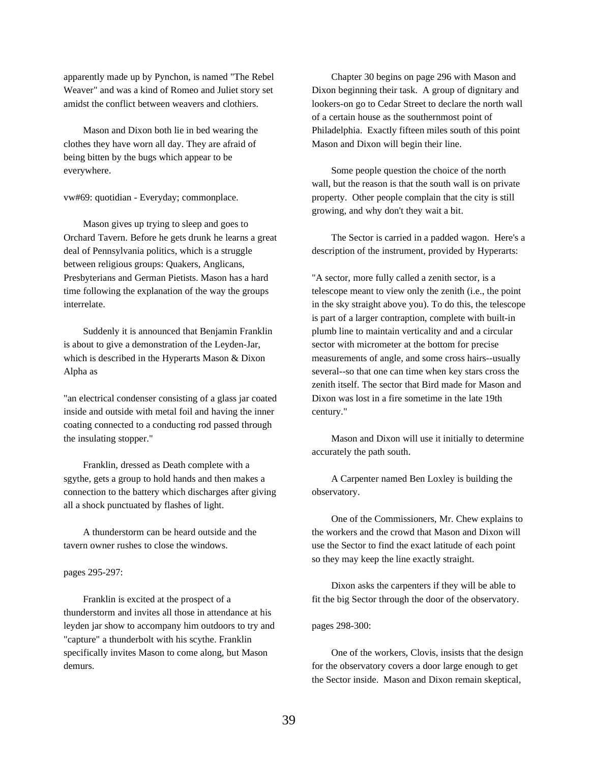apparently made up by Pynchon, is named "The Rebel Weaver" and was a kind of Romeo and Juliet story set amidst the conflict between weavers and clothiers.

Mason and Dixon both lie in bed wearing the clothes they have worn all day. They are afraid of being bitten by the bugs which appear to be everywhere.

vw#69: quotidian - Everyday; commonplace.

Mason gives up trying to sleep and goes to Orchard Tavern. Before he gets drunk he learns a great deal of Pennsylvania politics, which is a struggle between religious groups: Quakers, Anglicans, Presbyterians and German Pietists. Mason has a hard time following the explanation of the way the groups interrelate.

Suddenly it is announced that Benjamin Franklin is about to give a demonstration of the Leyden-Jar, which is described in the Hyperarts Mason & Dixon Alpha as

"an electrical condenser consisting of a glass jar coated inside and outside with metal foil and having the inner coating connected to a conducting rod passed through the insulating stopper."

Franklin, dressed as Death complete with a sgythe, gets a group to hold hands and then makes a connection to the battery which discharges after giving all a shock punctuated by flashes of light.

A thunderstorm can be heard outside and the tavern owner rushes to close the windows.

pages 295-297:

Franklin is excited at the prospect of a thunderstorm and invites all those in attendance at his leyden jar show to accompany him outdoors to try and "capture" a thunderbolt with his scythe. Franklin specifically invites Mason to come along, but Mason demurs.

Chapter 30 begins on page 296 with Mason and Dixon beginning their task. A group of dignitary and lookers-on go to Cedar Street to declare the north wall of a certain house as the southernmost point of Philadelphia. Exactly fifteen miles south of this point Mason and Dixon will begin their line.

Some people question the choice of the north wall, but the reason is that the south wall is on private property. Other people complain that the city is still growing, and why don't they wait a bit.

The Sector is carried in a padded wagon. Here's a description of the instrument, provided by Hyperarts:

"A sector, more fully called a zenith sector, is a telescope meant to view only the zenith (i.e., the point in the sky straight above you). To do this, the telescope is part of a larger contraption, complete with built-in plumb line to maintain verticality and a circular sector with micrometer at the bottom for precise measurements of angle, and some cross hairs--usually several--so that one can time when key stars cross the zenith itself. The sector that Bird made for Mason and Dixon was lost in a fire sometime in the late 19th century."

Mason and Dixon will use it initially to determine accurately the path south.

A Carpenter named Ben Loxley is building the observatory.

One of the Commissioners, Mr. Chew explains to the workers and the crowd that Mason and Dixon will use the Sector to find the exact latitude of each point so they may keep the line exactly straight.

Dixon asks the carpenters if they will be able to fit the big Sector through the door of the observatory.

pages 298-300:

One of the workers, Clovis, insists that the design for the observatory covers a door large enough to get the Sector inside. Mason and Dixon remain skeptical,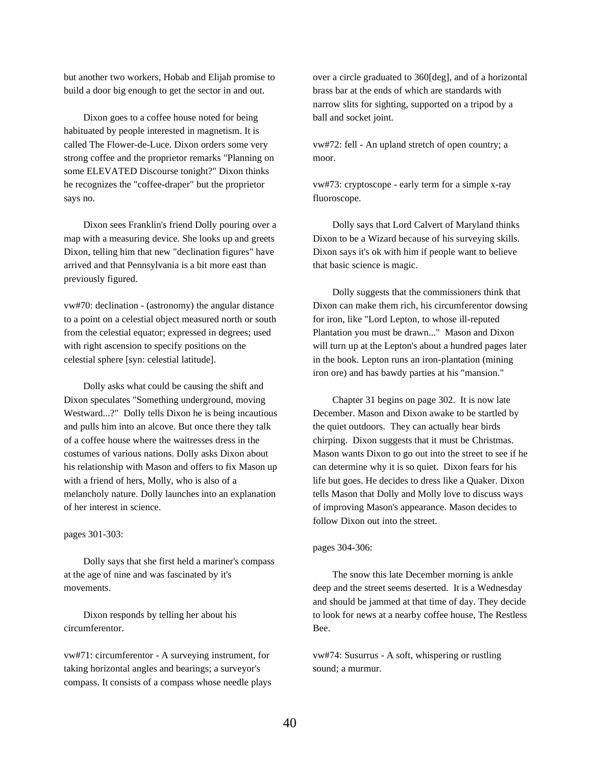but another two workers, Hobab and Elijah promise to build a door big enough to get the sector in and out.

Dixon goes to a coffee house noted for being habituated by people interested in magnetism. It is called The Flower-de-Luce. Dixon orders some very strong coffee and the proprietor remarks "Planning on some ELEVATED Discourse tonight?" Dixon thinks he recognizes the "coffee-draper" but the proprietor says no.

Dixon sees Franklin's friend Dolly pouring over a map with a measuring device. She looks up and greets Dixon, telling him that new "declination figures" have arrived and that Pennsylvania is a bit more east than previously figured.

vw#70: declination - (astronomy) the angular distance to a point on a celestial object measured north or south from the celestial equator; expressed in degrees; used with right ascension to specify positions on the celestial sphere [syn: celestial latitude].

Dolly asks what could be causing the shift and Dixon speculates "Something underground, moving Westward...?" Dolly tells Dixon he is being incautious and pulls him into an alcove. But once there they talk of a coffee house where the waitresses dress in the costumes of various nations. Dolly asks Dixon about his relationship with Mason and offers to fix Mason up with a friend of hers, Molly, who is also of a melancholy nature. Dolly launches into an explanation of her interest in science.

pages 301-303:

Dolly says that she first held a mariner's compass at the age of nine and was fascinated by it's movements.

Dixon responds by telling her about his circumferentor.

vw#71: circumferentor - A surveying instrument, for taking horizontal angles and bearings; a surveyor's compass. It consists of a compass whose needle plays over a circle graduated to 360[deg], and of a horizontal brass bar at the ends of which are standards with narrow slits for sighting, supported on a tripod by a ball and socket joint.

vw#72: fell - An upland stretch of open country; a moor.

vw#73: cryptoscope - early term for a simple x-ray fluoroscope.

Dolly says that Lord Calvert of Maryland thinks Dixon to be a Wizard because of his surveying skills. Dixon says it's ok with him if people want to believe that basic science is magic.

Dolly suggests that the commissioners think that Dixon can make them rich, his circumferentor dowsing for iron, like "Lord Lepton, to whose ill-reputed Plantation you must be drawn..." Mason and Dixon will turn up at the Lepton's about a hundred pages later in the book. Lepton runs an iron-plantation (mining iron ore) and has bawdy parties at his "mansion."

Chapter 31 begins on page 302. It is now late December. Mason and Dixon awake to be startled by the quiet outdoors. They can actually hear birds chirping. Dixon suggests that it must be Christmas. Mason wants Dixon to go out into the street to see if he can determine why it is so quiet. Dixon fears for his life but goes. He decides to dress like a Quaker. Dixon tells Mason that Dolly and Molly love to discuss ways of improving Mason's appearance. Mason decides to follow Dixon out into the street.

pages 304-306:

The snow this late December morning is ankle deep and the street seems deserted. It is a Wednesday and should be jammed at that time of day. They decide to look for news at a nearby coffee house, The Restless Bee.

vw#74: Susurrus - A soft, whispering or rustling sound; a murmur.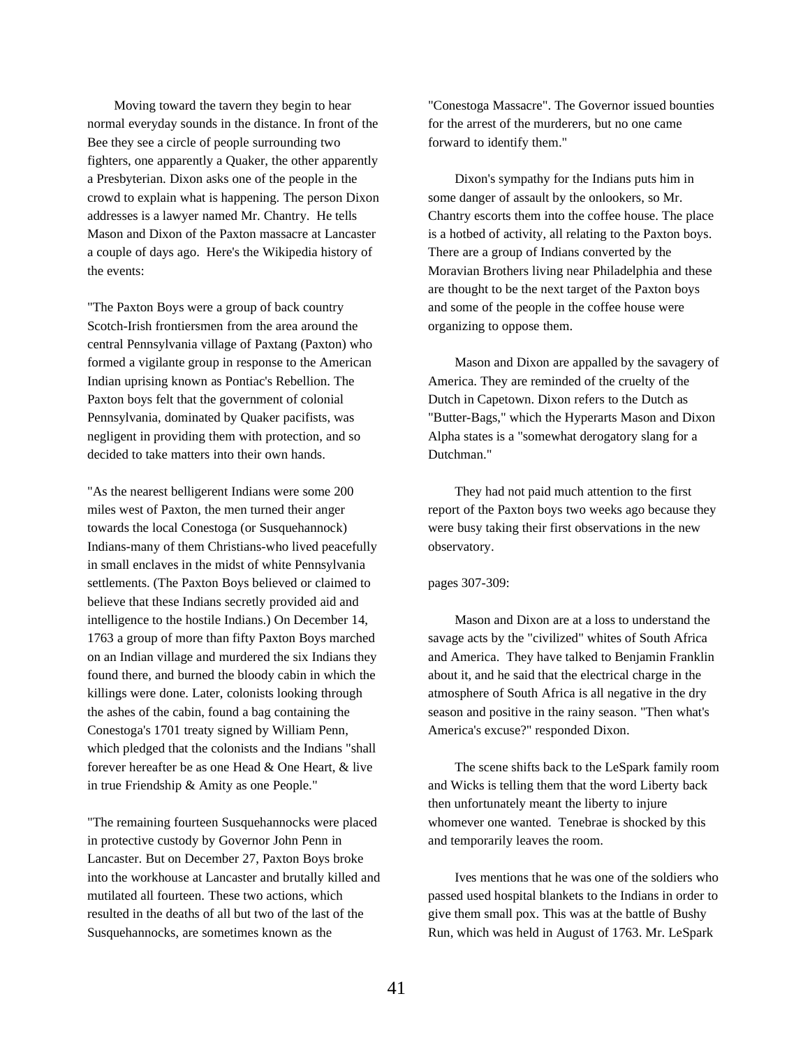Moving toward the tavern they begin to hear normal everyday sounds in the distance. In front of the Bee they see a circle of people surrounding two fighters, one apparently a Quaker, the other apparently a Presbyterian. Dixon asks one of the people in the crowd to explain what is happening. The person Dixon addresses is a lawyer named Mr. Chantry. He tells Mason and Dixon of the Paxton massacre at Lancaster a couple of days ago. Here's the Wikipedia history of the events:

"The Paxton Boys were a group of back country Scotch-Irish frontiersmen from the area around the central Pennsylvania village of Paxtang (Paxton) who formed a vigilante group in response to the American Indian uprising known as Pontiac's Rebellion. The Paxton boys felt that the government of colonial Pennsylvania, dominated by Quaker pacifists, was negligent in providing them with protection, and so decided to take matters into their own hands.

"As the nearest belligerent Indians were some 200 miles west of Paxton, the men turned their anger towards the local Conestoga (or Susquehannock) Indians-many of them Christians-who lived peacefully in small enclaves in the midst of white Pennsylvania settlements. (The Paxton Boys believed or claimed to believe that these Indians secretly provided aid and intelligence to the hostile Indians.) On December 14, 1763 a group of more than fifty Paxton Boys marched on an Indian village and murdered the six Indians they found there, and burned the bloody cabin in which the killings were done. Later, colonists looking through the ashes of the cabin, found a bag containing the Conestoga's 1701 treaty signed by William Penn, which pledged that the colonists and the Indians "shall forever hereafter be as one Head & One Heart, & live in true Friendship & Amity as one People."

"The remaining fourteen Susquehannocks were placed in protective custody by Governor John Penn in Lancaster. But on December 27, Paxton Boys broke into the workhouse at Lancaster and brutally killed and mutilated all fourteen. These two actions, which resulted in the deaths of all but two of the last of the Susquehannocks, are sometimes known as the "Conestoga Massacre". The Governor issued bounties for the arrest of the murderers, but no one came forward to identify them."

Dixon's sympathy for the Indians puts him in some danger of assault by the onlookers, so Mr. Chantry escorts them into the coffee house. The place is a hotbed of activity, all relating to the Paxton boys. There are a group of Indians converted by the Moravian Brothers living near Philadelphia and these are thought to be the next target of the Paxton boys and some of the people in the coffee house were organizing to oppose them.

Mason and Dixon are appalled by the savagery of America. They are reminded of the cruelty of the Dutch in Capetown. Dixon refers to the Dutch as "Butter-Bags," which the Hyperarts Mason and Dixon Alpha states is a "somewhat derogatory slang for a Dutchman."

They had not paid much attention to the first report of the Paxton boys two weeks ago because they were busy taking their first observations in the new observatory.

pages 307-309:

Mason and Dixon are at a loss to understand the savage acts by the "civilized" whites of South Africa and America. They have talked to Benjamin Franklin about it, and he said that the electrical charge in the atmosphere of South Africa is all negative in the dry season and positive in the rainy season. "Then what's America's excuse?" responded Dixon.

The scene shifts back to the LeSpark family room and Wicks is telling them that the word Liberty back then unfortunately meant the liberty to injure whomever one wanted. Tenebrae is shocked by this and temporarily leaves the room.

Ives mentions that he was one of the soldiers who passed used hospital blankets to the Indians in order to give them small pox. This was at the battle of Bushy Run, which was held in August of 1763. Mr. LeSpark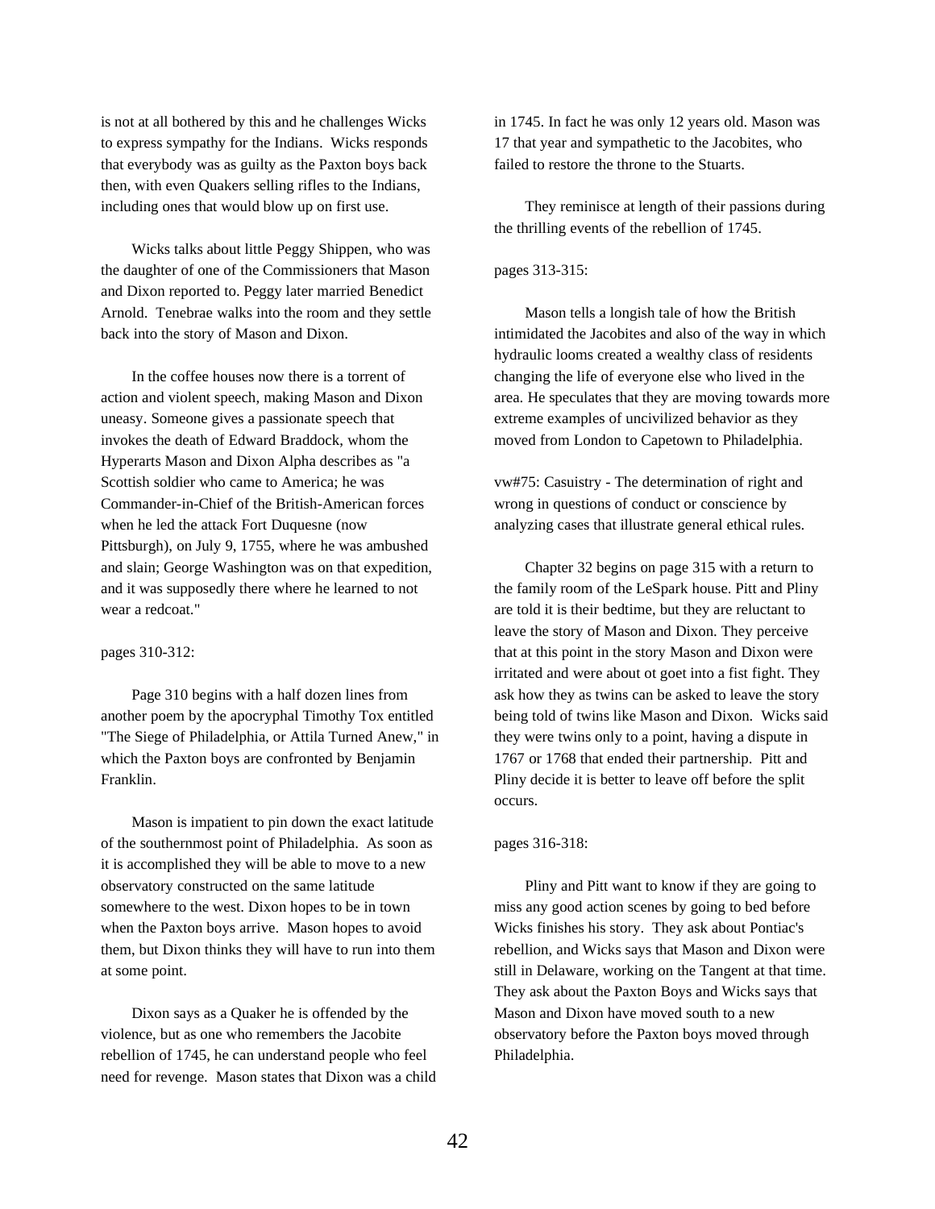is not at all bothered by this and he challenges Wicks to express sympathy for the Indians. Wicks responds that everybody was as guilty as the Paxton boys back then, with even Quakers selling rifles to the Indians, including ones that would blow up on first use.

Wicks talks about little Peggy Shippen, who was the daughter of one of the Commissioners that Mason and Dixon reported to. Peggy later married Benedict Arnold. Tenebrae walks into the room and they settle back into the story of Mason and Dixon.

In the coffee houses now there is a torrent of action and violent speech, making Mason and Dixon uneasy. Someone gives a passionate speech that invokes the death of Edward Braddock, whom the Hyperarts Mason and Dixon Alpha describes as "a Scottish soldier who came to America; he was Commander-in-Chief of the British-American forces when he led the attack Fort Duquesne (now Pittsburgh), on July 9, 1755, where he was ambushed and slain; George Washington was on that expedition, and it was supposedly there where he learned to not wear a redcoat."

pages 310-312:

Page 310 begins with a half dozen lines from another poem by the apocryphal Timothy Tox entitled "The Siege of Philadelphia, or Attila Turned Anew," in which the Paxton boys are confronted by Benjamin Franklin.

Mason is impatient to pin down the exact latitude of the southernmost point of Philadelphia. As soon as it is accomplished they will be able to move to a new observatory constructed on the same latitude somewhere to the west. Dixon hopes to be in town when the Paxton boys arrive. Mason hopes to avoid them, but Dixon thinks they will have to run into them at some point.

Dixon says as a Quaker he is offended by the violence, but as one who remembers the Jacobite rebellion of 1745, he can understand people who feel need for revenge. Mason states that Dixon was a child in 1745. In fact he was only 12 years old. Mason was 17 that year and sympathetic to the Jacobites, who failed to restore the throne to the Stuarts.

They reminisce at length of their passions during the thrilling events of the rebellion of 1745.

pages 313-315:

Mason tells a longish tale of how the British intimidated the Jacobites and also of the way in which hydraulic looms created a wealthy class of residents changing the life of everyone else who lived in the area. He speculates that they are moving towards more extreme examples of uncivilized behavior as they moved from London to Capetown to Philadelphia.

vw#75: Casuistry - The determination of right and wrong in questions of conduct or conscience by analyzing cases that illustrate general ethical rules.

Chapter 32 begins on page 315 with a return to the family room of the LeSpark house. Pitt and Pliny are told it is their bedtime, but they are reluctant to leave the story of Mason and Dixon. They perceive that at this point in the story Mason and Dixon were irritated and were about ot goet into a fist fight. They ask how they as twins can be asked to leave the story being told of twins like Mason and Dixon. Wicks said they were twins only to a point, having a dispute in 1767 or 1768 that ended their partnership. Pitt and Pliny decide it is better to leave off before the split occurs.

pages 316-318:

Pliny and Pitt want to know if they are going to miss any good action scenes by going to bed before Wicks finishes his story. They ask about Pontiac's rebellion, and Wicks says that Mason and Dixon were still in Delaware, working on the Tangent at that time. They ask about the Paxton Boys and Wicks says that Mason and Dixon have moved south to a new observatory before the Paxton boys moved through Philadelphia.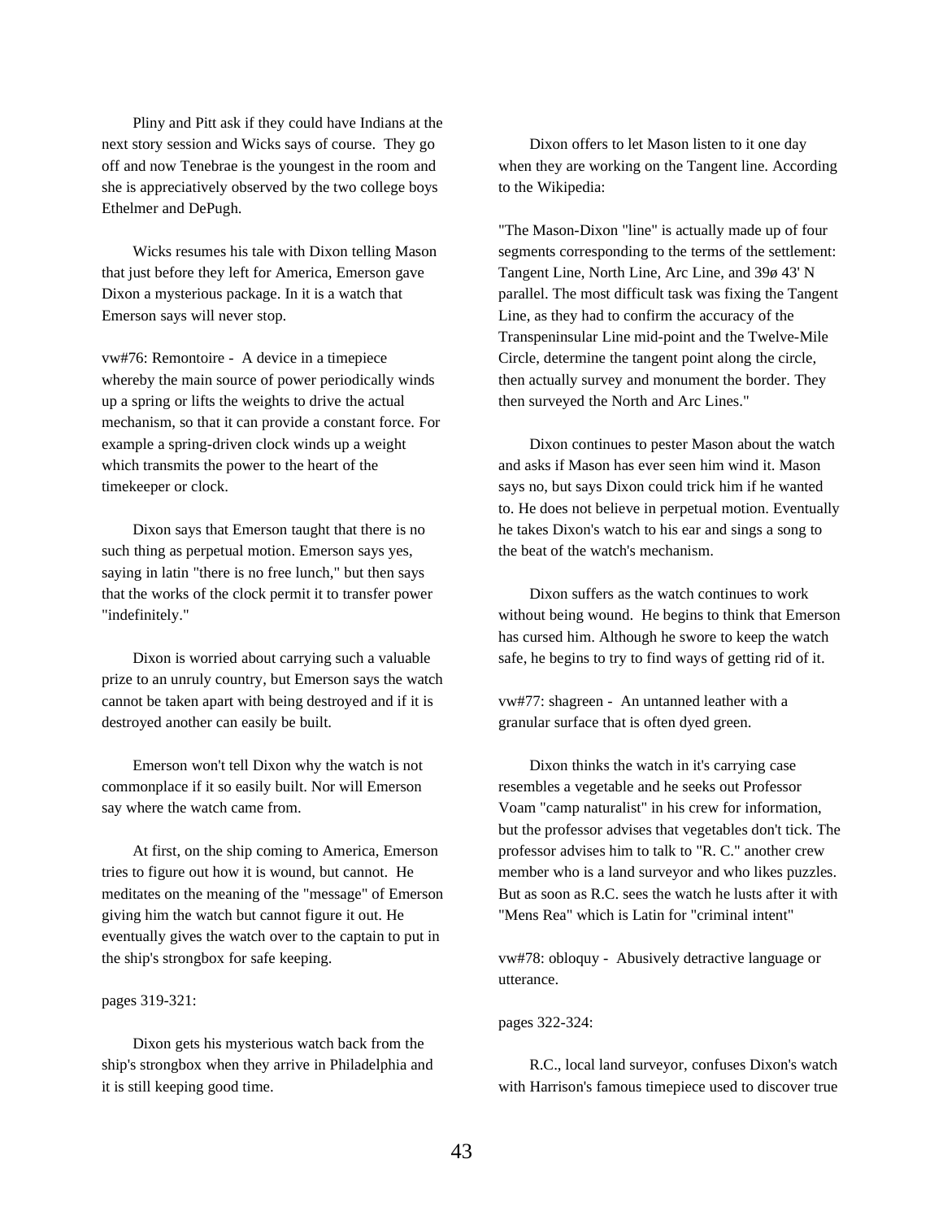Pliny and Pitt ask if they could have Indians at the next story session and Wicks says of course. They go off and now Tenebrae is the youngest in the room and she is appreciatively observed by the two college boys Ethelmer and DePugh.

Wicks resumes his tale with Dixon telling Mason that just before they left for America, Emerson gave Dixon a mysterious package. In it is a watch that Emerson says will never stop.

vw#76: Remontoire - A device in a timepiece whereby the main source of power periodically winds up a spring or lifts the weights to drive the actual mechanism, so that it can provide a constant force. For example a spring-driven clock winds up a weight which transmits the power to the heart of the timekeeper or clock.

Dixon says that Emerson taught that there is no such thing as perpetual motion. Emerson says yes, saying in latin "there is no free lunch," but then says that the works of the clock permit it to transfer power "indefinitely."

Dixon is worried about carrying such a valuable prize to an unruly country, but Emerson says the watch cannot be taken apart with being destroyed and if it is destroyed another can easily be built.

Emerson won't tell Dixon why the watch is not commonplace if it so easily built. Nor will Emerson say where the watch came from.

At first, on the ship coming to America, Emerson tries to figure out how it is wound, but cannot. He meditates on the meaning of the "message" of Emerson giving him the watch but cannot figure it out. He eventually gives the watch over to the captain to put in the ship's strongbox for safe keeping.

pages 319-321:

Dixon gets his mysterious watch back from the ship's strongbox when they arrive in Philadelphia and it is still keeping good time.

Dixon offers to let Mason listen to it one day when they are working on the Tangent line. According to the Wikipedia:

"The Mason-Dixon "line" is actually made up of four segments corresponding to the terms of the settlement: Tangent Line, North Line, Arc Line, and 39ø 43' N parallel. The most difficult task was fixing the Tangent Line, as they had to confirm the accuracy of the Transpeninsular Line mid-point and the Twelve-Mile Circle, determine the tangent point along the circle, then actually survey and monument the border. They then surveyed the North and Arc Lines."

Dixon continues to pester Mason about the watch and asks if Mason has ever seen him wind it. Mason says no, but says Dixon could trick him if he wanted to. He does not believe in perpetual motion. Eventually he takes Dixon's watch to his ear and sings a song to the beat of the watch's mechanism.

Dixon suffers as the watch continues to work without being wound. He begins to think that Emerson has cursed him. Although he swore to keep the watch safe, he begins to try to find ways of getting rid of it.

vw#77: shagreen - An untanned leather with a granular surface that is often dyed green.

Dixon thinks the watch in it's carrying case resembles a vegetable and he seeks out Professor Voam "camp naturalist" in his crew for information, but the professor advises that vegetables don't tick. The professor advises him to talk to "R. C." another crew member who is a land surveyor and who likes puzzles. But as soon as R.C. sees the watch he lusts after it with "Mens Rea" which is Latin for "criminal intent"

vw#78: obloquy - Abusively detractive language or utterance.

pages 322-324:

R.C., local land surveyor, confuses Dixon's watch with Harrison's famous timepiece used to discover true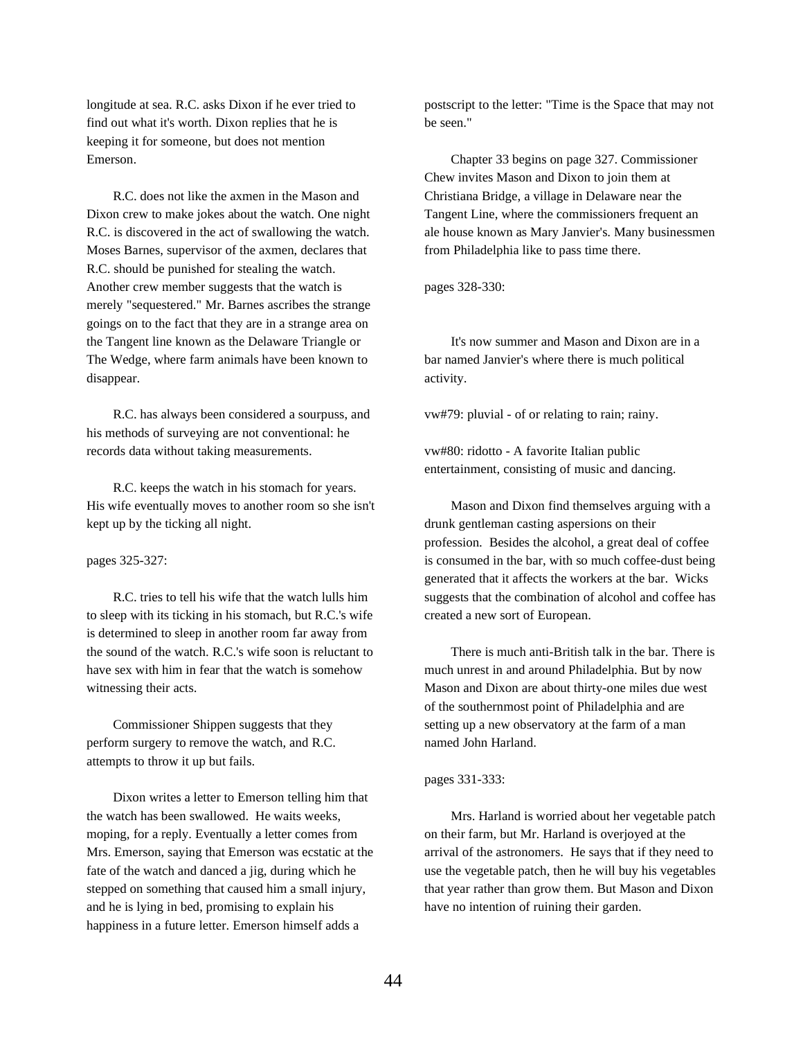longitude at sea. R.C. asks Dixon if he ever tried to find out what it's worth. Dixon replies that he is keeping it for someone, but does not mention Emerson.

R.C. does not like the axmen in the Mason and Dixon crew to make jokes about the watch. One night R.C. is discovered in the act of swallowing the watch. Moses Barnes, supervisor of the axmen, declares that R.C. should be punished for stealing the watch. Another crew member suggests that the watch is merely "sequestered." Mr. Barnes ascribes the strange goings on to the fact that they are in a strange area on the Tangent line known as the Delaware Triangle or The Wedge, where farm animals have been known to disappear.

R.C. has always been considered a sourpuss, and his methods of surveying are not conventional: he records data without taking measurements.

R.C. keeps the watch in his stomach for years. His wife eventually moves to another room so she isn't kept up by the ticking all night.

pages 325-327:

R.C. tries to tell his wife that the watch lulls him to sleep with its ticking in his stomach, but R.C.'s wife is determined to sleep in another room far away from the sound of the watch. R.C.'s wife soon is reluctant to have sex with him in fear that the watch is somehow witnessing their acts.

Commissioner Shippen suggests that they perform surgery to remove the watch, and R.C. attempts to throw it up but fails.

Dixon writes a letter to Emerson telling him that the watch has been swallowed. He waits weeks, moping, for a reply. Eventually a letter comes from Mrs. Emerson, saying that Emerson was ecstatic at the fate of the watch and danced a jig, during which he stepped on something that caused him a small injury, and he is lying in bed, promising to explain his happiness in a future letter. Emerson himself adds a postscript to the letter: "Time is the Space that may not be seen."

Chapter 33 begins on page 327. Commissioner Chew invites Mason and Dixon to join them at Christiana Bridge, a village in Delaware near the Tangent Line, where the commissioners frequent an ale house known as Mary Janvier's. Many businessmen from Philadelphia like to pass time there.

pages 328-330:

It's now summer and Mason and Dixon are in a bar named Janvier's where there is much political activity.

vw#79: pluvial - of or relating to rain; rainy.

vw#80: ridotto - A favorite Italian public entertainment, consisting of music and dancing.

Mason and Dixon find themselves arguing with a drunk gentleman casting aspersions on their profession. Besides the alcohol, a great deal of coffee is consumed in the bar, with so much coffee-dust being generated that it affects the workers at the bar. Wicks suggests that the combination of alcohol and coffee has created a new sort of European.

There is much anti-British talk in the bar. There is much unrest in and around Philadelphia. But by now Mason and Dixon are about thirty-one miles due west of the southernmost point of Philadelphia and are setting up a new observatory at the farm of a man named John Harland.

pages 331-333:

Mrs. Harland is worried about her vegetable patch on their farm, but Mr. Harland is overjoyed at the arrival of the astronomers. He says that if they need to use the vegetable patch, then he will buy his vegetables that year rather than grow them. But Mason and Dixon have no intention of ruining their garden.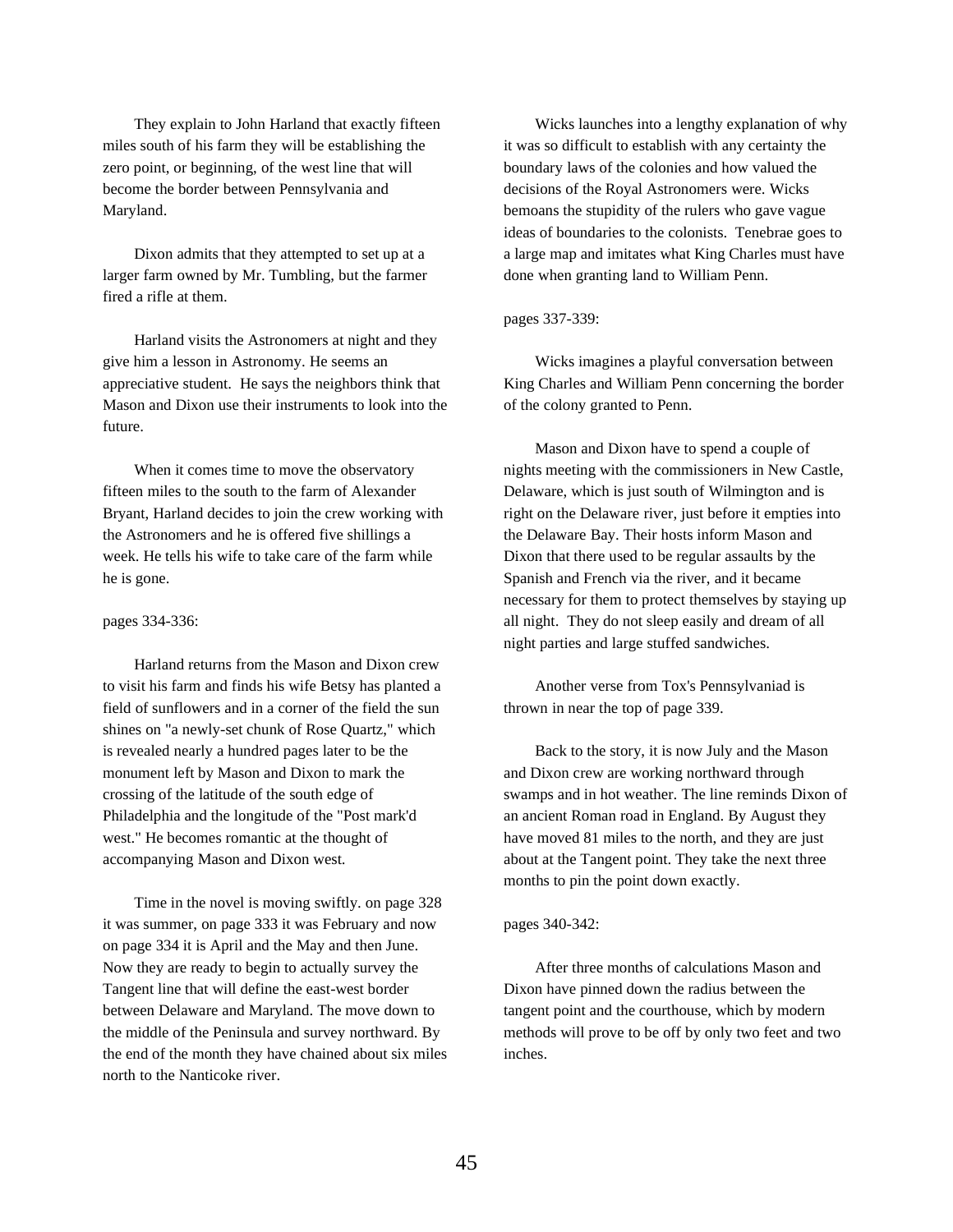They explain to John Harland that exactly fifteen miles south of his farm they will be establishing the zero point, or beginning, of the west line that will become the border between Pennsylvania and Maryland.

Dixon admits that they attempted to set up at a larger farm owned by Mr. Tumbling, but the farmer fired a rifle at them.

Harland visits the Astronomers at night and they give him a lesson in Astronomy. He seems an appreciative student. He says the neighbors think that Mason and Dixon use their instruments to look into the future.

When it comes time to move the observatory fifteen miles to the south to the farm of Alexander Bryant, Harland decides to join the crew working with the Astronomers and he is offered five shillings a week. He tells his wife to take care of the farm while he is gone.

pages 334-336:

Harland returns from the Mason and Dixon crew to visit his farm and finds his wife Betsy has planted a field of sunflowers and in a corner of the field the sun shines on "a newly-set chunk of Rose Quartz," which is revealed nearly a hundred pages later to be the monument left by Mason and Dixon to mark the crossing of the latitude of the south edge of Philadelphia and the longitude of the "Post mark'd west." He becomes romantic at the thought of accompanying Mason and Dixon west.

Time in the novel is moving swiftly. on page 328 it was summer, on page 333 it was February and now on page 334 it is April and the May and then June. Now they are ready to begin to actually survey the Tangent line that will define the east-west border between Delaware and Maryland. The move down to the middle of the Peninsula and survey northward. By the end of the month they have chained about six miles north to the Nanticoke river.

Wicks launches into a lengthy explanation of why it was so difficult to establish with any certainty the boundary laws of the colonies and how valued the decisions of the Royal Astronomers were. Wicks bemoans the stupidity of the rulers who gave vague ideas of boundaries to the colonists. Tenebrae goes to a large map and imitates what King Charles must have done when granting land to William Penn.

pages 337-339:

Wicks imagines a playful conversation between King Charles and William Penn concerning the border of the colony granted to Penn.

Mason and Dixon have to spend a couple of nights meeting with the commissioners in New Castle, Delaware, which is just south of Wilmington and is right on the Delaware river, just before it empties into the Delaware Bay. Their hosts inform Mason and Dixon that there used to be regular assaults by the Spanish and French via the river, and it became necessary for them to protect themselves by staying up all night. They do not sleep easily and dream of all night parties and large stuffed sandwiches.

Another verse from Tox's Pennsylvaniad is thrown in near the top of page 339.

Back to the story, it is now July and the Mason and Dixon crew are working northward through swamps and in hot weather. The line reminds Dixon of an ancient Roman road in England. By August they have moved 81 miles to the north, and they are just about at the Tangent point. They take the next three months to pin the point down exactly.

pages 340-342:

After three months of calculations Mason and Dixon have pinned down the radius between the tangent point and the courthouse, which by modern methods will prove to be off by only two feet and two inches.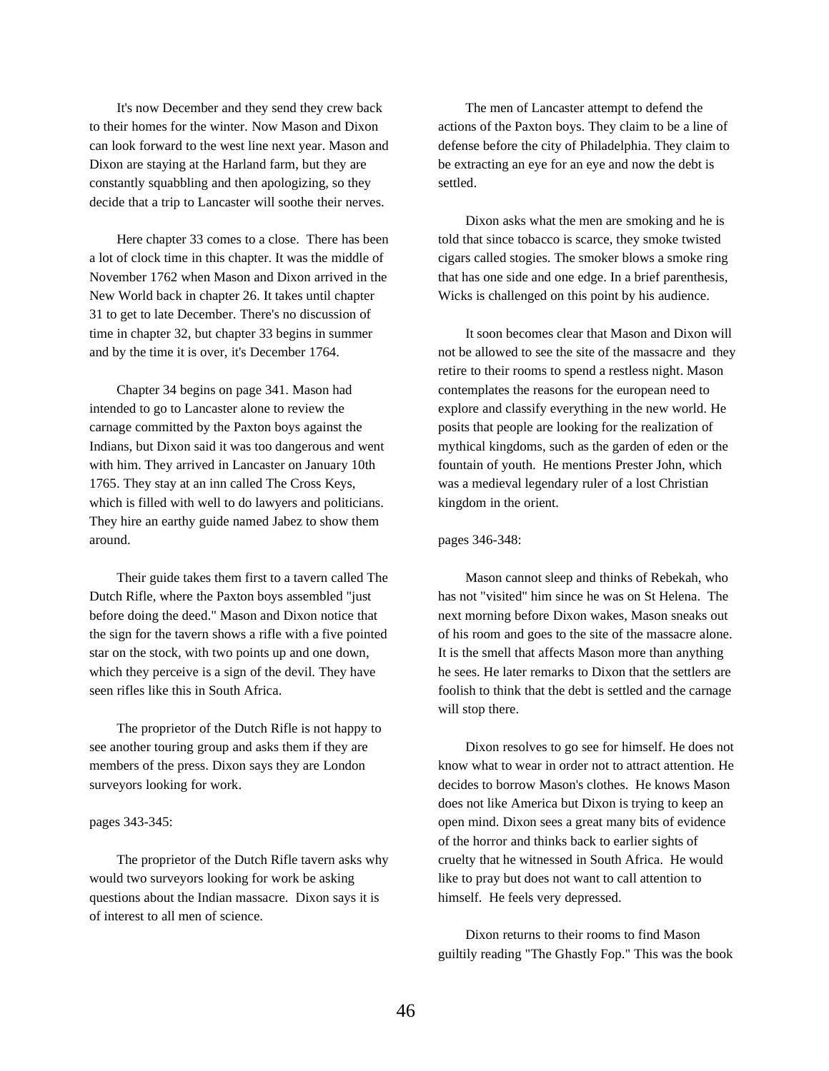It's now December and they send they crew back to their homes for the winter. Now Mason and Dixon can look forward to the west line next year. Mason and Dixon are staying at the Harland farm, but they are constantly squabbling and then apologizing, so they decide that a trip to Lancaster will soothe their nerves.

Here chapter 33 comes to a close. There has been a lot of clock time in this chapter. It was the middle of November 1762 when Mason and Dixon arrived in the New World back in chapter 26. It takes until chapter 31 to get to late December. There's no discussion of time in chapter 32, but chapter 33 begins in summer and by the time it is over, it's December 1764.

Chapter 34 begins on page 341. Mason had intended to go to Lancaster alone to review the carnage committed by the Paxton boys against the Indians, but Dixon said it was too dangerous and went with him. They arrived in Lancaster on January 10th 1765. They stay at an inn called The Cross Keys, which is filled with well to do lawyers and politicians. They hire an earthy guide named Jabez to show them around.

Their guide takes them first to a tavern called The Dutch Rifle, where the Paxton boys assembled "just before doing the deed." Mason and Dixon notice that the sign for the tavern shows a rifle with a five pointed star on the stock, with two points up and one down, which they perceive is a sign of the devil. They have seen rifles like this in South Africa.

The proprietor of the Dutch Rifle is not happy to see another touring group and asks them if they are members of the press. Dixon says they are London surveyors looking for work.

pages 343-345:

The proprietor of the Dutch Rifle tavern asks why would two surveyors looking for work be asking questions about the Indian massacre. Dixon says it is of interest to all men of science.

The men of Lancaster attempt to defend the actions of the Paxton boys. They claim to be a line of defense before the city of Philadelphia. They claim to be extracting an eye for an eye and now the debt is settled.

Dixon asks what the men are smoking and he is told that since tobacco is scarce, they smoke twisted cigars called stogies. The smoker blows a smoke ring that has one side and one edge. In a brief parenthesis, Wicks is challenged on this point by his audience.

It soon becomes clear that Mason and Dixon will not be allowed to see the site of the massacre and they retire to their rooms to spend a restless night. Mason contemplates the reasons for the european need to explore and classify everything in the new world. He posits that people are looking for the realization of mythical kingdoms, such as the garden of eden or the fountain of youth. He mentions Prester John, which was a medieval legendary ruler of a lost Christian kingdom in the orient.

pages 346-348:

Mason cannot sleep and thinks of Rebekah, who has not "visited" him since he was on St Helena. The next morning before Dixon wakes, Mason sneaks out of his room and goes to the site of the massacre alone. It is the smell that affects Mason more than anything he sees. He later remarks to Dixon that the settlers are foolish to think that the debt is settled and the carnage will stop there.

Dixon resolves to go see for himself. He does not know what to wear in order not to attract attention. He decides to borrow Mason's clothes. He knows Mason does not like America but Dixon is trying to keep an open mind. Dixon sees a great many bits of evidence of the horror and thinks back to earlier sights of cruelty that he witnessed in South Africa. He would like to pray but does not want to call attention to himself. He feels very depressed.

Dixon returns to their rooms to find Mason guiltily reading "The Ghastly Fop." This was the book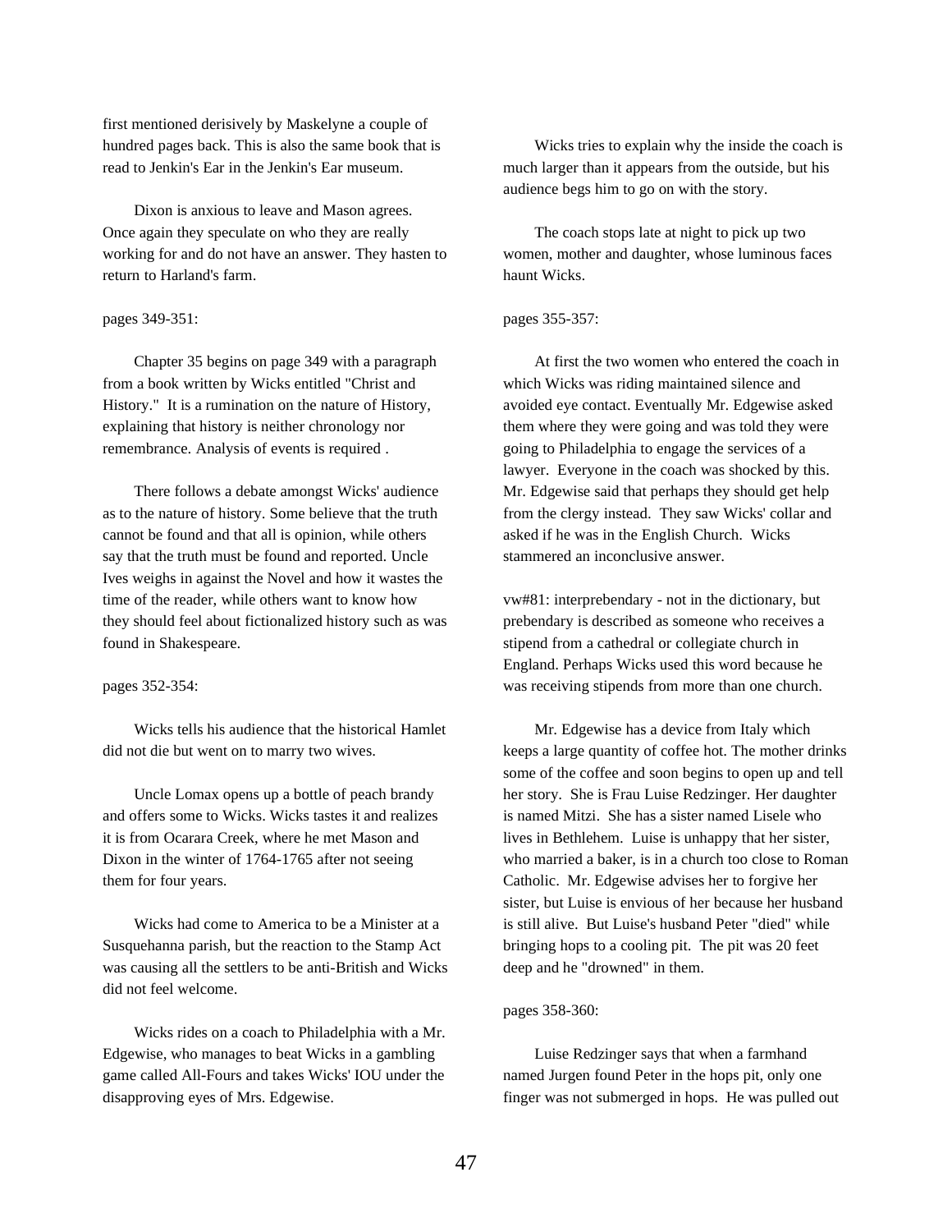first mentioned derisively by Maskelyne a couple of hundred pages back. This is also the same book that is read to Jenkin's Ear in the Jenkin's Ear museum.

Dixon is anxious to leave and Mason agrees. Once again they speculate on who they are really working for and do not have an answer. They hasten to return to Harland's farm.

pages 349-351:

Chapter 35 begins on page 349 with a paragraph from a book written by Wicks entitled "Christ and History." It is a rumination on the nature of History, explaining that history is neither chronology nor remembrance. Analysis of events is required .

There follows a debate amongst Wicks' audience as to the nature of history. Some believe that the truth cannot be found and that all is opinion, while others say that the truth must be found and reported. Uncle Ives weighs in against the Novel and how it wastes the time of the reader, while others want to know how they should feel about fictionalized history such as was found in Shakespeare.

pages 352-354:

Wicks tells his audience that the historical Hamlet did not die but went on to marry two wives.

Uncle Lomax opens up a bottle of peach brandy and offers some to Wicks. Wicks tastes it and realizes it is from Ocarara Creek, where he met Mason and Dixon in the winter of 1764-1765 after not seeing them for four years.

Wicks had come to America to be a Minister at a Susquehanna parish, but the reaction to the Stamp Act was causing all the settlers to be anti-British and Wicks did not feel welcome.

Wicks rides on a coach to Philadelphia with a Mr. Edgewise, who manages to beat Wicks in a gambling game called All-Fours and takes Wicks' IOU under the disapproving eyes of Mrs. Edgewise.

Wicks tries to explain why the inside the coach is much larger than it appears from the outside, but his audience begs him to go on with the story.

The coach stops late at night to pick up two women, mother and daughter, whose luminous faces haunt Wicks.

pages 355-357:

At first the two women who entered the coach in which Wicks was riding maintained silence and avoided eye contact. Eventually Mr. Edgewise asked them where they were going and was told they were going to Philadelphia to engage the services of a lawyer. Everyone in the coach was shocked by this. Mr. Edgewise said that perhaps they should get help from the clergy instead. They saw Wicks' collar and asked if he was in the English Church. Wicks stammered an inconclusive answer.

vw#81: interprebendary - not in the dictionary, but prebendary is described as someone who receives a stipend from a cathedral or collegiate church in England. Perhaps Wicks used this word because he was receiving stipends from more than one church.

Mr. Edgewise has a device from Italy which keeps a large quantity of coffee hot. The mother drinks some of the coffee and soon begins to open up and tell her story. She is Frau Luise Redzinger. Her daughter is named Mitzi. She has a sister named Lisele who lives in Bethlehem. Luise is unhappy that her sister, who married a baker, is in a church too close to Roman Catholic. Mr. Edgewise advises her to forgive her sister, but Luise is envious of her because her husband is still alive. But Luise's husband Peter "died" while bringing hops to a cooling pit. The pit was 20 feet deep and he "drowned" in them.

pages 358-360:

Luise Redzinger says that when a farmhand named Jurgen found Peter in the hops pit, only one finger was not submerged in hops. He was pulled out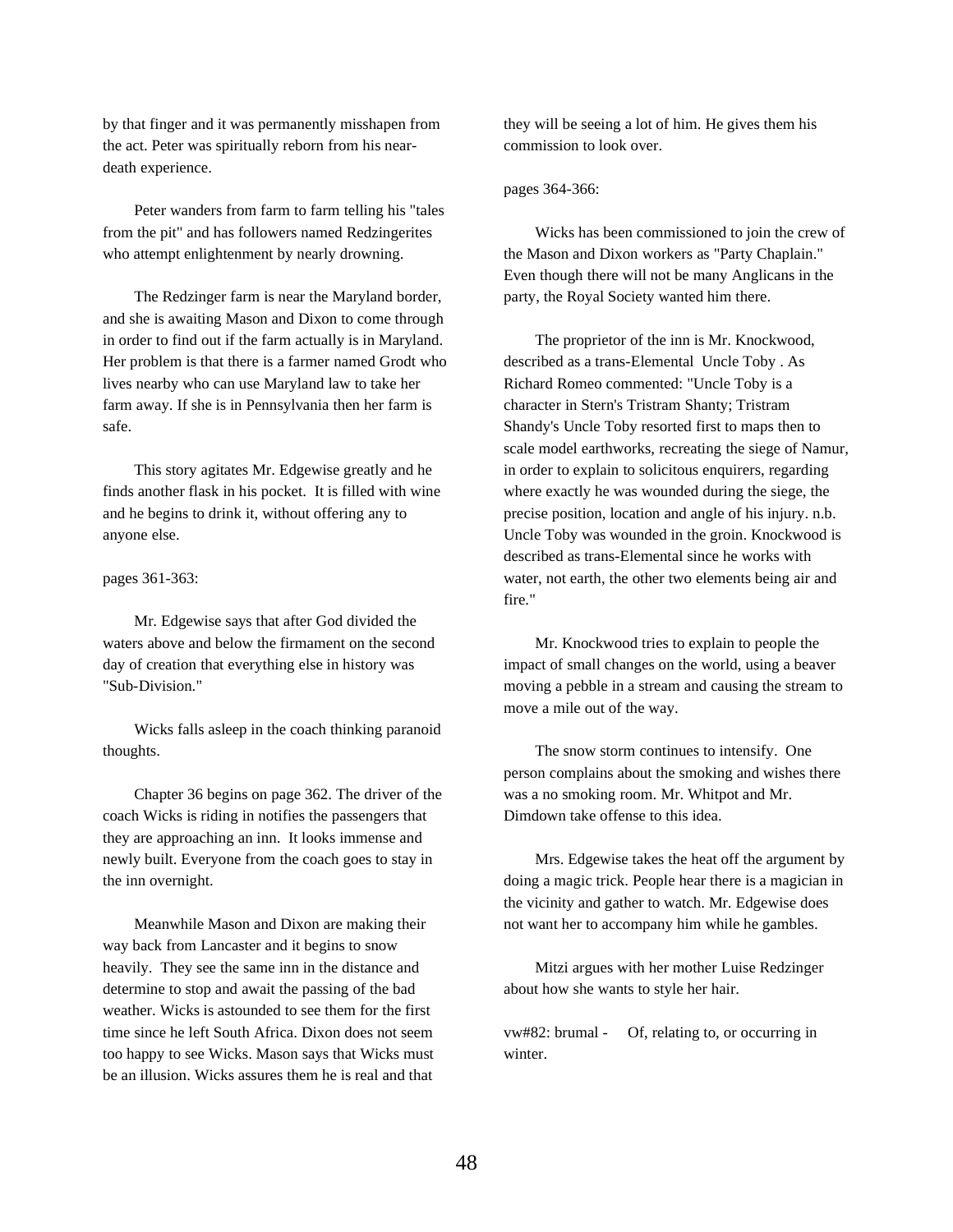by that finger and it was permanently misshapen from the act. Peter was spiritually reborn from his near-death experience.

Peter wanders from farm to farm telling his "tales from the pit" and has followers named Redzingerites who attempt enlightenment by nearly drowning.

The Redzinger farm is near the Maryland border, and she is awaiting Mason and Dixon to come through in order to find out if the farm actually is in Maryland. Her problem is that there is a farmer named Grodt who lives nearby who can use Maryland law to take her farm away. If she is in Pennsylvania then her farm is safe.

This story agitates Mr. Edgewise greatly and he finds another flask in his pocket. It is filled with wine and he begins to drink it, without offering any to anyone else.

pages 361-363:

Mr. Edgewise says that after God divided the waters above and below the firmament on the second day of creation that everything else in history was "Sub-Division."

Wicks falls asleep in the coach thinking paranoid thoughts.

Chapter 36 begins on page 362. The driver of the coach Wicks is riding in notifies the passengers that they are approaching an inn. It looks immense and newly built. Everyone from the coach goes to stay in the inn overnight.

Meanwhile Mason and Dixon are making their way back from Lancaster and it begins to snow heavily. They see the same inn in the distance and determine to stop and await the passing of the bad weather. Wicks is astounded to see them for the first time since he left South Africa. Dixon does not seem too happy to see Wicks. Mason says that Wicks must be an illusion. Wicks assures them he is real and that they will be seeing a lot of him. He gives them his commission to look over.

pages 364-366:

Wicks has been commissioned to join the crew of the Mason and Dixon workers as "Party Chaplain." Even though there will not be many Anglicans in the party, the Royal Society wanted him there.

The proprietor of the inn is Mr. Knockwood, described as a trans-Elemental Uncle Toby . As Richard Romeo commented: "Uncle Toby is a character in Stern's Tristram Shanty; Tristram Shandy's Uncle Toby resorted first to maps then to scale model earthworks, recreating the siege of Namur, in order to explain to solicitous enquirers, regarding where exactly he was wounded during the siege, the precise position, location and angle of his injury. n.b. Uncle Toby was wounded in the groin. Knockwood is described as trans-Elemental since he works with water, not earth, the other two elements being air and fire."

Mr. Knockwood tries to explain to people the impact of small changes on the world, using a beaver moving a pebble in a stream and causing the stream to move a mile out of the way.

The snow storm continues to intensify. One person complains about the smoking and wishes there was a no smoking room. Mr. Whitpot and Mr. Dimdown take offense to this idea.

Mrs. Edgewise takes the heat off the argument by doing a magic trick. People hear there is a magician in the vicinity and gather to watch. Mr. Edgewise does not want her to accompany him while he gambles.

Mitzi argues with her mother Luise Redzinger about how she wants to style her hair.

vw#82: brumal - Of, relating to, or occurring in winter.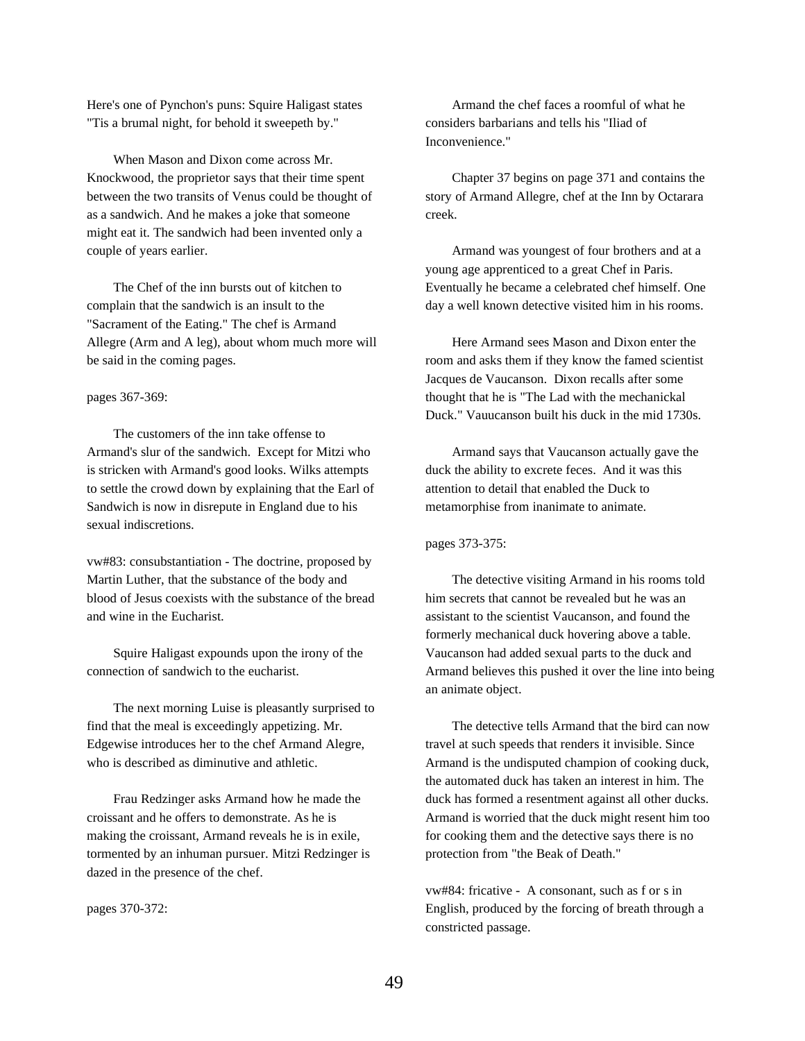Here's one of Pynchon's puns: Squire Haligast states "Tis a brumal night, for behold it sweepeth by."

When Mason and Dixon come across Mr. Knockwood, the proprietor says that their time spent between the two transits of Venus could be thought of as a sandwich. And he makes a joke that someone might eat it. The sandwich had been invented only a couple of years earlier.

The Chef of the inn bursts out of kitchen to complain that the sandwich is an insult to the "Sacrament of the Eating." The chef is Armand Allegre (Arm and A leg), about whom much more will be said in the coming pages.

pages 367-369:

The customers of the inn take offense to Armand's slur of the sandwich. Except for Mitzi who is stricken with Armand's good looks. Wilks attempts to settle the crowd down by explaining that the Earl of Sandwich is now in disrepute in England due to his sexual indiscretions.

vw#83: consubstantiation - The doctrine, proposed by Martin Luther, that the substance of the body and blood of Jesus coexists with the substance of the bread and wine in the Eucharist.

Squire Haligast expounds upon the irony of the connection of sandwich to the eucharist.

The next morning Luise is pleasantly surprised to find that the meal is exceedingly appetizing. Mr. Edgewise introduces her to the chef Armand Alegre, who is described as diminutive and athletic.

Frau Redzinger asks Armand how he made the croissant and he offers to demonstrate. As he is making the croissant, Armand reveals he is in exile, tormented by an inhuman pursuer. Mitzi Redzinger is dazed in the presence of the chef.

pages 370-372:

Armand the chef faces a roomful of what he considers barbarians and tells his "Iliad of Inconvenience."

Chapter 37 begins on page 371 and contains the story of Armand Allegre, chef at the Inn by Octarara creek.

Armand was youngest of four brothers and at a young age apprenticed to a great Chef in Paris. Eventually he became a celebrated chef himself. One day a well known detective visited him in his rooms.

Here Armand sees Mason and Dixon enter the room and asks them if they know the famed scientist Jacques de Vaucanson. Dixon recalls after some thought that he is "The Lad with the mechanickal Duck." Vauucanson built his duck in the mid 1730s.

Armand says that Vaucanson actually gave the duck the ability to excrete feces. And it was this attention to detail that enabled the Duck to metamorphise from inanimate to animate.

pages 373-375:

The detective visiting Armand in his rooms told him secrets that cannot be revealed but he was an assistant to the scientist Vaucanson, and found the formerly mechanical duck hovering above a table. Vaucanson had added sexual parts to the duck and Armand believes this pushed it over the line into being an animate object.

The detective tells Armand that the bird can now travel at such speeds that renders it invisible. Since Armand is the undisputed champion of cooking duck, the automated duck has taken an interest in him. The duck has formed a resentment against all other ducks. Armand is worried that the duck might resent him too for cooking them and the detective says there is no protection from "the Beak of Death."

vw#84: fricative - A consonant, such as f or s in English, produced by the forcing of breath through a constricted passage.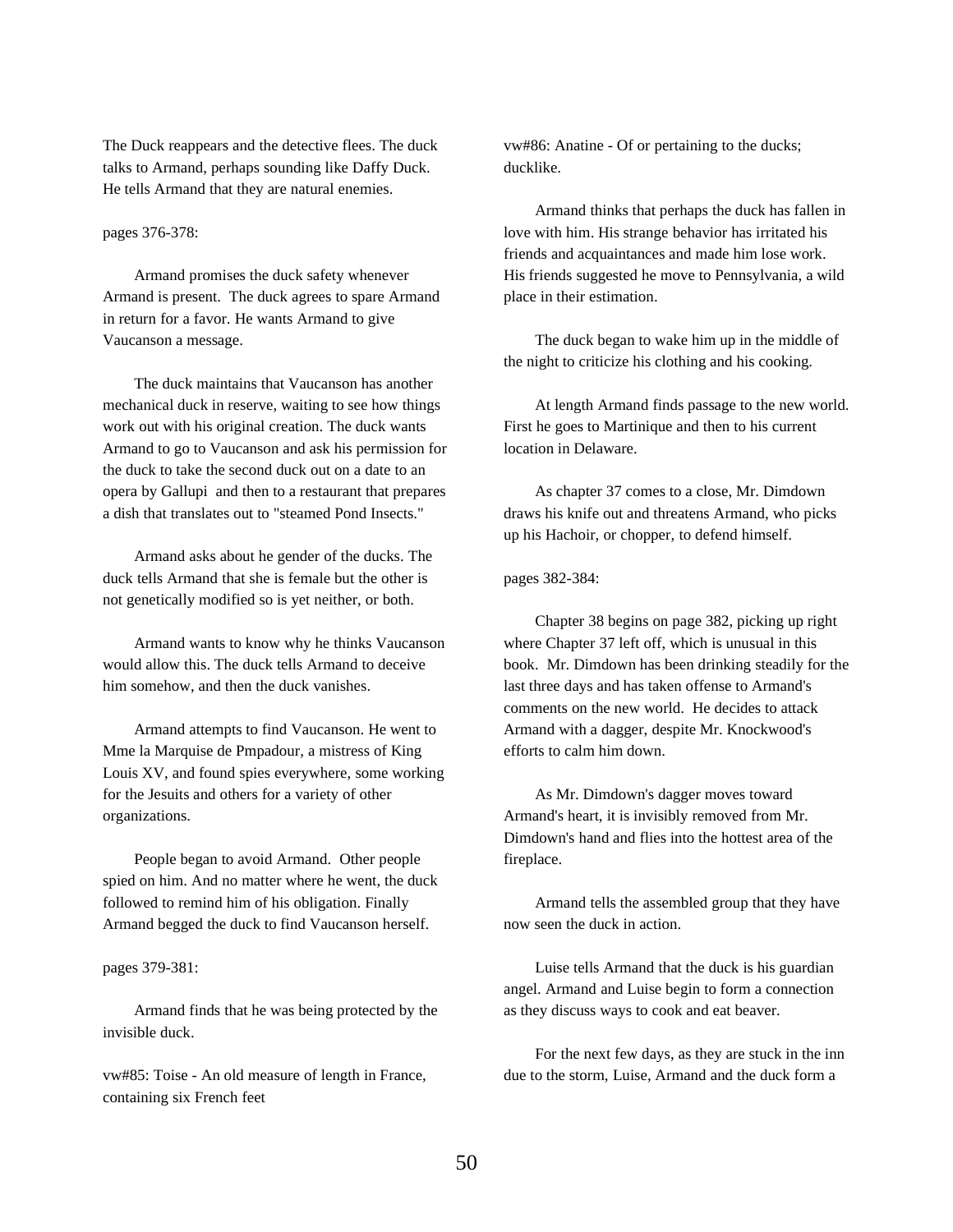The Duck reappears and the detective flees. The duck talks to Armand, perhaps sounding like Daffy Duck. He tells Armand that they are natural enemies.

pages 376-378:

Armand promises the duck safety whenever Armand is present. The duck agrees to spare Armand in return for a favor. He wants Armand to give Vaucanson a message.

The duck maintains that Vaucanson has another mechanical duck in reserve, waiting to see how things work out with his original creation. The duck wants Armand to go to Vaucanson and ask his permission for the duck to take the second duck out on a date to an opera by Gallupi and then to a restaurant that prepares a dish that translates out to "steamed Pond Insects."

Armand asks about he gender of the ducks. The duck tells Armand that she is female but the other is not genetically modified so is yet neither, or both.

Armand wants to know why he thinks Vaucanson would allow this. The duck tells Armand to deceive him somehow, and then the duck vanishes.

Armand attempts to find Vaucanson. He went to Mme la Marquise de Pmpadour, a mistress of King Louis XV, and found spies everywhere, some working for the Jesuits and others for a variety of other organizations.

People began to avoid Armand. Other people spied on him. And no matter where he went, the duck followed to remind him of his obligation. Finally Armand begged the duck to find Vaucanson herself.

pages 379-381:

Armand finds that he was being protected by the invisible duck.

vw#85: Toise - An old measure of length in France, containing six French feet

vw#86: Anatine - Of or pertaining to the ducks; ducklike.

Armand thinks that perhaps the duck has fallen in love with him. His strange behavior has irritated his friends and acquaintances and made him lose work. His friends suggested he move to Pennsylvania, a wild place in their estimation.

The duck began to wake him up in the middle of the night to criticize his clothing and his cooking.

At length Armand finds passage to the new world. First he goes to Martinique and then to his current location in Delaware.

As chapter 37 comes to a close, Mr. Dimdown draws his knife out and threatens Armand, who picks up his Hachoir, or chopper, to defend himself.

pages 382-384:

Chapter 38 begins on page 382, picking up right where Chapter 37 left off, which is unusual in this book. Mr. Dimdown has been drinking steadily for the last three days and has taken offense to Armand's comments on the new world. He decides to attack Armand with a dagger, despite Mr. Knockwood's efforts to calm him down.

As Mr. Dimdown's dagger moves toward Armand's heart, it is invisibly removed from Mr. Dimdown's hand and flies into the hottest area of the fireplace.

Armand tells the assembled group that they have now seen the duck in action.

Luise tells Armand that the duck is his guardian angel. Armand and Luise begin to form a connection as they discuss ways to cook and eat beaver.

For the next few days, as they are stuck in the inn due to the storm, Luise, Armand and the duck form a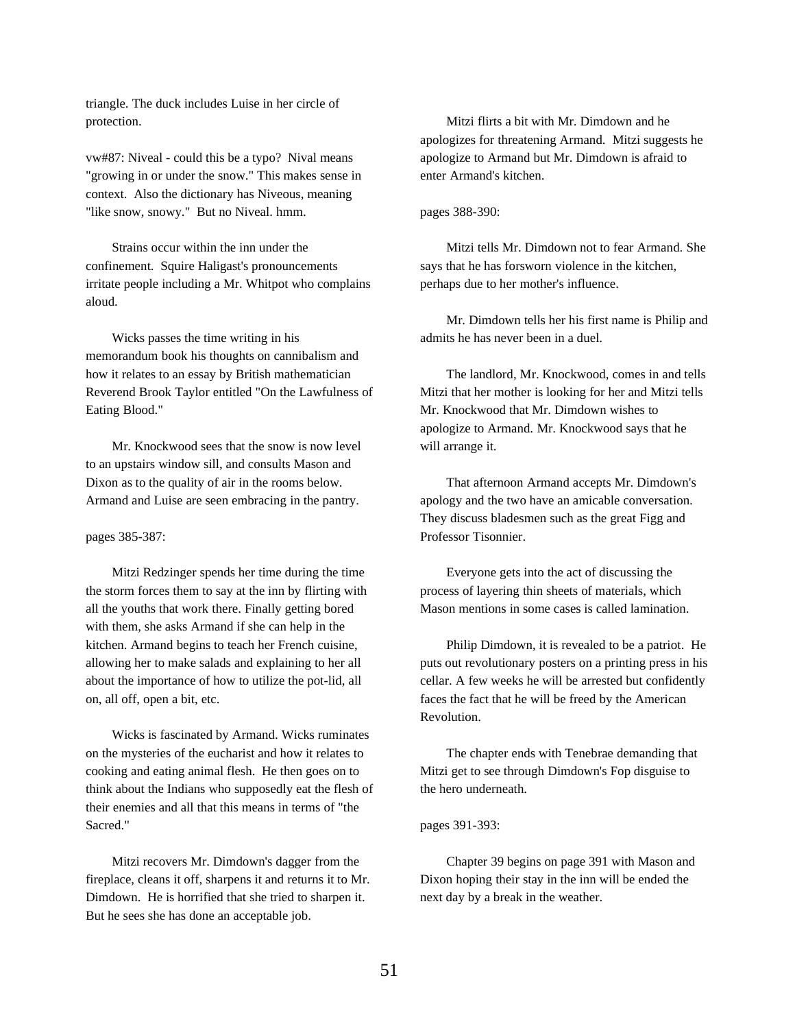triangle. The duck includes Luise in her circle of protection.

vw#87: Niveal - could this be a typo? Nival means "growing in or under the snow." This makes sense in context. Also the dictionary has Niveous, meaning "like snow, snowy." But no Niveal. hmm.

Strains occur within the inn under the confinement. Squire Haligast's pronouncements irritate people including a Mr. Whitpot who complains aloud.

Wicks passes the time writing in his memorandum book his thoughts on cannibalism and how it relates to an essay by British mathematician Reverend Brook Taylor entitled "On the Lawfulness of Eating Blood."

Mr. Knockwood sees that the snow is now level to an upstairs window sill, and consults Mason and Dixon as to the quality of air in the rooms below. Armand and Luise are seen embracing in the pantry.

pages 385-387:

Mitzi Redzinger spends her time during the time the storm forces them to say at the inn by flirting with all the youths that work there. Finally getting bored with them, she asks Armand if she can help in the kitchen. Armand begins to teach her French cuisine, allowing her to make salads and explaining to her all about the importance of how to utilize the pot-lid, all on, all off, open a bit, etc.

Wicks is fascinated by Armand. Wicks ruminates on the mysteries of the eucharist and how it relates to cooking and eating animal flesh. He then goes on to think about the Indians who supposedly eat the flesh of their enemies and all that this means in terms of "the Sacred."

Mitzi recovers Mr. Dimdown's dagger from the fireplace, cleans it off, sharpens it and returns it to Mr. Dimdown. He is horrified that she tried to sharpen it. But he sees she has done an acceptable job.

Mitzi flirts a bit with Mr. Dimdown and he apologizes for threatening Armand. Mitzi suggests he apologize to Armand but Mr. Dimdown is afraid to enter Armand's kitchen.

pages 388-390:

Mitzi tells Mr. Dimdown not to fear Armand. She says that he has forsworn violence in the kitchen, perhaps due to her mother's influence.

Mr. Dimdown tells her his first name is Philip and admits he has never been in a duel.

The landlord, Mr. Knockwood, comes in and tells Mitzi that her mother is looking for her and Mitzi tells Mr. Knockwood that Mr. Dimdown wishes to apologize to Armand. Mr. Knockwood says that he will arrange it.

That afternoon Armand accepts Mr. Dimdown's apology and the two have an amicable conversation. They discuss bladesmen such as the great Figg and Professor Tisonnier.

Everyone gets into the act of discussing the process of layering thin sheets of materials, which Mason mentions in some cases is called lamination.

Philip Dimdown, it is revealed to be a patriot. He puts out revolutionary posters on a printing press in his cellar. A few weeks he will be arrested but confidently faces the fact that he will be freed by the American Revolution.

The chapter ends with Tenebrae demanding that Mitzi get to see through Dimdown's Fop disguise to the hero underneath.

pages 391-393:

Chapter 39 begins on page 391 with Mason and Dixon hoping their stay in the inn will be ended the next day by a break in the weather.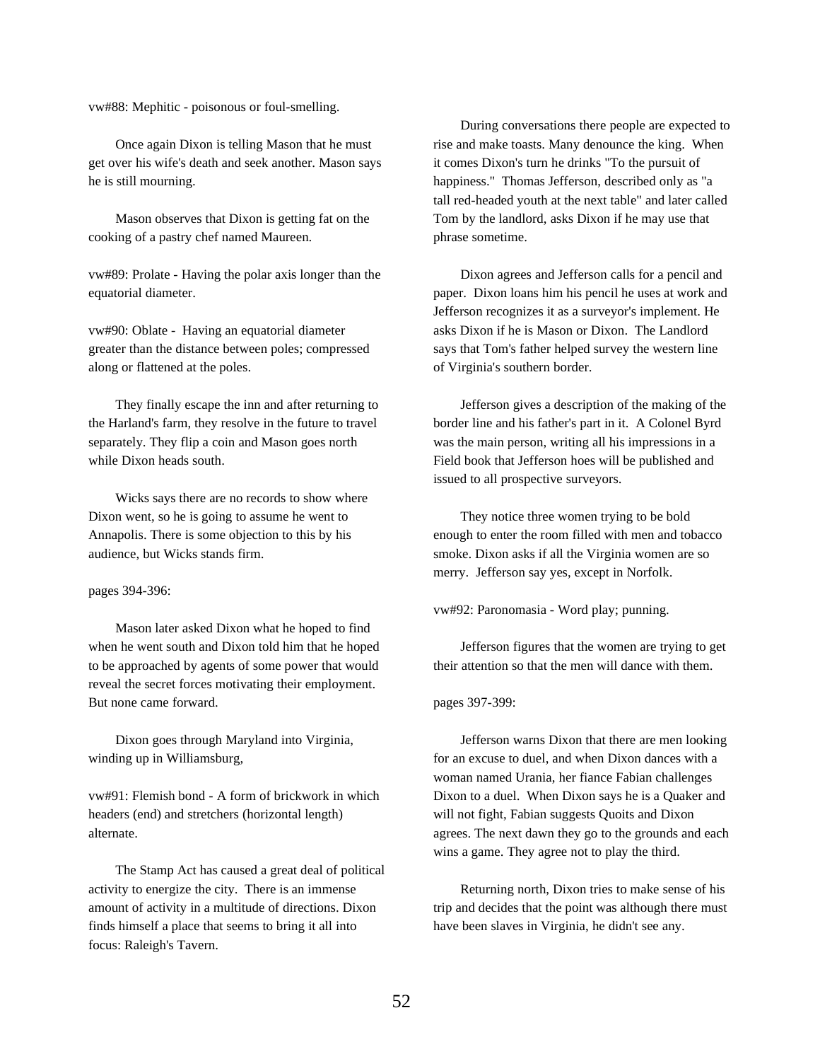vw#88: Mephitic - poisonous or foul-smelling.

Once again Dixon is telling Mason that he must get over his wife's death and seek another. Mason says he is still mourning.

Mason observes that Dixon is getting fat on the cooking of a pastry chef named Maureen.

vw#89: Prolate - Having the polar axis longer than the equatorial diameter.

vw#90: Oblate - Having an equatorial diameter greater than the distance between poles; compressed along or flattened at the poles.

They finally escape the inn and after returning to the Harland's farm, they resolve in the future to travel separately. They flip a coin and Mason goes north while Dixon heads south.

Wicks says there are no records to show where Dixon went, so he is going to assume he went to Annapolis. There is some objection to this by his audience, but Wicks stands firm.

pages 394-396:

Mason later asked Dixon what he hoped to find when he went south and Dixon told him that he hoped to be approached by agents of some power that would reveal the secret forces motivating their employment. But none came forward.

Dixon goes through Maryland into Virginia, winding up in Williamsburg,

vw#91: Flemish bond - A form of brickwork in which headers (end) and stretchers (horizontal length) alternate.

The Stamp Act has caused a great deal of political activity to energize the city. There is an immense amount of activity in a multitude of directions. Dixon finds himself a place that seems to bring it all into focus: Raleigh's Tavern.

During conversations there people are expected to rise and make toasts. Many denounce the king. When it comes Dixon's turn he drinks "To the pursuit of happiness." Thomas Jefferson, described only as "a tall red-headed youth at the next table" and later called Tom by the landlord, asks Dixon if he may use that phrase sometime.

Dixon agrees and Jefferson calls for a pencil and paper. Dixon loans him his pencil he uses at work and Jefferson recognizes it as a surveyor's implement. He asks Dixon if he is Mason or Dixon. The Landlord says that Tom's father helped survey the western line of Virginia's southern border.

Jefferson gives a description of the making of the border line and his father's part in it. A Colonel Byrd was the main person, writing all his impressions in a Field book that Jefferson hoes will be published and issued to all prospective surveyors.

They notice three women trying to be bold enough to enter the room filled with men and tobacco smoke. Dixon asks if all the Virginia women are so merry. Jefferson say yes, except in Norfolk.

vw#92: Paronomasia - Word play; punning.

Jefferson figures that the women are trying to get their attention so that the men will dance with them.

pages 397-399:

Jefferson warns Dixon that there are men looking for an excuse to duel, and when Dixon dances with a woman named Urania, her fiance Fabian challenges Dixon to a duel. When Dixon says he is a Quaker and will not fight, Fabian suggests Quoits and Dixon agrees. The next dawn they go to the grounds and each wins a game. They agree not to play the third.

Returning north, Dixon tries to make sense of his trip and decides that the point was although there must have been slaves in Virginia, he didn't see any.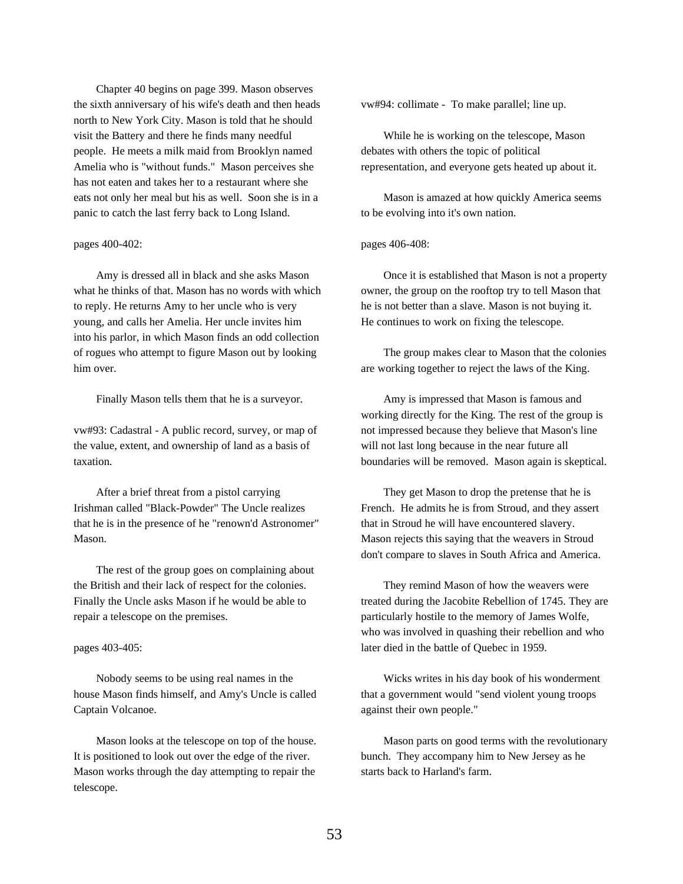Chapter 40 begins on page 399. Mason observes the sixth anniversary of his wife's death and then heads north to New York City. Mason is told that he should visit the Battery and there he finds many needful people. He meets a milk maid from Brooklyn named Amelia who is "without funds." Mason perceives she has not eaten and takes her to a restaurant where she eats not only her meal but his as well. Soon she is in a panic to catch the last ferry back to Long Island.

pages 400-402:

Amy is dressed all in black and she asks Mason what he thinks of that. Mason has no words with which to reply. He returns Amy to her uncle who is very young, and calls her Amelia. Her uncle invites him into his parlor, in which Mason finds an odd collection of rogues who attempt to figure Mason out by looking him over.

Finally Mason tells them that he is a surveyor.

vw#93: Cadastral - A public record, survey, or map of the value, extent, and ownership of land as a basis of taxation.

After a brief threat from a pistol carrying Irishman called "Black-Powder" The Uncle realizes that he is in the presence of he "renown'd Astronomer" Mason.

The rest of the group goes on complaining about the British and their lack of respect for the colonies. Finally the Uncle asks Mason if he would be able to repair a telescope on the premises.

pages 403-405:

Nobody seems to be using real names in the house Mason finds himself, and Amy's Uncle is called Captain Volcanoe.

Mason looks at the telescope on top of the house. It is positioned to look out over the edge of the river. Mason works through the day attempting to repair the telescope.

vw#94: collimate - To make parallel; line up.

While he is working on the telescope, Mason debates with others the topic of political representation, and everyone gets heated up about it.

Mason is amazed at how quickly America seems to be evolving into it's own nation.

pages 406-408:

Once it is established that Mason is not a property owner, the group on the rooftop try to tell Mason that he is not better than a slave. Mason is not buying it. He continues to work on fixing the telescope.

The group makes clear to Mason that the colonies are working together to reject the laws of the King.

Amy is impressed that Mason is famous and working directly for the King. The rest of the group is not impressed because they believe that Mason's line will not last long because in the near future all boundaries will be removed. Mason again is skeptical.

They get Mason to drop the pretense that he is French. He admits he is from Stroud, and they assert that in Stroud he will have encountered slavery. Mason rejects this saying that the weavers in Stroud don't compare to slaves in South Africa and America.

They remind Mason of how the weavers were treated during the Jacobite Rebellion of 1745. They are particularly hostile to the memory of James Wolfe, who was involved in quashing their rebellion and who later died in the battle of Quebec in 1959.

Wicks writes in his day book of his wonderment that a government would "send violent young troops against their own people."

Mason parts on good terms with the revolutionary bunch. They accompany him to New Jersey as he starts back to Harland's farm.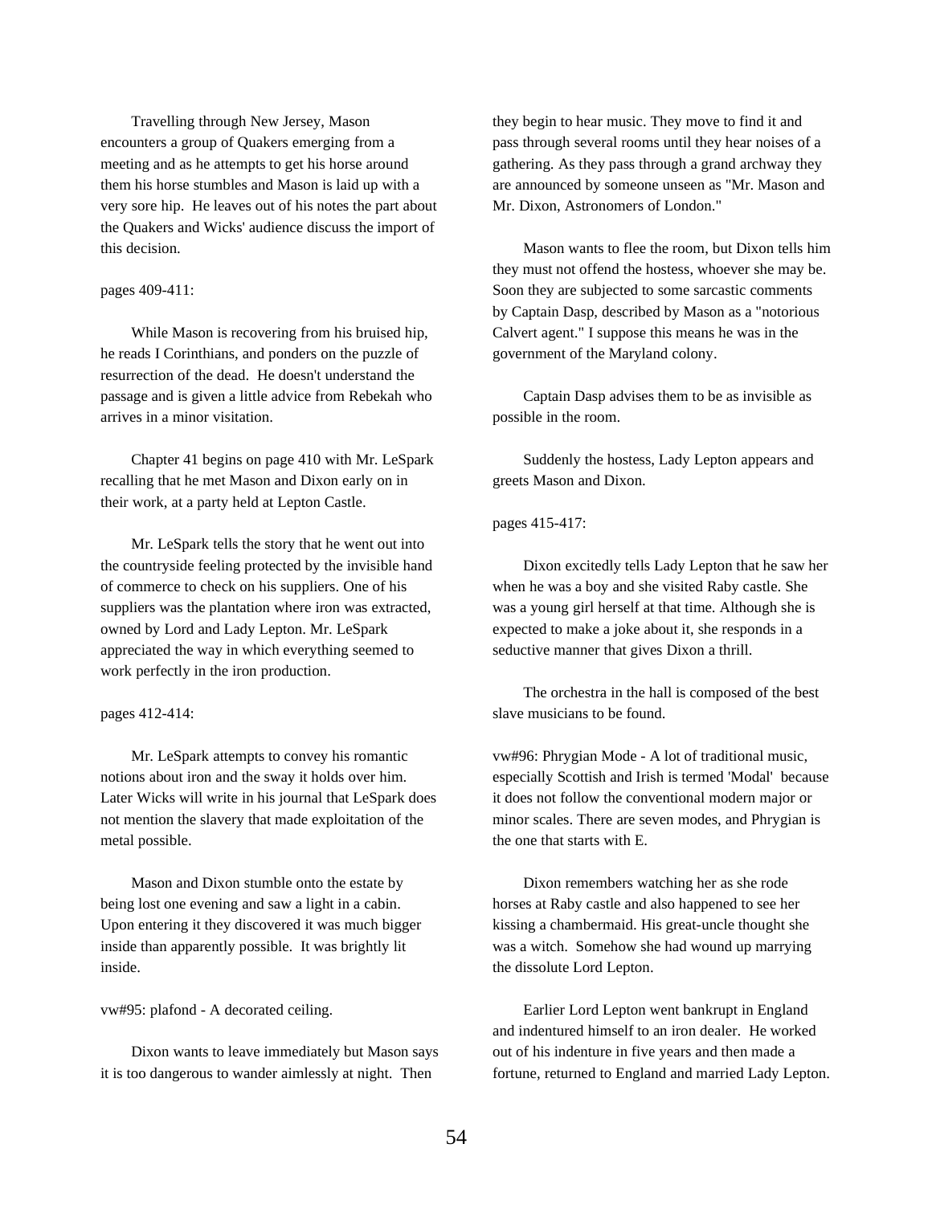Travelling through New Jersey, Mason encounters a group of Quakers emerging from a meeting and as he attempts to get his horse around them his horse stumbles and Mason is laid up with a very sore hip. He leaves out of his notes the part about the Quakers and Wicks' audience discuss the import of this decision.

pages 409-411:

While Mason is recovering from his bruised hip, he reads I Corinthians, and ponders on the puzzle of resurrection of the dead. He doesn't understand the passage and is given a little advice from Rebekah who arrives in a minor visitation.

Chapter 41 begins on page 410 with Mr. LeSpark recalling that he met Mason and Dixon early on in their work, at a party held at Lepton Castle.

Mr. LeSpark tells the story that he went out into the countryside feeling protected by the invisible hand of commerce to check on his suppliers. One of his suppliers was the plantation where iron was extracted, owned by Lord and Lady Lepton. Mr. LeSpark appreciated the way in which everything seemed to work perfectly in the iron production.

pages 412-414:

Mr. LeSpark attempts to convey his romantic notions about iron and the sway it holds over him. Later Wicks will write in his journal that LeSpark does not mention the slavery that made exploitation of the metal possible.

Mason and Dixon stumble onto the estate by being lost one evening and saw a light in a cabin. Upon entering it they discovered it was much bigger inside than apparently possible. It was brightly lit inside.

vw#95: plafond - A decorated ceiling.

Dixon wants to leave immediately but Mason says it is too dangerous to wander aimlessly at night. Then they begin to hear music. They move to find it and pass through several rooms until they hear noises of a gathering. As they pass through a grand archway they are announced by someone unseen as "Mr. Mason and Mr. Dixon, Astronomers of London."

Mason wants to flee the room, but Dixon tells him they must not offend the hostess, whoever she may be. Soon they are subjected to some sarcastic comments by Captain Dasp, described by Mason as a "notorious Calvert agent." I suppose this means he was in the government of the Maryland colony.

Captain Dasp advises them to be as invisible as possible in the room.

Suddenly the hostess, Lady Lepton appears and greets Mason and Dixon.

pages 415-417:

Dixon excitedly tells Lady Lepton that he saw her when he was a boy and she visited Raby castle. She was a young girl herself at that time. Although she is expected to make a joke about it, she responds in a seductive manner that gives Dixon a thrill.

The orchestra in the hall is composed of the best slave musicians to be found.

vw#96: Phrygian Mode - A lot of traditional music, especially Scottish and Irish is termed 'Modal' because it does not follow the conventional modern major or minor scales. There are seven modes, and Phrygian is the one that starts with E.

Dixon remembers watching her as she rode horses at Raby castle and also happened to see her kissing a chambermaid. His great-uncle thought she was a witch. Somehow she had wound up marrying the dissolute Lord Lepton.

Earlier Lord Lepton went bankrupt in England and indentured himself to an iron dealer. He worked out of his indenture in five years and then made a fortune, returned to England and married Lady Lepton.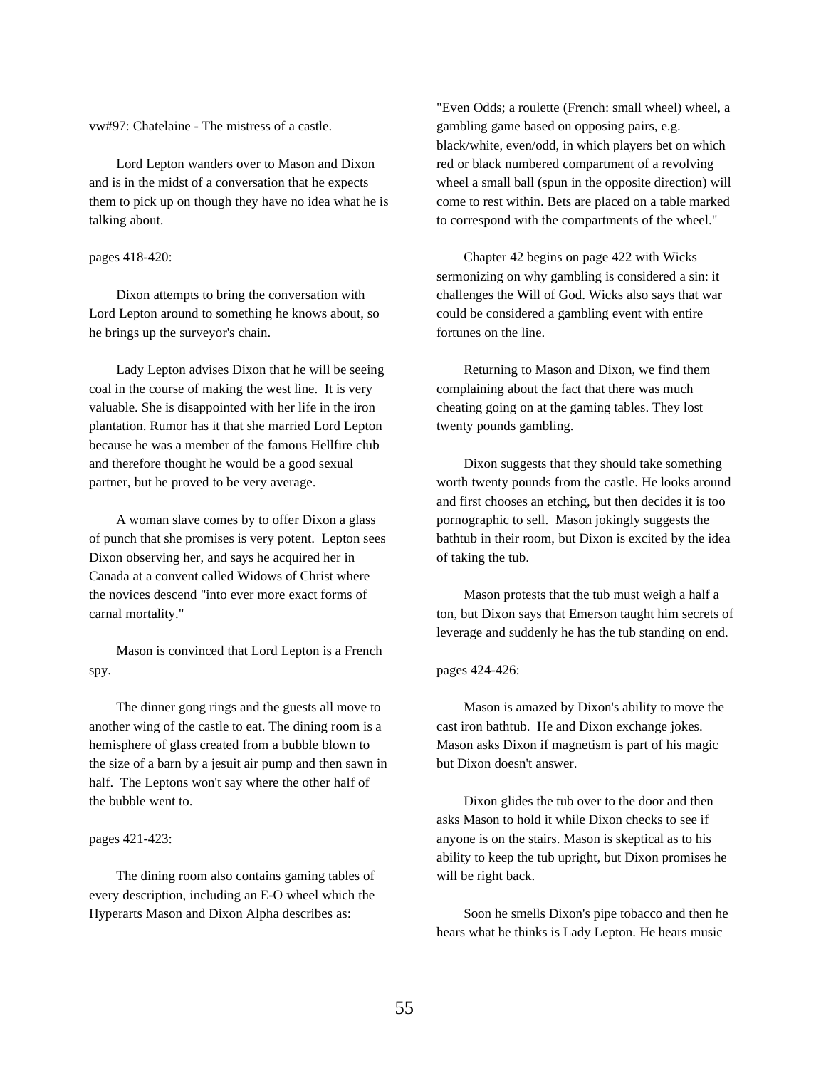vw#97: Chatelaine - The mistress of a castle.

Lord Lepton wanders over to Mason and Dixon and is in the midst of a conversation that he expects them to pick up on though they have no idea what he is talking about.

pages 418-420:

Dixon attempts to bring the conversation with Lord Lepton around to something he knows about, so he brings up the surveyor's chain.

Lady Lepton advises Dixon that he will be seeing coal in the course of making the west line. It is very valuable. She is disappointed with her life in the iron plantation. Rumor has it that she married Lord Lepton because he was a member of the famous Hellfire club and therefore thought he would be a good sexual partner, but he proved to be very average.

A woman slave comes by to offer Dixon a glass of punch that she promises is very potent. Lepton sees Dixon observing her, and says he acquired her in Canada at a convent called Widows of Christ where the novices descend "into ever more exact forms of carnal mortality."

Mason is convinced that Lord Lepton is a French spy.

The dinner gong rings and the guests all move to another wing of the castle to eat. The dining room is a hemisphere of glass created from a bubble blown to the size of a barn by a jesuit air pump and then sawn in half. The Leptons won't say where the other half of the bubble went to.

pages 421-423:

The dining room also contains gaming tables of every description, including an E-O wheel which the Hyperarts Mason and Dixon Alpha describes as:

"Even Odds; a roulette (French: small wheel) wheel, a gambling game based on opposing pairs, e.g. black/white, even/odd, in which players bet on which red or black numbered compartment of a revolving wheel a small ball (spun in the opposite direction) will come to rest within. Bets are placed on a table marked to correspond with the compartments of the wheel."

Chapter 42 begins on page 422 with Wicks sermonizing on why gambling is considered a sin: it challenges the Will of God. Wicks also says that war could be considered a gambling event with entire fortunes on the line.

Returning to Mason and Dixon, we find them complaining about the fact that there was much cheating going on at the gaming tables. They lost twenty pounds gambling.

Dixon suggests that they should take something worth twenty pounds from the castle. He looks around and first chooses an etching, but then decides it is too pornographic to sell. Mason jokingly suggests the bathtub in their room, but Dixon is excited by the idea of taking the tub.

Mason protests that the tub must weigh a half a ton, but Dixon says that Emerson taught him secrets of leverage and suddenly he has the tub standing on end.

pages 424-426:

Mason is amazed by Dixon's ability to move the cast iron bathtub. He and Dixon exchange jokes. Mason asks Dixon if magnetism is part of his magic but Dixon doesn't answer.

Dixon glides the tub over to the door and then asks Mason to hold it while Dixon checks to see if anyone is on the stairs. Mason is skeptical as to his ability to keep the tub upright, but Dixon promises he will be right back.

Soon he smells Dixon's pipe tobacco and then he hears what he thinks is Lady Lepton. He hears music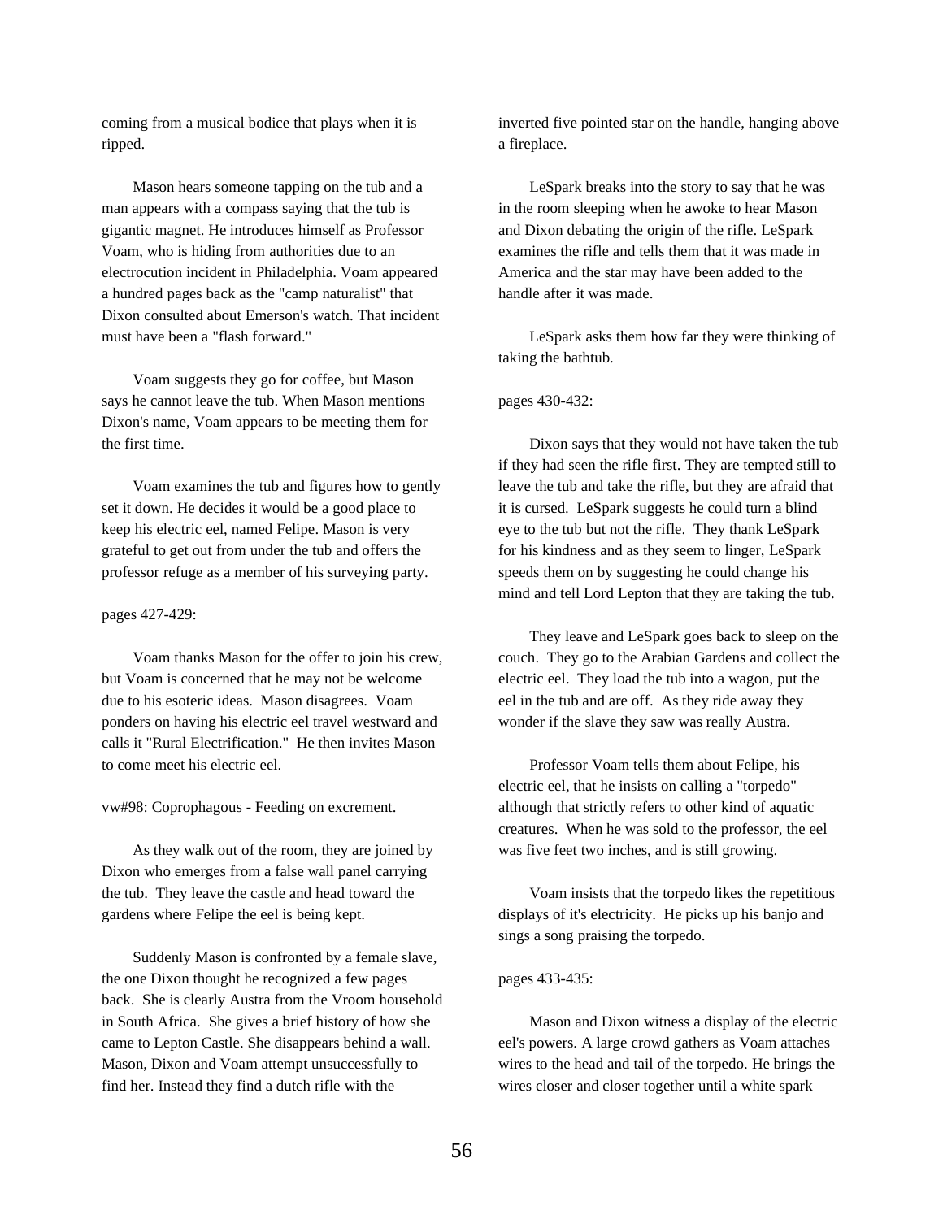coming from a musical bodice that plays when it is ripped.

Mason hears someone tapping on the tub and a man appears with a compass saying that the tub is gigantic magnet. He introduces himself as Professor Voam, who is hiding from authorities due to an electrocution incident in Philadelphia. Voam appeared a hundred pages back as the "camp naturalist" that Dixon consulted about Emerson's watch. That incident must have been a "flash forward."

Voam suggests they go for coffee, but Mason says he cannot leave the tub. When Mason mentions Dixon's name, Voam appears to be meeting them for the first time.

Voam examines the tub and figures how to gently set it down. He decides it would be a good place to keep his electric eel, named Felipe. Mason is very grateful to get out from under the tub and offers the professor refuge as a member of his surveying party.

pages 427-429:

Voam thanks Mason for the offer to join his crew, but Voam is concerned that he may not be welcome due to his esoteric ideas. Mason disagrees. Voam ponders on having his electric eel travel westward and calls it "Rural Electrification." He then invites Mason to come meet his electric eel.

vw#98: Coprophagous - Feeding on excrement.

As they walk out of the room, they are joined by Dixon who emerges from a false wall panel carrying the tub. They leave the castle and head toward the gardens where Felipe the eel is being kept.

Suddenly Mason is confronted by a female slave, the one Dixon thought he recognized a few pages back. She is clearly Austra from the Vroom household in South Africa. She gives a brief history of how she came to Lepton Castle. She disappears behind a wall. Mason, Dixon and Voam attempt unsuccessfully to find her. Instead they find a dutch rifle with the inverted five pointed star on the handle, hanging above a fireplace.

LeSpark breaks into the story to say that he was in the room sleeping when he awoke to hear Mason and Dixon debating the origin of the rifle. LeSpark examines the rifle and tells them that it was made in America and the star may have been added to the handle after it was made.

LeSpark asks them how far they were thinking of taking the bathtub.

pages 430-432:

Dixon says that they would not have taken the tub if they had seen the rifle first. They are tempted still to leave the tub and take the rifle, but they are afraid that it is cursed. LeSpark suggests he could turn a blind eye to the tub but not the rifle. They thank LeSpark for his kindness and as they seem to linger, LeSpark speeds them on by suggesting he could change his mind and tell Lord Lepton that they are taking the tub.

They leave and LeSpark goes back to sleep on the couch. They go to the Arabian Gardens and collect the electric eel. They load the tub into a wagon, put the eel in the tub and are off. As they ride away they wonder if the slave they saw was really Austra.

Professor Voam tells them about Felipe, his electric eel, that he insists on calling a "torpedo" although that strictly refers to other kind of aquatic creatures. When he was sold to the professor, the eel was five feet two inches, and is still growing.

Voam insists that the torpedo likes the repetitious displays of it's electricity. He picks up his banjo and sings a song praising the torpedo.

pages 433-435:

Mason and Dixon witness a display of the electric eel's powers. A large crowd gathers as Voam attaches wires to the head and tail of the torpedo. He brings the wires closer and closer together until a white spark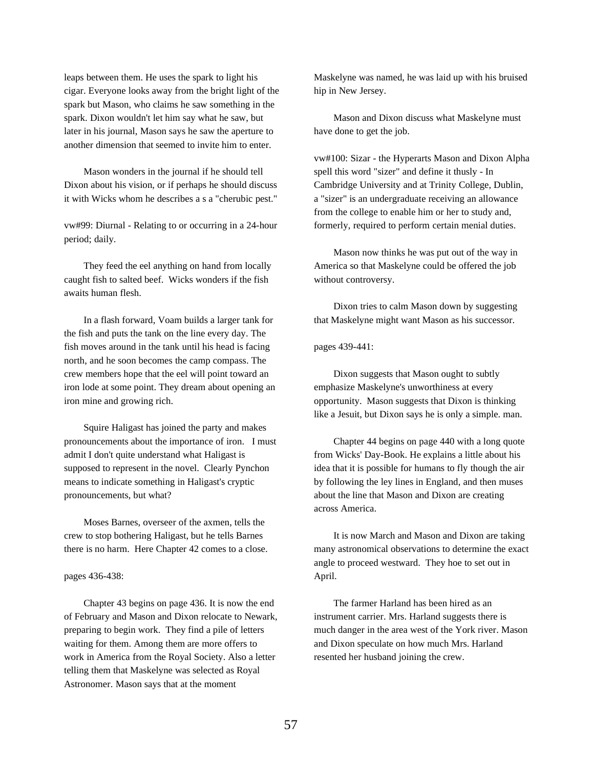leaps between them. He uses the spark to light his cigar. Everyone looks away from the bright light of the spark but Mason, who claims he saw something in the spark. Dixon wouldn't let him say what he saw, but later in his journal, Mason says he saw the aperture to another dimension that seemed to invite him to enter.

Mason wonders in the journal if he should tell Dixon about his vision, or if perhaps he should discuss it with Wicks whom he describes a s a "cherubic pest."

vw#99: Diurnal - Relating to or occurring in a 24-hour period; daily.

They feed the eel anything on hand from locally caught fish to salted beef. Wicks wonders if the fish awaits human flesh.

In a flash forward, Voam builds a larger tank for the fish and puts the tank on the line every day. The fish moves around in the tank until his head is facing north, and he soon becomes the camp compass. The crew members hope that the eel will point toward an iron lode at some point. They dream about opening an iron mine and growing rich.

Squire Haligast has joined the party and makes pronouncements about the importance of iron. I must admit I don't quite understand what Haligast is supposed to represent in the novel. Clearly Pynchon means to indicate something in Haligast's cryptic pronouncements, but what?

Moses Barnes, overseer of the axmen, tells the crew to stop bothering Haligast, but he tells Barnes there is no harm. Here Chapter 42 comes to a close.

pages 436-438:

Chapter 43 begins on page 436. It is now the end of February and Mason and Dixon relocate to Newark, preparing to begin work. They find a pile of letters waiting for them. Among them are more offers to work in America from the Royal Society. Also a letter telling them that Maskelyne was selected as Royal Astronomer. Mason says that at the moment Maskelyne was named, he was laid up with his bruised hip in New Jersey.

Mason and Dixon discuss what Maskelyne must have done to get the job.

vw#100: Sizar - the Hyperarts Mason and Dixon Alpha spell this word "sizer" and define it thusly - In Cambridge University and at Trinity College, Dublin, a "sizer" is an undergraduate receiving an allowance from the college to enable him or her to study and, formerly, required to perform certain menial duties.

Mason now thinks he was put out of the way in America so that Maskelyne could be offered the job without controversy.

Dixon tries to calm Mason down by suggesting that Maskelyne might want Mason as his successor.

pages 439-441:

Dixon suggests that Mason ought to subtly emphasize Maskelyne's unworthiness at every opportunity. Mason suggests that Dixon is thinking like a Jesuit, but Dixon says he is only a simple. man.

Chapter 44 begins on page 440 with a long quote from Wicks' Day-Book. He explains a little about his idea that it is possible for humans to fly though the air by following the ley lines in England, and then muses about the line that Mason and Dixon are creating across America.

It is now March and Mason and Dixon are taking many astronomical observations to determine the exact angle to proceed westward. They hoe to set out in April.

The farmer Harland has been hired as an instrument carrier. Mrs. Harland suggests there is much danger in the area west of the York river. Mason and Dixon speculate on how much Mrs. Harland resented her husband joining the crew.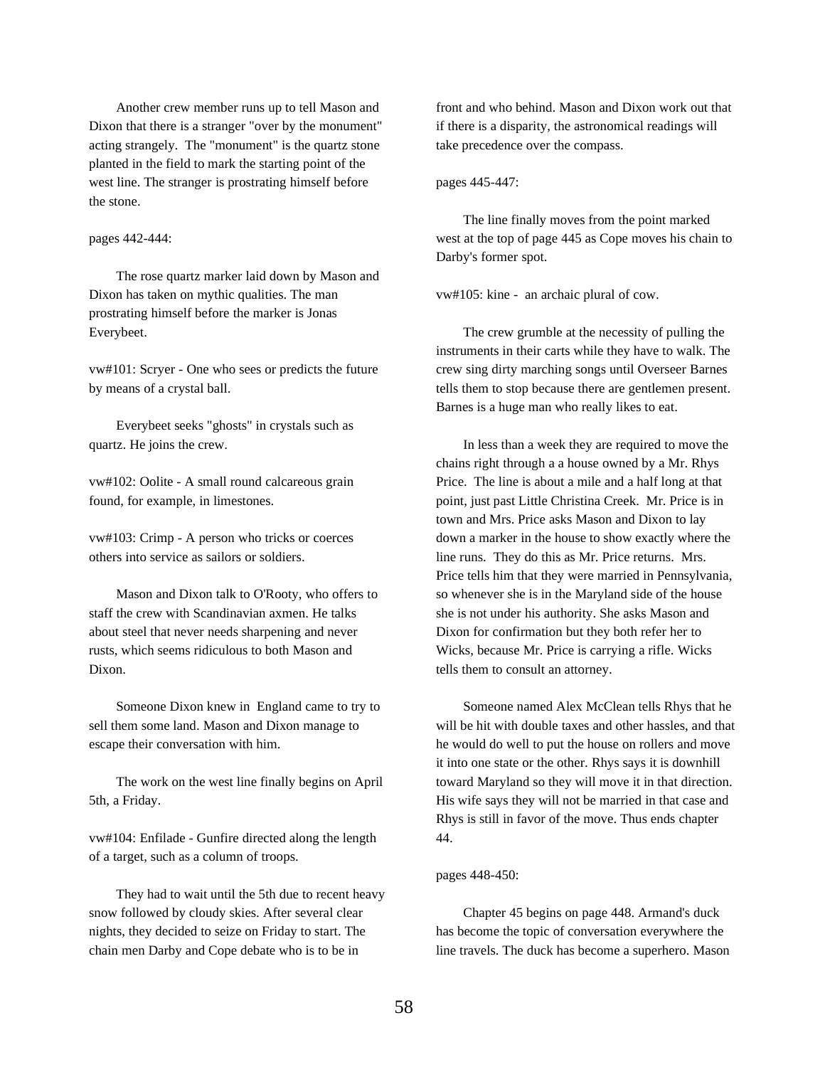Another crew member runs up to tell Mason and Dixon that there is a stranger "over by the monument" acting strangely. The "monument" is the quartz stone planted in the field to mark the starting point of the west line. The stranger is prostrating himself before the stone.

pages 442-444:

The rose quartz marker laid down by Mason and Dixon has taken on mythic qualities. The man prostrating himself before the marker is Jonas Everybeet.

vw#101: Scryer - One who sees or predicts the future by means of a crystal ball.

Everybeet seeks "ghosts" in crystals such as quartz. He joins the crew.

vw#102: Oolite - A small round calcareous grain found, for example, in limestones.

vw#103: Crimp - A person who tricks or coerces others into service as sailors or soldiers.

Mason and Dixon talk to O'Rooty, who offers to staff the crew with Scandinavian axmen. He talks about steel that never needs sharpening and never rusts, which seems ridiculous to both Mason and Dixon.

Someone Dixon knew in England came to try to sell them some land. Mason and Dixon manage to escape their conversation with him.

The work on the west line finally begins on April 5th, a Friday.

vw#104: Enfilade - Gunfire directed along the length of a target, such as a column of troops.

They had to wait until the 5th due to recent heavy snow followed by cloudy skies. After several clear nights, they decided to seize on Friday to start. The chain men Darby and Cope debate who is to be in front and who behind. Mason and Dixon work out that if there is a disparity, the astronomical readings will take precedence over the compass.

pages 445-447:

The line finally moves from the point marked west at the top of page 445 as Cope moves his chain to Darby's former spot.

vw#105: kine - an archaic plural of cow.

The crew grumble at the necessity of pulling the instruments in their carts while they have to walk. The crew sing dirty marching songs until Overseer Barnes tells them to stop because there are gentlemen present. Barnes is a huge man who really likes to eat.

In less than a week they are required to move the chains right through a a house owned by a Mr. Rhys Price. The line is about a mile and a half long at that point, just past Little Christina Creek. Mr. Price is in town and Mrs. Price asks Mason and Dixon to lay down a marker in the house to show exactly where the line runs. They do this as Mr. Price returns. Mrs. Price tells him that they were married in Pennsylvania, so whenever she is in the Maryland side of the house she is not under his authority. She asks Mason and Dixon for confirmation but they both refer her to Wicks, because Mr. Price is carrying a rifle. Wicks tells them to consult an attorney.

Someone named Alex McClean tells Rhys that he will be hit with double taxes and other hassles, and that he would do well to put the house on rollers and move it into one state or the other. Rhys says it is downhill toward Maryland so they will move it in that direction. His wife says they will not be married in that case and Rhys is still in favor of the move. Thus ends chapter 44.

pages 448-450:

Chapter 45 begins on page 448. Armand's duck has become the topic of conversation everywhere the line travels. The duck has become a superhero. Mason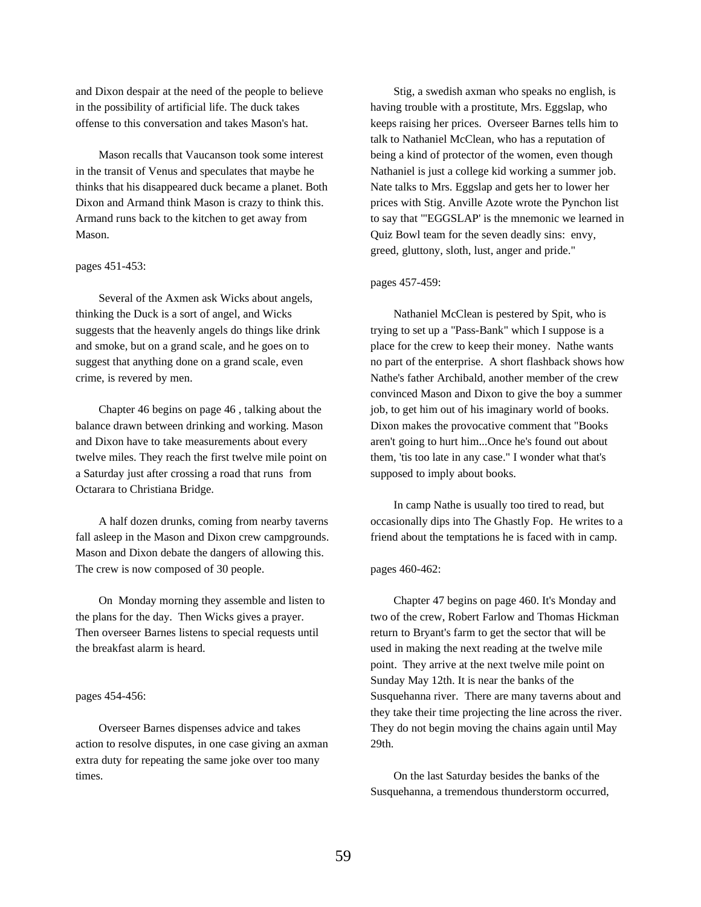and Dixon despair at the need of the people to believe in the possibility of artificial life. The duck takes offense to this conversation and takes Mason's hat.

Mason recalls that Vaucanson took some interest in the transit of Venus and speculates that maybe he thinks that his disappeared duck became a planet. Both Dixon and Armand think Mason is crazy to think this. Armand runs back to the kitchen to get away from Mason.

pages 451-453:

Several of the Axmen ask Wicks about angels, thinking the Duck is a sort of angel, and Wicks suggests that the heavenly angels do things like drink and smoke, but on a grand scale, and he goes on to suggest that anything done on a grand scale, even crime, is revered by men.

Chapter 46 begins on page 46 , talking about the balance drawn between drinking and working. Mason and Dixon have to take measurements about every twelve miles. They reach the first twelve mile point on a Saturday just after crossing a road that runs  from Octarara to Christiana Bridge.

A half dozen drunks, coming from nearby taverns fall asleep in the Mason and Dixon crew campgrounds. Mason and Dixon debate the dangers of allowing this. The crew is now composed of 30 people.

On  Monday morning they assemble and listen to the plans for the day.  Then Wicks gives a prayer. Then overseer Barnes listens to special requests until the breakfast alarm is heard.

pages 454-456:

Overseer Barnes dispenses advice and takes action to resolve disputes, in one case giving an axman extra duty for repeating the same joke over too many times.

Stig, a swedish axman who speaks no english, is having trouble with a prostitute, Mrs. Eggslap, who keeps raising her prices.  Overseer Barnes tells him to talk to Nathaniel McClean, who has a reputation of being a kind of protector of the women, even though Nathaniel is just a college kid working a summer job. Nate talks to Mrs. Eggslap and gets her to lower her prices with Stig. Anville Azote wrote the Pynchon list to say that "'EGGSLAP' is the mnemonic we learned in Quiz Bowl team for the seven deadly sins:  envy, greed, gluttony, sloth, lust, anger and pride."

pages 457-459:

Nathaniel McClean is pestered by Spit, who is trying to set up a "Pass-Bank" which I suppose is a place for the crew to keep their money.  Nathe wants no part of the enterprise.  A short flashback shows how Nathe's father Archibald, another member of the crew convinced Mason and Dixon to give the boy a summer job, to get him out of his imaginary world of books. Dixon makes the provocative comment that "Books aren't going to hurt him...Once he's found out about them, 'tis too late in any case." I wonder what that's supposed to imply about books.

In camp Nathe is usually too tired to read, but occasionally dips into The Ghastly Fop.  He writes to a friend about the temptations he is faced with in camp.

pages 460-462:

Chapter 47 begins on page 460. It's Monday and two of the crew, Robert Farlow and Thomas Hickman return to Bryant's farm to get the sector that will be used in making the next reading at the twelve mile point.  They arrive at the next twelve mile point on Sunday May 12th. It is near the banks of the Susquehanna river.  There are many taverns about and they take their time projecting the line across the river. They do not begin moving the chains again until May 29th.

On the last Saturday besides the banks of the Susquehanna, a tremendous thunderstorm occurred,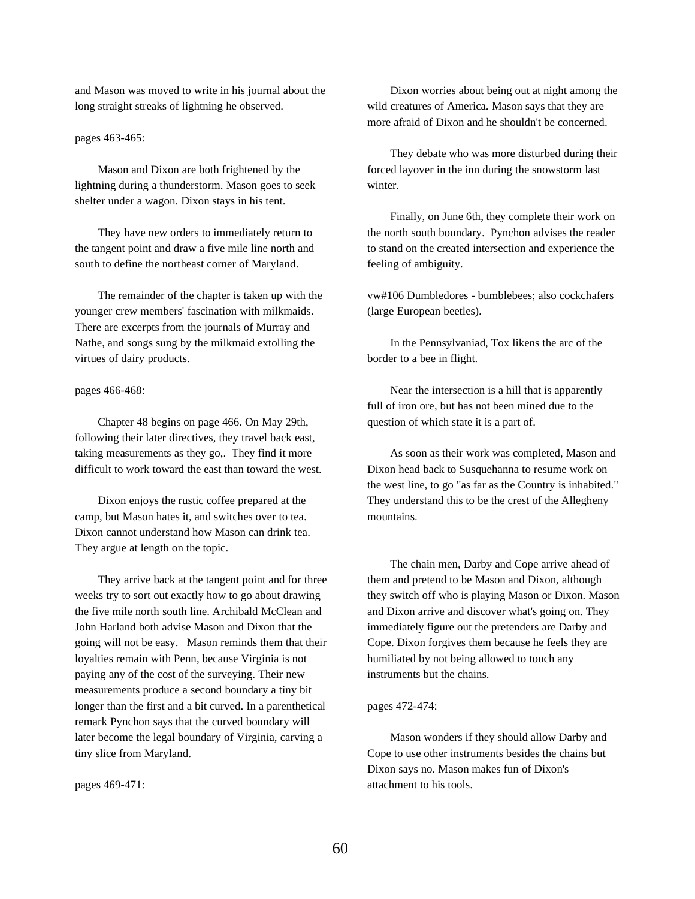and Mason was moved to write in his journal about the long straight streaks of lightning he observed.

pages 463-465:

Mason and Dixon are both frightened by the lightning during a thunderstorm. Mason goes to seek shelter under a wagon. Dixon stays in his tent.

They have new orders to immediately return to the tangent point and draw a five mile line north and south to define the northeast corner of Maryland.

The remainder of the chapter is taken up with the younger crew members' fascination with milkmaids. There are excerpts from the journals of Murray and Nathe, and songs sung by the milkmaid extolling the virtues of dairy products.

pages 466-468:

Chapter 48 begins on page 466. On May 29th, following their later directives, they travel back east, taking measurements as they go,. They find it more difficult to work toward the east than toward the west.

Dixon enjoys the rustic coffee prepared at the camp, but Mason hates it, and switches over to tea. Dixon cannot understand how Mason can drink tea. They argue at length on the topic.

They arrive back at the tangent point and for three weeks try to sort out exactly how to go about drawing the five mile north south line. Archibald McClean and John Harland both advise Mason and Dixon that the going will not be easy. Mason reminds them that their loyalties remain with Penn, because Virginia is not paying any of the cost of the surveying. Their new measurements produce a second boundary a tiny bit longer than the first and a bit curved. In a parenthetical remark Pynchon says that the curved boundary will later become the legal boundary of Virginia, carving a tiny slice from Maryland.

pages 469-471:

Dixon worries about being out at night among the wild creatures of America. Mason says that they are more afraid of Dixon and he shouldn't be concerned.

They debate who was more disturbed during their forced layover in the inn during the snowstorm last winter.

Finally, on June 6th, they complete their work on the north south boundary. Pynchon advises the reader to stand on the created intersection and experience the feeling of ambiguity.

vw#106 Dumbledores - bumblebees; also cockchafers (large European beetles).

In the Pennsylvaniad, Tox likens the arc of the border to a bee in flight.

Near the intersection is a hill that is apparently full of iron ore, but has not been mined due to the question of which state it is a part of.

As soon as their work was completed, Mason and Dixon head back to Susquehanna to resume work on the west line, to go "as far as the Country is inhabited." They understand this to be the crest of the Allegheny mountains.

The chain men, Darby and Cope arrive ahead of them and pretend to be Mason and Dixon, although they switch off who is playing Mason or Dixon. Mason and Dixon arrive and discover what's going on. They immediately figure out the pretenders are Darby and Cope. Dixon forgives them because he feels they are humiliated by not being allowed to touch any instruments but the chains.

pages 472-474:

Mason wonders if they should allow Darby and Cope to use other instruments besides the chains but Dixon says no. Mason makes fun of Dixon's attachment to his tools.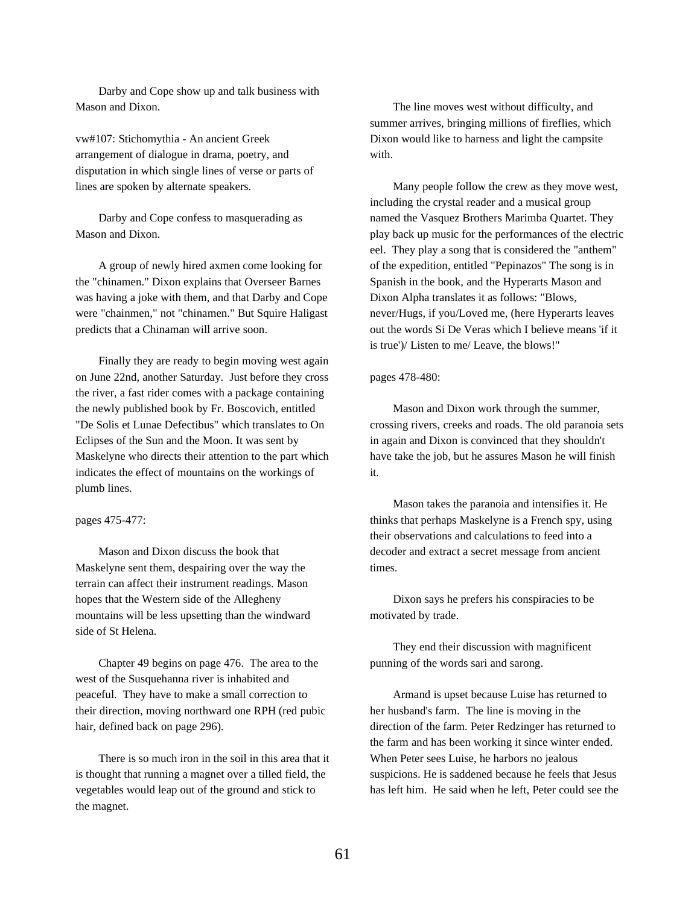Darby and Cope show up and talk business with Mason and Dixon.

vw#107: Stichomythia - An ancient Greek arrangement of dialogue in drama, poetry, and disputation in which single lines of verse or parts of lines are spoken by alternate speakers.

Darby and Cope confess to masquerading as Mason and Dixon.

A group of newly hired axmen come looking for the "chinamen." Dixon explains that Overseer Barnes was having a joke with them, and that Darby and Cope were "chainmen," not "chinamen." But Squire Haligast predicts that a Chinaman will arrive soon.

Finally they are ready to begin moving west again on June 22nd, another Saturday. Just before they cross the river, a fast rider comes with a package containing the newly published book by Fr. Boscovich, entitled "De Solis et Lunae Defectibus" which translates to On Eclipses of the Sun and the Moon. It was sent by Maskelyne who directs their attention to the part which indicates the effect of mountains on the workings of plumb lines.

pages 475-477:

Mason and Dixon discuss the book that Maskelyne sent them, despairing over the way the terrain can affect their instrument readings. Mason hopes that the Western side of the Allegheny mountains will be less upsetting than the windward side of St Helena.

Chapter 49 begins on page 476. The area to the west of the Susquehanna river is inhabited and peaceful. They have to make a small correction to their direction, moving northward one RPH (red pubic hair, defined back on page 296).

There is so much iron in the soil in this area that it is thought that running a magnet over a tilled field, the vegetables would leap out of the ground and stick to the magnet.

The line moves west without difficulty, and summer arrives, bringing millions of fireflies, which Dixon would like to harness and light the campsite with.

Many people follow the crew as they move west, including the crystal reader and a musical group named the Vasquez Brothers Marimba Quartet. They play back up music for the performances of the electric eel. They play a song that is considered the "anthem" of the expedition, entitled "Pepinazos" The song is in Spanish in the book, and the Hyperarts Mason and Dixon Alpha translates it as follows: "Blows, never/Hugs, if you/Loved me, (here Hyperarts leaves out the words Si De Veras which I believe means 'if it is true')/ Listen to me/ Leave, the blows!"

pages 478-480:

Mason and Dixon work through the summer, crossing rivers, creeks and roads. The old paranoia sets in again and Dixon is convinced that they shouldn't have take the job, but he assures Mason he will finish it.

Mason takes the paranoia and intensifies it. He thinks that perhaps Maskelyne is a French spy, using their observations and calculations to feed into a decoder and extract a secret message from ancient times.

Dixon says he prefers his conspiracies to be motivated by trade.

They end their discussion with magnificent punning of the words sari and sarong.

Armand is upset because Luise has returned to her husband's farm. The line is moving in the direction of the farm. Peter Redzinger has returned to the farm and has been working it since winter ended. When Peter sees Luise, he harbors no jealous suspicions. He is saddened because he feels that Jesus has left him. He said when he left, Peter could see the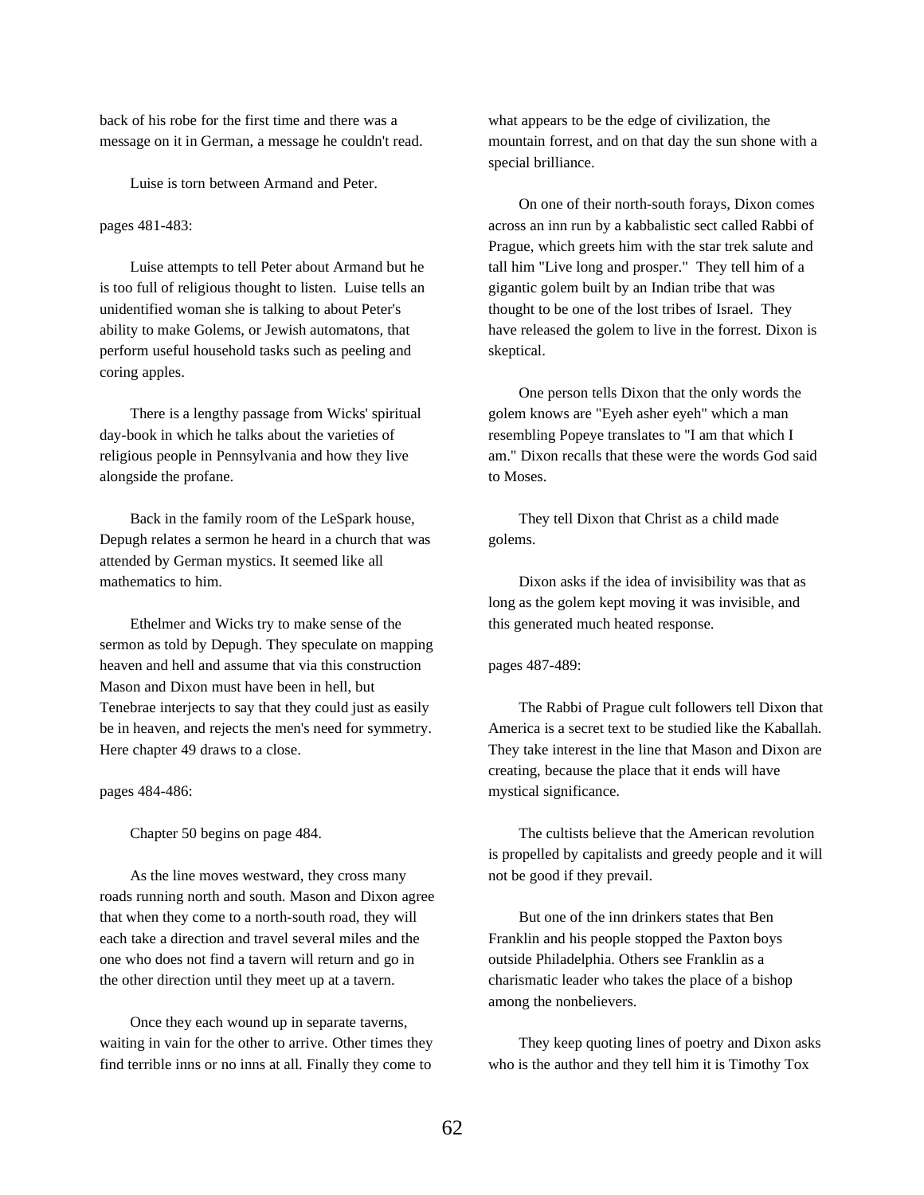back of his robe for the first time and there was a message on it in German, a message he couldn't read.

Luise is torn between Armand and Peter.

pages 481-483:

Luise attempts to tell Peter about Armand but he is too full of religious thought to listen. Luise tells an unidentified woman she is talking to about Peter's ability to make Golems, or Jewish automatons, that perform useful household tasks such as peeling and coring apples.

There is a lengthy passage from Wicks' spiritual day-book in which he talks about the varieties of religious people in Pennsylvania and how they live alongside the profane.

Back in the family room of the LeSpark house, Depugh relates a sermon he heard in a church that was attended by German mystics. It seemed like all mathematics to him.

Ethelmer and Wicks try to make sense of the sermon as told by Depugh. They speculate on mapping heaven and hell and assume that via this construction Mason and Dixon must have been in hell, but Tenebrae interjects to say that they could just as easily be in heaven, and rejects the men's need for symmetry. Here chapter 49 draws to a close.

pages 484-486:

Chapter 50 begins on page 484.

As the line moves westward, they cross many roads running north and south. Mason and Dixon agree that when they come to a north-south road, they will each take a direction and travel several miles and the one who does not find a tavern will return and go in the other direction until they meet up at a tavern.

Once they each wound up in separate taverns, waiting in vain for the other to arrive. Other times they find terrible inns or no inns at all. Finally they come to what appears to be the edge of civilization, the mountain forrest, and on that day the sun shone with a special brilliance.

On one of their north-south forays, Dixon comes across an inn run by a kabbalistic sect called Rabbi of Prague, which greets him with the star trek salute and tall him "Live long and prosper." They tell him of a gigantic golem built by an Indian tribe that was thought to be one of the lost tribes of Israel. They have released the golem to live in the forrest. Dixon is skeptical.

One person tells Dixon that the only words the golem knows are "Eyeh asher eyeh" which a man resembling Popeye translates to "I am that which I am." Dixon recalls that these were the words God said to Moses.

They tell Dixon that Christ as a child made golems.

Dixon asks if the idea of invisibility was that as long as the golem kept moving it was invisible, and this generated much heated response.

pages 487-489:

The Rabbi of Prague cult followers tell Dixon that America is a secret text to be studied like the Kaballah. They take interest in the line that Mason and Dixon are creating, because the place that it ends will have mystical significance.

The cultists believe that the American revolution is propelled by capitalists and greedy people and it will not be good if they prevail.

But one of the inn drinkers states that Ben Franklin and his people stopped the Paxton boys outside Philadelphia. Others see Franklin as a charismatic leader who takes the place of a bishop among the nonbelievers.

They keep quoting lines of poetry and Dixon asks who is the author and they tell him it is Timothy Tox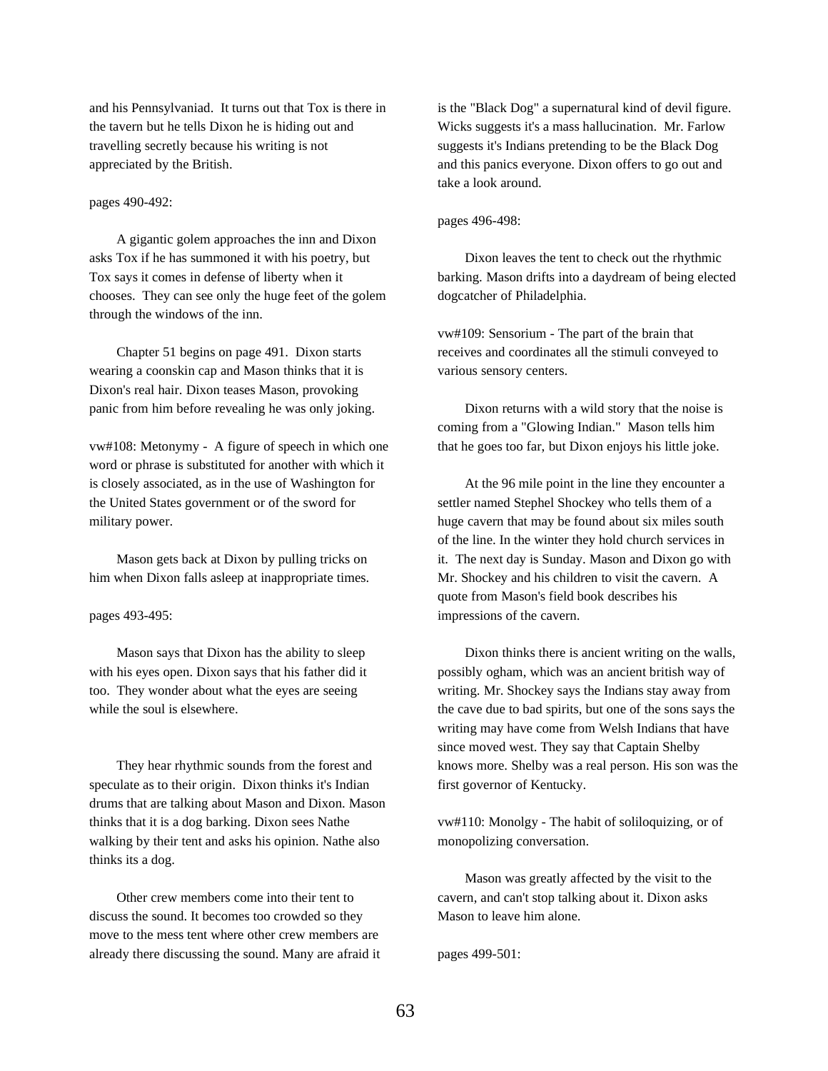and his Pennsylvaniad. It turns out that Tox is there in the tavern but he tells Dixon he is hiding out and travelling secretly because his writing is not appreciated by the British.

pages 490-492:

A gigantic golem approaches the inn and Dixon asks Tox if he has summoned it with his poetry, but Tox says it comes in defense of liberty when it chooses. They can see only the huge feet of the golem through the windows of the inn.

Chapter 51 begins on page 491. Dixon starts wearing a coonskin cap and Mason thinks that it is Dixon's real hair. Dixon teases Mason, provoking panic from him before revealing he was only joking.

vw#108: Metonymy - A figure of speech in which one word or phrase is substituted for another with which it is closely associated, as in the use of Washington for the United States government or of the sword for military power.

Mason gets back at Dixon by pulling tricks on him when Dixon falls asleep at inappropriate times.

pages 493-495:

Mason says that Dixon has the ability to sleep with his eyes open. Dixon says that his father did it too. They wonder about what the eyes are seeing while the soul is elsewhere.

They hear rhythmic sounds from the forest and speculate as to their origin. Dixon thinks it's Indian drums that are talking about Mason and Dixon. Mason thinks that it is a dog barking. Dixon sees Nathe walking by their tent and asks his opinion. Nathe also thinks its a dog.

Other crew members come into their tent to discuss the sound. It becomes too crowded so they move to the mess tent where other crew members are already there discussing the sound. Many are afraid it is the "Black Dog" a supernatural kind of devil figure. Wicks suggests it's a mass hallucination. Mr. Farlow suggests it's Indians pretending to be the Black Dog and this panics everyone. Dixon offers to go out and take a look around.

pages 496-498:

Dixon leaves the tent to check out the rhythmic barking. Mason drifts into a daydream of being elected dogcatcher of Philadelphia.

vw#109: Sensorium - The part of the brain that receives and coordinates all the stimuli conveyed to various sensory centers.

Dixon returns with a wild story that the noise is coming from a "Glowing Indian." Mason tells him that he goes too far, but Dixon enjoys his little joke.

At the 96 mile point in the line they encounter a settler named Stephel Shockey who tells them of a huge cavern that may be found about six miles south of the line. In the winter they hold church services in it. The next day is Sunday. Mason and Dixon go with Mr. Shockey and his children to visit the cavern. A quote from Mason's field book describes his impressions of the cavern.

Dixon thinks there is ancient writing on the walls, possibly ogham, which was an ancient british way of writing. Mr. Shockey says the Indians stay away from the cave due to bad spirits, but one of the sons says the writing may have come from Welsh Indians that have since moved west. They say that Captain Shelby knows more. Shelby was a real person. His son was the first governor of Kentucky.

vw#110: Monolgy - The habit of soliloquizing, or of monopolizing conversation.

Mason was greatly affected by the visit to the cavern, and can't stop talking about it. Dixon asks Mason to leave him alone.

pages 499-501: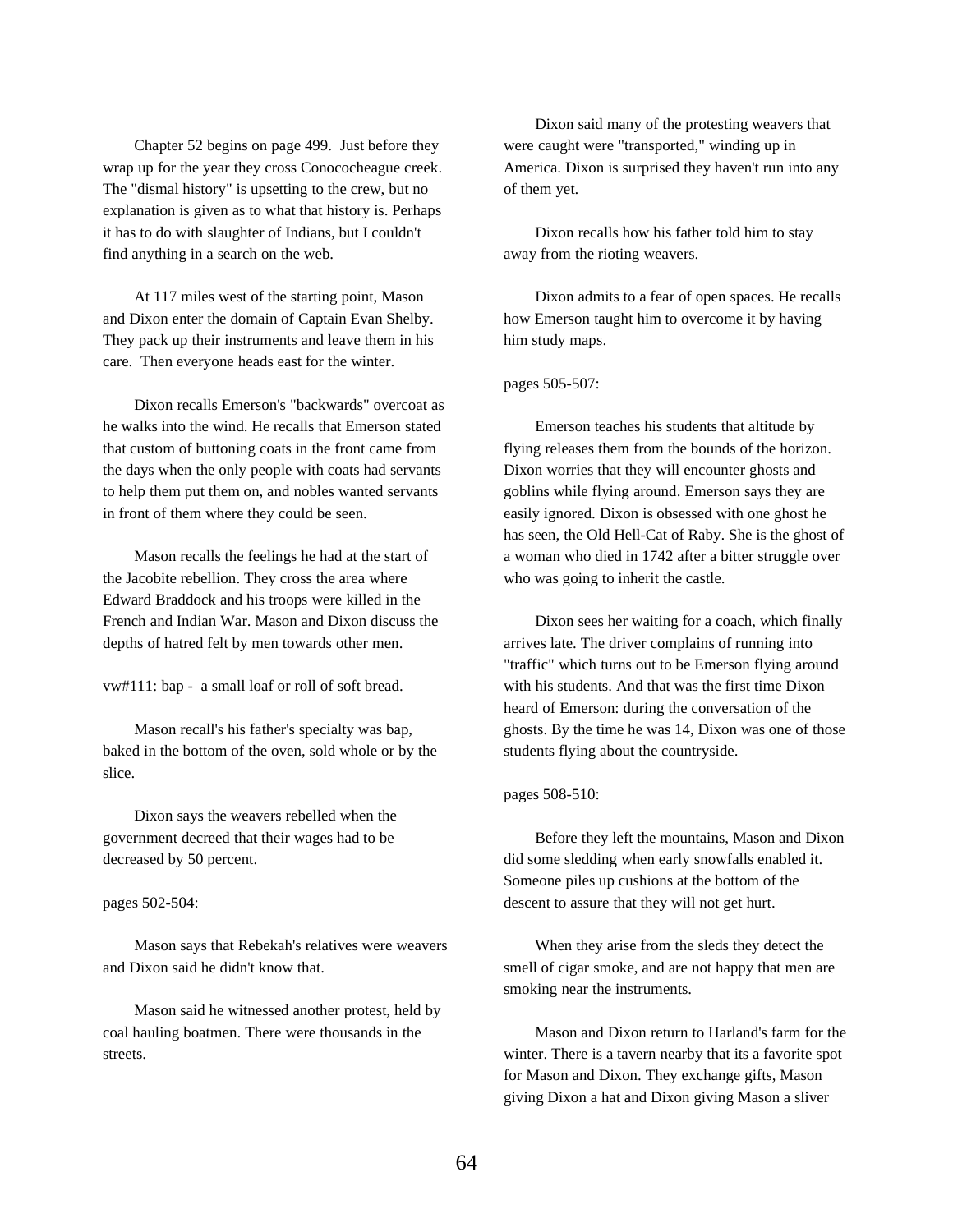Chapter 52 begins on page 499. Just before they wrap up for the year they cross Conococheague creek. The "dismal history" is upsetting to the crew, but no explanation is given as to what that history is. Perhaps it has to do with slaughter of Indians, but I couldn't find anything in a search on the web.

At 117 miles west of the starting point, Mason and Dixon enter the domain of Captain Evan Shelby. They pack up their instruments and leave them in his care. Then everyone heads east for the winter.

Dixon recalls Emerson's "backwards" overcoat as he walks into the wind. He recalls that Emerson stated that custom of buttoning coats in the front came from the days when the only people with coats had servants to help them put them on, and nobles wanted servants in front of them where they could be seen.

Mason recalls the feelings he had at the start of the Jacobite rebellion. They cross the area where Edward Braddock and his troops were killed in the French and Indian War. Mason and Dixon discuss the depths of hatred felt by men towards other men.

vw#111: bap - a small loaf or roll of soft bread.

Mason recall's his father's specialty was bap, baked in the bottom of the oven, sold whole or by the slice.

Dixon says the weavers rebelled when the government decreed that their wages had to be decreased by 50 percent.

pages 502-504:

Mason says that Rebekah's relatives were weavers and Dixon said he didn't know that.

Mason said he witnessed another protest, held by coal hauling boatmen. There were thousands in the streets.

Dixon said many of the protesting weavers that were caught were "transported," winding up in America. Dixon is surprised they haven't run into any of them yet.

Dixon recalls how his father told him to stay away from the rioting weavers.

Dixon admits to a fear of open spaces. He recalls how Emerson taught him to overcome it by having him study maps.

pages 505-507:

Emerson teaches his students that altitude by flying releases them from the bounds of the horizon. Dixon worries that they will encounter ghosts and goblins while flying around. Emerson says they are easily ignored. Dixon is obsessed with one ghost he has seen, the Old Hell-Cat of Raby. She is the ghost of a woman who died in 1742 after a bitter struggle over who was going to inherit the castle.

Dixon sees her waiting for a coach, which finally arrives late. The driver complains of running into "traffic" which turns out to be Emerson flying around with his students. And that was the first time Dixon heard of Emerson: during the conversation of the ghosts. By the time he was 14, Dixon was one of those students flying about the countryside.

pages 508-510:

Before they left the mountains, Mason and Dixon did some sledding when early snowfalls enabled it. Someone piles up cushions at the bottom of the descent to assure that they will not get hurt.

When they arise from the sleds they detect the smell of cigar smoke, and are not happy that men are smoking near the instruments.

Mason and Dixon return to Harland's farm for the winter. There is a tavern nearby that its a favorite spot for Mason and Dixon. They exchange gifts, Mason giving Dixon a hat and Dixon giving Mason a sliver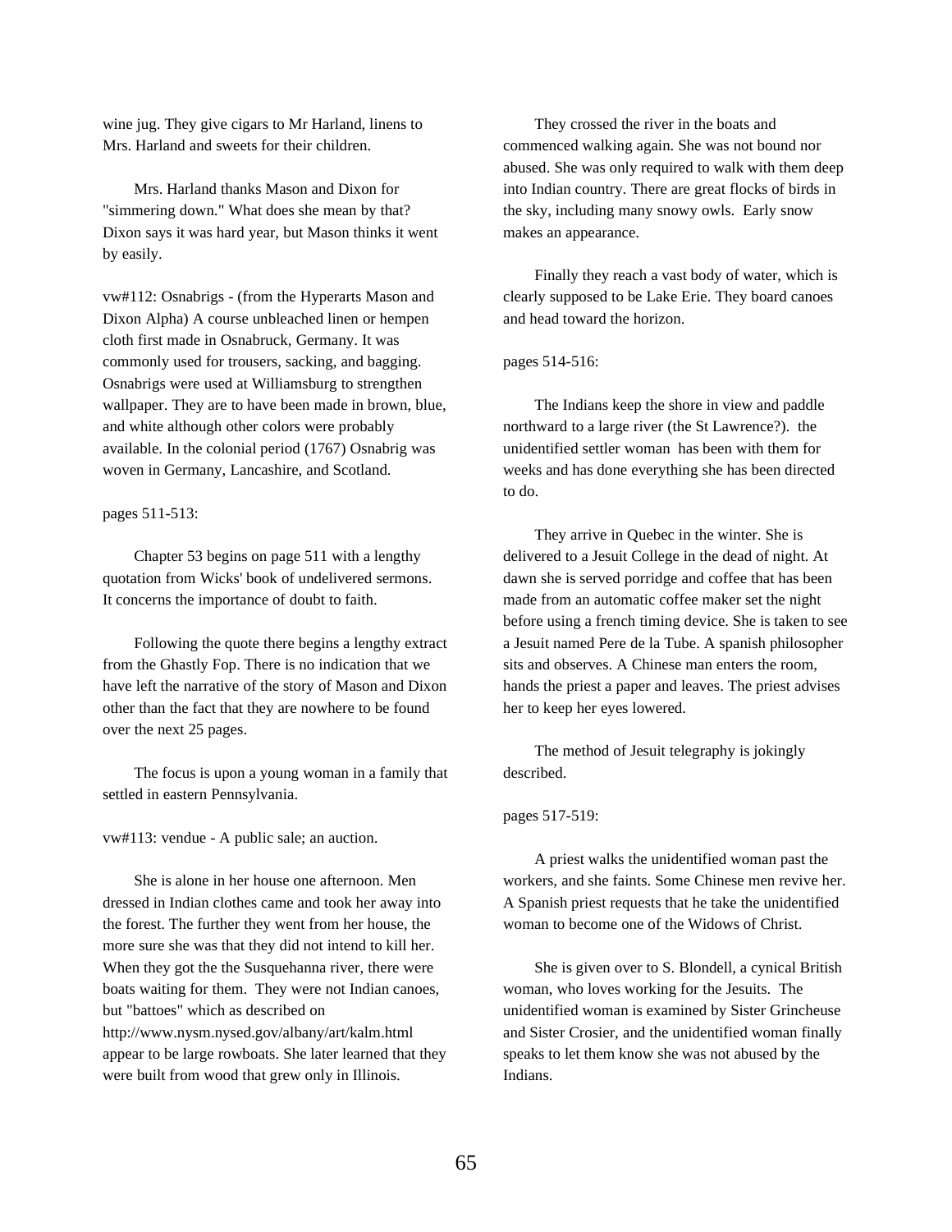wine jug. They give cigars to Mr Harland, linens to Mrs. Harland and sweets for their children.

Mrs. Harland thanks Mason and Dixon for "simmering down." What does she mean by that? Dixon says it was hard year, but Mason thinks it went by easily.

vw#112: Osnabrigs - (from the Hyperarts Mason and Dixon Alpha) A course unbleached linen or hempen cloth first made in Osnabruck, Germany. It was commonly used for trousers, sacking, and bagging. Osnabrigs were used at Williamsburg to strengthen wallpaper. They are to have been made in brown, blue, and white although other colors were probably available. In the colonial period (1767) Osnabrig was woven in Germany, Lancashire, and Scotland.

pages 511-513:

Chapter 53 begins on page 511 with a lengthy quotation from Wicks' book of undelivered sermons. It concerns the importance of doubt to faith.

Following the quote there begins a lengthy extract from the Ghastly Fop. There is no indication that we have left the narrative of the story of Mason and Dixon other than the fact that they are nowhere to be found over the next 25 pages.

The focus is upon a young woman in a family that settled in eastern Pennsylvania.

vw#113: vendue - A public sale; an auction.

She is alone in her house one afternoon. Men dressed in Indian clothes came and took her away into the forest. The further they went from her house, the more sure she was that they did not intend to kill her. When they got the the Susquehanna river, there were boats waiting for them. They were not Indian canoes, but "battoes" which as described on http://www.nysm.nysed.gov/albany/art/kalm.html appear to be large rowboats. She later learned that they were built from wood that grew only in Illinois.

They crossed the river in the boats and commenced walking again. She was not bound nor abused. She was only required to walk with them deep into Indian country. There are great flocks of birds in the sky, including many snowy owls. Early snow makes an appearance.

Finally they reach a vast body of water, which is clearly supposed to be Lake Erie. They board canoes and head toward the horizon.

pages 514-516:

The Indians keep the shore in view and paddle northward to a large river (the St Lawrence?). the unidentified settler woman has been with them for weeks and has done everything she has been directed to do.

They arrive in Quebec in the winter. She is delivered to a Jesuit College in the dead of night. At dawn she is served porridge and coffee that has been made from an automatic coffee maker set the night before using a french timing device. She is taken to see a Jesuit named Pere de la Tube. A spanish philosopher sits and observes. A Chinese man enters the room, hands the priest a paper and leaves. The priest advises her to keep her eyes lowered.

The method of Jesuit telegraphy is jokingly described.

pages 517-519:

A priest walks the unidentified woman past the workers, and she faints. Some Chinese men revive her. A Spanish priest requests that he take the unidentified woman to become one of the Widows of Christ.

She is given over to S. Blondell, a cynical British woman, who loves working for the Jesuits. The unidentified woman is examined by Sister Grincheuse and Sister Crosier, and the unidentified woman finally speaks to let them know she was not abused by the Indians.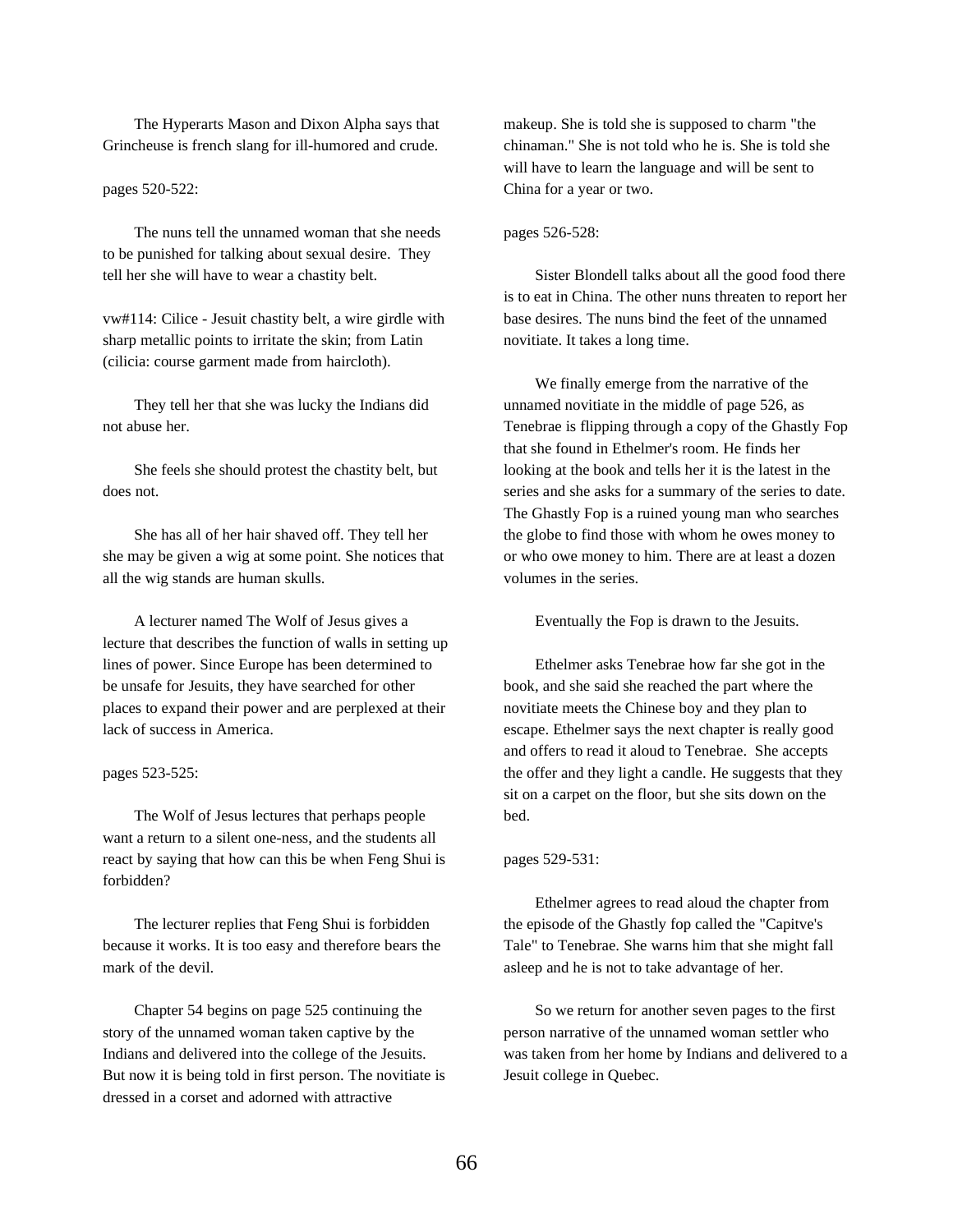The Hyperarts Mason and Dixon Alpha says that Grincheuse is french slang for ill-humored and crude.

pages 520-522:

The nuns tell the unnamed woman that she needs to be punished for talking about sexual desire. They tell her she will have to wear a chastity belt.

vw#114: Cilice - Jesuit chastity belt, a wire girdle with sharp metallic points to irritate the skin; from Latin (cilicia: course garment made from haircloth).

They tell her that she was lucky the Indians did not abuse her.

She feels she should protest the chastity belt, but does not.

She has all of her hair shaved off. They tell her she may be given a wig at some point. She notices that all the wig stands are human skulls.

A lecturer named The Wolf of Jesus gives a lecture that describes the function of walls in setting up lines of power. Since Europe has been determined to be unsafe for Jesuits, they have searched for other places to expand their power and are perplexed at their lack of success in America.

pages 523-525:

The Wolf of Jesus lectures that perhaps people want a return to a silent one-ness, and the students all react by saying that how can this be when Feng Shui is forbidden?

The lecturer replies that Feng Shui is forbidden because it works. It is too easy and therefore bears the mark of the devil.

Chapter 54 begins on page 525 continuing the story of the unnamed woman taken captive by the Indians and delivered into the college of the Jesuits. But now it is being told in first person. The novitiate is dressed in a corset and adorned with attractive makeup. She is told she is supposed to charm "the chinaman." She is not told who he is. She is told she will have to learn the language and will be sent to China for a year or two.

pages 526-528:

Sister Blondell talks about all the good food there is to eat in China. The other nuns threaten to report her base desires. The nuns bind the feet of the unnamed novitiate. It takes a long time.

We finally emerge from the narrative of the unnamed novitiate in the middle of page 526, as Tenebrae is flipping through a copy of the Ghastly Fop that she found in Ethelmer's room. He finds her looking at the book and tells her it is the latest in the series and she asks for a summary of the series to date. The Ghastly Fop is a ruined young man who searches the globe to find those with whom he owes money to or who owe money to him. There are at least a dozen volumes in the series.

Eventually the Fop is drawn to the Jesuits.

Ethelmer asks Tenebrae how far she got in the book, and she said she reached the part where the novitiate meets the Chinese boy and they plan to escape. Ethelmer says the next chapter is really good and offers to read it aloud to Tenebrae. She accepts the offer and they light a candle. He suggests that they sit on a carpet on the floor, but she sits down on the bed.

pages 529-531:

Ethelmer agrees to read aloud the chapter from the episode of the Ghastly fop called the "Capitve's Tale" to Tenebrae. She warns him that she might fall asleep and he is not to take advantage of her.

So we return for another seven pages to the first person narrative of the unnamed woman settler who was taken from her home by Indians and delivered to a Jesuit college in Quebec.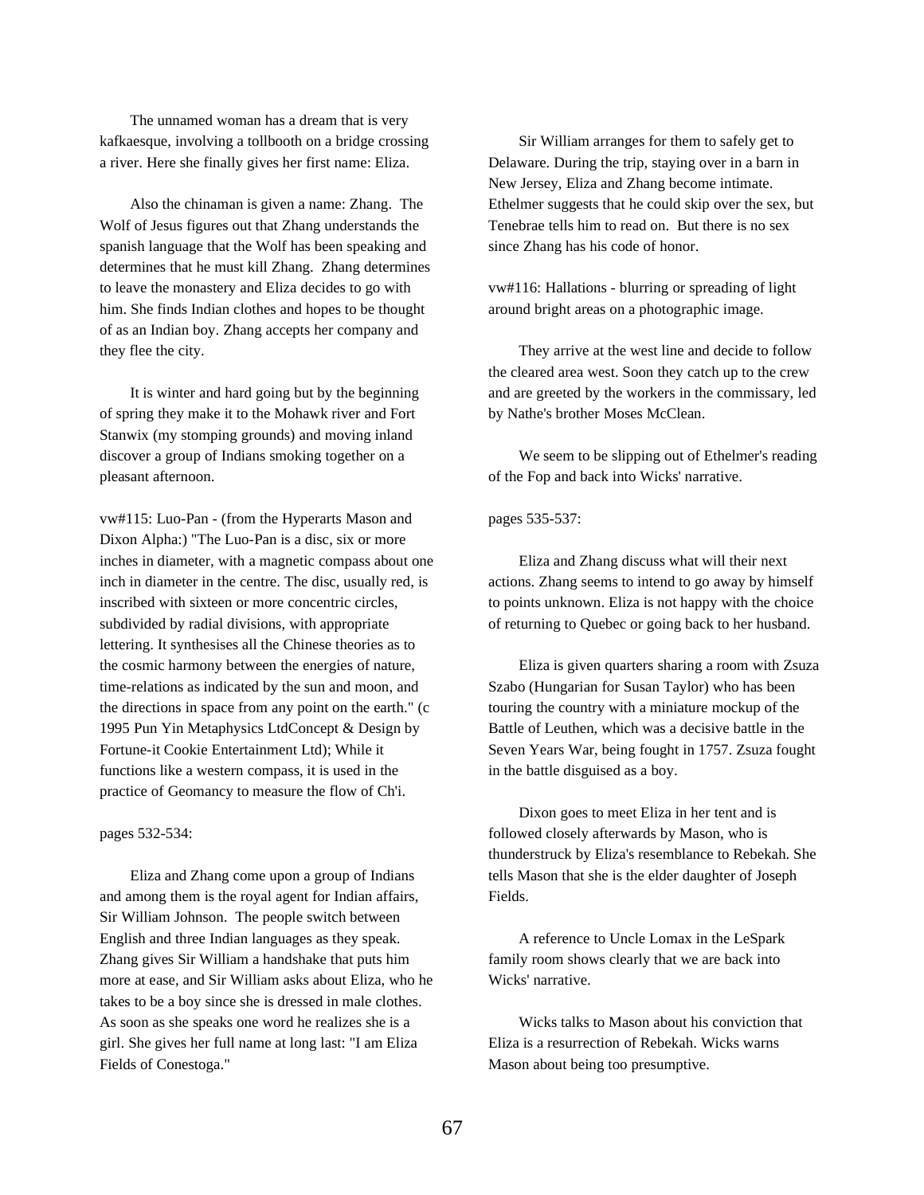The unnamed woman has a dream that is very kafkaesque, involving a tollbooth on a bridge crossing a river. Here she finally gives her first name: Eliza.

Also the chinaman is given a name: Zhang. The Wolf of Jesus figures out that Zhang understands the spanish language that the Wolf has been speaking and determines that he must kill Zhang. Zhang determines to leave the monastery and Eliza decides to go with him. She finds Indian clothes and hopes to be thought of as an Indian boy. Zhang accepts her company and they flee the city.

It is winter and hard going but by the beginning of spring they make it to the Mohawk river and Fort Stanwix (my stomping grounds) and moving inland discover a group of Indians smoking together on a pleasant afternoon.

vw#115: Luo-Pan - (from the Hyperarts Mason and Dixon Alpha:) "The Luo-Pan is a disc, six or more inches in diameter, with a magnetic compass about one inch in diameter in the centre. The disc, usually red, is inscribed with sixteen or more concentric circles, subdivided by radial divisions, with appropriate lettering. It synthesises all the Chinese theories as to the cosmic harmony between the energies of nature, time-relations as indicated by the sun and moon, and the directions in space from any point on the earth." (c 1995 Pun Yin Metaphysics LtdConcept & Design by Fortune-it Cookie Entertainment Ltd); While it functions like a western compass, it is used in the practice of Geomancy to measure the flow of Ch'i.

pages 532-534:

Eliza and Zhang come upon a group of Indians and among them is the royal agent for Indian affairs, Sir William Johnson. The people switch between English and three Indian languages as they speak. Zhang gives Sir William a handshake that puts him more at ease, and Sir William asks about Eliza, who he takes to be a boy since she is dressed in male clothes. As soon as she speaks one word he realizes she is a girl. She gives her full name at long last: "I am Eliza Fields of Conestoga."

Sir William arranges for them to safely get to Delaware. During the trip, staying over in a barn in New Jersey, Eliza and Zhang become intimate. Ethelmer suggests that he could skip over the sex, but Tenebrae tells him to read on. But there is no sex since Zhang has his code of honor.

vw#116: Hallations - blurring or spreading of light around bright areas on a photographic image.

They arrive at the west line and decide to follow the cleared area west. Soon they catch up to the crew and are greeted by the workers in the commissary, led by Nathe's brother Moses McClean.

We seem to be slipping out of Ethelmer's reading of the Fop and back into Wicks' narrative.

pages 535-537:

Eliza and Zhang discuss what will their next actions. Zhang seems to intend to go away by himself to points unknown. Eliza is not happy with the choice of returning to Quebec or going back to her husband.

Eliza is given quarters sharing a room with Zsuza Szabo (Hungarian for Susan Taylor) who has been touring the country with a miniature mockup of the Battle of Leuthen, which was a decisive battle in the Seven Years War, being fought in 1757. Zsuza fought in the battle disguised as a boy.

Dixon goes to meet Eliza in her tent and is followed closely afterwards by Mason, who is thunderstruck by Eliza's resemblance to Rebekah. She tells Mason that she is the elder daughter of Joseph Fields.

A reference to Uncle Lomax in the LeSpark family room shows clearly that we are back into Wicks' narrative.

Wicks talks to Mason about his conviction that Eliza is a resurrection of Rebekah. Wicks warns Mason about being too presumptive.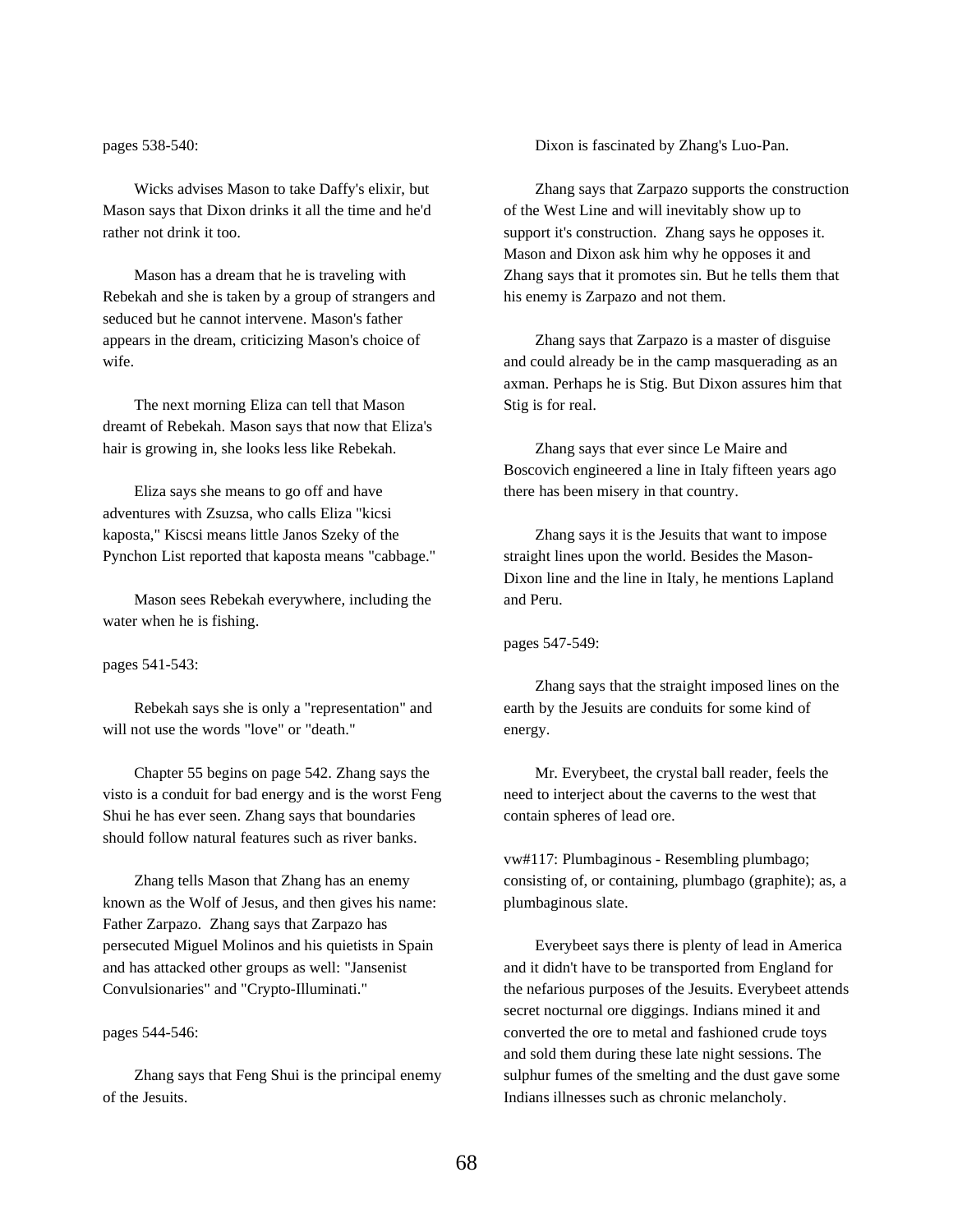pages 538-540:

Wicks advises Mason to take Daffy's elixir, but Mason says that Dixon drinks it all the time and he'd rather not drink it too.

Mason has a dream that he is traveling with Rebekah and she is taken by a group of strangers and seduced but he cannot intervene. Mason's father appears in the dream, criticizing Mason's choice of wife.

The next morning Eliza can tell that Mason dreamt of Rebekah. Mason says that now that Eliza's hair is growing in, she looks less like Rebekah.

Eliza says she means to go off and have adventures with Zsuzsa, who calls Eliza "kicsi kaposta," Kiscsi means little Janos Szeky of the Pynchon List reported that kaposta means "cabbage."

Mason sees Rebekah everywhere, including the water when he is fishing.

pages 541-543:

Rebekah says she is only a "representation" and will not use the words "love" or "death."

Chapter 55 begins on page 542. Zhang says the visto is a conduit for bad energy and is the worst Feng Shui he has ever seen. Zhang says that boundaries should follow natural features such as river banks.

Zhang tells Mason that Zhang has an enemy known as the Wolf of Jesus, and then gives his name: Father Zarpazo. Zhang says that Zarpazo has persecuted Miguel Molinos and his quietists in Spain and has attacked other groups as well: "Jansenist Convulsionaries" and "Crypto-Illuminati."

pages 544-546:

Zhang says that Feng Shui is the principal enemy of the Jesuits.

Dixon is fascinated by Zhang's Luo-Pan.

Zhang says that Zarpazo supports the construction of the West Line and will inevitably show up to support it's construction. Zhang says he opposes it. Mason and Dixon ask him why he opposes it and Zhang says that it promotes sin. But he tells them that his enemy is Zarpazo and not them.

Zhang says that Zarpazo is a master of disguise and could already be in the camp masquerading as an axman. Perhaps he is Stig. But Dixon assures him that Stig is for real.

Zhang says that ever since Le Maire and Boscovich engineered a line in Italy fifteen years ago there has been misery in that country.

Zhang says it is the Jesuits that want to impose straight lines upon the world. Besides the Mason-Dixon line and the line in Italy, he mentions Lapland and Peru.

pages 547-549:

Zhang says that the straight imposed lines on the earth by the Jesuits are conduits for some kind of energy.

Mr. Everybeet, the crystal ball reader, feels the need to interject about the caverns to the west that contain spheres of lead ore.

vw#117: Plumbaginous - Resembling plumbago; consisting of, or containing, plumbago (graphite); as, a plumbaginous slate.

Everybeet says there is plenty of lead in America and it didn't have to be transported from England for the nefarious purposes of the Jesuits. Everybeet attends secret nocturnal ore diggings. Indians mined it and converted the ore to metal and fashioned crude toys and sold them during these late night sessions. The sulphur fumes of the smelting and the dust gave some Indians illnesses such as chronic melancholy.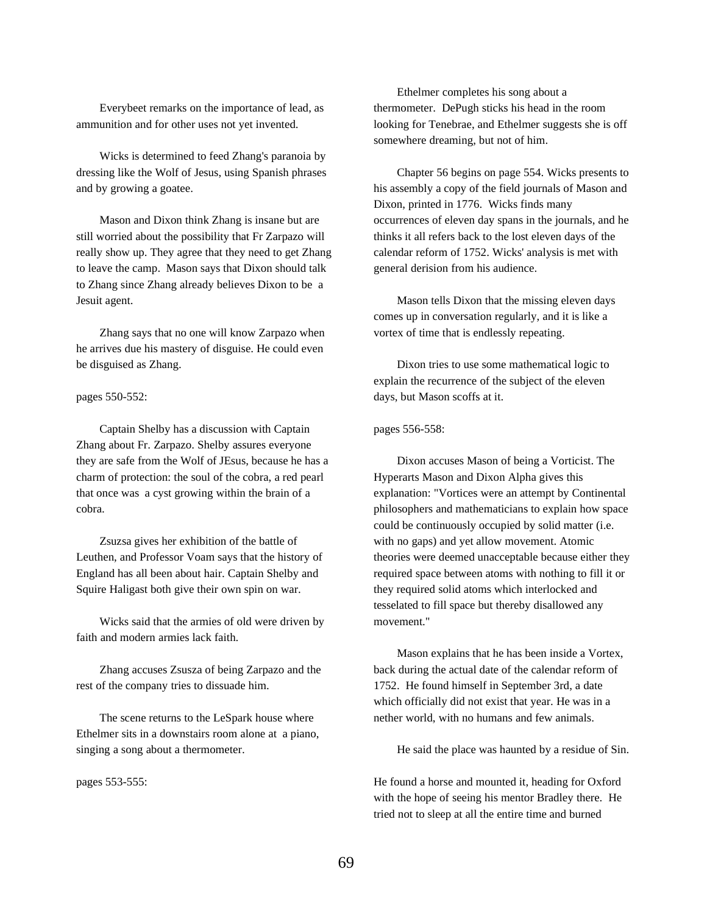Everybeet remarks on the importance of lead, as ammunition and for other uses not yet invented.

Wicks is determined to feed Zhang's paranoia by dressing like the Wolf of Jesus, using Spanish phrases and by growing a goatee.

Mason and Dixon think Zhang is insane but are still worried about the possibility that Fr Zarpazo will really show up. They agree that they need to get Zhang to leave the camp. Mason says that Dixon should talk to Zhang since Zhang already believes Dixon to be a Jesuit agent.

Zhang says that no one will know Zarpazo when he arrives due his mastery of disguise. He could even be disguised as Zhang.

pages 550-552:

Captain Shelby has a discussion with Captain Zhang about Fr. Zarpazo. Shelby assures everyone they are safe from the Wolf of JEsus, because he has a charm of protection: the soul of the cobra, a red pearl that once was a cyst growing within the brain of a cobra.

Zsuzsa gives her exhibition of the battle of Leuthen, and Professor Voam says that the history of England has all been about hair. Captain Shelby and Squire Haligast both give their own spin on war.

Wicks said that the armies of old were driven by faith and modern armies lack faith.

Zhang accuses Zsusza of being Zarpazo and the rest of the company tries to dissuade him.

The scene returns to the LeSpark house where Ethelmer sits in a downstairs room alone at a piano, singing a song about a thermometer.

pages 553-555:

Ethelmer completes his song about a thermometer. DePugh sticks his head in the room looking for Tenebrae, and Ethelmer suggests she is off somewhere dreaming, but not of him.

Chapter 56 begins on page 554. Wicks presents to his assembly a copy of the field journals of Mason and Dixon, printed in 1776. Wicks finds many occurrences of eleven day spans in the journals, and he thinks it all refers back to the lost eleven days of the calendar reform of 1752. Wicks' analysis is met with general derision from his audience.

Mason tells Dixon that the missing eleven days comes up in conversation regularly, and it is like a vortex of time that is endlessly repeating.

Dixon tries to use some mathematical logic to explain the recurrence of the subject of the eleven days, but Mason scoffs at it.

pages 556-558:

Dixon accuses Mason of being a Vorticist. The Hyperarts Mason and Dixon Alpha gives this explanation: "Vortices were an attempt by Continental philosophers and mathematicians to explain how space could be continuously occupied by solid matter (i.e. with no gaps) and yet allow movement. Atomic theories were deemed unacceptable because either they required space between atoms with nothing to fill it or they required solid atoms which interlocked and tesselated to fill space but thereby disallowed any movement."

Mason explains that he has been inside a Vortex, back during the actual date of the calendar reform of 1752. He found himself in September 3rd, a date which officially did not exist that year. He was in a nether world, with no humans and few animals.

He said the place was haunted by a residue of Sin.

He found a horse and mounted it, heading for Oxford with the hope of seeing his mentor Bradley there. He tried not to sleep at all the entire time and burned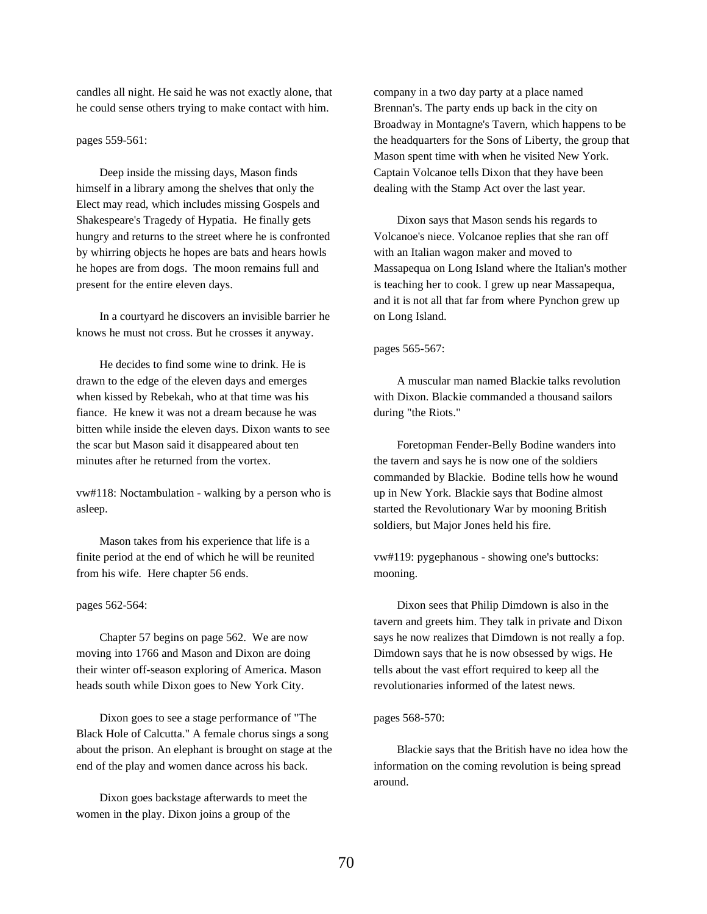candles all night. He said he was not exactly alone, that he could sense others trying to make contact with him.

pages 559-561:

Deep inside the missing days, Mason finds himself in a library among the shelves that only the Elect may read, which includes missing Gospels and Shakespeare's Tragedy of Hypatia. He finally gets hungry and returns to the street where he is confronted by whirring objects he hopes are bats and hears howls he hopes are from dogs. The moon remains full and present for the entire eleven days.

In a courtyard he discovers an invisible barrier he knows he must not cross. But he crosses it anyway.

He decides to find some wine to drink. He is drawn to the edge of the eleven days and emerges when kissed by Rebekah, who at that time was his fiance. He knew it was not a dream because he was bitten while inside the eleven days. Dixon wants to see the scar but Mason said it disappeared about ten minutes after he returned from the vortex.

vw#118: Noctambulation - walking by a person who is asleep.

Mason takes from his experience that life is a finite period at the end of which he will be reunited from his wife. Here chapter 56 ends.

pages 562-564:

Chapter 57 begins on page 562. We are now moving into 1766 and Mason and Dixon are doing their winter off-season exploring of America. Mason heads south while Dixon goes to New York City.

Dixon goes to see a stage performance of "The Black Hole of Calcutta." A female chorus sings a song about the prison. An elephant is brought on stage at the end of the play and women dance across his back.

Dixon goes backstage afterwards to meet the women in the play. Dixon joins a group of the company in a two day party at a place named Brennan's. The party ends up back in the city on Broadway in Montagne's Tavern, which happens to be the headquarters for the Sons of Liberty, the group that Mason spent time with when he visited New York. Captain Volcanoe tells Dixon that they have been dealing with the Stamp Act over the last year.

Dixon says that Mason sends his regards to Volcanoe's niece. Volcanoe replies that she ran off with an Italian wagon maker and moved to Massapequa on Long Island where the Italian's mother is teaching her to cook. I grew up near Massapequa, and it is not all that far from where Pynchon grew up on Long Island.

pages 565-567:

A muscular man named Blackie talks revolution with Dixon. Blackie commanded a thousand sailors during "the Riots."

Foretopman Fender-Belly Bodine wanders into the tavern and says he is now one of the soldiers commanded by Blackie. Bodine tells how he wound up in New York. Blackie says that Bodine almost started the Revolutionary War by mooning British soldiers, but Major Jones held his fire.

vw#119: pygephanous - showing one's buttocks: mooning.

Dixon sees that Philip Dimdown is also in the tavern and greets him. They talk in private and Dixon says he now realizes that Dimdown is not really a fop. Dimdown says that he is now obsessed by wigs. He tells about the vast effort required to keep all the revolutionaries informed of the latest news.

pages 568-570:

Blackie says that the British have no idea how the information on the coming revolution is being spread around.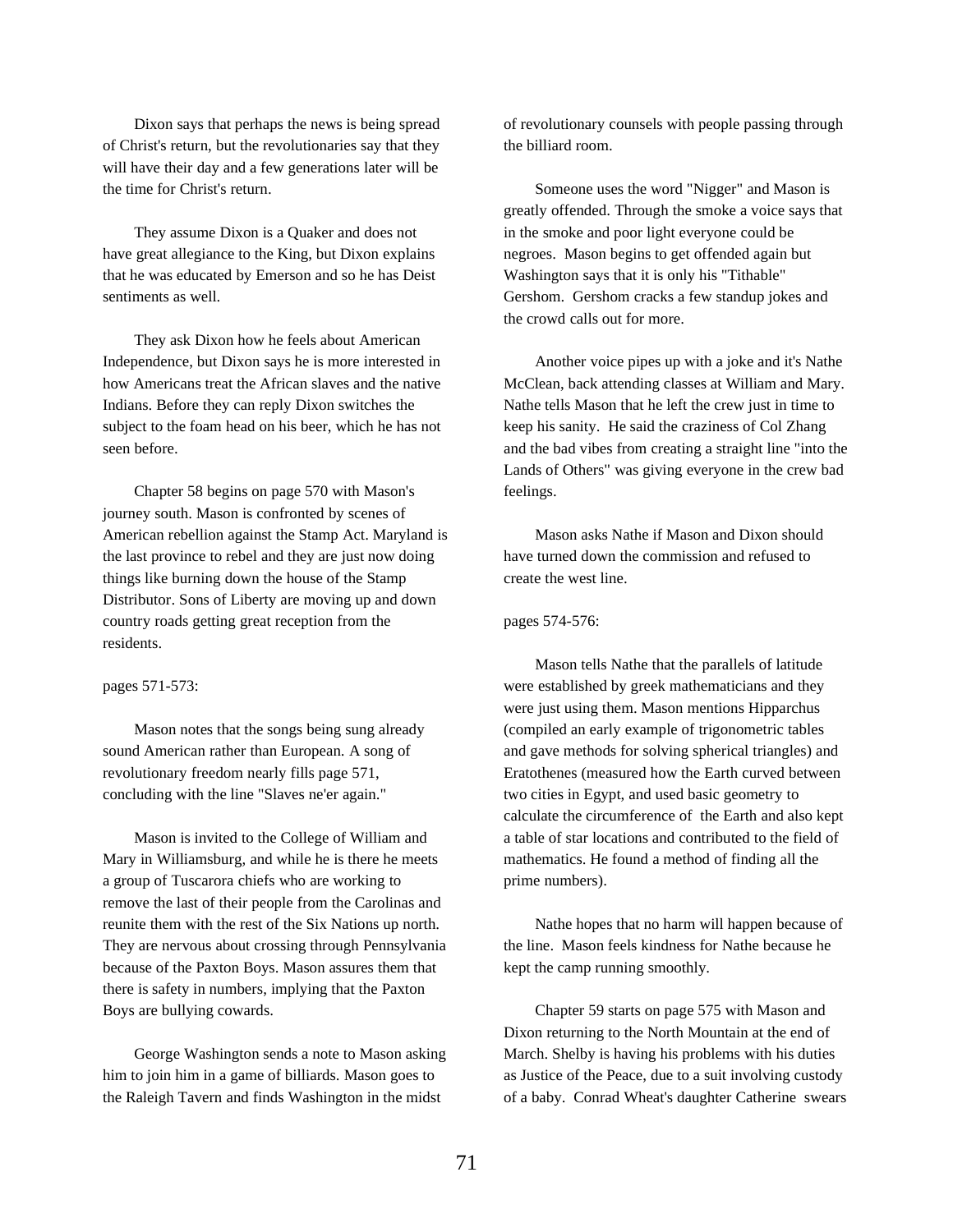Dixon says that perhaps the news is being spread of Christ's return, but the revolutionaries say that they will have their day and a few generations later will be the time for Christ's return.

They assume Dixon is a Quaker and does not have great allegiance to the King, but Dixon explains that he was educated by Emerson and so he has Deist sentiments as well.

They ask Dixon how he feels about American Independence, but Dixon says he is more interested in how Americans treat the African slaves and the native Indians. Before they can reply Dixon switches the subject to the foam head on his beer, which he has not seen before.

Chapter 58 begins on page 570 with Mason's journey south. Mason is confronted by scenes of American rebellion against the Stamp Act. Maryland is the last province to rebel and they are just now doing things like burning down the house of the Stamp Distributor. Sons of Liberty are moving up and down country roads getting great reception from the residents.

pages 571-573:

Mason notes that the songs being sung already sound American rather than European. A song of revolutionary freedom nearly fills page 571, concluding with the line "Slaves ne'er again."

Mason is invited to the College of William and Mary in Williamsburg, and while he is there he meets a group of Tuscarora chiefs who are working to remove the last of their people from the Carolinas and reunite them with the rest of the Six Nations up north. They are nervous about crossing through Pennsylvania because of the Paxton Boys. Mason assures them that there is safety in numbers, implying that the Paxton Boys are bullying cowards.

George Washington sends a note to Mason asking him to join him in a game of billiards. Mason goes to the Raleigh Tavern and finds Washington in the midst of revolutionary counsels with people passing through the billiard room.

Someone uses the word "Nigger" and Mason is greatly offended. Through the smoke a voice says that in the smoke and poor light everyone could be negroes. Mason begins to get offended again but Washington says that it is only his "Tithable" Gershom. Gershom cracks a few standup jokes and the crowd calls out for more.

Another voice pipes up with a joke and it's Nathe McClean, back attending classes at William and Mary. Nathe tells Mason that he left the crew just in time to keep his sanity. He said the craziness of Col Zhang and the bad vibes from creating a straight line "into the Lands of Others" was giving everyone in the crew bad feelings.

Mason asks Nathe if Mason and Dixon should have turned down the commission and refused to create the west line.

pages 574-576:

Mason tells Nathe that the parallels of latitude were established by greek mathematicians and they were just using them. Mason mentions Hipparchus (compiled an early example of trigonometric tables and gave methods for solving spherical triangles) and Eratothenes (measured how the Earth curved between two cities in Egypt, and used basic geometry to calculate the circumference of the Earth and also kept a table of star locations and contributed to the field of mathematics. He found a method of finding all the prime numbers).

Nathe hopes that no harm will happen because of the line. Mason feels kindness for Nathe because he kept the camp running smoothly.

Chapter 59 starts on page 575 with Mason and Dixon returning to the North Mountain at the end of March. Shelby is having his problems with his duties as Justice of the Peace, due to a suit involving custody of a baby. Conrad Wheat's daughter Catherine swears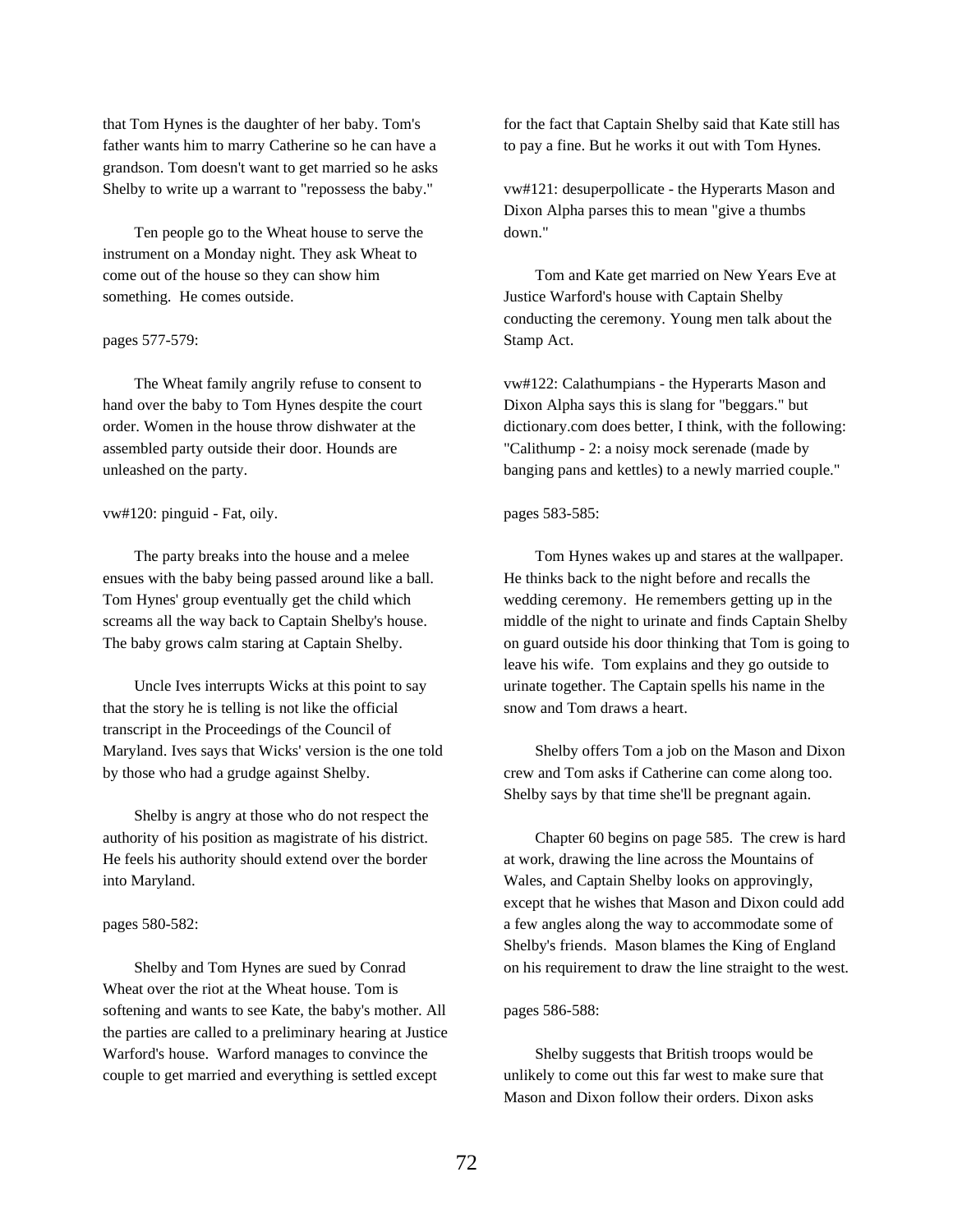that Tom Hynes is the daughter of her baby. Tom's father wants him to marry Catherine so he can have a grandson. Tom doesn't want to get married so he asks Shelby to write up a warrant to "repossess the baby."

Ten people go to the Wheat house to serve the instrument on a Monday night. They ask Wheat to come out of the house so they can show him something. He comes outside.

pages 577-579:

The Wheat family angrily refuse to consent to hand over the baby to Tom Hynes despite the court order. Women in the house throw dishwater at the assembled party outside their door. Hounds are unleashed on the party.

vw#120: pinguid - Fat, oily.

The party breaks into the house and a melee ensues with the baby being passed around like a ball. Tom Hynes' group eventually get the child which screams all the way back to Captain Shelby's house. The baby grows calm staring at Captain Shelby.

Uncle Ives interrupts Wicks at this point to say that the story he is telling is not like the official transcript in the Proceedings of the Council of Maryland. Ives says that Wicks' version is the one told by those who had a grudge against Shelby.

Shelby is angry at those who do not respect the authority of his position as magistrate of his district. He feels his authority should extend over the border into Maryland.

pages 580-582:

Shelby and Tom Hynes are sued by Conrad Wheat over the riot at the Wheat house. Tom is softening and wants to see Kate, the baby's mother. All the parties are called to a preliminary hearing at Justice Warford's house. Warford manages to convince the couple to get married and everything is settled except for the fact that Captain Shelby said that Kate still has to pay a fine. But he works it out with Tom Hynes.

vw#121: desuperpollicate - the Hyperarts Mason and Dixon Alpha parses this to mean "give a thumbs down."

Tom and Kate get married on New Years Eve at Justice Warford's house with Captain Shelby conducting the ceremony. Young men talk about the Stamp Act.

vw#122: Calathumpians - the Hyperarts Mason and Dixon Alpha says this is slang for "beggars." but dictionary.com does better, I think, with the following: "Calithump - 2: a noisy mock serenade (made by banging pans and kettles) to a newly married couple."

pages 583-585:

Tom Hynes wakes up and stares at the wallpaper. He thinks back to the night before and recalls the wedding ceremony. He remembers getting up in the middle of the night to urinate and finds Captain Shelby on guard outside his door thinking that Tom is going to leave his wife. Tom explains and they go outside to urinate together. The Captain spells his name in the snow and Tom draws a heart.

Shelby offers Tom a job on the Mason and Dixon crew and Tom asks if Catherine can come along too. Shelby says by that time she'll be pregnant again.

Chapter 60 begins on page 585. The crew is hard at work, drawing the line across the Mountains of Wales, and Captain Shelby looks on approvingly, except that he wishes that Mason and Dixon could add a few angles along the way to accommodate some of Shelby's friends. Mason blames the King of England on his requirement to draw the line straight to the west.

pages 586-588:

Shelby suggests that British troops would be unlikely to come out this far west to make sure that Mason and Dixon follow their orders. Dixon asks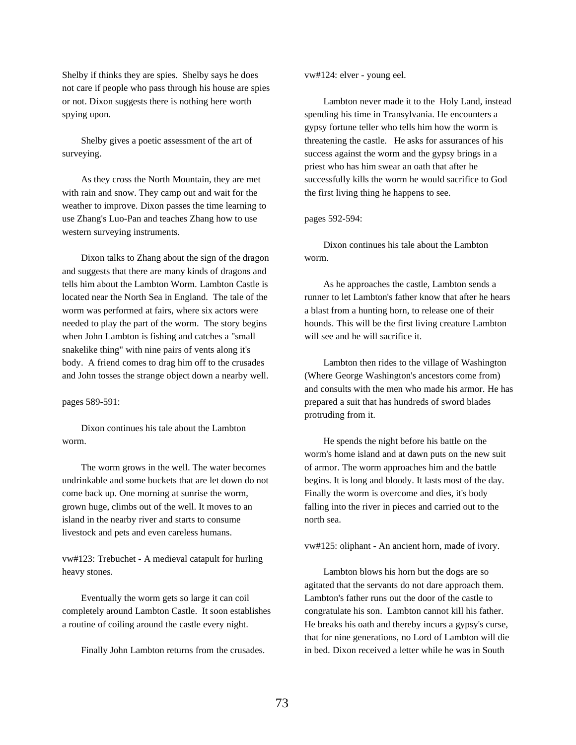Shelby if thinks they are spies. Shelby says he does not care if people who pass through his house are spies or not. Dixon suggests there is nothing here worth spying upon.

Shelby gives a poetic assessment of the art of surveying.

As they cross the North Mountain, they are met with rain and snow. They camp out and wait for the weather to improve. Dixon passes the time learning to use Zhang's Luo-Pan and teaches Zhang how to use western surveying instruments.

Dixon talks to Zhang about the sign of the dragon and suggests that there are many kinds of dragons and tells him about the Lambton Worm. Lambton Castle is located near the North Sea in England. The tale of the worm was performed at fairs, where six actors were needed to play the part of the worm. The story begins when John Lambton is fishing and catches a "small snakelike thing" with nine pairs of vents along it's body. A friend comes to drag him off to the crusades and John tosses the strange object down a nearby well.

pages 589-591:

Dixon continues his tale about the Lambton worm.

The worm grows in the well. The water becomes undrinkable and some buckets that are let down do not come back up. One morning at sunrise the worm, grown huge, climbs out of the well. It moves to an island in the nearby river and starts to consume livestock and pets and even careless humans.

vw#123: Trebuchet - A medieval catapult for hurling heavy stones.

Eventually the worm gets so large it can coil completely around Lambton Castle. It soon establishes a routine of coiling around the castle every night.

Finally John Lambton returns from the crusades.

vw#124: elver - young eel.

Lambton never made it to the Holy Land, instead spending his time in Transylvania. He encounters a gypsy fortune teller who tells him how the worm is threatening the castle. He asks for assurances of his success against the worm and the gypsy brings in a priest who has him swear an oath that after he successfully kills the worm he would sacrifice to God the first living thing he happens to see.

pages 592-594:

Dixon continues his tale about the Lambton worm.

As he approaches the castle, Lambton sends a runner to let Lambton's father know that after he hears a blast from a hunting horn, to release one of their hounds. This will be the first living creature Lambton will see and he will sacrifice it.

Lambton then rides to the village of Washington (Where George Washington's ancestors come from) and consults with the men who made his armor. He has prepared a suit that has hundreds of sword blades protruding from it.

He spends the night before his battle on the worm's home island and at dawn puts on the new suit of armor. The worm approaches him and the battle begins. It is long and bloody. It lasts most of the day. Finally the worm is overcome and dies, it's body falling into the river in pieces and carried out to the north sea.

vw#125: oliphant - An ancient horn, made of ivory.

Lambton blows his horn but the dogs are so agitated that the servants do not dare approach them. Lambton's father runs out the door of the castle to congratulate his son. Lambton cannot kill his father. He breaks his oath and thereby incurs a gypsy's curse, that for nine generations, no Lord of Lambton will die in bed. Dixon received a letter while he was in South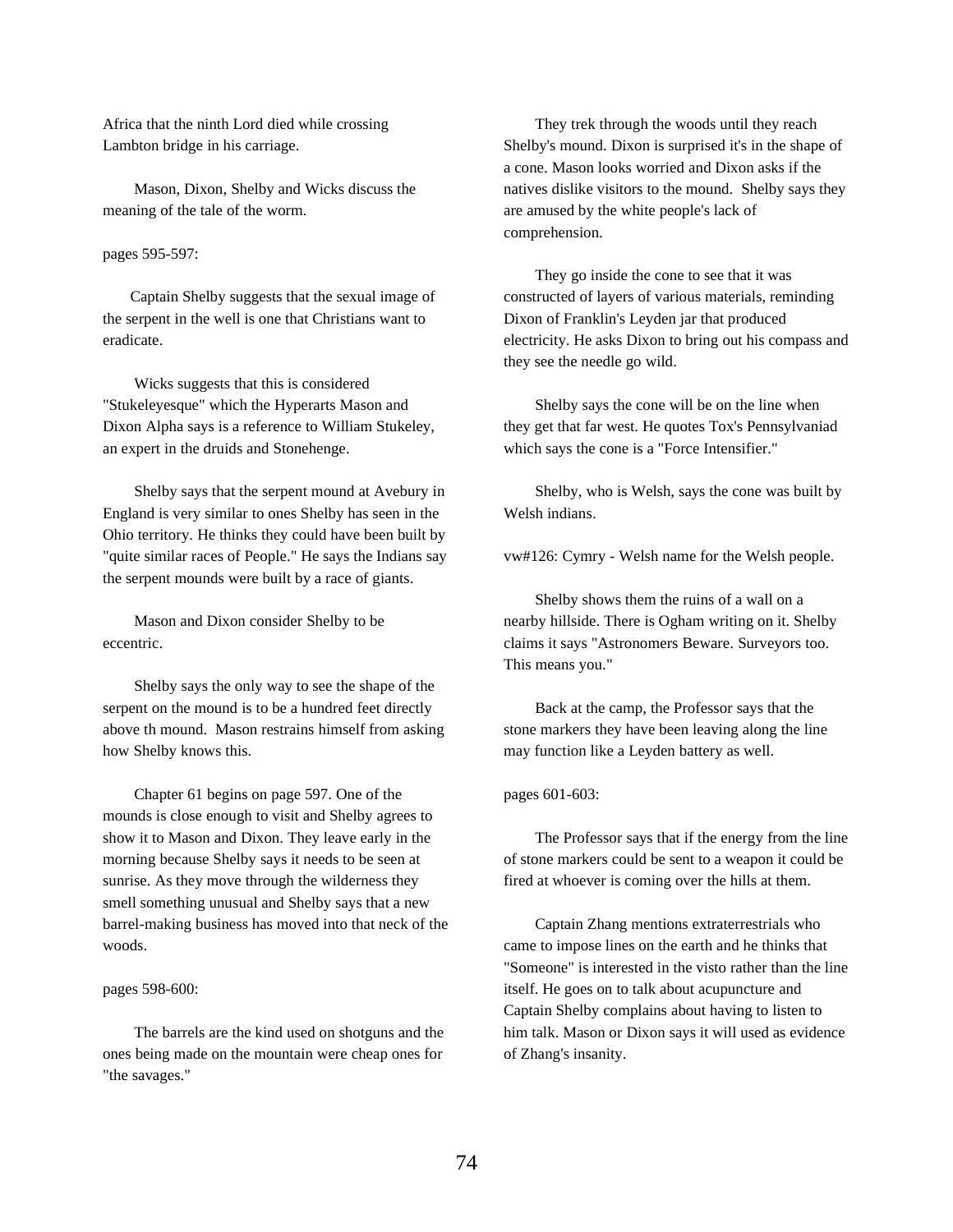Africa that the ninth Lord died while crossing Lambton bridge in his carriage.

Mason, Dixon, Shelby and Wicks discuss the meaning of the tale of the worm.

pages 595-597:

Captain Shelby suggests that the sexual image of the serpent in the well is one that Christians want to eradicate.

Wicks suggests that this is considered "Stukeleyesque" which the Hyperarts Mason and Dixon Alpha says is a reference to William Stukeley, an expert in the druids and Stonehenge.

Shelby says that the serpent mound at Avebury in England is very similar to ones Shelby has seen in the Ohio territory. He thinks they could have been built by "quite similar races of People." He says the Indians say the serpent mounds were built by a race of giants.

Mason and Dixon consider Shelby to be eccentric.

Shelby says the only way to see the shape of the serpent on the mound is to be a hundred feet directly above th mound. Mason restrains himself from asking how Shelby knows this.

Chapter 61 begins on page 597. One of the mounds is close enough to visit and Shelby agrees to show it to Mason and Dixon. They leave early in the morning because Shelby says it needs to be seen at sunrise. As they move through the wilderness they smell something unusual and Shelby says that a new barrel-making business has moved into that neck of the woods.

pages 598-600:

The barrels are the kind used on shotguns and the ones being made on the mountain were cheap ones for "the savages."

They trek through the woods until they reach Shelby's mound. Dixon is surprised it's in the shape of a cone. Mason looks worried and Dixon asks if the natives dislike visitors to the mound. Shelby says they are amused by the white people's lack of comprehension.

They go inside the cone to see that it was constructed of layers of various materials, reminding Dixon of Franklin's Leyden jar that produced electricity. He asks Dixon to bring out his compass and they see the needle go wild.

Shelby says the cone will be on the line when they get that far west. He quotes Tox's Pennsylvaniad which says the cone is a "Force Intensifier."

Shelby, who is Welsh, says the cone was built by Welsh indians.

vw#126: Cymry - Welsh name for the Welsh people.

Shelby shows them the ruins of a wall on a nearby hillside. There is Ogham writing on it. Shelby claims it says "Astronomers Beware. Surveyors too. This means you."

Back at the camp, the Professor says that the stone markers they have been leaving along the line may function like a Leyden battery as well.

pages 601-603:

The Professor says that if the energy from the line of stone markers could be sent to a weapon it could be fired at whoever is coming over the hills at them.

Captain Zhang mentions extraterrestrials who came to impose lines on the earth and he thinks that "Someone" is interested in the visto rather than the line itself. He goes on to talk about acupuncture and Captain Shelby complains about having to listen to him talk. Mason or Dixon says it will used as evidence of Zhang's insanity.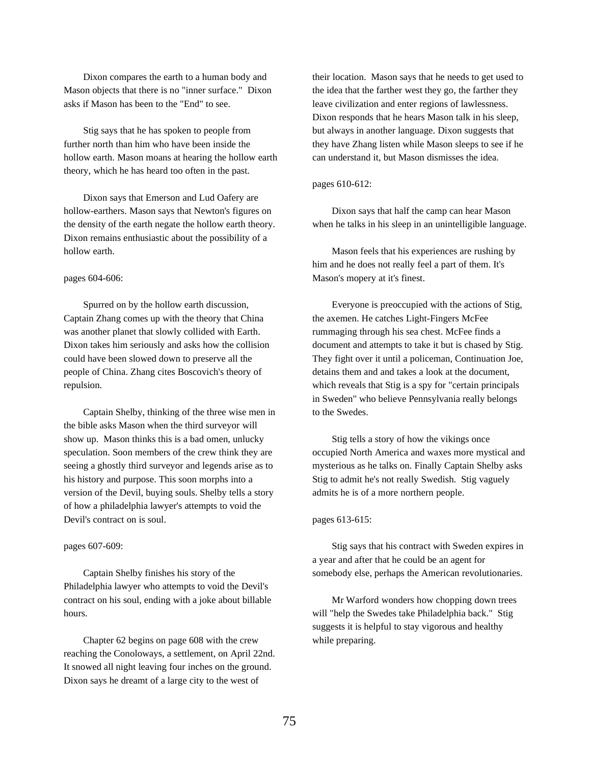Dixon compares the earth to a human body and Mason objects that there is no "inner surface." Dixon asks if Mason has been to the "End" to see.

Stig says that he has spoken to people from further north than him who have been inside the hollow earth. Mason moans at hearing the hollow earth theory, which he has heard too often in the past.

Dixon says that Emerson and Lud Oafery are hollow-earthers. Mason says that Newton's figures on the density of the earth negate the hollow earth theory. Dixon remains enthusiastic about the possibility of a hollow earth.

pages 604-606:

Spurred on by the hollow earth discussion, Captain Zhang comes up with the theory that China was another planet that slowly collided with Earth. Dixon takes him seriously and asks how the collision could have been slowed down to preserve all the people of China. Zhang cites Boscovich's theory of repulsion.

Captain Shelby, thinking of the three wise men in the bible asks Mason when the third surveyor will show up. Mason thinks this is a bad omen, unlucky speculation. Soon members of the crew think they are seeing a ghostly third surveyor and legends arise as to his history and purpose. This soon morphs into a version of the Devil, buying souls. Shelby tells a story of how a philadelphia lawyer's attempts to void the Devil's contract on is soul.

pages 607-609:

Captain Shelby finishes his story of the Philadelphia lawyer who attempts to void the Devil's contract on his soul, ending with a joke about billable hours.

Chapter 62 begins on page 608 with the crew reaching the Conoloways, a settlement, on April 22nd. It snowed all night leaving four inches on the ground. Dixon says he dreamt of a large city to the west of their location. Mason says that he needs to get used to the idea that the farther west they go, the farther they leave civilization and enter regions of lawlessness. Dixon responds that he hears Mason talk in his sleep, but always in another language. Dixon suggests that they have Zhang listen while Mason sleeps to see if he can understand it, but Mason dismisses the idea.

pages 610-612:

Dixon says that half the camp can hear Mason when he talks in his sleep in an unintelligible language.

Mason feels that his experiences are rushing by him and he does not really feel a part of them. It's Mason's mopery at it's finest.

Everyone is preoccupied with the actions of Stig, the axemen. He catches Light-Fingers McFee rummaging through his sea chest. McFee finds a document and attempts to take it but is chased by Stig. They fight over it until a policeman, Continuation Joe, detains them and and takes a look at the document, which reveals that Stig is a spy for "certain principals in Sweden" who believe Pennsylvania really belongs to the Swedes.

Stig tells a story of how the vikings once occupied North America and waxes more mystical and mysterious as he talks on. Finally Captain Shelby asks Stig to admit he's not really Swedish. Stig vaguely admits he is of a more northern people.

pages 613-615:

Stig says that his contract with Sweden expires in a year and after that he could be an agent for somebody else, perhaps the American revolutionaries.

Mr Warford wonders how chopping down trees will "help the Swedes take Philadelphia back." Stig suggests it is helpful to stay vigorous and healthy while preparing.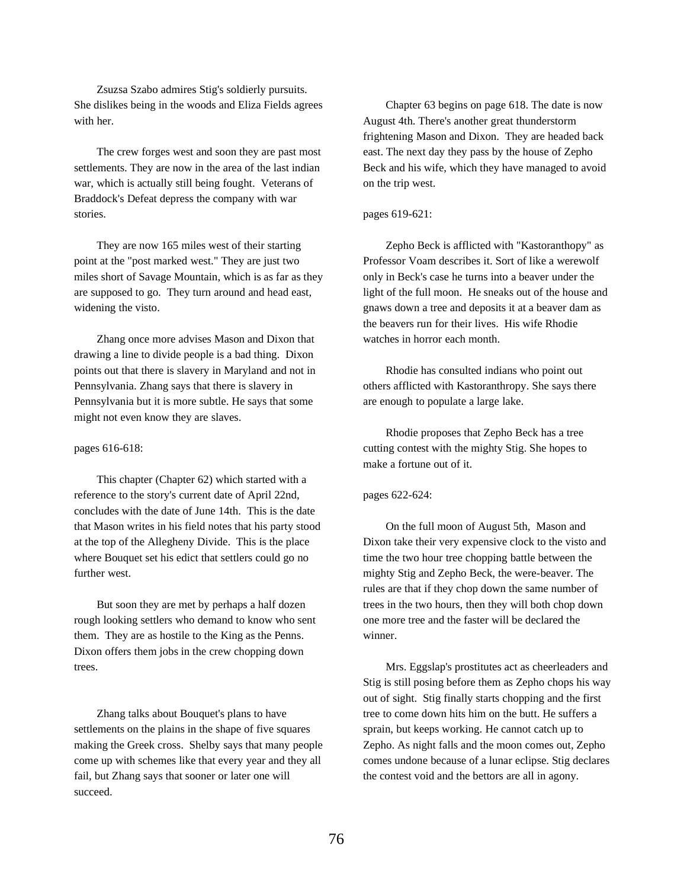Zsuzsa Szabo admires Stig's soldierly pursuits. She dislikes being in the woods and Eliza Fields agrees with her.

The crew forges west and soon they are past most settlements. They are now in the area of the last indian war, which is actually still being fought. Veterans of Braddock's Defeat depress the company with war stories.

They are now 165 miles west of their starting point at the "post marked west." They are just two miles short of Savage Mountain, which is as far as they are supposed to go. They turn around and head east, widening the visto.

Zhang once more advises Mason and Dixon that drawing a line to divide people is a bad thing. Dixon points out that there is slavery in Maryland and not in Pennsylvania. Zhang says that there is slavery in Pennsylvania but it is more subtle. He says that some might not even know they are slaves.

pages 616-618:

This chapter (Chapter 62) which started with a reference to the story's current date of April 22nd, concludes with the date of June 14th. This is the date that Mason writes in his field notes that his party stood at the top of the Allegheny Divide. This is the place where Bouquet set his edict that settlers could go no further west.

But soon they are met by perhaps a half dozen rough looking settlers who demand to know who sent them. They are as hostile to the King as the Penns. Dixon offers them jobs in the crew chopping down trees.

Zhang talks about Bouquet's plans to have settlements on the plains in the shape of five squares making the Greek cross. Shelby says that many people come up with schemes like that every year and they all fail, but Zhang says that sooner or later one will succeed.

Chapter 63 begins on page 618. The date is now August 4th. There's another great thunderstorm frightening Mason and Dixon. They are headed back east. The next day they pass by the house of Zepho Beck and his wife, which they have managed to avoid on the trip west.

pages 619-621:

Zepho Beck is afflicted with "Kastoranthopy" as Professor Voam describes it. Sort of like a werewolf only in Beck's case he turns into a beaver under the light of the full moon. He sneaks out of the house and gnaws down a tree and deposits it at a beaver dam as the beavers run for their lives. His wife Rhodie watches in horror each month.

Rhodie has consulted indians who point out others afflicted with Kastoranthropy. She says there are enough to populate a large lake.

Rhodie proposes that Zepho Beck has a tree cutting contest with the mighty Stig. She hopes to make a fortune out of it.

pages 622-624:

On the full moon of August 5th, Mason and Dixon take their very expensive clock to the visto and time the two hour tree chopping battle between the mighty Stig and Zepho Beck, the were-beaver. The rules are that if they chop down the same number of trees in the two hours, then they will both chop down one more tree and the faster will be declared the winner.

Mrs. Eggslap's prostitutes act as cheerleaders and Stig is still posing before them as Zepho chops his way out of sight. Stig finally starts chopping and the first tree to come down hits him on the butt. He suffers a sprain, but keeps working. He cannot catch up to Zepho. As night falls and the moon comes out, Zepho comes undone because of a lunar eclipse. Stig declares the contest void and the bettors are all in agony.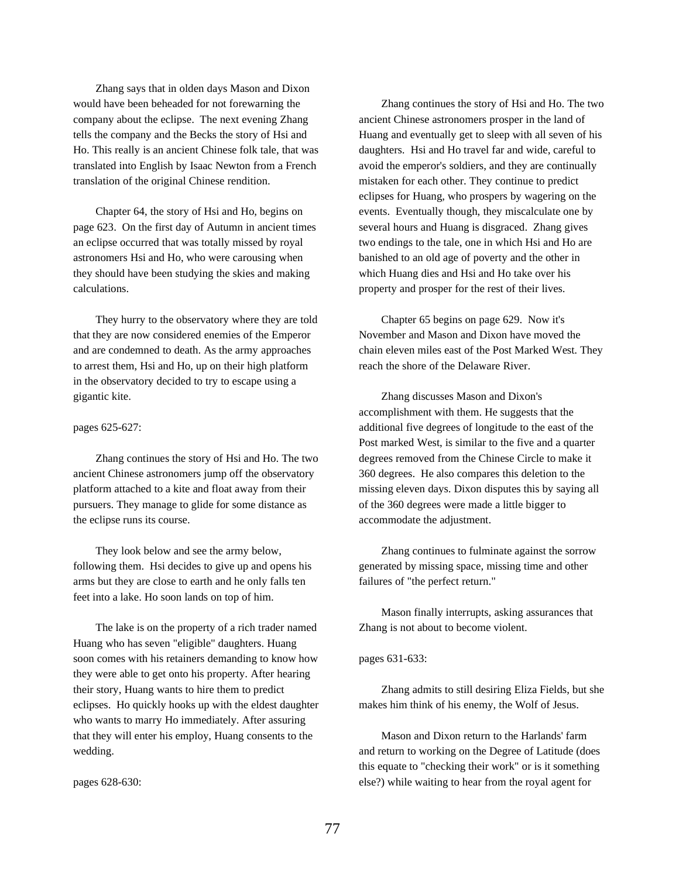Zhang says that in olden days Mason and Dixon would have been beheaded for not forewarning the company about the eclipse. The next evening Zhang tells the company and the Becks the story of Hsi and Ho. This really is an ancient Chinese folk tale, that was translated into English by Isaac Newton from a French translation of the original Chinese rendition.

Chapter 64, the story of Hsi and Ho, begins on page 623. On the first day of Autumn in ancient times an eclipse occurred that was totally missed by royal astronomers Hsi and Ho, who were carousing when they should have been studying the skies and making calculations.

They hurry to the observatory where they are told that they are now considered enemies of the Emperor and are condemned to death. As the army approaches to arrest them, Hsi and Ho, up on their high platform in the observatory decided to try to escape using a gigantic kite.

pages 625-627:

Zhang continues the story of Hsi and Ho. The two ancient Chinese astronomers jump off the observatory platform attached to a kite and float away from their pursuers. They manage to glide for some distance as the eclipse runs its course.

They look below and see the army below, following them. Hsi decides to give up and opens his arms but they are close to earth and he only falls ten feet into a lake. Ho soon lands on top of him.

The lake is on the property of a rich trader named Huang who has seven "eligible" daughters. Huang soon comes with his retainers demanding to know how they were able to get onto his property. After hearing their story, Huang wants to hire them to predict eclipses. Ho quickly hooks up with the eldest daughter who wants to marry Ho immediately. After assuring that they will enter his employ, Huang consents to the wedding.

pages 628-630:

Zhang continues the story of Hsi and Ho. The two ancient Chinese astronomers prosper in the land of Huang and eventually get to sleep with all seven of his daughters. Hsi and Ho travel far and wide, careful to avoid the emperor's soldiers, and they are continually mistaken for each other. They continue to predict eclipses for Huang, who prospers by wagering on the events. Eventually though, they miscalculate one by several hours and Huang is disgraced. Zhang gives two endings to the tale, one in which Hsi and Ho are banished to an old age of poverty and the other in which Huang dies and Hsi and Ho take over his property and prosper for the rest of their lives.

Chapter 65 begins on page 629. Now it's November and Mason and Dixon have moved the chain eleven miles east of the Post Marked West. They reach the shore of the Delaware River.

Zhang discusses Mason and Dixon's accomplishment with them. He suggests that the additional five degrees of longitude to the east of the Post marked West, is similar to the five and a quarter degrees removed from the Chinese Circle to make it 360 degrees. He also compares this deletion to the missing eleven days. Dixon disputes this by saying all of the 360 degrees were made a little bigger to accommodate the adjustment.

Zhang continues to fulminate against the sorrow generated by missing space, missing time and other failures of "the perfect return."

Mason finally interrupts, asking assurances that Zhang is not about to become violent.

pages 631-633:

Zhang admits to still desiring Eliza Fields, but she makes him think of his enemy, the Wolf of Jesus.

Mason and Dixon return to the Harlands' farm and return to working on the Degree of Latitude (does this equate to "checking their work" or is it something else?) while waiting to hear from the royal agent for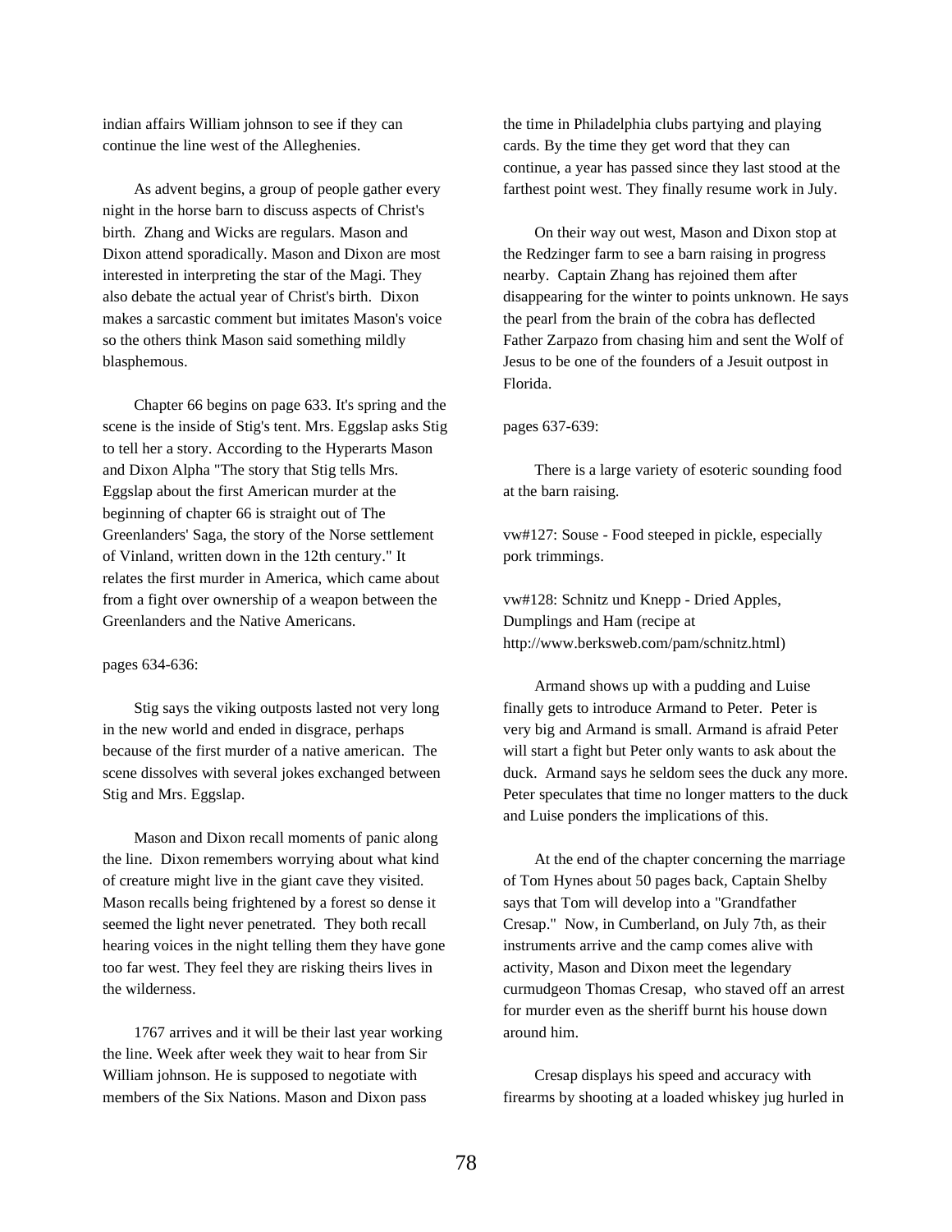indian affairs William johnson to see if they can continue the line west of the Alleghenies.

As advent begins, a group of people gather every night in the horse barn to discuss aspects of Christ's birth. Zhang and Wicks are regulars. Mason and Dixon attend sporadically. Mason and Dixon are most interested in interpreting the star of the Magi. They also debate the actual year of Christ's birth. Dixon makes a sarcastic comment but imitates Mason's voice so the others think Mason said something mildly blasphemous.

Chapter 66 begins on page 633. It's spring and the scene is the inside of Stig's tent. Mrs. Eggslap asks Stig to tell her a story. According to the Hyperarts Mason and Dixon Alpha "The story that Stig tells Mrs. Eggslap about the first American murder at the beginning of chapter 66 is straight out of The Greenlanders' Saga, the story of the Norse settlement of Vinland, written down in the 12th century." It relates the first murder in America, which came about from a fight over ownership of a weapon between the Greenlanders and the Native Americans.

pages 634-636:

Stig says the viking outposts lasted not very long in the new world and ended in disgrace, perhaps because of the first murder of a native american. The scene dissolves with several jokes exchanged between Stig and Mrs. Eggslap.

Mason and Dixon recall moments of panic along the line. Dixon remembers worrying about what kind of creature might live in the giant cave they visited. Mason recalls being frightened by a forest so dense it seemed the light never penetrated. They both recall hearing voices in the night telling them they have gone too far west. They feel they are risking theirs lives in the wilderness.

1767 arrives and it will be their last year working the line. Week after week they wait to hear from Sir William johnson. He is supposed to negotiate with members of the Six Nations. Mason and Dixon pass the time in Philadelphia clubs partying and playing cards. By the time they get word that they can continue, a year has passed since they last stood at the farthest point west. They finally resume work in July.

On their way out west, Mason and Dixon stop at the Redzinger farm to see a barn raising in progress nearby. Captain Zhang has rejoined them after disappearing for the winter to points unknown. He says the pearl from the brain of the cobra has deflected Father Zarpazo from chasing him and sent the Wolf of Jesus to be one of the founders of a Jesuit outpost in Florida.

pages 637-639:

There is a large variety of esoteric sounding food at the barn raising.

vw#127: Souse - Food steeped in pickle, especially pork trimmings.

vw#128: Schnitz und Knepp - Dried Apples, Dumplings and Ham (recipe at http://www.berksweb.com/pam/schnitz.html)

Armand shows up with a pudding and Luise finally gets to introduce Armand to Peter. Peter is very big and Armand is small. Armand is afraid Peter will start a fight but Peter only wants to ask about the duck. Armand says he seldom sees the duck any more. Peter speculates that time no longer matters to the duck and Luise ponders the implications of this.

At the end of the chapter concerning the marriage of Tom Hynes about 50 pages back, Captain Shelby says that Tom will develop into a "Grandfather Cresap." Now, in Cumberland, on July 7th, as their instruments arrive and the camp comes alive with activity, Mason and Dixon meet the legendary curmudgeon Thomas Cresap, who staved off an arrest for murder even as the sheriff burnt his house down around him.

Cresap displays his speed and accuracy with firearms by shooting at a loaded whiskey jug hurled in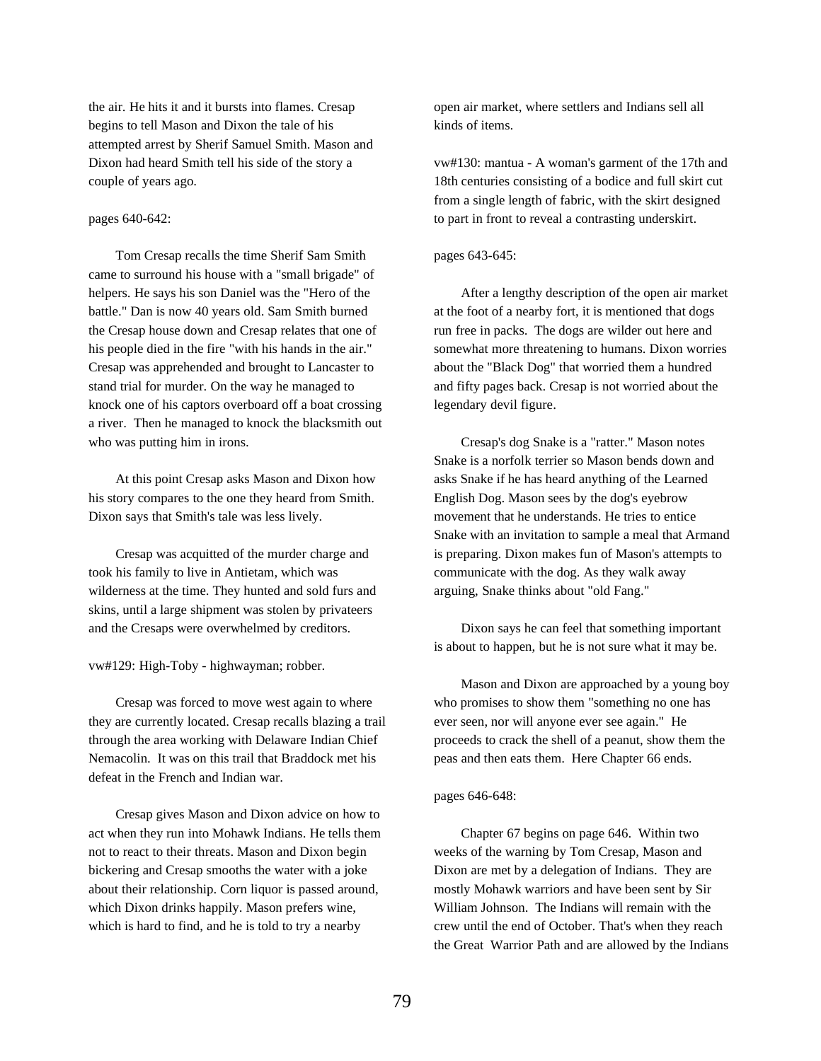the air. He hits it and it bursts into flames. Cresap begins to tell Mason and Dixon the tale of his attempted arrest by Sherif Samuel Smith. Mason and Dixon had heard Smith tell his side of the story a couple of years ago.

pages 640-642:

Tom Cresap recalls the time Sherif Sam Smith came to surround his house with a "small brigade" of helpers. He says his son Daniel was the "Hero of the battle." Dan is now 40 years old. Sam Smith burned the Cresap house down and Cresap relates that one of his people died in the fire "with his hands in the air." Cresap was apprehended and brought to Lancaster to stand trial for murder. On the way he managed to knock one of his captors overboard off a boat crossing a river. Then he managed to knock the blacksmith out who was putting him in irons.

At this point Cresap asks Mason and Dixon how his story compares to the one they heard from Smith. Dixon says that Smith's tale was less lively.

Cresap was acquitted of the murder charge and took his family to live in Antietam, which was wilderness at the time. They hunted and sold furs and skins, until a large shipment was stolen by privateers and the Cresaps were overwhelmed by creditors.

vw#129: High-Toby - highwayman; robber.

Cresap was forced to move west again to where they are currently located. Cresap recalls blazing a trail through the area working with Delaware Indian Chief Nemacolin. It was on this trail that Braddock met his defeat in the French and Indian war.

Cresap gives Mason and Dixon advice on how to act when they run into Mohawk Indians. He tells them not to react to their threats. Mason and Dixon begin bickering and Cresap smooths the water with a joke about their relationship. Corn liquor is passed around, which Dixon drinks happily. Mason prefers wine, which is hard to find, and he is told to try a nearby open air market, where settlers and Indians sell all kinds of items.

vw#130: mantua - A woman's garment of the 17th and 18th centuries consisting of a bodice and full skirt cut from a single length of fabric, with the skirt designed to part in front to reveal a contrasting underskirt.

pages 643-645:

After a lengthy description of the open air market at the foot of a nearby fort, it is mentioned that dogs run free in packs. The dogs are wilder out here and somewhat more threatening to humans. Dixon worries about the "Black Dog" that worried them a hundred and fifty pages back. Cresap is not worried about the legendary devil figure.

Cresap's dog Snake is a "ratter." Mason notes Snake is a norfolk terrier so Mason bends down and asks Snake if he has heard anything of the Learned English Dog. Mason sees by the dog's eyebrow movement that he understands. He tries to entice Snake with an invitation to sample a meal that Armand is preparing. Dixon makes fun of Mason's attempts to communicate with the dog. As they walk away arguing, Snake thinks about "old Fang."

Dixon says he can feel that something important is about to happen, but he is not sure what it may be.

Mason and Dixon are approached by a young boy who promises to show them "something no one has ever seen, nor will anyone ever see again." He proceeds to crack the shell of a peanut, show them the peas and then eats them. Here Chapter 66 ends.

pages 646-648:

Chapter 67 begins on page 646. Within two weeks of the warning by Tom Cresap, Mason and Dixon are met by a delegation of Indians. They are mostly Mohawk warriors and have been sent by Sir William Johnson. The Indians will remain with the crew until the end of October. That's when they reach the Great Warrior Path and are allowed by the Indians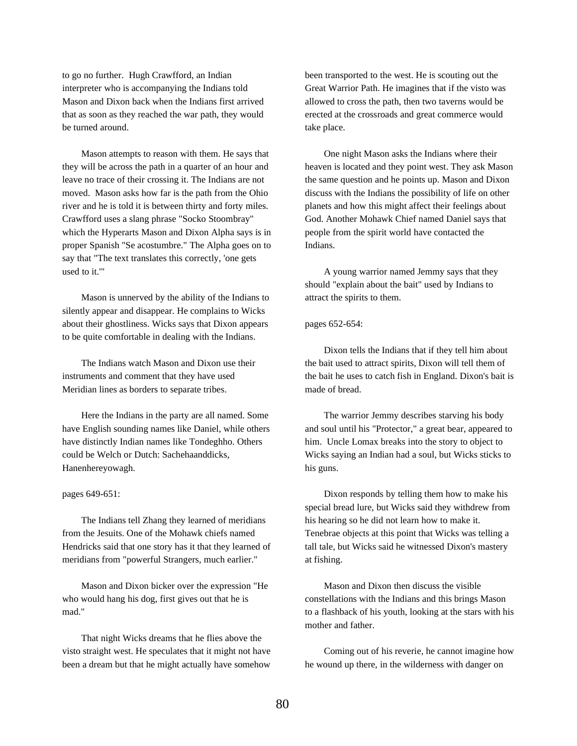to go no further. Hugh Crawfford, an Indian interpreter who is accompanying the Indians told Mason and Dixon back when the Indians first arrived that as soon as they reached the war path, they would be turned around.

Mason attempts to reason with them. He says that they will be across the path in a quarter of an hour and leave no trace of their crossing it. The Indians are not moved. Mason asks how far is the path from the Ohio river and he is told it is between thirty and forty miles. Crawfford uses a slang phrase "Socko Stoombray" which the Hyperarts Mason and Dixon Alpha says is in proper Spanish "Se acostumbre." The Alpha goes on to say that "The text translates this correctly, 'one gets used to it.'"

Mason is unnerved by the ability of the Indians to silently appear and disappear. He complains to Wicks about their ghostliness. Wicks says that Dixon appears to be quite comfortable in dealing with the Indians.

The Indians watch Mason and Dixon use their instruments and comment that they have used Meridian lines as borders to separate tribes.

Here the Indians in the party are all named. Some have English sounding names like Daniel, while others have distinctly Indian names like Tondeghho. Others could be Welch or Dutch: Sachehaanddicks, Hanenhereyowagh.

pages 649-651:

The Indians tell Zhang they learned of meridians from the Jesuits. One of the Mohawk chiefs named Hendricks said that one story has it that they learned of meridians from "powerful Strangers, much earlier."

Mason and Dixon bicker over the expression "He who would hang his dog, first gives out that he is mad."

That night Wicks dreams that he flies above the visto straight west. He speculates that it might not have been a dream but that he might actually have somehow been transported to the west. He is scouting out the Great Warrior Path. He imagines that if the visto was allowed to cross the path, then two taverns would be erected at the crossroads and great commerce would take place.

One night Mason asks the Indians where their heaven is located and they point west. They ask Mason the same question and he points up. Mason and Dixon discuss with the Indians the possibility of life on other planets and how this might affect their feelings about God. Another Mohawk Chief named Daniel says that people from the spirit world have contacted the Indians.

A young warrior named Jemmy says that they should "explain about the bait" used by Indians to attract the spirits to them.

pages 652-654:

Dixon tells the Indians that if they tell him about the bait used to attract spirits, Dixon will tell them of the bait he uses to catch fish in England. Dixon's bait is made of bread.

The warrior Jemmy describes starving his body and soul until his "Protector," a great bear, appeared to him. Uncle Lomax breaks into the story to object to Wicks saying an Indian had a soul, but Wicks sticks to his guns.

Dixon responds by telling them how to make his special bread lure, but Wicks said they withdrew from his hearing so he did not learn how to make it. Tenebrae objects at this point that Wicks was telling a tall tale, but Wicks said he witnessed Dixon's mastery at fishing.

Mason and Dixon then discuss the visible constellations with the Indians and this brings Mason to a flashback of his youth, looking at the stars with his mother and father.

Coming out of his reverie, he cannot imagine how he wound up there, in the wilderness with danger on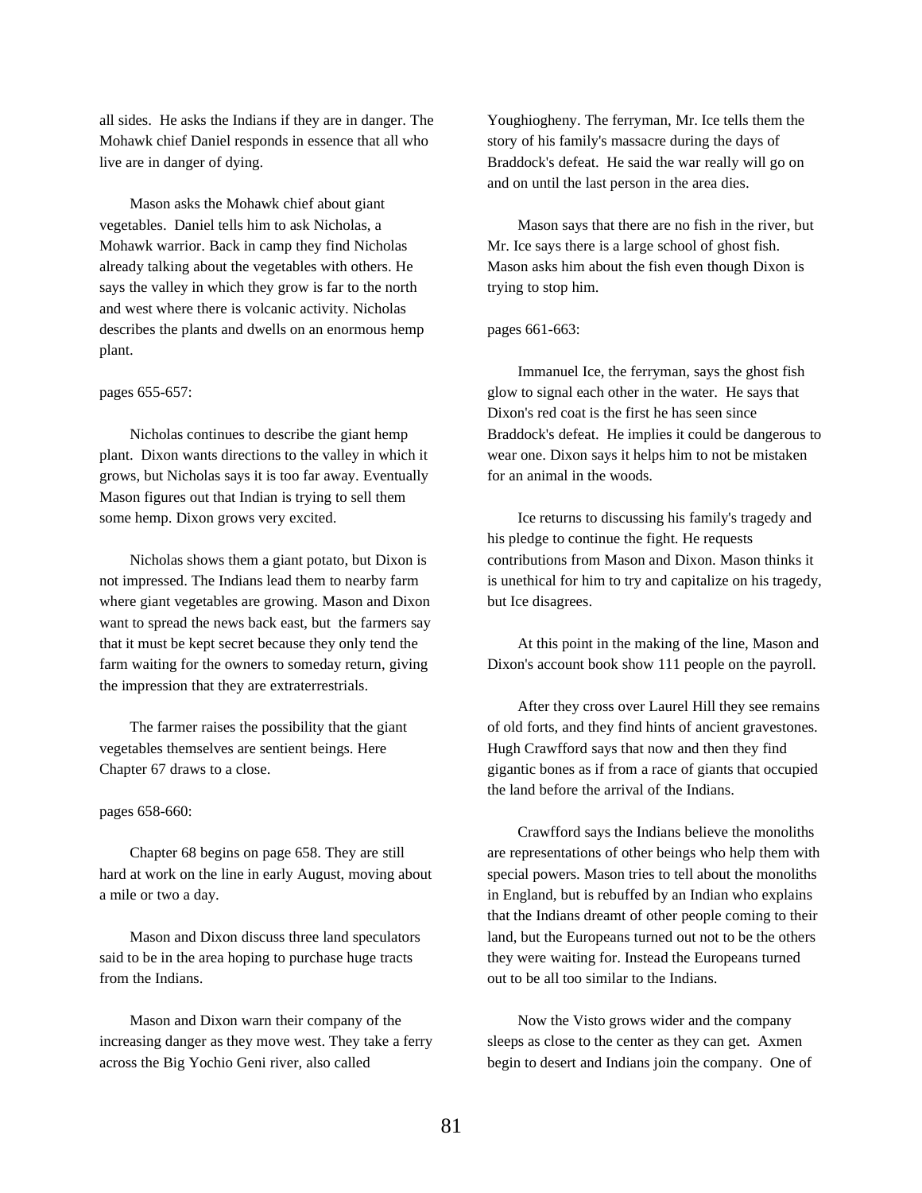all sides. He asks the Indians if they are in danger. The Mohawk chief Daniel responds in essence that all who live are in danger of dying.

Mason asks the Mohawk chief about giant vegetables. Daniel tells him to ask Nicholas, a Mohawk warrior. Back in camp they find Nicholas already talking about the vegetables with others. He says the valley in which they grow is far to the north and west where there is volcanic activity. Nicholas describes the plants and dwells on an enormous hemp plant.

pages 655-657:

Nicholas continues to describe the giant hemp plant. Dixon wants directions to the valley in which it grows, but Nicholas says it is too far away. Eventually Mason figures out that Indian is trying to sell them some hemp. Dixon grows very excited.

Nicholas shows them a giant potato, but Dixon is not impressed. The Indians lead them to nearby farm where giant vegetables are growing. Mason and Dixon want to spread the news back east, but the farmers say that it must be kept secret because they only tend the farm waiting for the owners to someday return, giving the impression that they are extraterrestrials.

The farmer raises the possibility that the giant vegetables themselves are sentient beings. Here Chapter 67 draws to a close.

pages 658-660:

Chapter 68 begins on page 658. They are still hard at work on the line in early August, moving about a mile or two a day.

Mason and Dixon discuss three land speculators said to be in the area hoping to purchase huge tracts from the Indians.

Mason and Dixon warn their company of the increasing danger as they move west. They take a ferry across the Big Yochio Geni river, also called Youghiogheny. The ferryman, Mr. Ice tells them the story of his family's massacre during the days of Braddock's defeat. He said the war really will go on and on until the last person in the area dies.

Mason says that there are no fish in the river, but Mr. Ice says there is a large school of ghost fish. Mason asks him about the fish even though Dixon is trying to stop him.

pages 661-663:

Immanuel Ice, the ferryman, says the ghost fish glow to signal each other in the water. He says that Dixon's red coat is the first he has seen since Braddock's defeat. He implies it could be dangerous to wear one. Dixon says it helps him to not be mistaken for an animal in the woods.

Ice returns to discussing his family's tragedy and his pledge to continue the fight. He requests contributions from Mason and Dixon. Mason thinks it is unethical for him to try and capitalize on his tragedy, but Ice disagrees.

At this point in the making of the line, Mason and Dixon's account book show 111 people on the payroll.

After they cross over Laurel Hill they see remains of old forts, and they find hints of ancient gravestones. Hugh Crawfford says that now and then they find gigantic bones as if from a race of giants that occupied the land before the arrival of the Indians.

Crawfford says the Indians believe the monoliths are representations of other beings who help them with special powers. Mason tries to tell about the monoliths in England, but is rebuffed by an Indian who explains that the Indians dreamt of other people coming to their land, but the Europeans turned out not to be the others they were waiting for. Instead the Europeans turned out to be all too similar to the Indians.

Now the Visto grows wider and the company sleeps as close to the center as they can get. Axmen begin to desert and Indians join the company. One of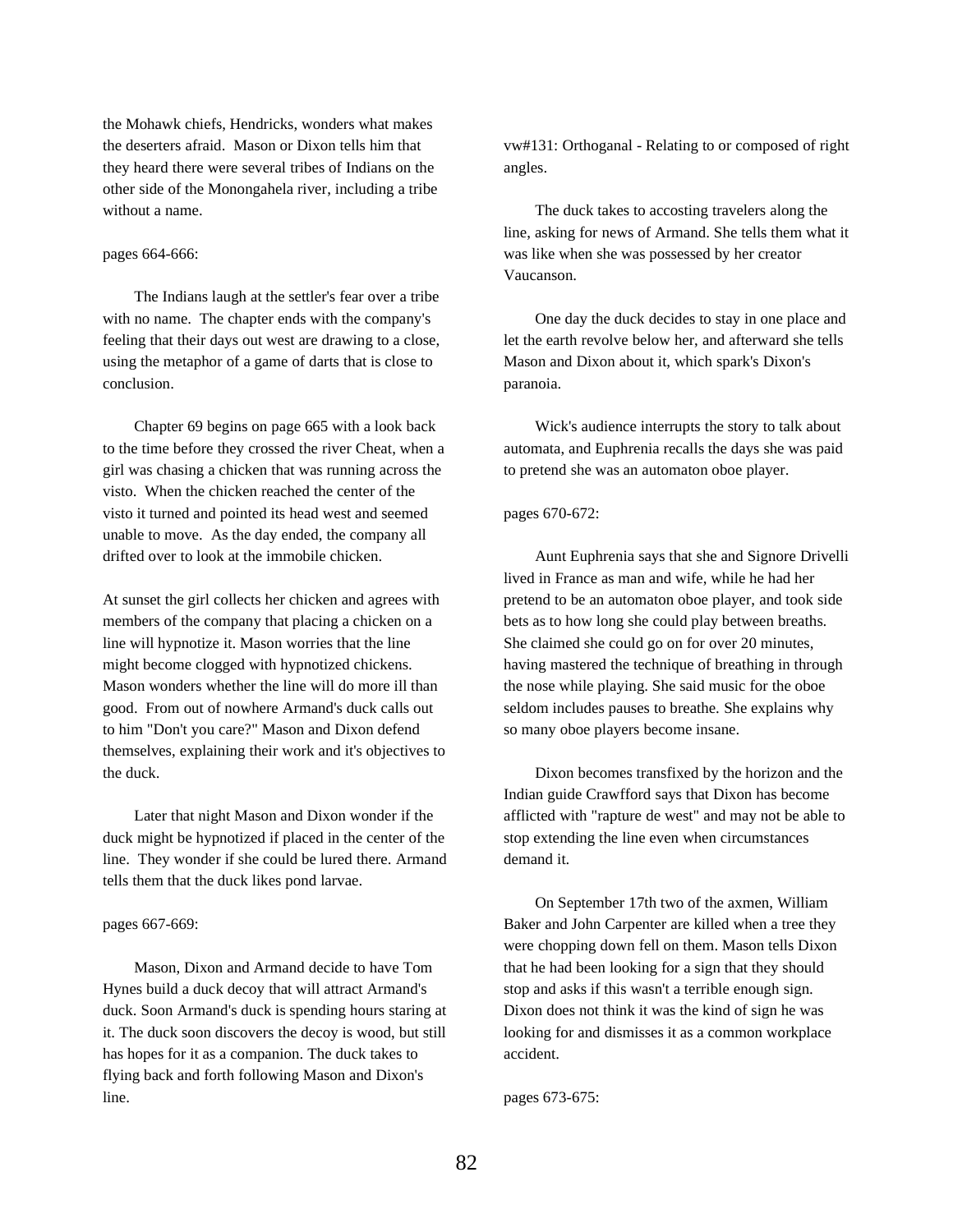the Mohawk chiefs, Hendricks, wonders what makes the deserters afraid. Mason or Dixon tells him that they heard there were several tribes of Indians on the other side of the Monongahela river, including a tribe without a name.

pages 664-666:

The Indians laugh at the settler's fear over a tribe with no name. The chapter ends with the company's feeling that their days out west are drawing to a close, using the metaphor of a game of darts that is close to conclusion.

Chapter 69 begins on page 665 with a look back to the time before they crossed the river Cheat, when a girl was chasing a chicken that was running across the visto. When the chicken reached the center of the visto it turned and pointed its head west and seemed unable to move. As the day ended, the company all drifted over to look at the immobile chicken.

At sunset the girl collects her chicken and agrees with members of the company that placing a chicken on a line will hypnotize it. Mason worries that the line might become clogged with hypnotized chickens. Mason wonders whether the line will do more ill than good. From out of nowhere Armand's duck calls out to him "Don't you care?" Mason and Dixon defend themselves, explaining their work and it's objectives to the duck.

Later that night Mason and Dixon wonder if the duck might be hypnotized if placed in the center of the line. They wonder if she could be lured there. Armand tells them that the duck likes pond larvae.

pages 667-669:

Mason, Dixon and Armand decide to have Tom Hynes build a duck decoy that will attract Armand's duck. Soon Armand's duck is spending hours staring at it. The duck soon discovers the decoy is wood, but still has hopes for it as a companion. The duck takes to flying back and forth following Mason and Dixon's line.

vw#131: Orthoganal - Relating to or composed of right angles.

The duck takes to accosting travelers along the line, asking for news of Armand. She tells them what it was like when she was possessed by her creator Vaucanson.

One day the duck decides to stay in one place and let the earth revolve below her, and afterward she tells Mason and Dixon about it, which spark's Dixon's paranoia.

Wick's audience interrupts the story to talk about automata, and Euphrenia recalls the days she was paid to pretend she was an automaton oboe player.

pages 670-672:

Aunt Euphrenia says that she and Signore Drivelli lived in France as man and wife, while he had her pretend to be an automaton oboe player, and took side bets as to how long she could play between breaths. She claimed she could go on for over 20 minutes, having mastered the technique of breathing in through the nose while playing. She said music for the oboe seldom includes pauses to breathe. She explains why so many oboe players become insane.

Dixon becomes transfixed by the horizon and the Indian guide Crawfford says that Dixon has become afflicted with "rapture de west" and may not be able to stop extending the line even when circumstances demand it.

On September 17th two of the axmen, William Baker and John Carpenter are killed when a tree they were chopping down fell on them. Mason tells Dixon that he had been looking for a sign that they should stop and asks if this wasn't a terrible enough sign. Dixon does not think it was the kind of sign he was looking for and dismisses it as a common workplace accident.

pages 673-675: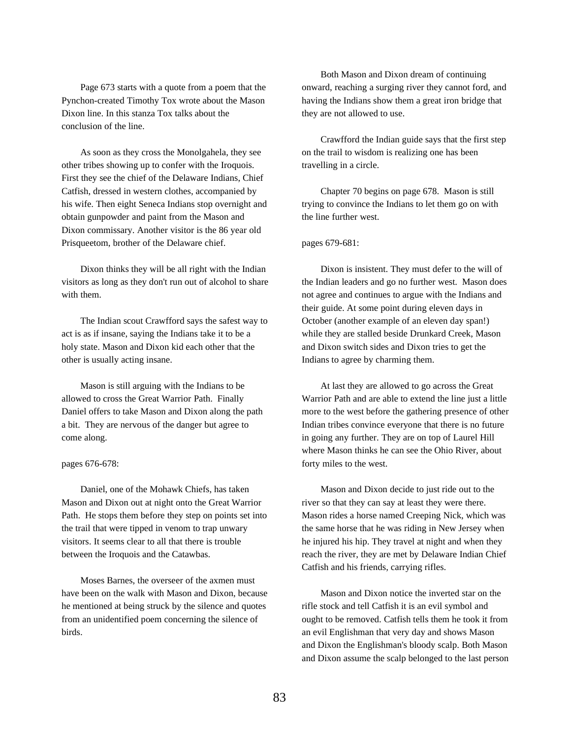Page 673 starts with a quote from a poem that the Pynchon-created Timothy Tox wrote about the Mason Dixon line. In this stanza Tox talks about the conclusion of the line.

As soon as they cross the Monolgahela, they see other tribes showing up to confer with the Iroquois. First they see the chief of the Delaware Indians, Chief Catfish, dressed in western clothes, accompanied by his wife. Then eight Seneca Indians stop overnight and obtain gunpowder and paint from the Mason and Dixon commissary. Another visitor is the 86 year old Prisqueetom, brother of the Delaware chief.

Dixon thinks they will be all right with the Indian visitors as long as they don't run out of alcohol to share with them.

The Indian scout Crawfford says the safest way to act is as if insane, saying the Indians take it to be a holy state. Mason and Dixon kid each other that the other is usually acting insane.

Mason is still arguing with the Indians to be allowed to cross the Great Warrior Path. Finally Daniel offers to take Mason and Dixon along the path a bit. They are nervous of the danger but agree to come along.

pages 676-678:

Daniel, one of the Mohawk Chiefs, has taken Mason and Dixon out at night onto the Great Warrior Path. He stops them before they step on points set into the trail that were tipped in venom to trap unwary visitors. It seems clear to all that there is trouble between the Iroquois and the Catawbas.

Moses Barnes, the overseer of the axmen must have been on the walk with Mason and Dixon, because he mentioned at being struck by the silence and quotes from an unidentified poem concerning the silence of birds.

Both Mason and Dixon dream of continuing onward, reaching a surging river they cannot ford, and having the Indians show them a great iron bridge that they are not allowed to use.

Crawfford the Indian guide says that the first step on the trail to wisdom is realizing one has been travelling in a circle.

Chapter 70 begins on page 678. Mason is still trying to convince the Indians to let them go on with the line further west.

pages 679-681:

Dixon is insistent. They must defer to the will of the Indian leaders and go no further west. Mason does not agree and continues to argue with the Indians and their guide. At some point during eleven days in October (another example of an eleven day span!) while they are stalled beside Drunkard Creek, Mason and Dixon switch sides and Dixon tries to get the Indians to agree by charming them.

At last they are allowed to go across the Great Warrior Path and are able to extend the line just a little more to the west before the gathering presence of other Indian tribes convince everyone that there is no future in going any further. They are on top of Laurel Hill where Mason thinks he can see the Ohio River, about forty miles to the west.

Mason and Dixon decide to just ride out to the river so that they can say at least they were there. Mason rides a horse named Creeping Nick, which was the same horse that he was riding in New Jersey when he injured his hip. They travel at night and when they reach the river, they are met by Delaware Indian Chief Catfish and his friends, carrying rifles.

Mason and Dixon notice the inverted star on the rifle stock and tell Catfish it is an evil symbol and ought to be removed. Catfish tells them he took it from an evil Englishman that very day and shows Mason and Dixon the Englishman's bloody scalp. Both Mason and Dixon assume the scalp belonged to the last person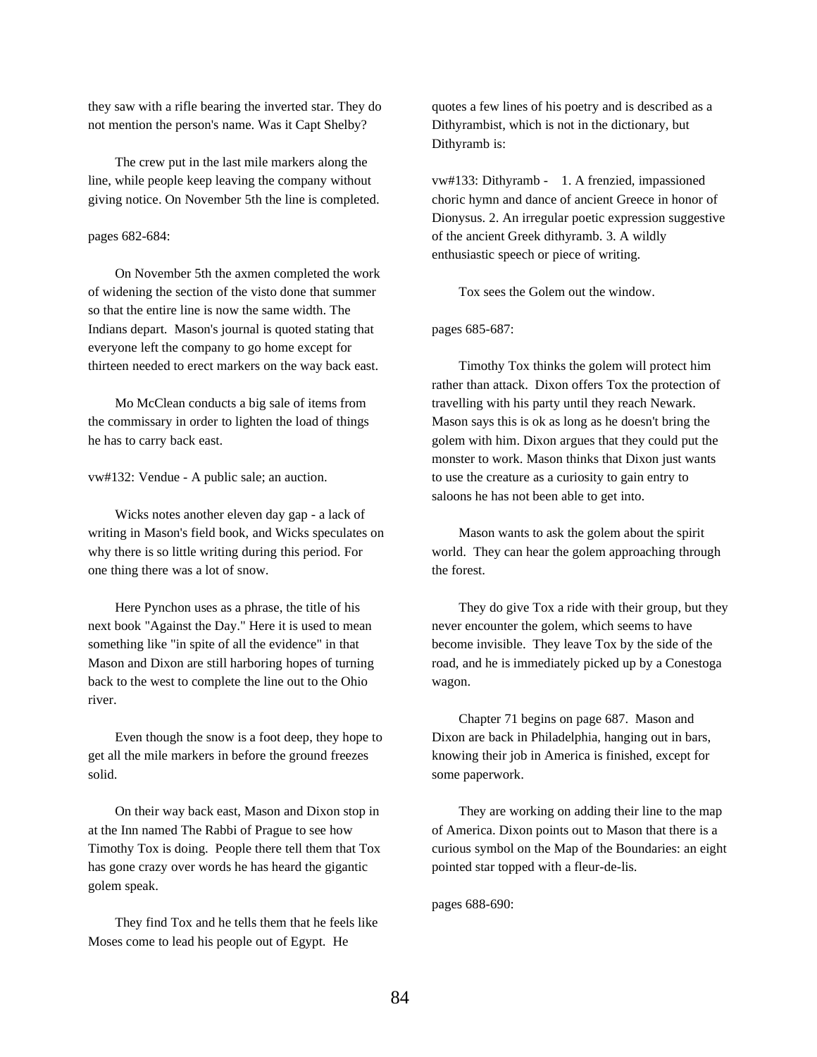they saw with a rifle bearing the inverted star. They do not mention the person's name. Was it Capt Shelby?

The crew put in the last mile markers along the line, while people keep leaving the company without giving notice. On November 5th the line is completed.

pages 682-684:

On November 5th the axmen completed the work of widening the section of the visto done that summer so that the entire line is now the same width. The Indians depart. Mason's journal is quoted stating that everyone left the company to go home except for thirteen needed to erect markers on the way back east.

Mo McClean conducts a big sale of items from the commissary in order to lighten the load of things he has to carry back east.

vw#132: Vendue - A public sale; an auction.

Wicks notes another eleven day gap - a lack of writing in Mason's field book, and Wicks speculates on why there is so little writing during this period. For one thing there was a lot of snow.

Here Pynchon uses as a phrase, the title of his next book "Against the Day." Here it is used to mean something like "in spite of all the evidence" in that Mason and Dixon are still harboring hopes of turning back to the west to complete the line out to the Ohio river.

Even though the snow is a foot deep, they hope to get all the mile markers in before the ground freezes solid.

On their way back east, Mason and Dixon stop in at the Inn named The Rabbi of Prague to see how Timothy Tox is doing. People there tell them that Tox has gone crazy over words he has heard the gigantic golem speak.

They find Tox and he tells them that he feels like Moses come to lead his people out of Egypt. He quotes a few lines of his poetry and is described as a Dithyrambist, which is not in the dictionary, but Dithyramb is:

vw#133: Dithyramb - 1. A frenzied, impassioned choric hymn and dance of ancient Greece in honor of Dionysus. 2. An irregular poetic expression suggestive of the ancient Greek dithyramb. 3. A wildly enthusiastic speech or piece of writing.

Tox sees the Golem out the window.

pages 685-687:

Timothy Tox thinks the golem will protect him rather than attack. Dixon offers Tox the protection of travelling with his party until they reach Newark. Mason says this is ok as long as he doesn't bring the golem with him. Dixon argues that they could put the monster to work. Mason thinks that Dixon just wants to use the creature as a curiosity to gain entry to saloons he has not been able to get into.

Mason wants to ask the golem about the spirit world. They can hear the golem approaching through the forest.

They do give Tox a ride with their group, but they never encounter the golem, which seems to have become invisible. They leave Tox by the side of the road, and he is immediately picked up by a Conestoga wagon.

Chapter 71 begins on page 687. Mason and Dixon are back in Philadelphia, hanging out in bars, knowing their job in America is finished, except for some paperwork.

They are working on adding their line to the map of America. Dixon points out to Mason that there is a curious symbol on the Map of the Boundaries: an eight pointed star topped with a fleur-de-lis.

pages 688-690: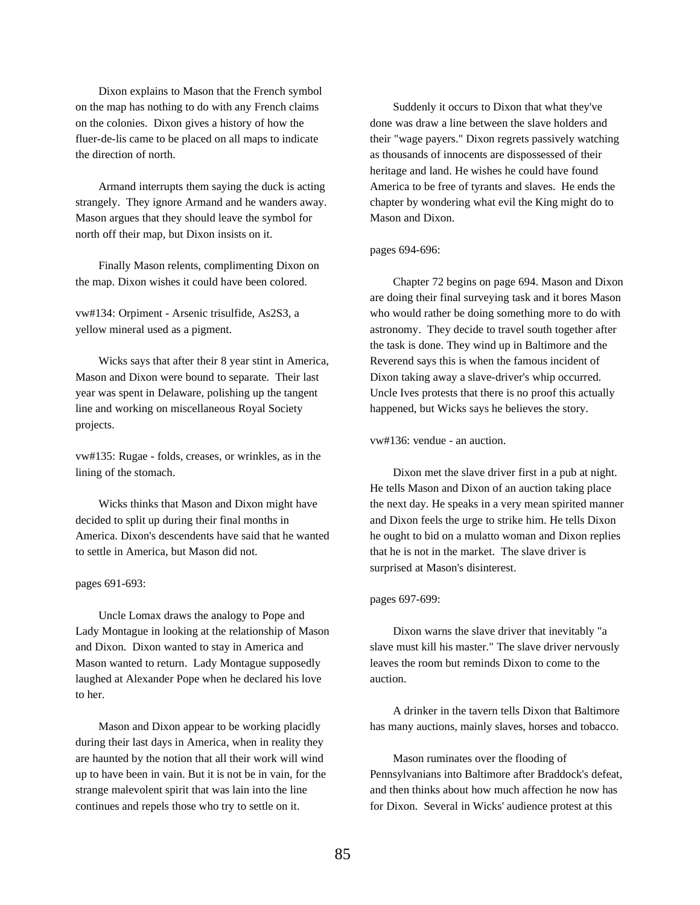Dixon explains to Mason that the French symbol on the map has nothing to do with any French claims on the colonies. Dixon gives a history of how the fluer-de-lis came to be placed on all maps to indicate the direction of north.

Armand interrupts them saying the duck is acting strangely. They ignore Armand and he wanders away. Mason argues that they should leave the symbol for north off their map, but Dixon insists on it.

Finally Mason relents, complimenting Dixon on the map. Dixon wishes it could have been colored.

vw#134: Orpiment - Arsenic trisulfide, $As_2S_3$, a yellow mineral used as a pigment.

Wicks says that after their 8 year stint in America, Mason and Dixon were bound to separate. Their last year was spent in Delaware, polishing up the tangent line and working on miscellaneous Royal Society projects.

vw#135: Rugae - folds, creases, or wrinkles, as in the lining of the stomach.

Wicks thinks that Mason and Dixon might have decided to split up during their final months in America. Dixon's descendents have said that he wanted to settle in America, but Mason did not.

pages 691-693:

Uncle Lomax draws the analogy to Pope and Lady Montague in looking at the relationship of Mason and Dixon. Dixon wanted to stay in America and Mason wanted to return. Lady Montague supposedly laughed at Alexander Pope when he declared his love to her.

Mason and Dixon appear to be working placidly during their last days in America, when in reality they are haunted by the notion that all their work will wind up to have been in vain. But it is not be in vain, for the strange malevolent spirit that was lain into the line continues and repels those who try to settle on it.

Suddenly it occurs to Dixon that what they've done was draw a line between the slave holders and their "wage payers." Dixon regrets passively watching as thousands of innocents are dispossessed of their heritage and land. He wishes he could have found America to be free of tyrants and slaves. He ends the chapter by wondering what evil the King might do to Mason and Dixon.

pages 694-696:

Chapter 72 begins on page 694. Mason and Dixon are doing their final surveying task and it bores Mason who would rather be doing something more to do with astronomy. They decide to travel south together after the task is done. They wind up in Baltimore and the Reverend says this is when the famous incident of Dixon taking away a slave-driver's whip occurred. Uncle Ives protests that there is no proof this actually happened, but Wicks says he believes the story.

vw#136: vendue - an auction.

Dixon met the slave driver first in a pub at night. He tells Mason and Dixon of an auction taking place the next day. He speaks in a very mean spirited manner and Dixon feels the urge to strike him. He tells Dixon he ought to bid on a mulatto woman and Dixon replies that he is not in the market. The slave driver is surprised at Mason's disinterest.

pages 697-699:

Dixon warns the slave driver that inevitably "a slave must kill his master." The slave driver nervously leaves the room but reminds Dixon to come to the auction.

A drinker in the tavern tells Dixon that Baltimore has many auctions, mainly slaves, horses and tobacco.

Mason ruminates over the flooding of Pennsylvanians into Baltimore after Braddock's defeat, and then thinks about how much affection he now has for Dixon. Several in Wicks' audience protest at this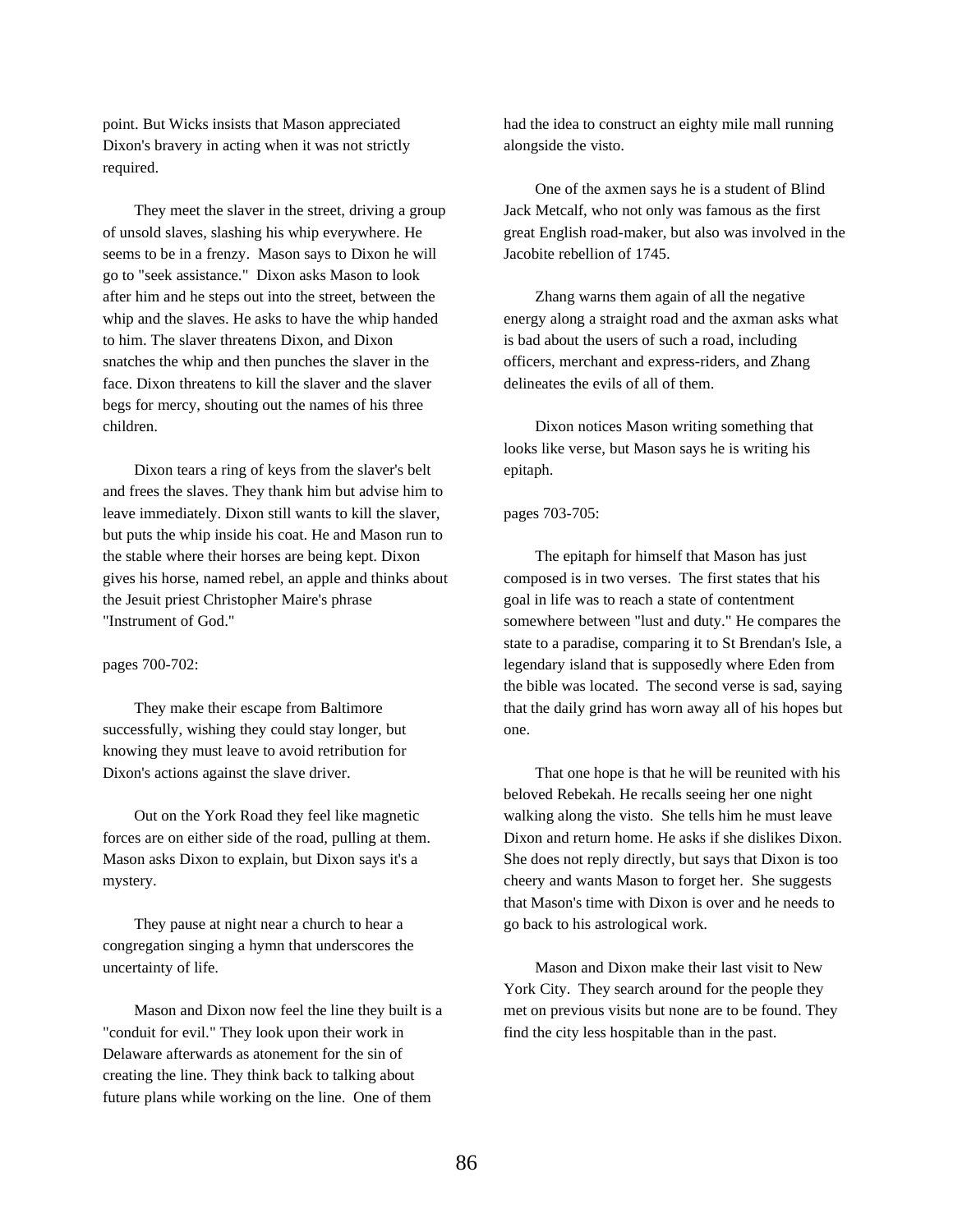point. But Wicks insists that Mason appreciated Dixon's bravery in acting when it was not strictly required.

They meet the slaver in the street, driving a group of unsold slaves, slashing his whip everywhere. He seems to be in a frenzy. Mason says to Dixon he will go to "seek assistance." Dixon asks Mason to look after him and he steps out into the street, between the whip and the slaves. He asks to have the whip handed to him. The slaver threatens Dixon, and Dixon snatches the whip and then punches the slaver in the face. Dixon threatens to kill the slaver and the slaver begs for mercy, shouting out the names of his three children.

Dixon tears a ring of keys from the slaver's belt and frees the slaves. They thank him but advise him to leave immediately. Dixon still wants to kill the slaver, but puts the whip inside his coat. He and Mason run to the stable where their horses are being kept. Dixon gives his horse, named rebel, an apple and thinks about the Jesuit priest Christopher Maire's phrase "Instrument of God."

pages 700-702:

They make their escape from Baltimore successfully, wishing they could stay longer, but knowing they must leave to avoid retribution for Dixon's actions against the slave driver.

Out on the York Road they feel like magnetic forces are on either side of the road, pulling at them. Mason asks Dixon to explain, but Dixon says it's a mystery.

They pause at night near a church to hear a congregation singing a hymn that underscores the uncertainty of life.

Mason and Dixon now feel the line they built is a "conduit for evil." They look upon their work in Delaware afterwards as atonement for the sin of creating the line. They think back to talking about future plans while working on the line. One of them had the idea to construct an eighty mile mall running alongside the visto.

One of the axmen says he is a student of Blind Jack Metcalf, who not only was famous as the first great English road-maker, but also was involved in the Jacobite rebellion of 1745.

Zhang warns them again of all the negative energy along a straight road and the axman asks what is bad about the users of such a road, including officers, merchant and express-riders, and Zhang delineates the evils of all of them.

Dixon notices Mason writing something that looks like verse, but Mason says he is writing his epitaph.

pages 703-705:

The epitaph for himself that Mason has just composed is in two verses. The first states that his goal in life was to reach a state of contentment somewhere between "lust and duty." He compares the state to a paradise, comparing it to St Brendan's Isle, a legendary island that is supposedly where Eden from the bible was located. The second verse is sad, saying that the daily grind has worn away all of his hopes but one.

That one hope is that he will be reunited with his beloved Rebekah. He recalls seeing her one night walking along the visto. She tells him he must leave Dixon and return home. He asks if she dislikes Dixon. She does not reply directly, but says that Dixon is too cheery and wants Mason to forget her. She suggests that Mason's time with Dixon is over and he needs to go back to his astrological work.

Mason and Dixon make their last visit to New York City. They search around for the people they met on previous visits but none are to be found. They find the city less hospitable than in the past.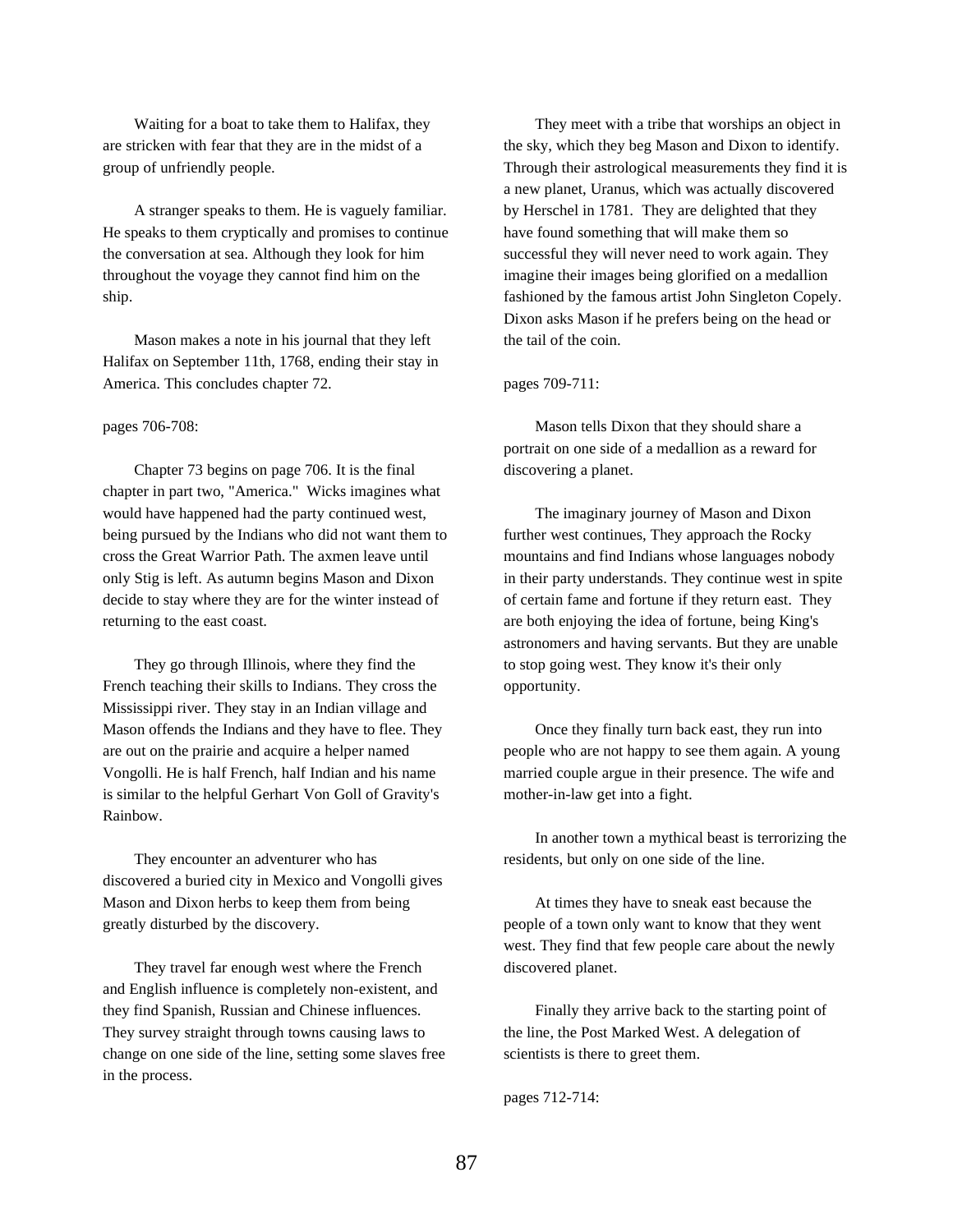Waiting for a boat to take them to Halifax, they are stricken with fear that they are in the midst of a group of unfriendly people.

A stranger speaks to them. He is vaguely familiar. He speaks to them cryptically and promises to continue the conversation at sea. Although they look for him throughout the voyage they cannot find him on the ship.

Mason makes a note in his journal that they left Halifax on September 11th, 1768, ending their stay in America. This concludes chapter 72.

pages 706-708:

Chapter 73 begins on page 706. It is the final chapter in part two, "America." Wicks imagines what would have happened had the party continued west, being pursued by the Indians who did not want them to cross the Great Warrior Path. The axmen leave until only Stig is left. As autumn begins Mason and Dixon decide to stay where they are for the winter instead of returning to the east coast.

They go through Illinois, where they find the French teaching their skills to Indians. They cross the Mississippi river. They stay in an Indian village and Mason offends the Indians and they have to flee. They are out on the prairie and acquire a helper named Vongolli. He is half French, half Indian and his name is similar to the helpful Gerhart Von Goll of Gravity's Rainbow.

They encounter an adventurer who has discovered a buried city in Mexico and Vongolli gives Mason and Dixon herbs to keep them from being greatly disturbed by the discovery.

They travel far enough west where the French and English influence is completely non-existent, and they find Spanish, Russian and Chinese influences. They survey straight through towns causing laws to change on one side of the line, setting some slaves free in the process.

They meet with a tribe that worships an object in the sky, which they beg Mason and Dixon to identify. Through their astrological measurements they find it is a new planet, Uranus, which was actually discovered by Herschel in 1781. They are delighted that they have found something that will make them so successful they will never need to work again. They imagine their images being glorified on a medallion fashioned by the famous artist John Singleton Copely. Dixon asks Mason if he prefers being on the head or the tail of the coin.

pages 709-711:

Mason tells Dixon that they should share a portrait on one side of a medallion as a reward for discovering a planet.

The imaginary journey of Mason and Dixon further west continues, They approach the Rocky mountains and find Indians whose languages nobody in their party understands. They continue west in spite of certain fame and fortune if they return east. They are both enjoying the idea of fortune, being King's astronomers and having servants. But they are unable to stop going west. They know it's their only opportunity.

Once they finally turn back east, they run into people who are not happy to see them again. A young married couple argue in their presence. The wife and mother-in-law get into a fight.

In another town a mythical beast is terrorizing the residents, but only on one side of the line.

At times they have to sneak east because the people of a town only want to know that they went west. They find that few people care about the newly discovered planet.

Finally they arrive back to the starting point of the line, the Post Marked West. A delegation of scientists is there to greet them.

pages 712-714: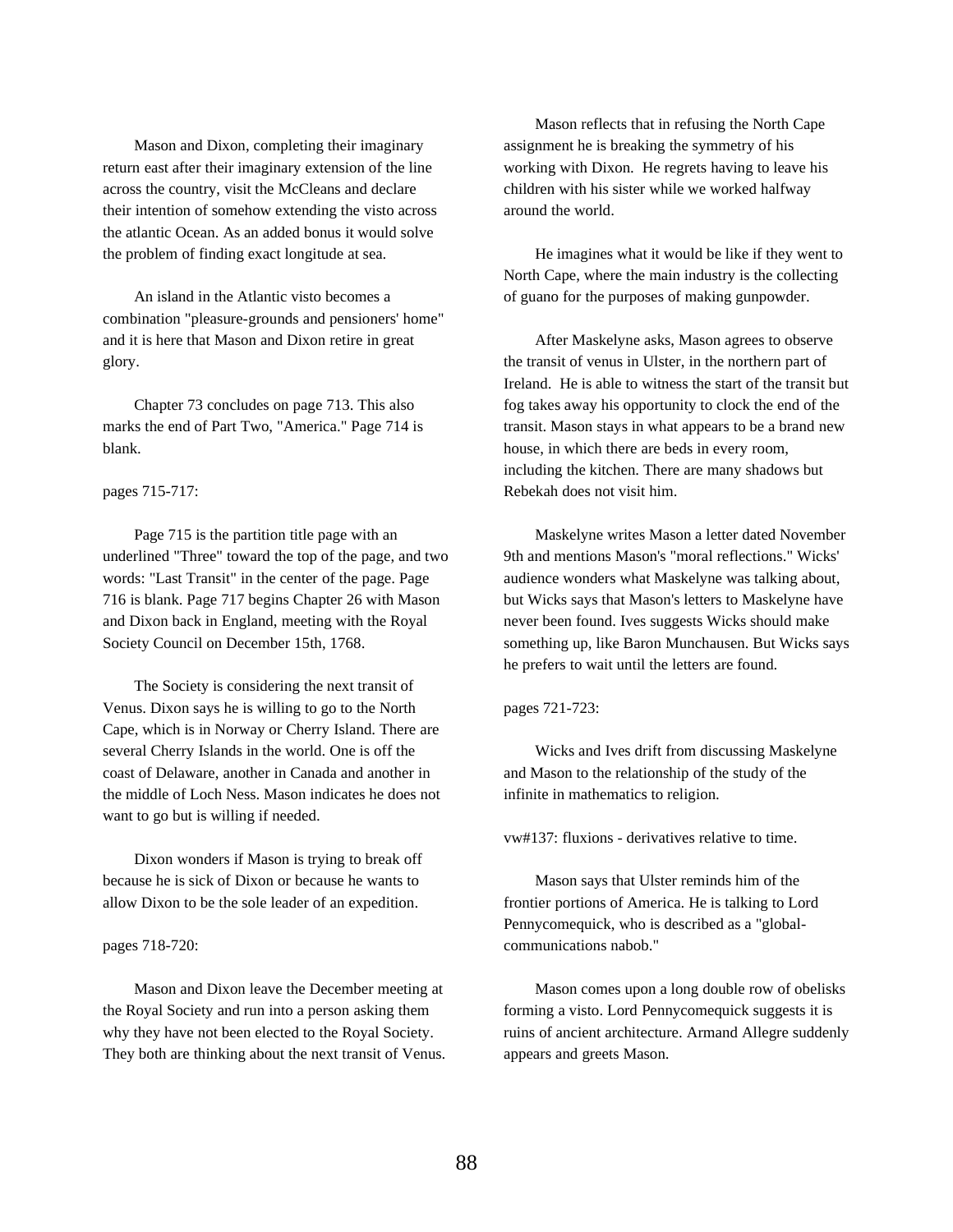Mason and Dixon, completing their imaginary return east after their imaginary extension of the line across the country, visit the McCleans and declare their intention of somehow extending the visto across the atlantic Ocean. As an added bonus it would solve the problem of finding exact longitude at sea.

An island in the Atlantic visto becomes a combination "pleasure-grounds and pensioners' home" and it is here that Mason and Dixon retire in great glory.

Chapter 73 concludes on page 713. This also marks the end of Part Two, "America." Page 714 is blank.

pages 715-717:

Page 715 is the partition title page with an underlined "Three" toward the top of the page, and two words: "Last Transit" in the center of the page. Page 716 is blank. Page 717 begins Chapter 26 with Mason and Dixon back in England, meeting with the Royal Society Council on December 15th, 1768.

The Society is considering the next transit of Venus. Dixon says he is willing to go to the North Cape, which is in Norway or Cherry Island. There are several Cherry Islands in the world. One is off the coast of Delaware, another in Canada and another in the middle of Loch Ness. Mason indicates he does not want to go but is willing if needed.

Dixon wonders if Mason is trying to break off because he is sick of Dixon or because he wants to allow Dixon to be the sole leader of an expedition.

pages 718-720:

Mason and Dixon leave the December meeting at the Royal Society and run into a person asking them why they have not been elected to the Royal Society. They both are thinking about the next transit of Venus.

Mason reflects that in refusing the North Cape assignment he is breaking the symmetry of his working with Dixon. He regrets having to leave his children with his sister while we worked halfway around the world.

He imagines what it would be like if they went to North Cape, where the main industry is the collecting of guano for the purposes of making gunpowder.

After Maskelyne asks, Mason agrees to observe the transit of venus in Ulster, in the northern part of Ireland. He is able to witness the start of the transit but fog takes away his opportunity to clock the end of the transit. Mason stays in what appears to be a brand new house, in which there are beds in every room, including the kitchen. There are many shadows but Rebekah does not visit him.

Maskelyne writes Mason a letter dated November 9th and mentions Mason's "moral reflections." Wicks' audience wonders what Maskelyne was talking about, but Wicks says that Mason's letters to Maskelyne have never been found. Ives suggests Wicks should make something up, like Baron Munchausen. But Wicks says he prefers to wait until the letters are found.

pages 721-723:

Wicks and Ives drift from discussing Maskelyne and Mason to the relationship of the study of the infinite in mathematics to religion.

vw#137: fluxions - derivatives relative to time.

Mason says that Ulster reminds him of the frontier portions of America. He is talking to Lord Pennycomequick, who is described as a "global-communications nabob."

Mason comes upon a long double row of obelisks forming a visto. Lord Pennycomequick suggests it is ruins of ancient architecture. Armand Allegre suddenly appears and greets Mason.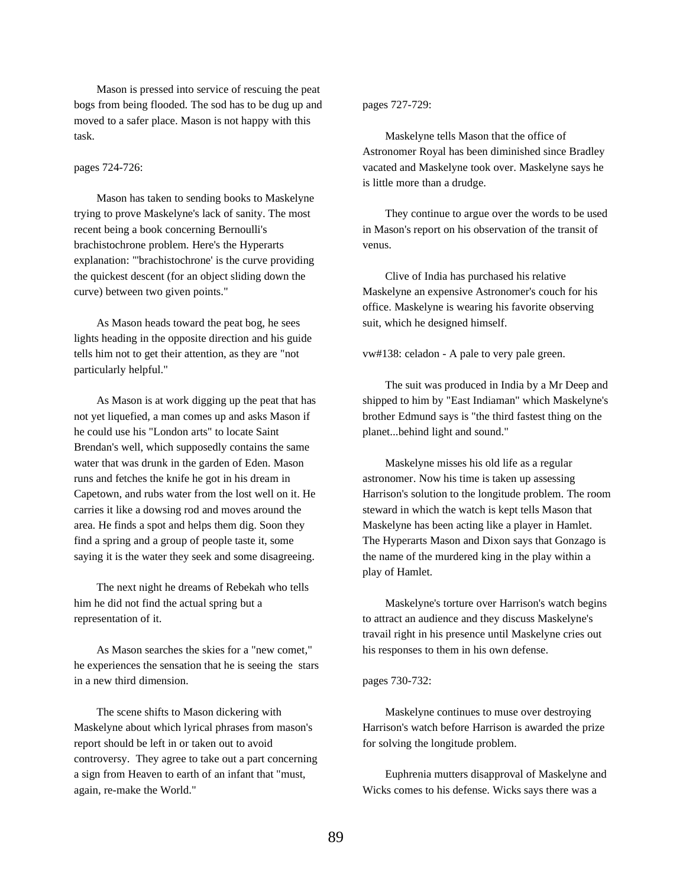Mason is pressed into service of rescuing the peat bogs from being flooded. The sod has to be dug up and moved to a safer place. Mason is not happy with this task.

pages 724-726:

Mason has taken to sending books to Maskelyne trying to prove Maskelyne's lack of sanity. The most recent being a book concerning Bernoulli's brachistochrone problem. Here's the Hyperarts explanation: "'brachistochrone' is the curve providing the quickest descent (for an object sliding down the curve) between two given points."

As Mason heads toward the peat bog, he sees lights heading in the opposite direction and his guide tells him not to get their attention, as they are "not particularly helpful."

As Mason is at work digging up the peat that has not yet liquefied, a man comes up and asks Mason if he could use his "London arts" to locate Saint Brendan's well, which supposedly contains the same water that was drunk in the garden of Eden. Mason runs and fetches the knife he got in his dream in Capetown, and rubs water from the lost well on it. He carries it like a dowsing rod and moves around the area. He finds a spot and helps them dig. Soon they find a spring and a group of people taste it, some saying it is the water they seek and some disagreeing.

The next night he dreams of Rebekah who tells him he did not find the actual spring but a representation of it.

As Mason searches the skies for a "new comet," he experiences the sensation that he is seeing the stars in a new third dimension.

The scene shifts to Mason dickering with Maskelyne about which lyrical phrases from mason's report should be left in or taken out to avoid controversy. They agree to take out a part concerning a sign from Heaven to earth of an infant that "must, again, re-make the World."

pages 727-729:

Maskelyne tells Mason that the office of Astronomer Royal has been diminished since Bradley vacated and Maskelyne took over. Maskelyne says he is little more than a drudge.

They continue to argue over the words to be used in Mason's report on his observation of the transit of venus.

Clive of India has purchased his relative Maskelyne an expensive Astronomer's couch for his office. Maskelyne is wearing his favorite observing suit, which he designed himself.

vw#138: celadon - A pale to very pale green.

The suit was produced in India by a Mr Deep and shipped to him by "East Indiaman" which Maskelyne's brother Edmund says is "the third fastest thing on the planet...behind light and sound."

Maskelyne misses his old life as a regular astronomer. Now his time is taken up assessing Harrison's solution to the longitude problem. The room steward in which the watch is kept tells Mason that Maskelyne has been acting like a player in Hamlet. The Hyperarts Mason and Dixon says that Gonzago is the name of the murdered king in the play within a play of Hamlet.

Maskelyne's torture over Harrison's watch begins to attract an audience and they discuss Maskelyne's travail right in his presence until Maskelyne cries out his responses to them in his own defense.

pages 730-732:

Maskelyne continues to muse over destroying Harrison's watch before Harrison is awarded the prize for solving the longitude problem.

Euphrenia mutters disapproval of Maskelyne and Wicks comes to his defense. Wicks says there was a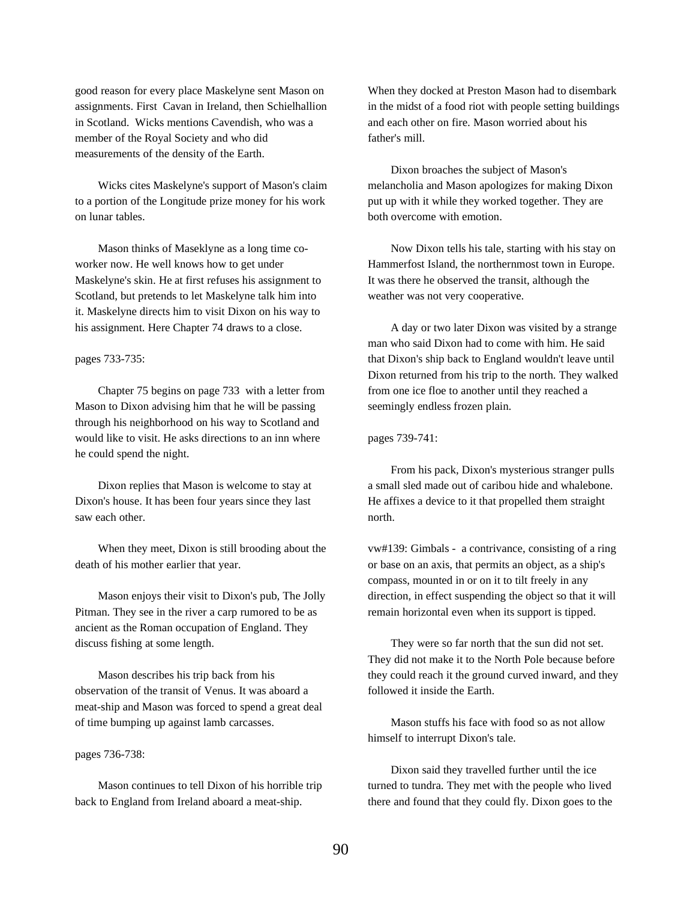good reason for every place Maskelyne sent Mason on assignments. First  Cavan in Ireland, then Schielhallion in Scotland.  Wicks mentions Cavendish, who was a member of the Royal Society and who did measurements of the density of the Earth.

Wicks cites Maskelyne's support of Mason's claim to a portion of the Longitude prize money for his work on lunar tables.

Mason thinks of Maseklyne as a long time co-worker now. He well knows how to get under Maskelyne's skin. He at first refuses his assignment to Scotland, but pretends to let Maskelyne talk him into it. Maskelyne directs him to visit Dixon on his way to his assignment. Here Chapter 74 draws to a close.

pages 733-735:

Chapter 75 begins on page 733  with a letter from Mason to Dixon advising him that he will be passing through his neighborhood on his way to Scotland and would like to visit. He asks directions to an inn where he could spend the night.

Dixon replies that Mason is welcome to stay at Dixon's house. It has been four years since they last saw each other.

When they meet, Dixon is still brooding about the death of his mother earlier that year.

Mason enjoys their visit to Dixon's pub, The Jolly Pitman. They see in the river a carp rumored to be as ancient as the Roman occupation of England. They discuss fishing at some length.

Mason describes his trip back from his observation of the transit of Venus. It was aboard a meat-ship and Mason was forced to spend a great deal of time bumping up against lamb carcasses.

pages 736-738:

Mason continues to tell Dixon of his horrible trip back to England from Ireland aboard a meat-ship. When they docked at Preston Mason had to disembark in the midst of a food riot with people setting buildings and each other on fire. Mason worried about his father's mill.

Dixon broaches the subject of Mason's melancholia and Mason apologizes for making Dixon put up with it while they worked together. They are both overcome with emotion.

Now Dixon tells his tale, starting with his stay on Hammerfost Island, the northernmost town in Europe. It was there he observed the transit, although the weather was not very cooperative.

A day or two later Dixon was visited by a strange man who said Dixon had to come with him. He said that Dixon's ship back to England wouldn't leave until Dixon returned from his trip to the north. They walked from one ice floe to another until they reached a seemingly endless frozen plain.

pages 739-741:

From his pack, Dixon's mysterious stranger pulls a small sled made out of caribou hide and whalebone. He affixes a device to it that propelled them straight north.

vw#139: Gimbals -  a contrivance, consisting of a ring or base on an axis, that permits an object, as a ship's compass, mounted in or on it to tilt freely in any direction, in effect suspending the object so that it will remain horizontal even when its support is tipped.

They were so far north that the sun did not set. They did not make it to the North Pole because before they could reach it the ground curved inward, and they followed it inside the Earth.

Mason stuffs his face with food so as not allow himself to interrupt Dixon's tale.

Dixon said they travelled further until the ice turned to tundra. They met with the people who lived there and found that they could fly. Dixon goes to the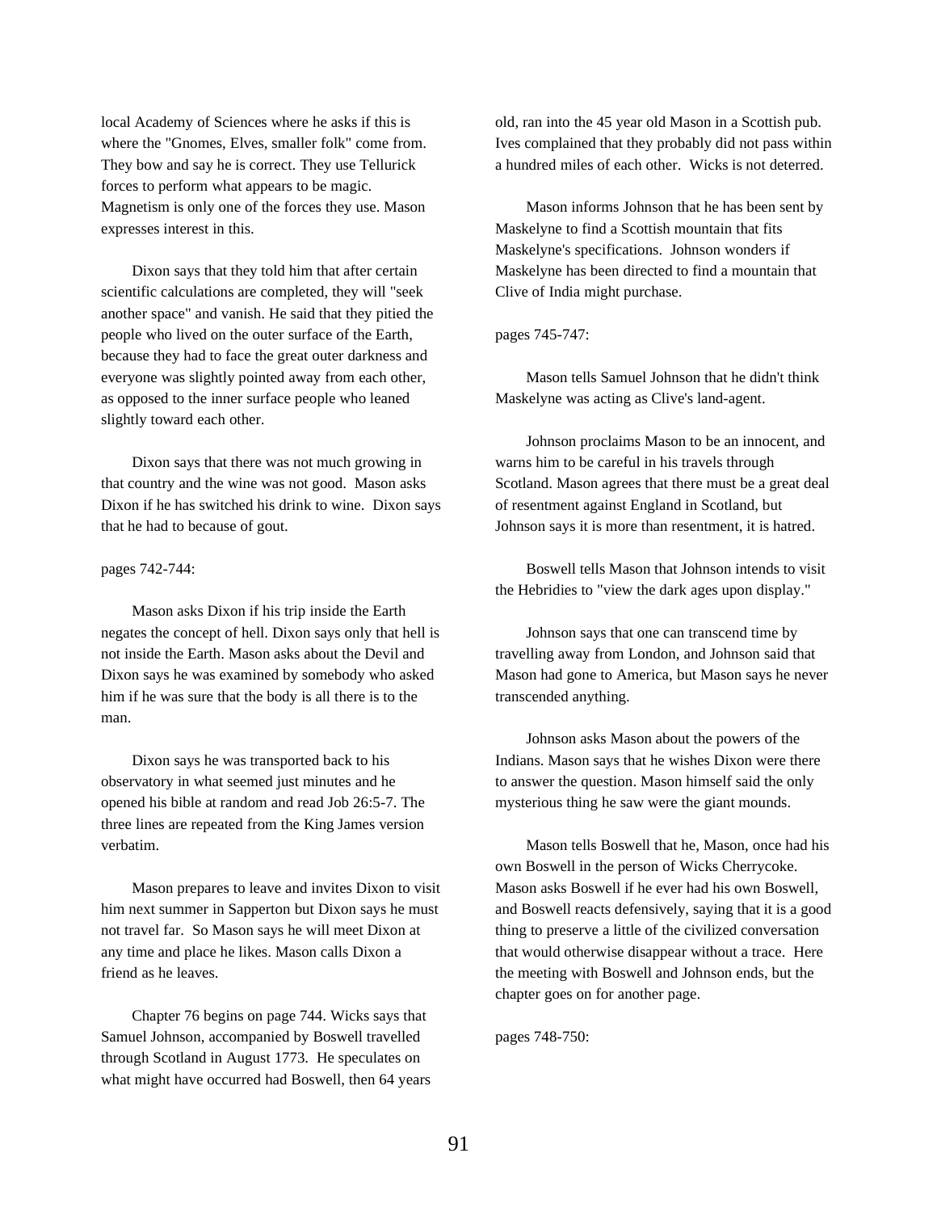local Academy of Sciences where he asks if this is where the "Gnomes, Elves, smaller folk" come from. They bow and say he is correct. They use Tellurick forces to perform what appears to be magic. Magnetism is only one of the forces they use. Mason expresses interest in this.

Dixon says that they told him that after certain scientific calculations are completed, they will "seek another space" and vanish. He said that they pitied the people who lived on the outer surface of the Earth, because they had to face the great outer darkness and everyone was slightly pointed away from each other, as opposed to the inner surface people who leaned slightly toward each other.

Dixon says that there was not much growing in that country and the wine was not good. Mason asks Dixon if he has switched his drink to wine. Dixon says that he had to because of gout.

pages 742-744:

Mason asks Dixon if his trip inside the Earth negates the concept of hell. Dixon says only that hell is not inside the Earth. Mason asks about the Devil and Dixon says he was examined by somebody who asked him if he was sure that the body is all there is to the man.

Dixon says he was transported back to his observatory in what seemed just minutes and he opened his bible at random and read Job 26:5-7. The three lines are repeated from the King James version verbatim.

Mason prepares to leave and invites Dixon to visit him next summer in Sapperton but Dixon says he must not travel far. So Mason says he will meet Dixon at any time and place he likes. Mason calls Dixon a friend as he leaves.

Chapter 76 begins on page 744. Wicks says that Samuel Johnson, accompanied by Boswell travelled through Scotland in August 1773. He speculates on what might have occurred had Boswell, then 64 years old, ran into the 45 year old Mason in a Scottish pub. Ives complained that they probably did not pass within a hundred miles of each other. Wicks is not deterred.

Mason informs Johnson that he has been sent by Maskelyne to find a Scottish mountain that fits Maskelyne's specifications. Johnson wonders if Maskelyne has been directed to find a mountain that Clive of India might purchase.

pages 745-747:

Mason tells Samuel Johnson that he didn't think Maskelyne was acting as Clive's land-agent.

Johnson proclaims Mason to be an innocent, and warns him to be careful in his travels through Scotland. Mason agrees that there must be a great deal of resentment against England in Scotland, but Johnson says it is more than resentment, it is hatred.

Boswell tells Mason that Johnson intends to visit the Hebridies to "view the dark ages upon display."

Johnson says that one can transcend time by travelling away from London, and Johnson said that Mason had gone to America, but Mason says he never transcended anything.

Johnson asks Mason about the powers of the Indians. Mason says that he wishes Dixon were there to answer the question. Mason himself said the only mysterious thing he saw were the giant mounds.

Mason tells Boswell that he, Mason, once had his own Boswell in the person of Wicks Cherrycoke. Mason asks Boswell if he ever had his own Boswell, and Boswell reacts defensively, saying that it is a good thing to preserve a little of the civilized conversation that would otherwise disappear without a trace. Here the meeting with Boswell and Johnson ends, but the chapter goes on for another page.

pages 748-750: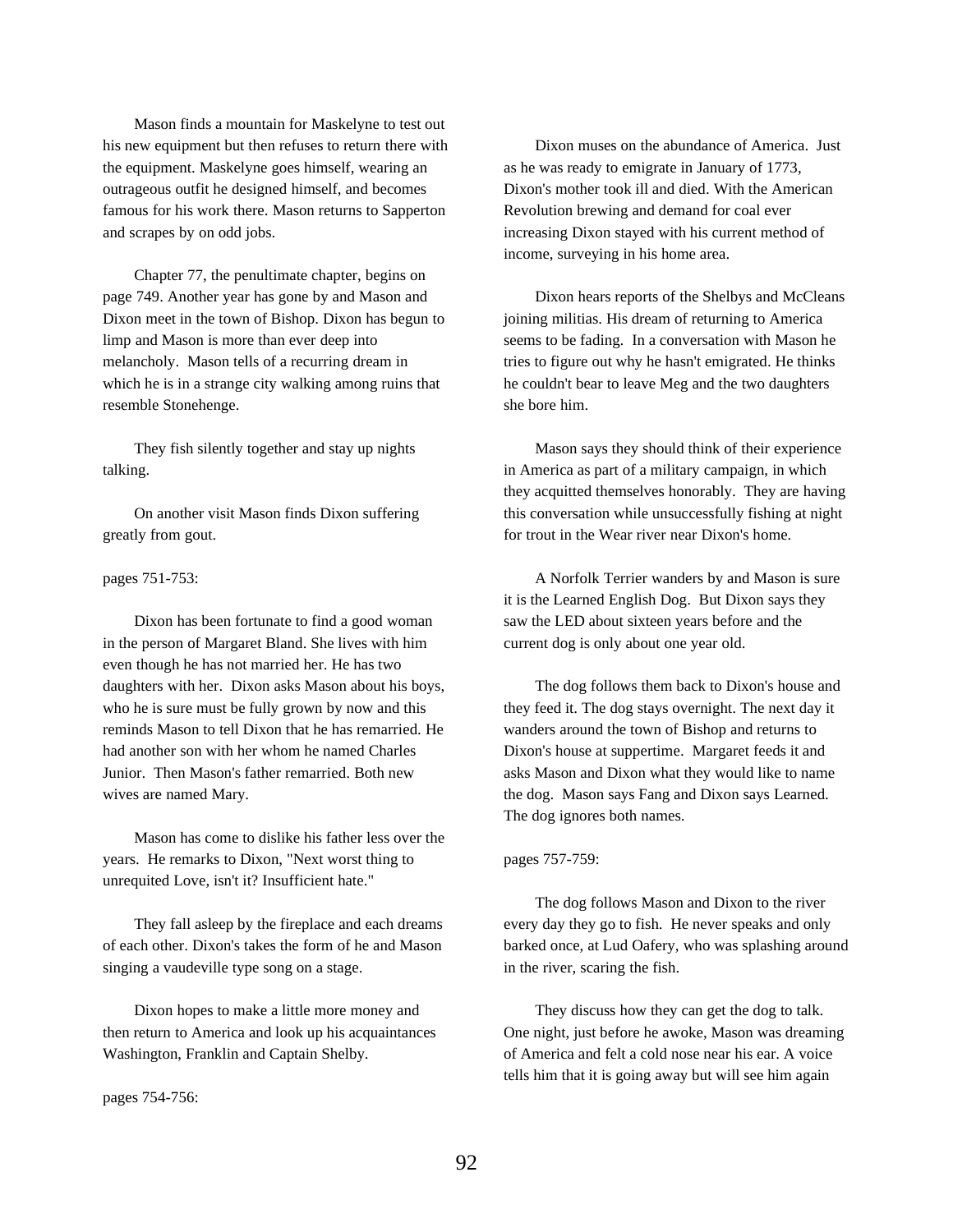Mason finds a mountain for Maskelyne to test out his new equipment but then refuses to return there with the equipment. Maskelyne goes himself, wearing an outrageous outfit he designed himself, and becomes famous for his work there. Mason returns to Sapperton and scrapes by on odd jobs.

Chapter 77, the penultimate chapter, begins on page 749. Another year has gone by and Mason and Dixon meet in the town of Bishop. Dixon has begun to limp and Mason is more than ever deep into melancholy. Mason tells of a recurring dream in which he is in a strange city walking among ruins that resemble Stonehenge.

They fish silently together and stay up nights talking.

On another visit Mason finds Dixon suffering greatly from gout.

pages 751-753:

Dixon has been fortunate to find a good woman in the person of Margaret Bland. She lives with him even though he has not married her. He has two daughters with her. Dixon asks Mason about his boys, who he is sure must be fully grown by now and this reminds Mason to tell Dixon that he has remarried. He had another son with her whom he named Charles Junior. Then Mason's father remarried. Both new wives are named Mary.

Mason has come to dislike his father less over the years. He remarks to Dixon, "Next worst thing to unrequited Love, isn't it? Insufficient hate."

They fall asleep by the fireplace and each dreams of each other. Dixon's takes the form of he and Mason singing a vaudeville type song on a stage.

Dixon hopes to make a little more money and then return to America and look up his acquaintances Washington, Franklin and Captain Shelby.

pages 754-756:

Dixon muses on the abundance of America. Just as he was ready to emigrate in January of 1773, Dixon's mother took ill and died. With the American Revolution brewing and demand for coal ever increasing Dixon stayed with his current method of income, surveying in his home area.

Dixon hears reports of the Shelbys and McCleans joining militias. His dream of returning to America seems to be fading. In a conversation with Mason he tries to figure out why he hasn't emigrated. He thinks he couldn't bear to leave Meg and the two daughters she bore him.

Mason says they should think of their experience in America as part of a military campaign, in which they acquitted themselves honorably. They are having this conversation while unsuccessfully fishing at night for trout in the Wear river near Dixon's home.

A Norfolk Terrier wanders by and Mason is sure it is the Learned English Dog. But Dixon says they saw the LED about sixteen years before and the current dog is only about one year old.

The dog follows them back to Dixon's house and they feed it. The dog stays overnight. The next day it wanders around the town of Bishop and returns to Dixon's house at suppertime. Margaret feeds it and asks Mason and Dixon what they would like to name the dog. Mason says Fang and Dixon says Learned. The dog ignores both names.

pages 757-759:

The dog follows Mason and Dixon to the river every day they go to fish. He never speaks and only barked once, at Lud Oafery, who was splashing around in the river, scaring the fish.

They discuss how they can get the dog to talk. One night, just before he awoke, Mason was dreaming of America and felt a cold nose near his ear. A voice tells him that it is going away but will see him again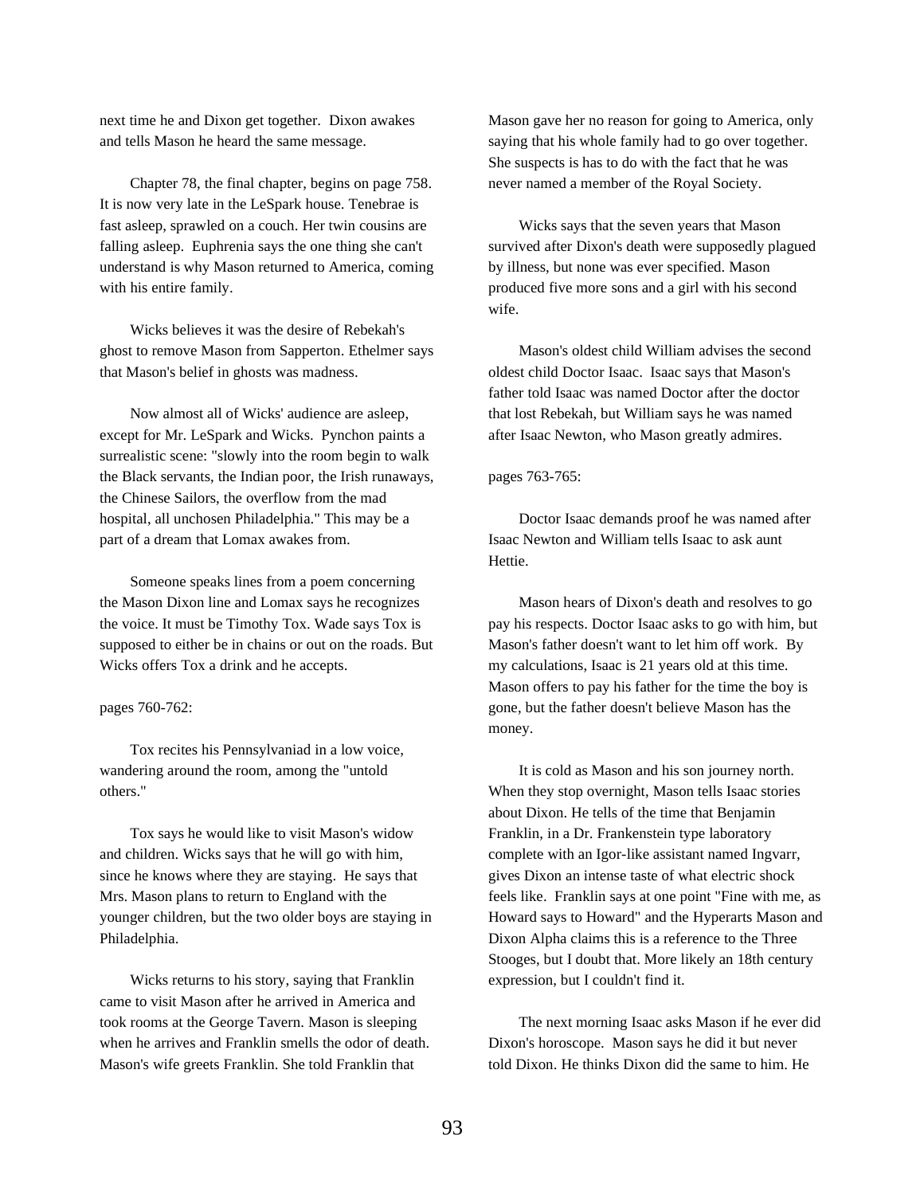next time he and Dixon get together. Dixon awakes and tells Mason he heard the same message.

Chapter 78, the final chapter, begins on page 758. It is now very late in the LeSpark house. Tenebrae is fast asleep, sprawled on a couch. Her twin cousins are falling asleep. Euphrenia says the one thing she can't understand is why Mason returned to America, coming with his entire family.

Wicks believes it was the desire of Rebekah's ghost to remove Mason from Sapperton. Ethelmer says that Mason's belief in ghosts was madness.

Now almost all of Wicks' audience are asleep, except for Mr. LeSpark and Wicks. Pynchon paints a surrealistic scene: "slowly into the room begin to walk the Black servants, the Indian poor, the Irish runaways, the Chinese Sailors, the overflow from the mad hospital, all unchosen Philadelphia." This may be a part of a dream that Lomax awakes from.

Someone speaks lines from a poem concerning the Mason Dixon line and Lomax says he recognizes the voice. It must be Timothy Tox. Wade says Tox is supposed to either be in chains or out on the roads. But Wicks offers Tox a drink and he accepts.

pages 760-762:

Tox recites his Pennsylvaniad in a low voice, wandering around the room, among the "untold others."

Tox says he would like to visit Mason's widow and children. Wicks says that he will go with him, since he knows where they are staying. He says that Mrs. Mason plans to return to England with the younger children, but the two older boys are staying in Philadelphia.

Wicks returns to his story, saying that Franklin came to visit Mason after he arrived in America and took rooms at the George Tavern. Mason is sleeping when he arrives and Franklin smells the odor of death. Mason's wife greets Franklin. She told Franklin that Mason gave her no reason for going to America, only saying that his whole family had to go over together. She suspects is has to do with the fact that he was never named a member of the Royal Society.

Wicks says that the seven years that Mason survived after Dixon's death were supposedly plagued by illness, but none was ever specified. Mason produced five more sons and a girl with his second wife.

Mason's oldest child William advises the second oldest child Doctor Isaac. Isaac says that Mason's father told Isaac was named Doctor after the doctor that lost Rebekah, but William says he was named after Isaac Newton, who Mason greatly admires.

pages 763-765:

Doctor Isaac demands proof he was named after Isaac Newton and William tells Isaac to ask aunt Hettie.

Mason hears of Dixon's death and resolves to go pay his respects. Doctor Isaac asks to go with him, but Mason's father doesn't want to let him off work. By my calculations, Isaac is 21 years old at this time. Mason offers to pay his father for the time the boy is gone, but the father doesn't believe Mason has the money.

It is cold as Mason and his son journey north. When they stop overnight, Mason tells Isaac stories about Dixon. He tells of the time that Benjamin Franklin, in a Dr. Frankenstein type laboratory complete with an Igor-like assistant named Ingvarr, gives Dixon an intense taste of what electric shock feels like. Franklin says at one point "Fine with me, as Howard says to Howard" and the Hyperarts Mason and Dixon Alpha claims this is a reference to the Three Stooges, but I doubt that. More likely an 18th century expression, but I couldn't find it.

The next morning Isaac asks Mason if he ever did Dixon's horoscope. Mason says he did it but never told Dixon. He thinks Dixon did the same to him. He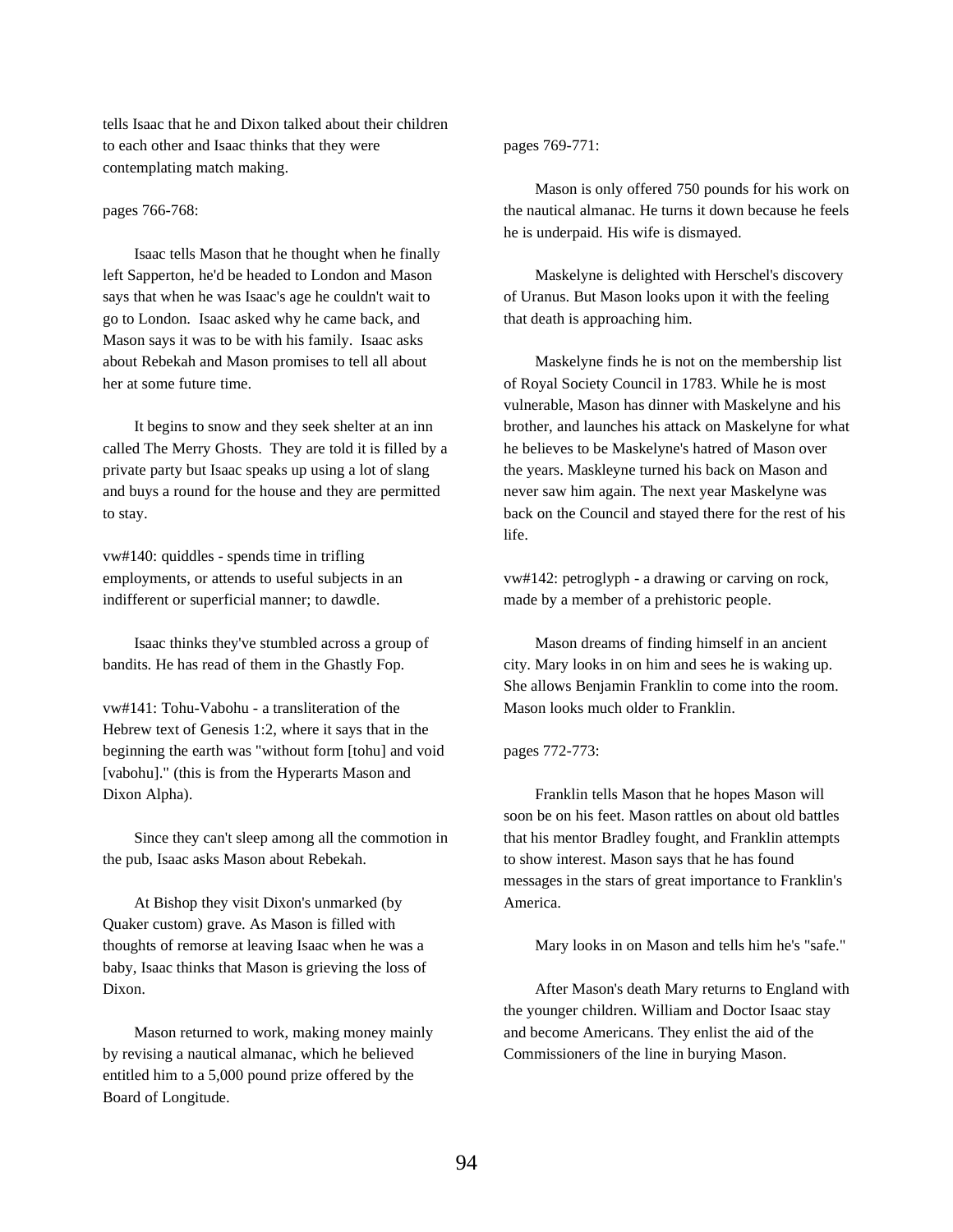tells Isaac that he and Dixon talked about their children to each other and Isaac thinks that they were contemplating match making.

pages 766-768:

Isaac tells Mason that he thought when he finally left Sapperton, he'd be headed to London and Mason says that when he was Isaac's age he couldn't wait to go to London. Isaac asked why he came back, and Mason says it was to be with his family. Isaac asks about Rebekah and Mason promises to tell all about her at some future time.

It begins to snow and they seek shelter at an inn called The Merry Ghosts. They are told it is filled by a private party but Isaac speaks up using a lot of slang and buys a round for the house and they are permitted to stay.

vw#140: quiddles - spends time in trifling employments, or attends to useful subjects in an indifferent or superficial manner; to dawdle.

Isaac thinks they've stumbled across a group of bandits. He has read of them in the Ghastly Fop.

vw#141: Tohu-Vabohu - a transliteration of the Hebrew text of Genesis 1:2, where it says that in the beginning the earth was "without form [tohu] and void [vabohu]." (this is from the Hyperarts Mason and Dixon Alpha).

Since they can't sleep among all the commotion in the pub, Isaac asks Mason about Rebekah.

At Bishop they visit Dixon's unmarked (by Quaker custom) grave. As Mason is filled with thoughts of remorse at leaving Isaac when he was a baby, Isaac thinks that Mason is grieving the loss of Dixon.

Mason returned to work, making money mainly by revising a nautical almanac, which he believed entitled him to a 5,000 pound prize offered by the Board of Longitude.

pages 769-771:

Mason is only offered 750 pounds for his work on the nautical almanac. He turns it down because he feels he is underpaid. His wife is dismayed.

Maskelyne is delighted with Herschel's discovery of Uranus. But Mason looks upon it with the feeling that death is approaching him.

Maskelyne finds he is not on the membership list of Royal Society Council in 1783. While he is most vulnerable, Mason has dinner with Maskelyne and his brother, and launches his attack on Maskelyne for what he believes to be Maskelyne's hatred of Mason over the years. Maskleyne turned his back on Mason and never saw him again. The next year Maskelyne was back on the Council and stayed there for the rest of his life.

vw#142: petroglyph - a drawing or carving on rock, made by a member of a prehistoric people.

Mason dreams of finding himself in an ancient city. Mary looks in on him and sees he is waking up. She allows Benjamin Franklin to come into the room. Mason looks much older to Franklin.

pages 772-773:

Franklin tells Mason that he hopes Mason will soon be on his feet. Mason rattles on about old battles that his mentor Bradley fought, and Franklin attempts to show interest. Mason says that he has found messages in the stars of great importance to Franklin's America.

Mary looks in on Mason and tells him he's "safe."

After Mason's death Mary returns to England with the younger children. William and Doctor Isaac stay and become Americans. They enlist the aid of the Commissioners of the line in burying Mason.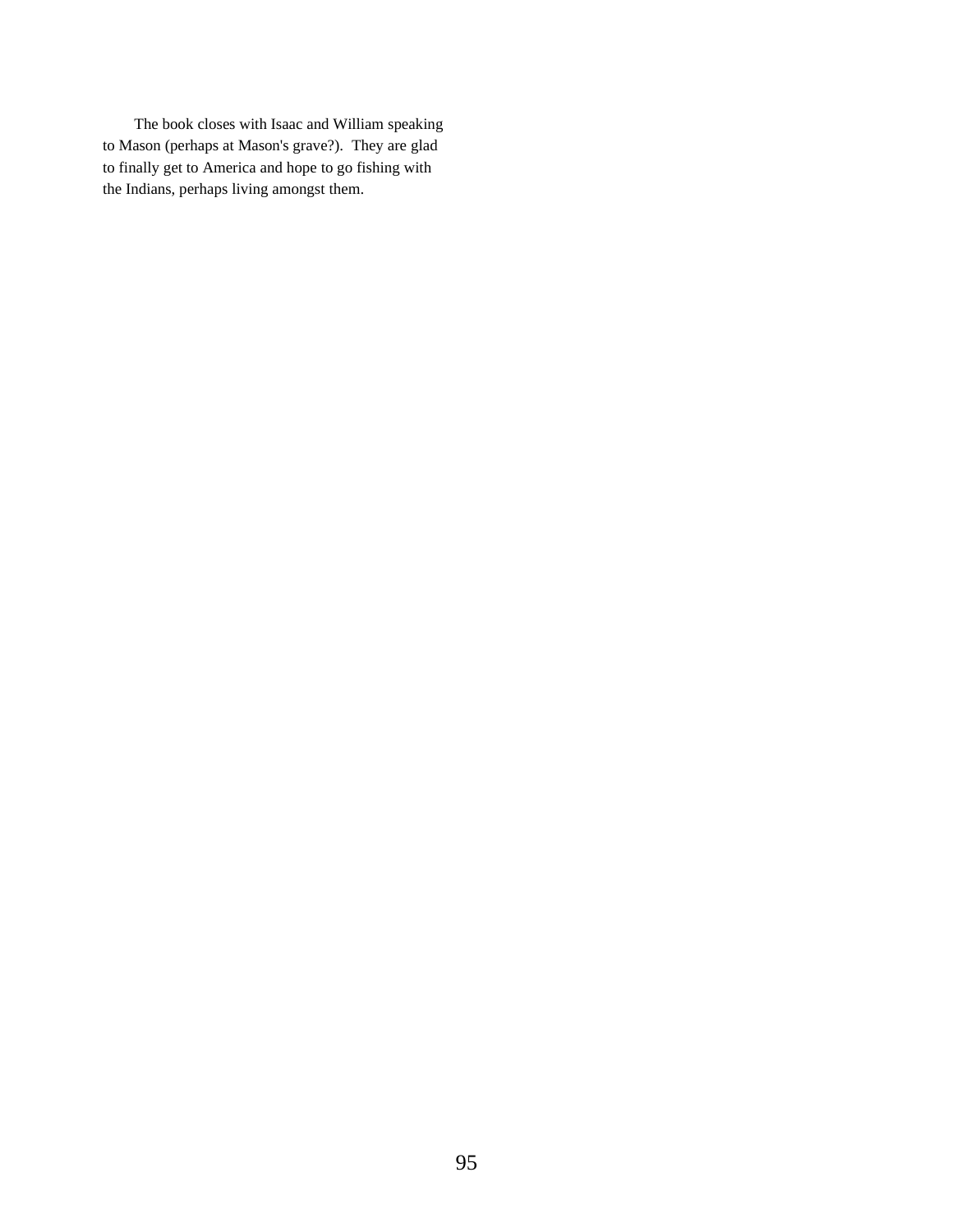The book closes with Isaac and William speaking to Mason (perhaps at Mason's grave?). They are glad to finally get to America and hope to go fishing with the Indians, perhaps living amongst them.